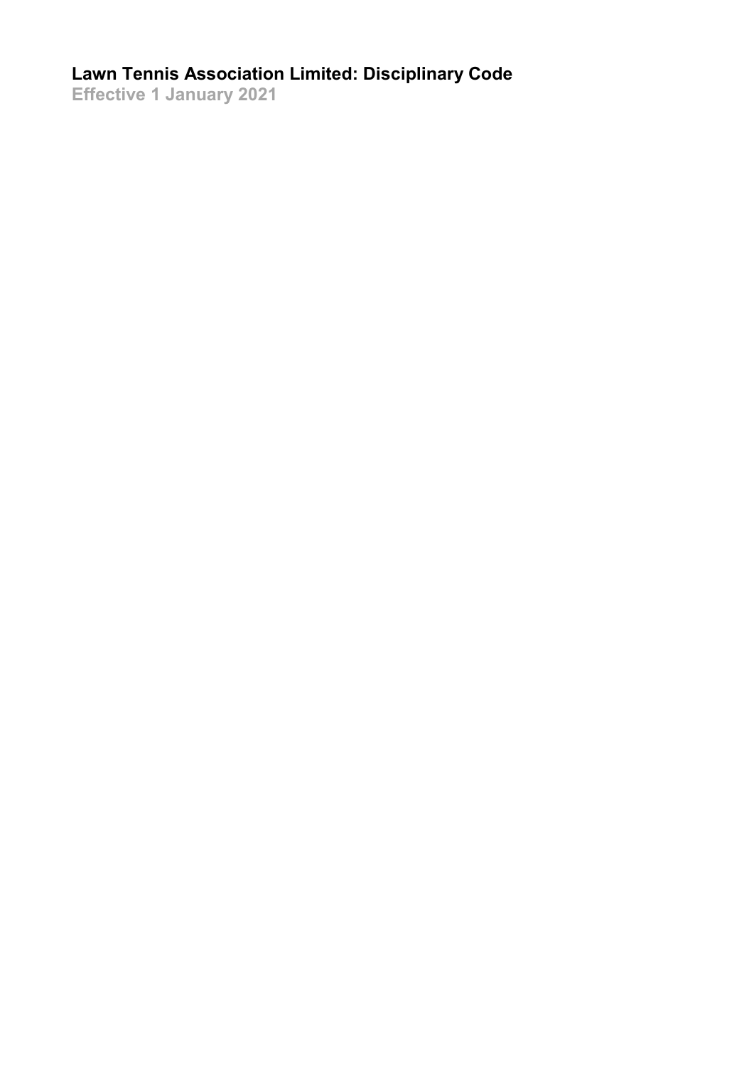# Lawn Tennis Association Limited: Disciplinary Code

**Effective 1 January 2021**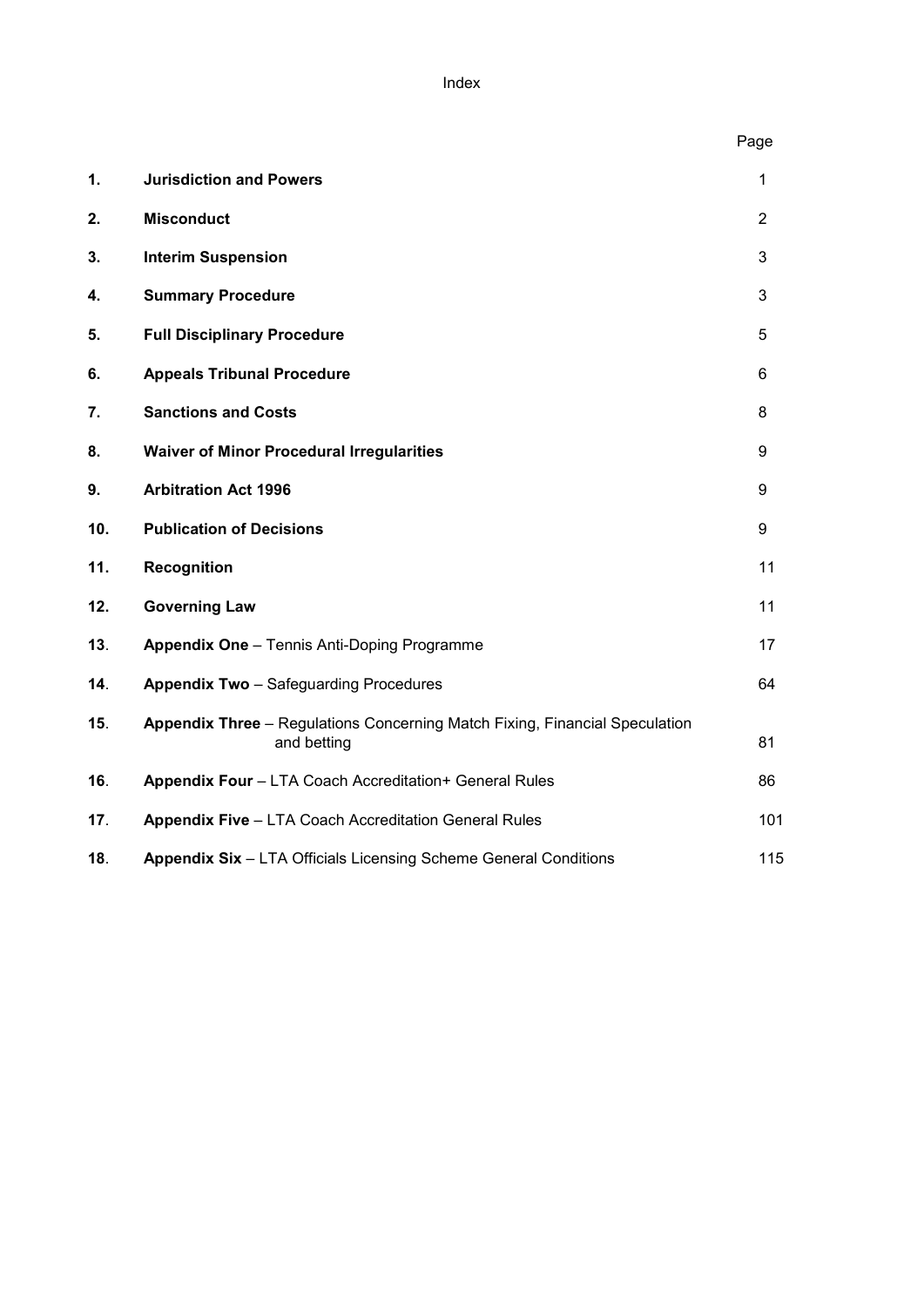# Index

| | | Page |
|---|---|---|
| **1.** | **Jurisdiction and Powers** | 1 |
| **2.** | **Misconduct** | 2 |
| **3.** | **Interim Suspension** | 3 |
| **4.** | **Summary Procedure** | 3 |
| **5.** | **Full Disciplinary Procedure** | 5 |
| **6.** | **Appeals Tribunal Procedure** | 6 |
| **7.** | **Sanctions and Costs** | 8 |
| **8.** | **Waiver of Minor Procedural Irregularities** | 9 |
| **9.** | **Arbitration Act 1996** | 9 |
| **10.** | **Publication of Decisions** | 9 |
| **11.** | **Recognition** | 11 |
| **12.** | **Governing Law** | 11 |
| **13**. | **Appendix One** – Tennis Anti-Doping Programme | 17 |
| **14**. | **Appendix Two** – Safeguarding Procedures | 64 |
| **15**. | **Appendix Three** – Regulations Concerning Match Fixing, Financial Speculation and betting | 81 |
| **16**. | **Appendix Four** – LTA Coach Accreditation+ General Rules | 86 |
| **17**. | **Appendix Five** – LTA Coach Accreditation General Rules | 101 |
| **18**. | **Appendix Six** – LTA Officials Licensing Scheme General Conditions | 115 |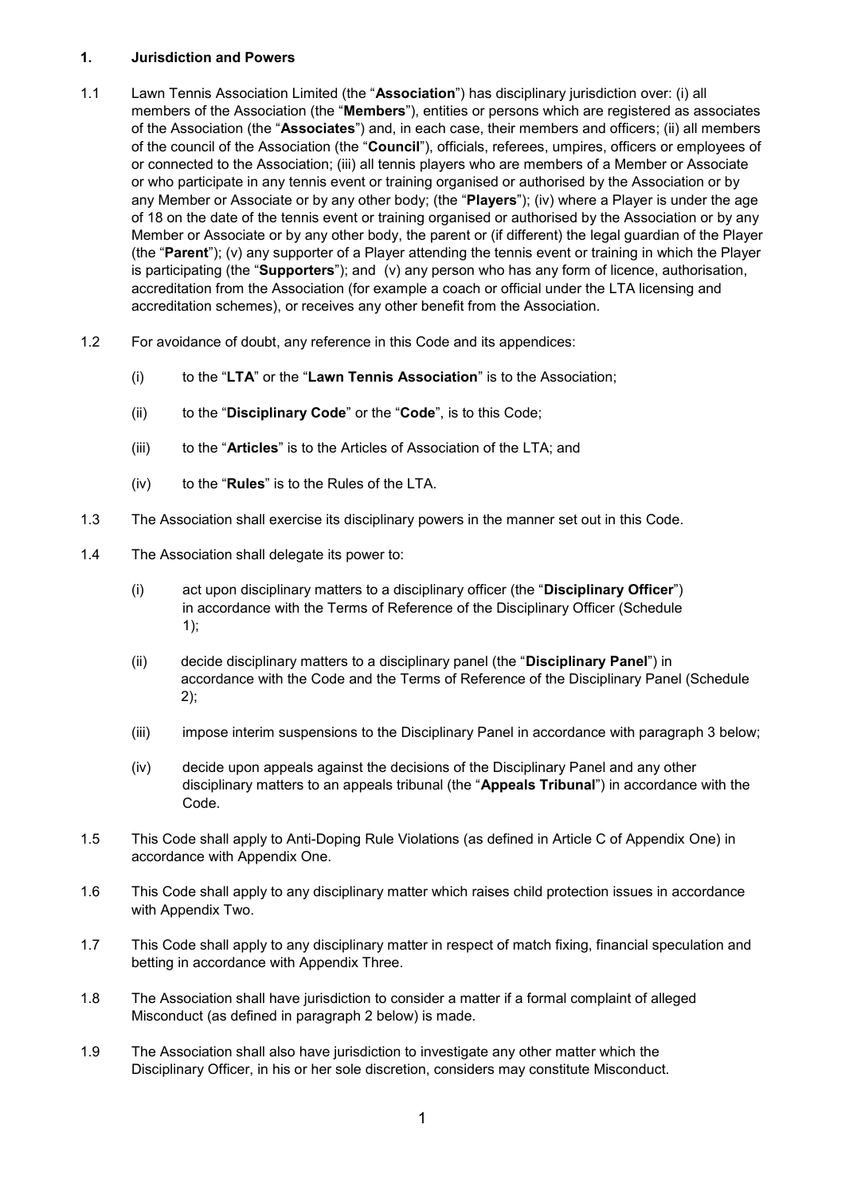## 1. Jurisdiction and Powers

1.1 Lawn Tennis Association Limited (the "**Association**") has disciplinary jurisdiction over: (i) all members of the Association (the "**Members**"), entities or persons which are registered as associates of the Association (the "**Associates**") and, in each case, their members and officers; (ii) all members of the council of the Association (the "**Council**"), officials, referees, umpires, officers or employees of or connected to the Association; (iii) all tennis players who are members of a Member or Associate or who participate in any tennis event or training organised or authorised by the Association or by any Member or Associate or by any other body; (the "**Players**"); (iv) where a Player is under the age of 18 on the date of the tennis event or training organised or authorised by the Association or by any Member or Associate or by any other body, the parent or (if different) the legal guardian of the Player (the "**Parent**"); (v) any supporter of a Player attending the tennis event or training in which the Player is participating (the "**Supporters**"); and (v) any person who has any form of licence, authorisation, accreditation from the Association (for example a coach or official under the LTA licensing and accreditation schemes), or receives any other benefit from the Association.

1.2 For avoidance of doubt, any reference in this Code and its appendices:

(i) to the "**LTA**" or the "**Lawn Tennis Association**" is to the Association;

(ii) to the "**Disciplinary Code**" or the "**Code**", is to this Code;

(iii) to the "**Articles**" is to the Articles of Association of the LTA; and

(iv) to the "**Rules**" is to the Rules of the LTA.

1.3 The Association shall exercise its disciplinary powers in the manner set out in this Code.

1.4 The Association shall delegate its power to:

(i) act upon disciplinary matters to a disciplinary officer (the "**Disciplinary Officer**") in accordance with the Terms of Reference of the Disciplinary Officer (Schedule 1);

(ii) decide disciplinary matters to a disciplinary panel (the "**Disciplinary Panel**") in accordance with the Code and the Terms of Reference of the Disciplinary Panel (Schedule 2);

(iii) impose interim suspensions to the Disciplinary Panel in accordance with paragraph 3 below;

(iv) decide upon appeals against the decisions of the Disciplinary Panel and any other disciplinary matters to an appeals tribunal (the "**Appeals Tribunal**") in accordance with the Code.

1.5 This Code shall apply to Anti-Doping Rule Violations (as defined in Article C of Appendix One) in accordance with Appendix One.

1.6 This Code shall apply to any disciplinary matter which raises child protection issues in accordance with Appendix Two.

1.7 This Code shall apply to any disciplinary matter in respect of match fixing, financial speculation and betting in accordance with Appendix Three.

1.8 The Association shall have jurisdiction to consider a matter if a formal complaint of alleged Misconduct (as defined in paragraph 2 below) is made.

1.9 The Association shall also have jurisdiction to investigate any other matter which the Disciplinary Officer, in his or her sole discretion, considers may constitute Misconduct.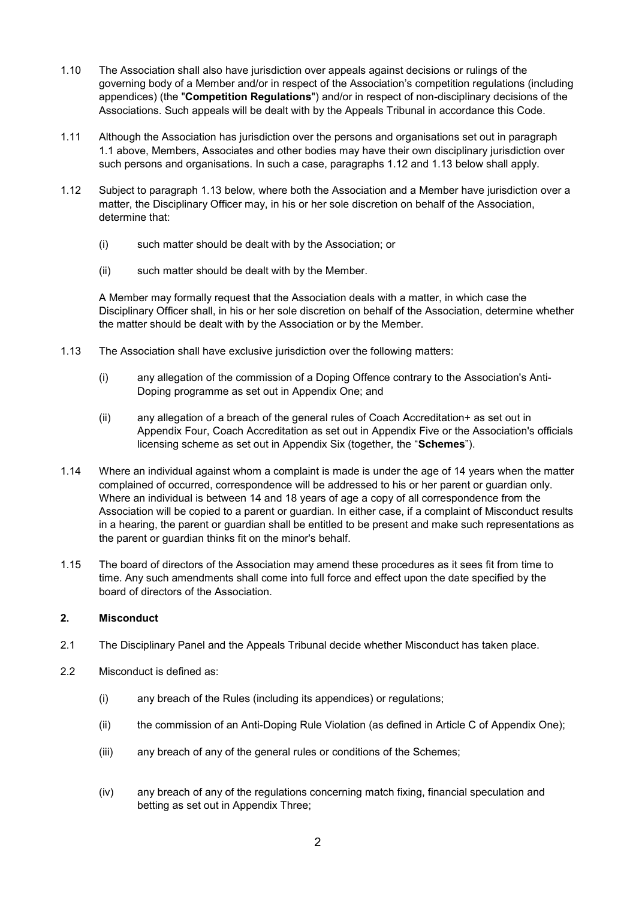1.10 The Association shall also have jurisdiction over appeals against decisions or rulings of the governing body of a Member and/or in respect of the Association's competition regulations (including appendices) (the "**Competition Regulations**") and/or in respect of non-disciplinary decisions of the Associations. Such appeals will be dealt with by the Appeals Tribunal in accordance this Code.

1.11 Although the Association has jurisdiction over the persons and organisations set out in paragraph 1.1 above, Members, Associates and other bodies may have their own disciplinary jurisdiction over such persons and organisations. In such a case, paragraphs 1.12 and 1.13 below shall apply.

1.12 Subject to paragraph 1.13 below, where both the Association and a Member have jurisdiction over a matter, the Disciplinary Officer may, in his or her sole discretion on behalf of the Association, determine that:

(i) such matter should be dealt with by the Association; or

(ii) such matter should be dealt with by the Member.

A Member may formally request that the Association deals with a matter, in which case the Disciplinary Officer shall, in his or her sole discretion on behalf of the Association, determine whether the matter should be dealt with by the Association or by the Member.

1.13 The Association shall have exclusive jurisdiction over the following matters:

(i) any allegation of the commission of a Doping Offence contrary to the Association's Anti-Doping programme as set out in Appendix One; and

(ii) any allegation of a breach of the general rules of Coach Accreditation+ as set out in Appendix Four, Coach Accreditation as set out in Appendix Five or the Association's officials licensing scheme as set out in Appendix Six (together, the "**Schemes**").

1.14 Where an individual against whom a complaint is made is under the age of 14 years when the matter complained of occurred, correspondence will be addressed to his or her parent or guardian only. Where an individual is between 14 and 18 years of age a copy of all correspondence from the Association will be copied to a parent or guardian. In either case, if a complaint of Misconduct results in a hearing, the parent or guardian shall be entitled to be present and make such representations as the parent or guardian thinks fit on the minor's behalf.

1.15 The board of directors of the Association may amend these procedures as it sees fit from time to time. Any such amendments shall come into full force and effect upon the date specified by the board of directors of the Association.

## 2. Misconduct

2.1 The Disciplinary Panel and the Appeals Tribunal decide whether Misconduct has taken place.

2.2 Misconduct is defined as:

(i) any breach of the Rules (including its appendices) or regulations;

(ii) the commission of an Anti-Doping Rule Violation (as defined in Article C of Appendix One);

(iii) any breach of any of the general rules or conditions of the Schemes;

(iv) any breach of any of the regulations concerning match fixing, financial speculation and betting as set out in Appendix Three;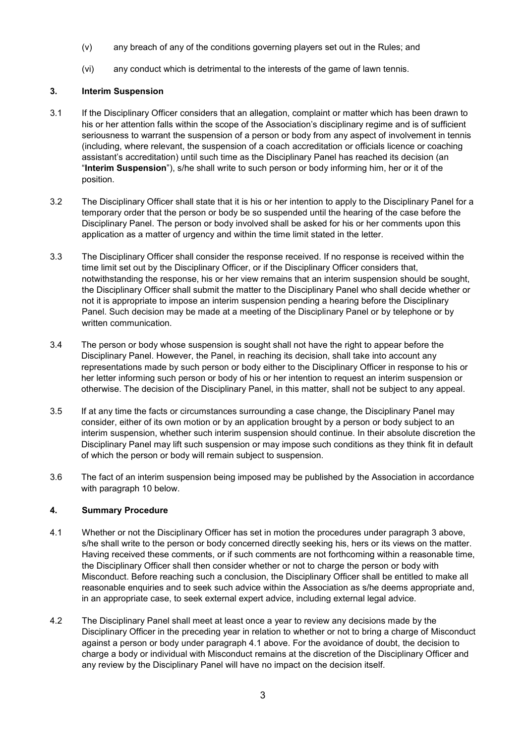(v) any breach of any of the conditions governing players set out in the Rules; and

(vi) any conduct which is detrimental to the interests of the game of lawn tennis.

## 3. Interim Suspension

3.1 If the Disciplinary Officer considers that an allegation, complaint or matter which has been drawn to his or her attention falls within the scope of the Association's disciplinary regime and is of sufficient seriousness to warrant the suspension of a person or body from any aspect of involvement in tennis (including, where relevant, the suspension of a coach accreditation or officials licence or coaching assistant's accreditation) until such time as the Disciplinary Panel has reached its decision (an "**Interim Suspension**"), s/he shall write to such person or body informing him, her or it of the position.

3.2 The Disciplinary Officer shall state that it is his or her intention to apply to the Disciplinary Panel for a temporary order that the person or body be so suspended until the hearing of the case before the Disciplinary Panel. The person or body involved shall be asked for his or her comments upon this application as a matter of urgency and within the time limit stated in the letter.

3.3 The Disciplinary Officer shall consider the response received. If no response is received within the time limit set out by the Disciplinary Officer, or if the Disciplinary Officer considers that, notwithstanding the response, his or her view remains that an interim suspension should be sought, the Disciplinary Officer shall submit the matter to the Disciplinary Panel who shall decide whether or not it is appropriate to impose an interim suspension pending a hearing before the Disciplinary Panel. Such decision may be made at a meeting of the Disciplinary Panel or by telephone or by written communication.

3.4 The person or body whose suspension is sought shall not have the right to appear before the Disciplinary Panel. However, the Panel, in reaching its decision, shall take into account any representations made by such person or body either to the Disciplinary Officer in response to his or her letter informing such person or body of his or her intention to request an interim suspension or otherwise. The decision of the Disciplinary Panel, in this matter, shall not be subject to any appeal.

3.5 If at any time the facts or circumstances surrounding a case change, the Disciplinary Panel may consider, either of its own motion or by an application brought by a person or body subject to an interim suspension, whether such interim suspension should continue. In their absolute discretion the Disciplinary Panel may lift such suspension or may impose such conditions as they think fit in default of which the person or body will remain subject to suspension.

3.6 The fact of an interim suspension being imposed may be published by the Association in accordance with paragraph 10 below.

## 4. Summary Procedure

4.1 Whether or not the Disciplinary Officer has set in motion the procedures under paragraph 3 above, s/he shall write to the person or body concerned directly seeking his, hers or its views on the matter. Having received these comments, or if such comments are not forthcoming within a reasonable time, the Disciplinary Officer shall then consider whether or not to charge the person or body with Misconduct. Before reaching such a conclusion, the Disciplinary Officer shall be entitled to make all reasonable enquiries and to seek such advice within the Association as s/he deems appropriate and, in an appropriate case, to seek external expert advice, including external legal advice.

4.2 The Disciplinary Panel shall meet at least once a year to review any decisions made by the Disciplinary Officer in the preceding year in relation to whether or not to bring a charge of Misconduct against a person or body under paragraph 4.1 above. For the avoidance of doubt, the decision to charge a body or individual with Misconduct remains at the discretion of the Disciplinary Officer and any review by the Disciplinary Panel will have no impact on the decision itself.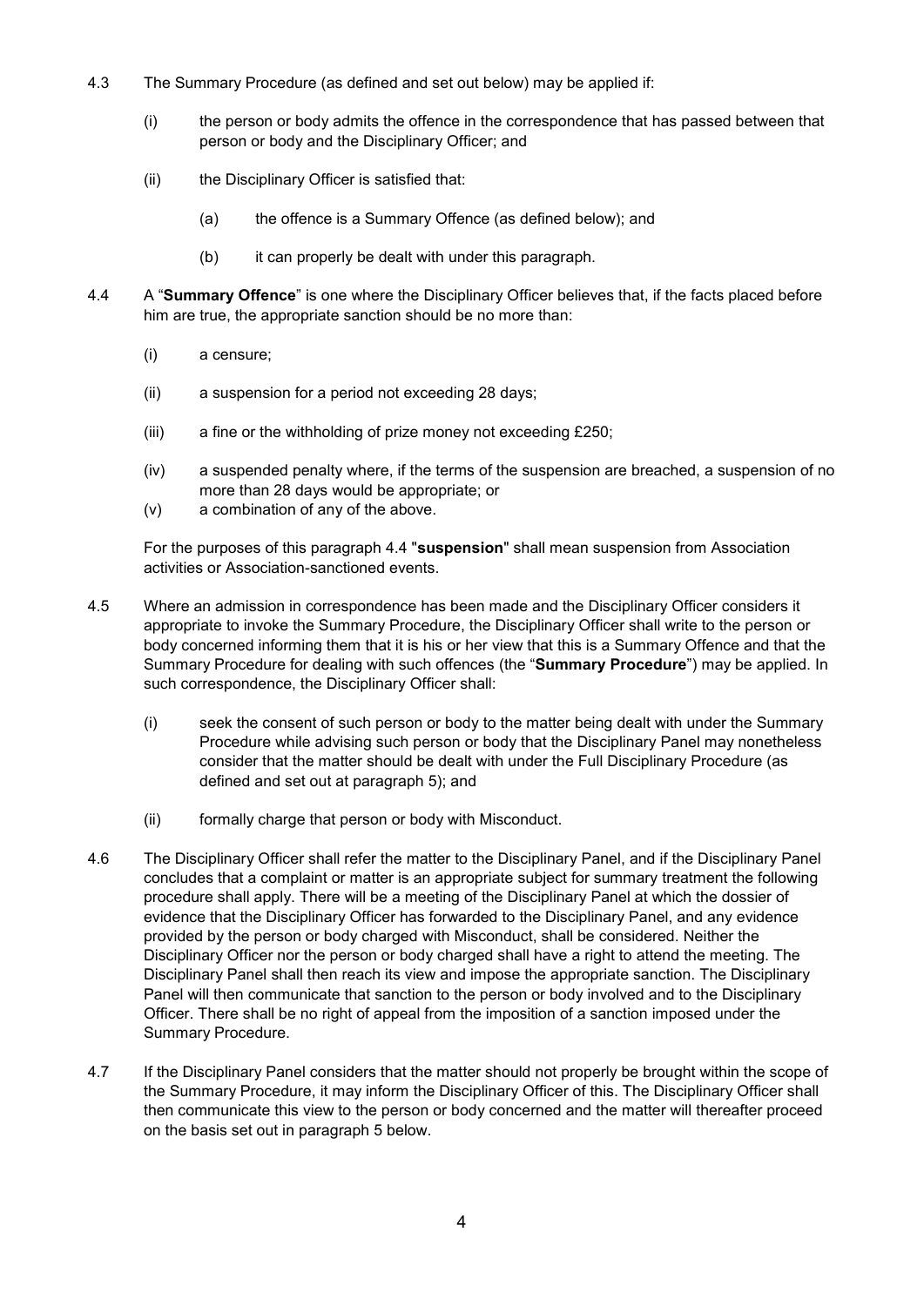4.3 The Summary Procedure (as defined and set out below) may be applied if:

(i) the person or body admits the offence in the correspondence that has passed between that person or body and the Disciplinary Officer; and

(ii) the Disciplinary Officer is satisfied that:

(a) the offence is a Summary Offence (as defined below); and

(b) it can properly be dealt with under this paragraph.

4.4 A "**Summary Offence**" is one where the Disciplinary Officer believes that, if the facts placed before him are true, the appropriate sanction should be no more than:

(i) a censure;

(ii) a suspension for a period not exceeding 28 days;

(iii) a fine or the withholding of prize money not exceeding £250;

(iv) a suspended penalty where, if the terms of the suspension are breached, a suspension of no more than 28 days would be appropriate; or

(v) a combination of any of the above.

For the purposes of this paragraph 4.4 "**suspension**" shall mean suspension from Association activities or Association-sanctioned events.

4.5 Where an admission in correspondence has been made and the Disciplinary Officer considers it appropriate to invoke the Summary Procedure, the Disciplinary Officer shall write to the person or body concerned informing them that it is his or her view that this is a Summary Offence and that the Summary Procedure for dealing with such offences (the "**Summary Procedure**") may be applied. In such correspondence, the Disciplinary Officer shall:

(i) seek the consent of such person or body to the matter being dealt with under the Summary Procedure while advising such person or body that the Disciplinary Panel may nonetheless consider that the matter should be dealt with under the Full Disciplinary Procedure (as defined and set out at paragraph 5); and

(ii) formally charge that person or body with Misconduct.

4.6 The Disciplinary Officer shall refer the matter to the Disciplinary Panel, and if the Disciplinary Panel concludes that a complaint or matter is an appropriate subject for summary treatment the following procedure shall apply. There will be a meeting of the Disciplinary Panel at which the dossier of evidence that the Disciplinary Officer has forwarded to the Disciplinary Panel, and any evidence provided by the person or body charged with Misconduct, shall be considered. Neither the Disciplinary Officer nor the person or body charged shall have a right to attend the meeting. The Disciplinary Panel shall then reach its view and impose the appropriate sanction. The Disciplinary Panel will then communicate that sanction to the person or body involved and to the Disciplinary Officer. There shall be no right of appeal from the imposition of a sanction imposed under the Summary Procedure.

4.7 If the Disciplinary Panel considers that the matter should not properly be brought within the scope of the Summary Procedure, it may inform the Disciplinary Officer of this. The Disciplinary Officer shall then communicate this view to the person or body concerned and the matter will thereafter proceed on the basis set out in paragraph 5 below.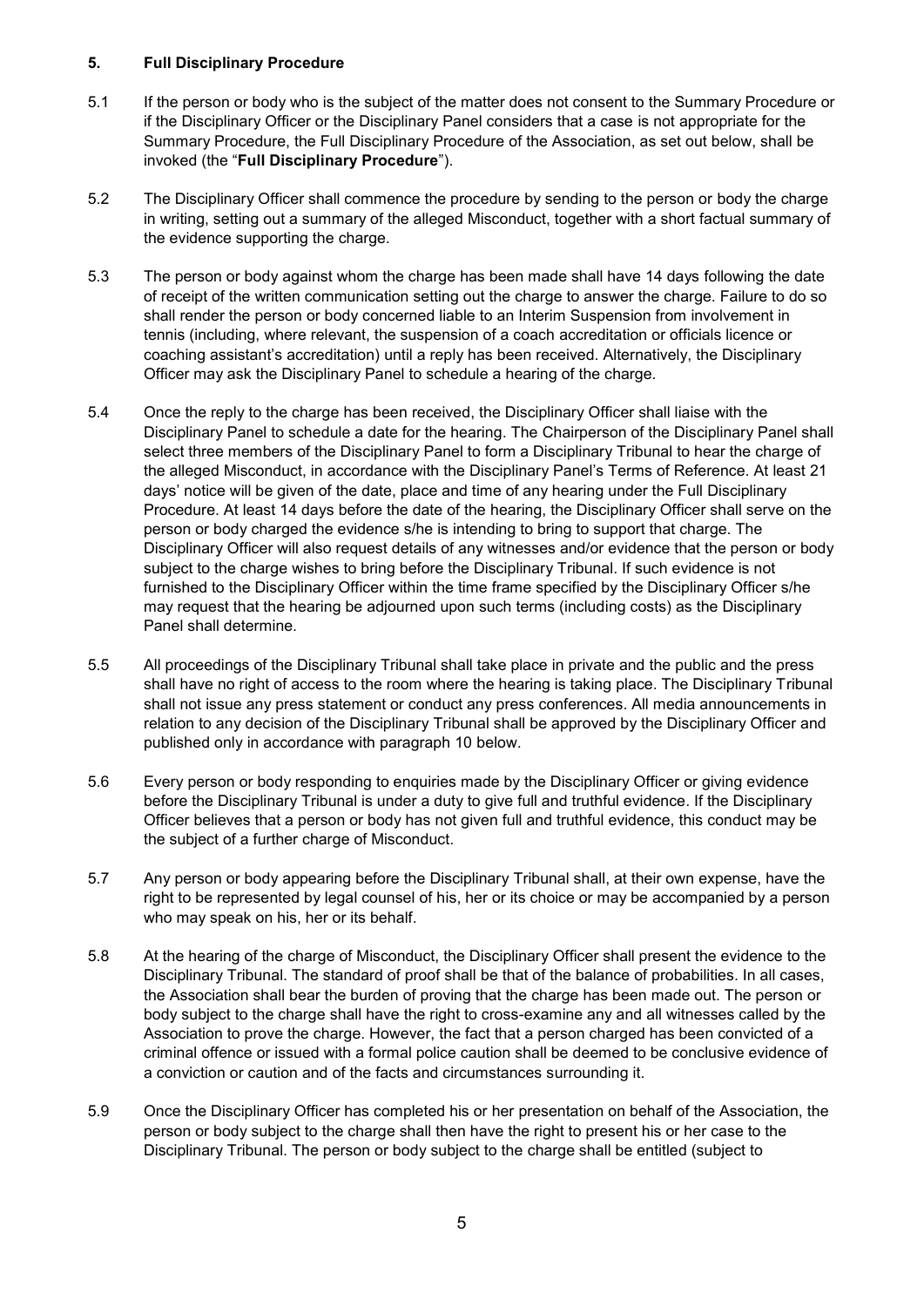## 5. Full Disciplinary Procedure

5.1 If the person or body who is the subject of the matter does not consent to the Summary Procedure or if the Disciplinary Officer or the Disciplinary Panel considers that a case is not appropriate for the Summary Procedure, the Full Disciplinary Procedure of the Association, as set out below, shall be invoked (the "**Full Disciplinary Procedure**").

5.2 The Disciplinary Officer shall commence the procedure by sending to the person or body the charge in writing, setting out a summary of the alleged Misconduct, together with a short factual summary of the evidence supporting the charge.

5.3 The person or body against whom the charge has been made shall have 14 days following the date of receipt of the written communication setting out the charge to answer the charge. Failure to do so shall render the person or body concerned liable to an Interim Suspension from involvement in tennis (including, where relevant, the suspension of a coach accreditation or officials licence or coaching assistant's accreditation) until a reply has been received. Alternatively, the Disciplinary Officer may ask the Disciplinary Panel to schedule a hearing of the charge.

5.4 Once the reply to the charge has been received, the Disciplinary Officer shall liaise with the Disciplinary Panel to schedule a date for the hearing. The Chairperson of the Disciplinary Panel shall select three members of the Disciplinary Panel to form a Disciplinary Tribunal to hear the charge of the alleged Misconduct, in accordance with the Disciplinary Panel's Terms of Reference. At least 21 days' notice will be given of the date, place and time of any hearing under the Full Disciplinary Procedure. At least 14 days before the date of the hearing, the Disciplinary Officer shall serve on the person or body charged the evidence s/he is intending to bring to support that charge. The Disciplinary Officer will also request details of any witnesses and/or evidence that the person or body subject to the charge wishes to bring before the Disciplinary Tribunal. If such evidence is not furnished to the Disciplinary Officer within the time frame specified by the Disciplinary Officer s/he may request that the hearing be adjourned upon such terms (including costs) as the Disciplinary Panel shall determine.

5.5 All proceedings of the Disciplinary Tribunal shall take place in private and the public and the press shall have no right of access to the room where the hearing is taking place. The Disciplinary Tribunal shall not issue any press statement or conduct any press conferences. All media announcements in relation to any decision of the Disciplinary Tribunal shall be approved by the Disciplinary Officer and published only in accordance with paragraph 10 below.

5.6 Every person or body responding to enquiries made by the Disciplinary Officer or giving evidence before the Disciplinary Tribunal is under a duty to give full and truthful evidence. If the Disciplinary Officer believes that a person or body has not given full and truthful evidence, this conduct may be the subject of a further charge of Misconduct.

5.7 Any person or body appearing before the Disciplinary Tribunal shall, at their own expense, have the right to be represented by legal counsel of his, her or its choice or may be accompanied by a person who may speak on his, her or its behalf.

5.8 At the hearing of the charge of Misconduct, the Disciplinary Officer shall present the evidence to the Disciplinary Tribunal. The standard of proof shall be that of the balance of probabilities. In all cases, the Association shall bear the burden of proving that the charge has been made out. The person or body subject to the charge shall have the right to cross-examine any and all witnesses called by the Association to prove the charge. However, the fact that a person charged has been convicted of a criminal offence or issued with a formal police caution shall be deemed to be conclusive evidence of a conviction or caution and of the facts and circumstances surrounding it.

5.9 Once the Disciplinary Officer has completed his or her presentation on behalf of the Association, the person or body subject to the charge shall then have the right to present his or her case to the Disciplinary Tribunal. The person or body subject to the charge shall be entitled (subject to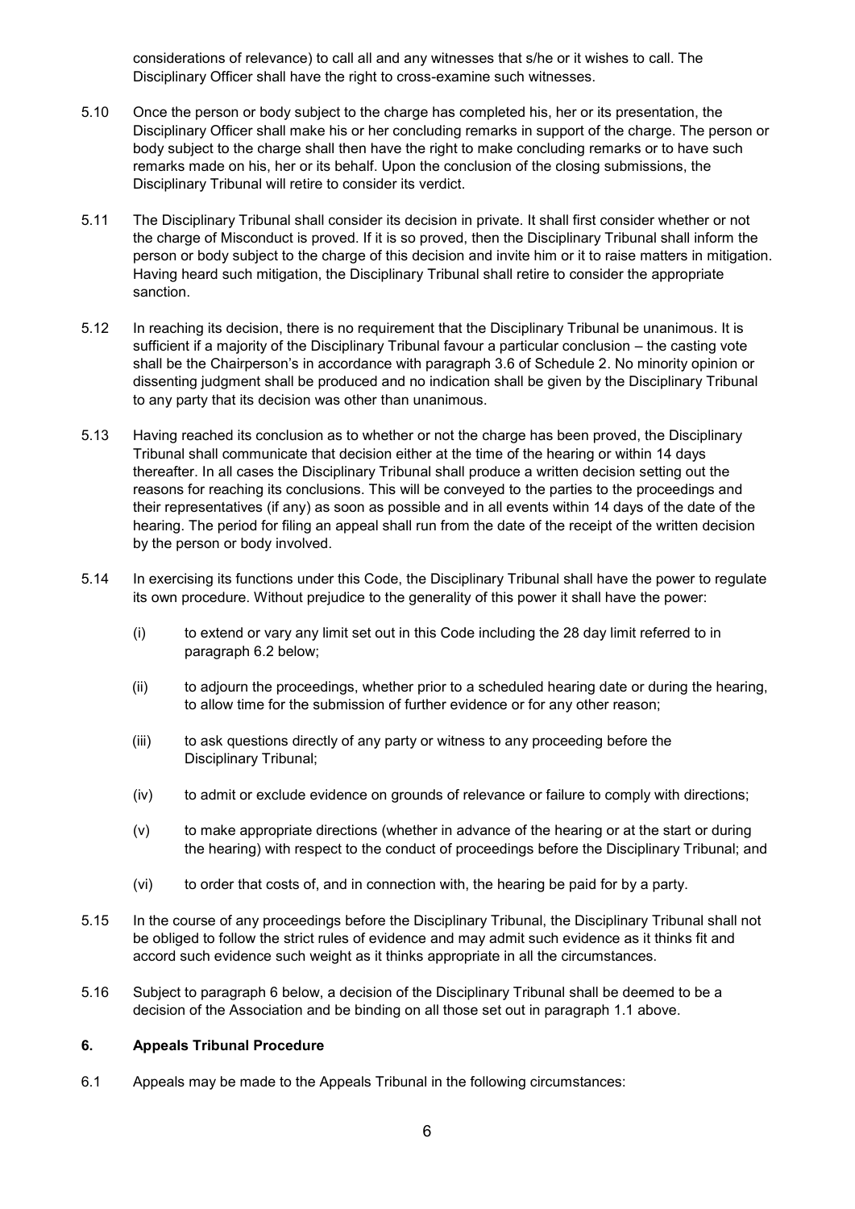considerations of relevance) to call all and any witnesses that s/he or it wishes to call. The Disciplinary Officer shall have the right to cross-examine such witnesses.

5.10 Once the person or body subject to the charge has completed his, her or its presentation, the Disciplinary Officer shall make his or her concluding remarks in support of the charge. The person or body subject to the charge shall then have the right to make concluding remarks or to have such remarks made on his, her or its behalf. Upon the conclusion of the closing submissions, the Disciplinary Tribunal will retire to consider its verdict.

5.11 The Disciplinary Tribunal shall consider its decision in private. It shall first consider whether or not the charge of Misconduct is proved. If it is so proved, then the Disciplinary Tribunal shall inform the person or body subject to the charge of this decision and invite him or it to raise matters in mitigation. Having heard such mitigation, the Disciplinary Tribunal shall retire to consider the appropriate sanction.

5.12 In reaching its decision, there is no requirement that the Disciplinary Tribunal be unanimous. It is sufficient if a majority of the Disciplinary Tribunal favour a particular conclusion – the casting vote shall be the Chairperson's in accordance with paragraph 3.6 of Schedule 2. No minority opinion or dissenting judgment shall be produced and no indication shall be given by the Disciplinary Tribunal to any party that its decision was other than unanimous.

5.13 Having reached its conclusion as to whether or not the charge has been proved, the Disciplinary Tribunal shall communicate that decision either at the time of the hearing or within 14 days thereafter. In all cases the Disciplinary Tribunal shall produce a written decision setting out the reasons for reaching its conclusions. This will be conveyed to the parties to the proceedings and their representatives (if any) as soon as possible and in all events within 14 days of the date of the hearing. The period for filing an appeal shall run from the date of the receipt of the written decision by the person or body involved.

5.14 In exercising its functions under this Code, the Disciplinary Tribunal shall have the power to regulate its own procedure. Without prejudice to the generality of this power it shall have the power:

(i) to extend or vary any limit set out in this Code including the 28 day limit referred to in paragraph 6.2 below;

(ii) to adjourn the proceedings, whether prior to a scheduled hearing date or during the hearing, to allow time for the submission of further evidence or for any other reason;

(iii) to ask questions directly of any party or witness to any proceeding before the Disciplinary Tribunal;

(iv) to admit or exclude evidence on grounds of relevance or failure to comply with directions;

(v) to make appropriate directions (whether in advance of the hearing or at the start or during the hearing) with respect to the conduct of proceedings before the Disciplinary Tribunal; and

(vi) to order that costs of, and in connection with, the hearing be paid for by a party.

5.15 In the course of any proceedings before the Disciplinary Tribunal, the Disciplinary Tribunal shall not be obliged to follow the strict rules of evidence and may admit such evidence as it thinks fit and accord such evidence such weight as it thinks appropriate in all the circumstances.

5.16 Subject to paragraph 6 below, a decision of the Disciplinary Tribunal shall be deemed to be a decision of the Association and be binding on all those set out in paragraph 1.1 above.

## 6. Appeals Tribunal Procedure

6.1 Appeals may be made to the Appeals Tribunal in the following circumstances: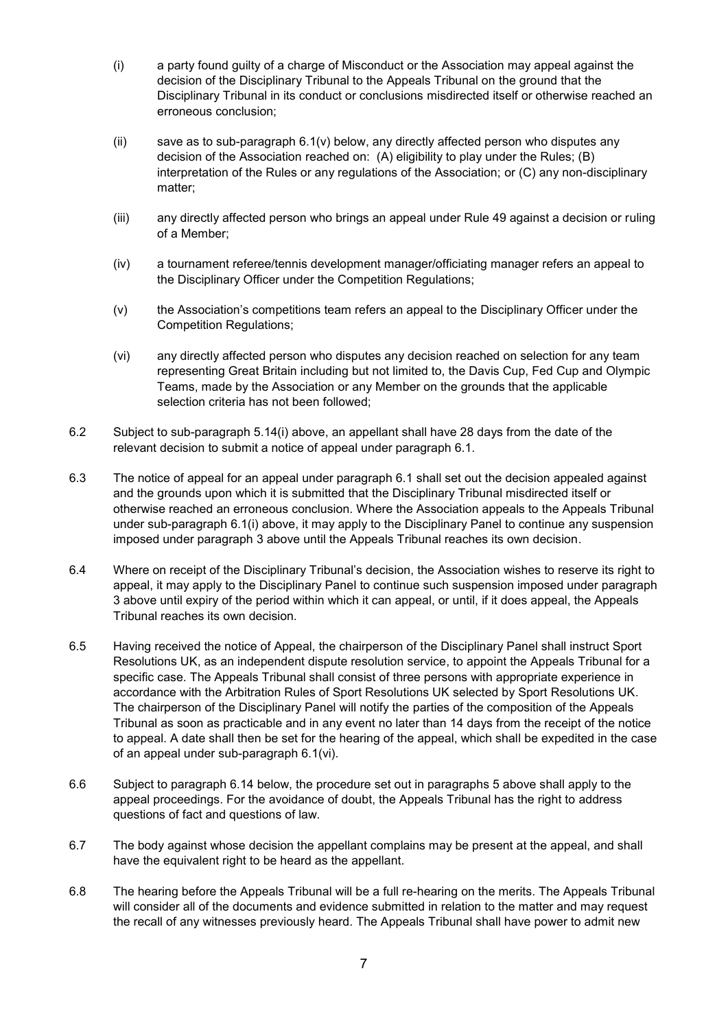(i) a party found guilty of a charge of Misconduct or the Association may appeal against the decision of the Disciplinary Tribunal to the Appeals Tribunal on the ground that the Disciplinary Tribunal in its conduct or conclusions misdirected itself or otherwise reached an erroneous conclusion;

(ii) save as to sub-paragraph 6.1(v) below, any directly affected person who disputes any decision of the Association reached on: (A) eligibility to play under the Rules; (B) interpretation of the Rules or any regulations of the Association; or (C) any non-disciplinary matter;

(iii) any directly affected person who brings an appeal under Rule 49 against a decision or ruling of a Member;

(iv) a tournament referee/tennis development manager/officiating manager refers an appeal to the Disciplinary Officer under the Competition Regulations;

(v) the Association's competitions team refers an appeal to the Disciplinary Officer under the Competition Regulations;

(vi) any directly affected person who disputes any decision reached on selection for any team representing Great Britain including but not limited to, the Davis Cup, Fed Cup and Olympic Teams, made by the Association or any Member on the grounds that the applicable selection criteria has not been followed;

6.2 Subject to sub-paragraph 5.14(i) above, an appellant shall have 28 days from the date of the relevant decision to submit a notice of appeal under paragraph 6.1.

6.3 The notice of appeal for an appeal under paragraph 6.1 shall set out the decision appealed against and the grounds upon which it is submitted that the Disciplinary Tribunal misdirected itself or otherwise reached an erroneous conclusion. Where the Association appeals to the Appeals Tribunal under sub-paragraph 6.1(i) above, it may apply to the Disciplinary Panel to continue any suspension imposed under paragraph 3 above until the Appeals Tribunal reaches its own decision.

6.4 Where on receipt of the Disciplinary Tribunal's decision, the Association wishes to reserve its right to appeal, it may apply to the Disciplinary Panel to continue such suspension imposed under paragraph 3 above until expiry of the period within which it can appeal, or until, if it does appeal, the Appeals Tribunal reaches its own decision.

6.5 Having received the notice of Appeal, the chairperson of the Disciplinary Panel shall instruct Sport Resolutions UK, as an independent dispute resolution service, to appoint the Appeals Tribunal for a specific case. The Appeals Tribunal shall consist of three persons with appropriate experience in accordance with the Arbitration Rules of Sport Resolutions UK selected by Sport Resolutions UK. The chairperson of the Disciplinary Panel will notify the parties of the composition of the Appeals Tribunal as soon as practicable and in any event no later than 14 days from the receipt of the notice to appeal. A date shall then be set for the hearing of the appeal, which shall be expedited in the case of an appeal under sub-paragraph 6.1(vi).

6.6 Subject to paragraph 6.14 below, the procedure set out in paragraphs 5 above shall apply to the appeal proceedings. For the avoidance of doubt, the Appeals Tribunal has the right to address questions of fact and questions of law.

6.7 The body against whose decision the appellant complains may be present at the appeal, and shall have the equivalent right to be heard as the appellant.

6.8 The hearing before the Appeals Tribunal will be a full re-hearing on the merits. The Appeals Tribunal will consider all of the documents and evidence submitted in relation to the matter and may request the recall of any witnesses previously heard. The Appeals Tribunal shall have power to admit new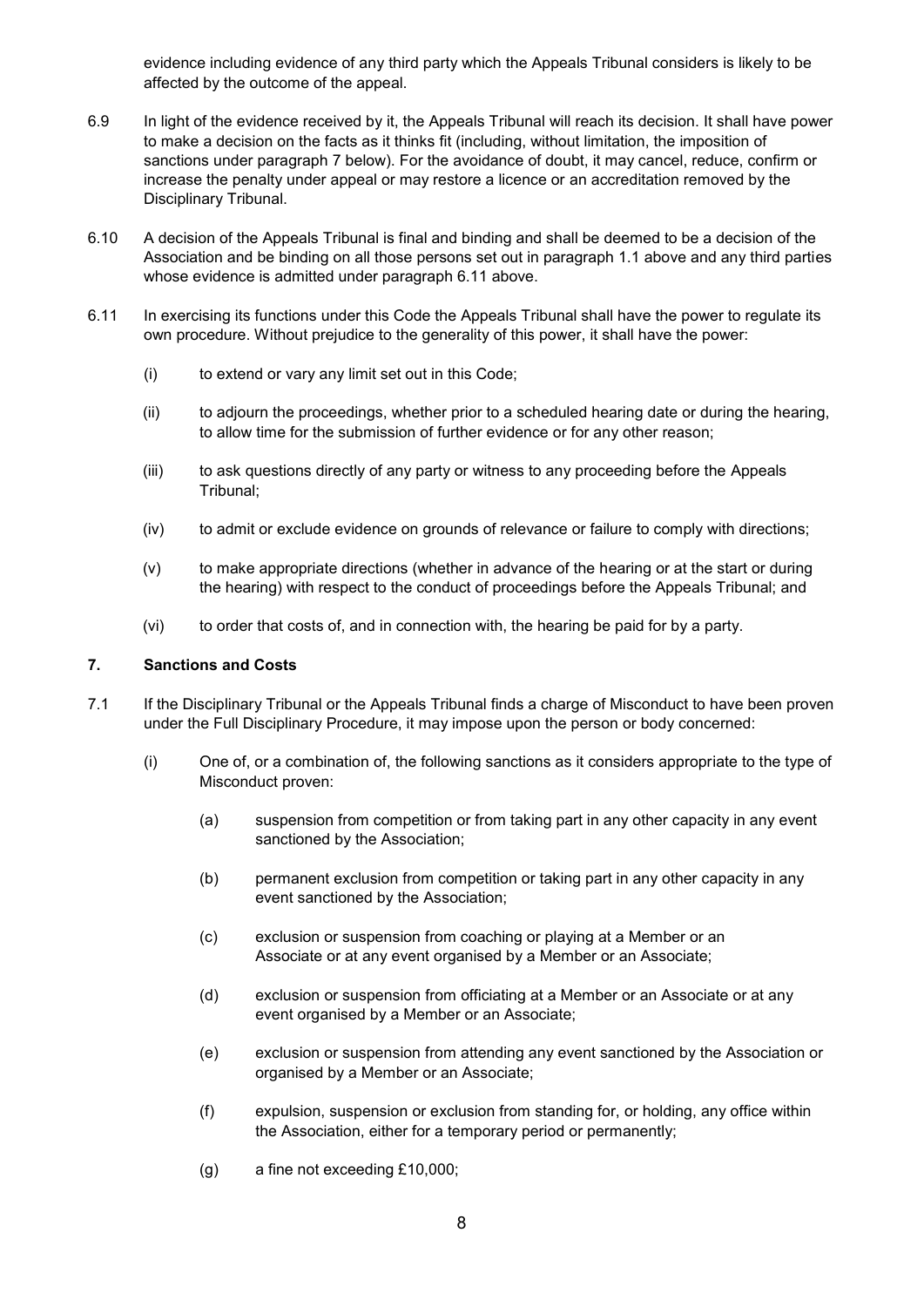evidence including evidence of any third party which the Appeals Tribunal considers is likely to be affected by the outcome of the appeal.

6.9 In light of the evidence received by it, the Appeals Tribunal will reach its decision. It shall have power to make a decision on the facts as it thinks fit (including, without limitation, the imposition of sanctions under paragraph 7 below). For the avoidance of doubt, it may cancel, reduce, confirm or increase the penalty under appeal or may restore a licence or an accreditation removed by the Disciplinary Tribunal.

6.10 A decision of the Appeals Tribunal is final and binding and shall be deemed to be a decision of the Association and be binding on all those persons set out in paragraph 1.1 above and any third parties whose evidence is admitted under paragraph 6.11 above.

6.11 In exercising its functions under this Code the Appeals Tribunal shall have the power to regulate its own procedure. Without prejudice to the generality of this power, it shall have the power:

- (i) to extend or vary any limit set out in this Code;
- (ii) to adjourn the proceedings, whether prior to a scheduled hearing date or during the hearing, to allow time for the submission of further evidence or for any other reason;
- (iii) to ask questions directly of any party or witness to any proceeding before the Appeals Tribunal;
- (iv) to admit or exclude evidence on grounds of relevance or failure to comply with directions;
- (v) to make appropriate directions (whether in advance of the hearing or at the start or during the hearing) with respect to the conduct of proceedings before the Appeals Tribunal; and
- (vi) to order that costs of, and in connection with, the hearing be paid for by a party.

## 7. Sanctions and Costs

7.1 If the Disciplinary Tribunal or the Appeals Tribunal finds a charge of Misconduct to have been proven under the Full Disciplinary Procedure, it may impose upon the person or body concerned:

- (i) One of, or a combination of, the following sanctions as it considers appropriate to the type of Misconduct proven:
  - (a) suspension from competition or from taking part in any other capacity in any event sanctioned by the Association;
  - (b) permanent exclusion from competition or taking part in any other capacity in any event sanctioned by the Association;
  - (c) exclusion or suspension from coaching or playing at a Member or an Associate or at any event organised by a Member or an Associate;
  - (d) exclusion or suspension from officiating at a Member or an Associate or at any event organised by a Member or an Associate;
  - (e) exclusion or suspension from attending any event sanctioned by the Association or organised by a Member or an Associate;
  - (f) expulsion, suspension or exclusion from standing for, or holding, any office within the Association, either for a temporary period or permanently;
  - (g) a fine not exceeding £10,000;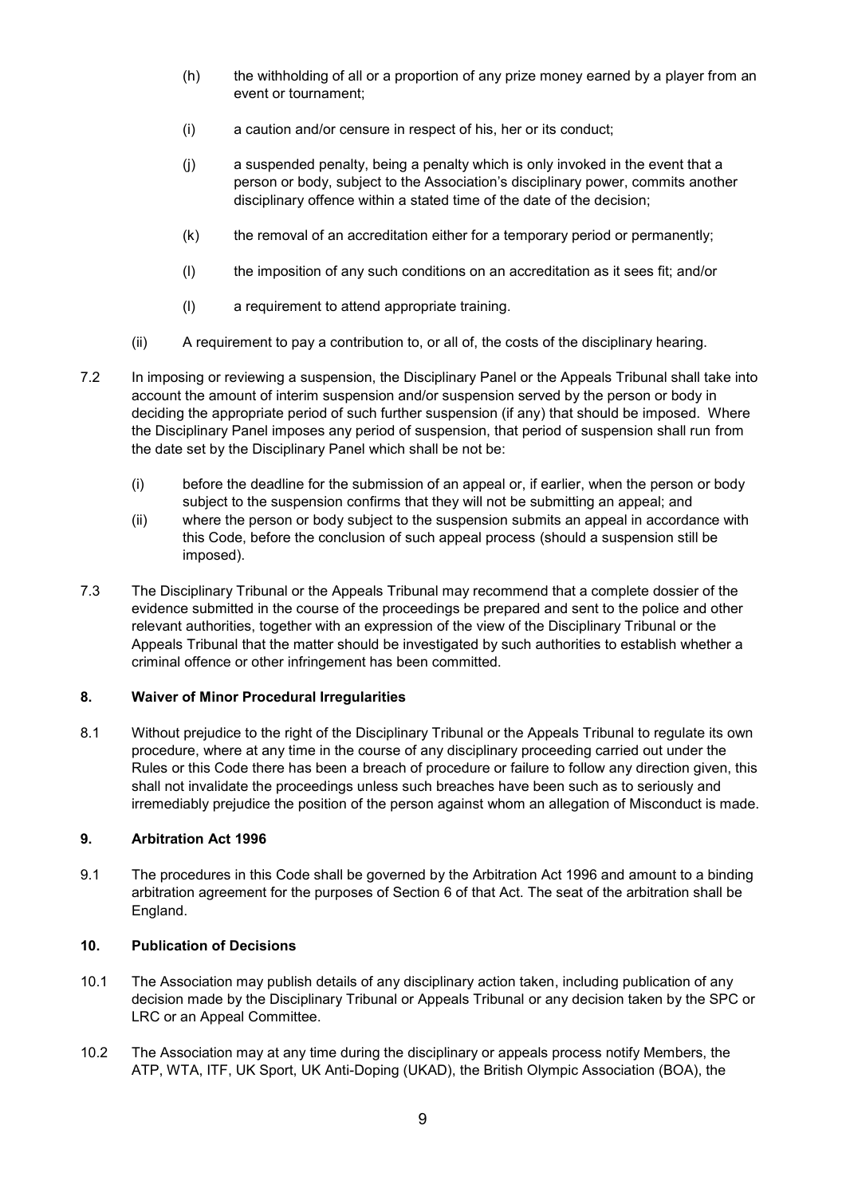(h) the withholding of all or a proportion of any prize money earned by a player from an event or tournament;

(i) a caution and/or censure in respect of his, her or its conduct;

(j) a suspended penalty, being a penalty which is only invoked in the event that a person or body, subject to the Association's disciplinary power, commits another disciplinary offence within a stated time of the date of the decision;

(k) the removal of an accreditation either for a temporary period or permanently;

(l) the imposition of any such conditions on an accreditation as it sees fit; and/or

(l) a requirement to attend appropriate training.

(ii) A requirement to pay a contribution to, or all of, the costs of the disciplinary hearing.

7.2 In imposing or reviewing a suspension, the Disciplinary Panel or the Appeals Tribunal shall take into account the amount of interim suspension and/or suspension served by the person or body in deciding the appropriate period of such further suspension (if any) that should be imposed. Where the Disciplinary Panel imposes any period of suspension, that period of suspension shall run from the date set by the Disciplinary Panel which shall be not be:

(i) before the deadline for the submission of an appeal or, if earlier, when the person or body subject to the suspension confirms that they will not be submitting an appeal; and

(ii) where the person or body subject to the suspension submits an appeal in accordance with this Code, before the conclusion of such appeal process (should a suspension still be imposed).

7.3 The Disciplinary Tribunal or the Appeals Tribunal may recommend that a complete dossier of the evidence submitted in the course of the proceedings be prepared and sent to the police and other relevant authorities, together with an expression of the view of the Disciplinary Tribunal or the Appeals Tribunal that the matter should be investigated by such authorities to establish whether a criminal offence or other infringement has been committed.

## 8. Waiver of Minor Procedural Irregularities

8.1 Without prejudice to the right of the Disciplinary Tribunal or the Appeals Tribunal to regulate its own procedure, where at any time in the course of any disciplinary proceeding carried out under the Rules or this Code there has been a breach of procedure or failure to follow any direction given, this shall not invalidate the proceedings unless such breaches have been such as to seriously and irremediably prejudice the position of the person against whom an allegation of Misconduct is made.

## 9. Arbitration Act 1996

9.1 The procedures in this Code shall be governed by the Arbitration Act 1996 and amount to a binding arbitration agreement for the purposes of Section 6 of that Act. The seat of the arbitration shall be England.

## 10. Publication of Decisions

10.1 The Association may publish details of any disciplinary action taken, including publication of any decision made by the Disciplinary Tribunal or Appeals Tribunal or any decision taken by the SPC or LRC or an Appeal Committee.

10.2 The Association may at any time during the disciplinary or appeals process notify Members, the ATP, WTA, ITF, UK Sport, UK Anti-Doping (UKAD), the British Olympic Association (BOA), the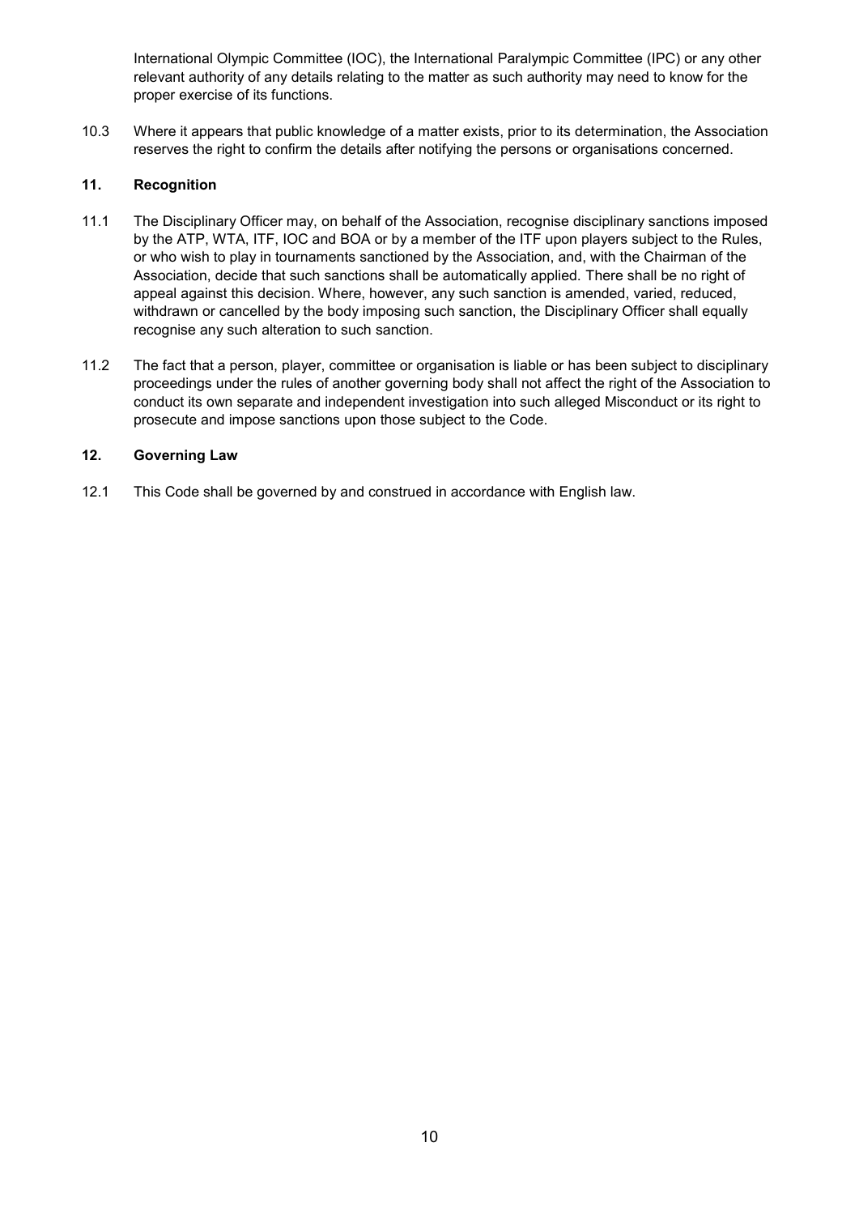International Olympic Committee (IOC), the International Paralympic Committee (IPC) or any other relevant authority of any details relating to the matter as such authority may need to know for the proper exercise of its functions.

10.3 Where it appears that public knowledge of a matter exists, prior to its determination, the Association reserves the right to confirm the details after notifying the persons or organisations concerned.

## 11. Recognition

11.1 The Disciplinary Officer may, on behalf of the Association, recognise disciplinary sanctions imposed by the ATP, WTA, ITF, IOC and BOA or by a member of the ITF upon players subject to the Rules, or who wish to play in tournaments sanctioned by the Association, and, with the Chairman of the Association, decide that such sanctions shall be automatically applied. There shall be no right of appeal against this decision. Where, however, any such sanction is amended, varied, reduced, withdrawn or cancelled by the body imposing such sanction, the Disciplinary Officer shall equally recognise any such alteration to such sanction.

11.2 The fact that a person, player, committee or organisation is liable or has been subject to disciplinary proceedings under the rules of another governing body shall not affect the right of the Association to conduct its own separate and independent investigation into such alleged Misconduct or its right to prosecute and impose sanctions upon those subject to the Code.

## 12. Governing Law

12.1 This Code shall be governed by and construed in accordance with English law.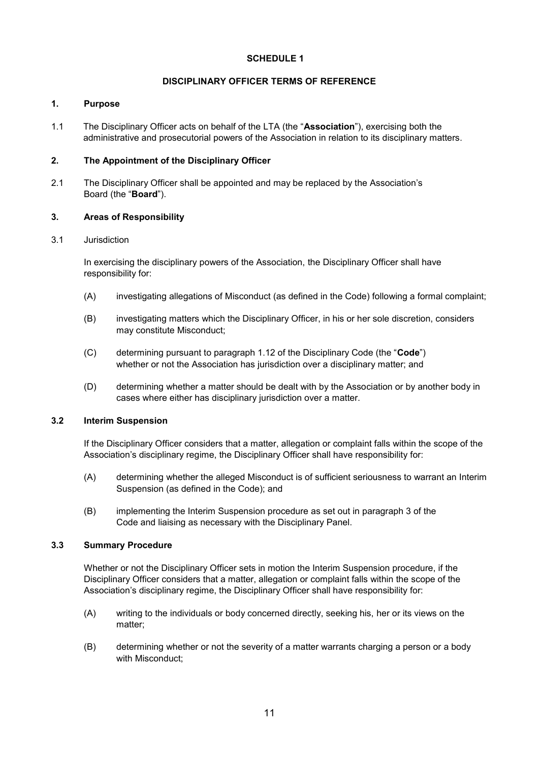**SCHEDULE 1**

**DISCIPLINARY OFFICER TERMS OF REFERENCE**

**1. Purpose**

1.1 The Disciplinary Officer acts on behalf of the LTA (the "**Association**"), exercising both the administrative and prosecutorial powers of the Association in relation to its disciplinary matters.

**2. The Appointment of the Disciplinary Officer**

2.1 The Disciplinary Officer shall be appointed and may be replaced by the Association's Board (the "**Board**").

**3. Areas of Responsibility**

3.1 Jurisdiction

In exercising the disciplinary powers of the Association, the Disciplinary Officer shall have responsibility for:

(A) investigating allegations of Misconduct (as defined in the Code) following a formal complaint;

(B) investigating matters which the Disciplinary Officer, in his or her sole discretion, considers may constitute Misconduct;

(C) determining pursuant to paragraph 1.12 of the Disciplinary Code (the "**Code**") whether or not the Association has jurisdiction over a disciplinary matter; and

(D) determining whether a matter should be dealt with by the Association or by another body in cases where either has disciplinary jurisdiction over a matter.

**3.2 Interim Suspension**

If the Disciplinary Officer considers that a matter, allegation or complaint falls within the scope of the Association's disciplinary regime, the Disciplinary Officer shall have responsibility for:

(A) determining whether the alleged Misconduct is of sufficient seriousness to warrant an Interim Suspension (as defined in the Code); and

(B) implementing the Interim Suspension procedure as set out in paragraph 3 of the Code and liaising as necessary with the Disciplinary Panel.

**3.3 Summary Procedure**

Whether or not the Disciplinary Officer sets in motion the Interim Suspension procedure, if the Disciplinary Officer considers that a matter, allegation or complaint falls within the scope of the Association's disciplinary regime, the Disciplinary Officer shall have responsibility for:

(A) writing to the individuals or body concerned directly, seeking his, her or its views on the matter;

(B) determining whether or not the severity of a matter warrants charging a person or a body with Misconduct;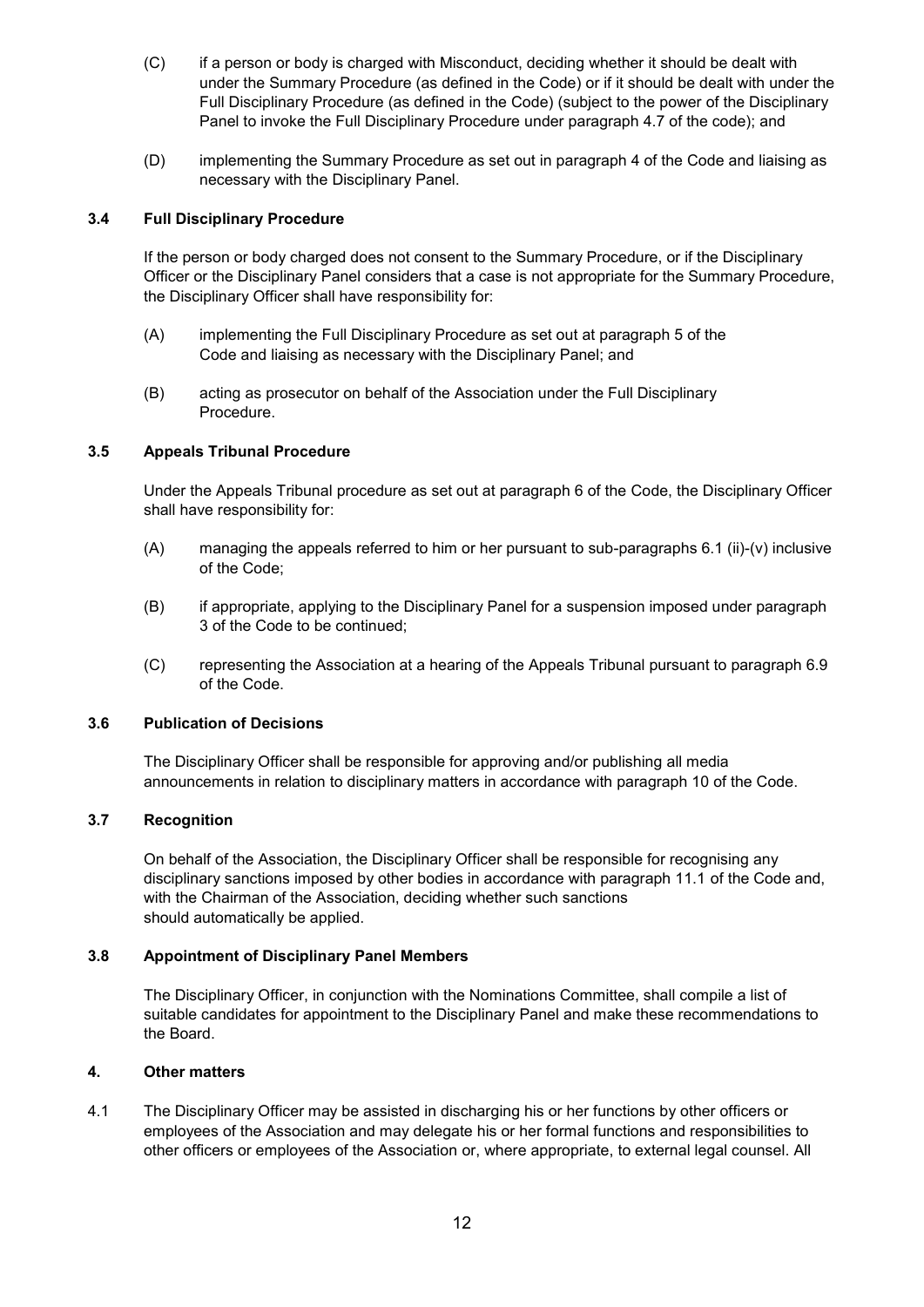(C) if a person or body is charged with Misconduct, deciding whether it should be dealt with under the Summary Procedure (as defined in the Code) or if it should be dealt with under the Full Disciplinary Procedure (as defined in the Code) (subject to the power of the Disciplinary Panel to invoke the Full Disciplinary Procedure under paragraph 4.7 of the code); and

(D) implementing the Summary Procedure as set out in paragraph 4 of the Code and liaising as necessary with the Disciplinary Panel.

### 3.4 Full Disciplinary Procedure

If the person or body charged does not consent to the Summary Procedure, or if the Disciplinary Officer or the Disciplinary Panel considers that a case is not appropriate for the Summary Procedure, the Disciplinary Officer shall have responsibility for:

(A) implementing the Full Disciplinary Procedure as set out at paragraph 5 of the Code and liaising as necessary with the Disciplinary Panel; and

(B) acting as prosecutor on behalf of the Association under the Full Disciplinary Procedure.

### 3.5 Appeals Tribunal Procedure

Under the Appeals Tribunal procedure as set out at paragraph 6 of the Code, the Disciplinary Officer shall have responsibility for:

(A) managing the appeals referred to him or her pursuant to sub-paragraphs 6.1 (ii)-(v) inclusive of the Code;

(B) if appropriate, applying to the Disciplinary Panel for a suspension imposed under paragraph 3 of the Code to be continued;

(C) representing the Association at a hearing of the Appeals Tribunal pursuant to paragraph 6.9 of the Code.

### 3.6 Publication of Decisions

The Disciplinary Officer shall be responsible for approving and/or publishing all media announcements in relation to disciplinary matters in accordance with paragraph 10 of the Code.

### 3.7 Recognition

On behalf of the Association, the Disciplinary Officer shall be responsible for recognising any disciplinary sanctions imposed by other bodies in accordance with paragraph 11.1 of the Code and, with the Chairman of the Association, deciding whether such sanctions should automatically be applied.

### 3.8 Appointment of Disciplinary Panel Members

The Disciplinary Officer, in conjunction with the Nominations Committee, shall compile a list of suitable candidates for appointment to the Disciplinary Panel and make these recommendations to the Board.

## 4. Other matters

4.1 The Disciplinary Officer may be assisted in discharging his or her functions by other officers or employees of the Association and may delegate his or her formal functions and responsibilities to other officers or employees of the Association or, where appropriate, to external legal counsel. All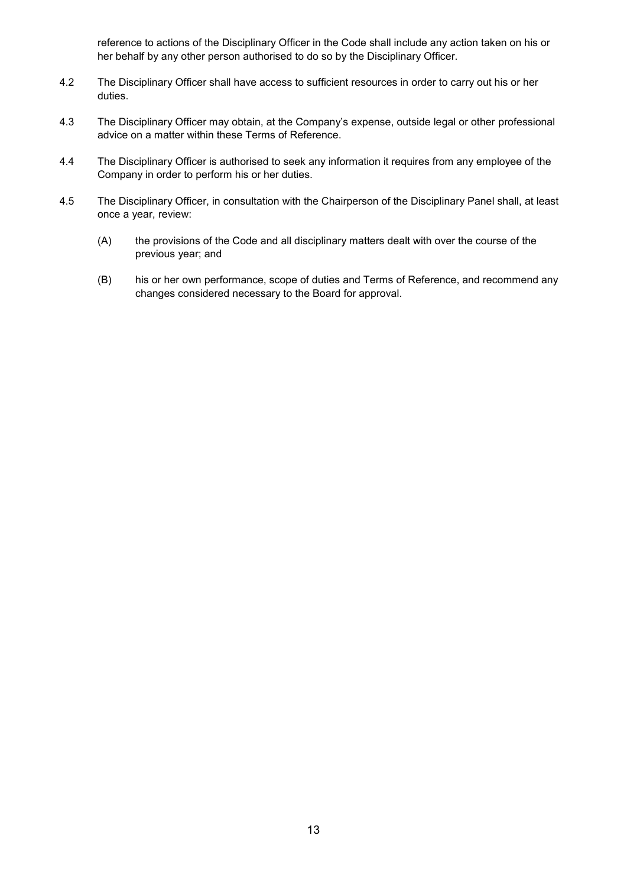reference to actions of the Disciplinary Officer in the Code shall include any action taken on his or her behalf by any other person authorised to do so by the Disciplinary Officer.

4.2 The Disciplinary Officer shall have access to sufficient resources in order to carry out his or her duties.

4.3 The Disciplinary Officer may obtain, at the Company's expense, outside legal or other professional advice on a matter within these Terms of Reference.

4.4 The Disciplinary Officer is authorised to seek any information it requires from any employee of the Company in order to perform his or her duties.

4.5 The Disciplinary Officer, in consultation with the Chairperson of the Disciplinary Panel shall, at least once a year, review:

(A) the provisions of the Code and all disciplinary matters dealt with over the course of the previous year; and

(B) his or her own performance, scope of duties and Terms of Reference, and recommend any changes considered necessary to the Board for approval.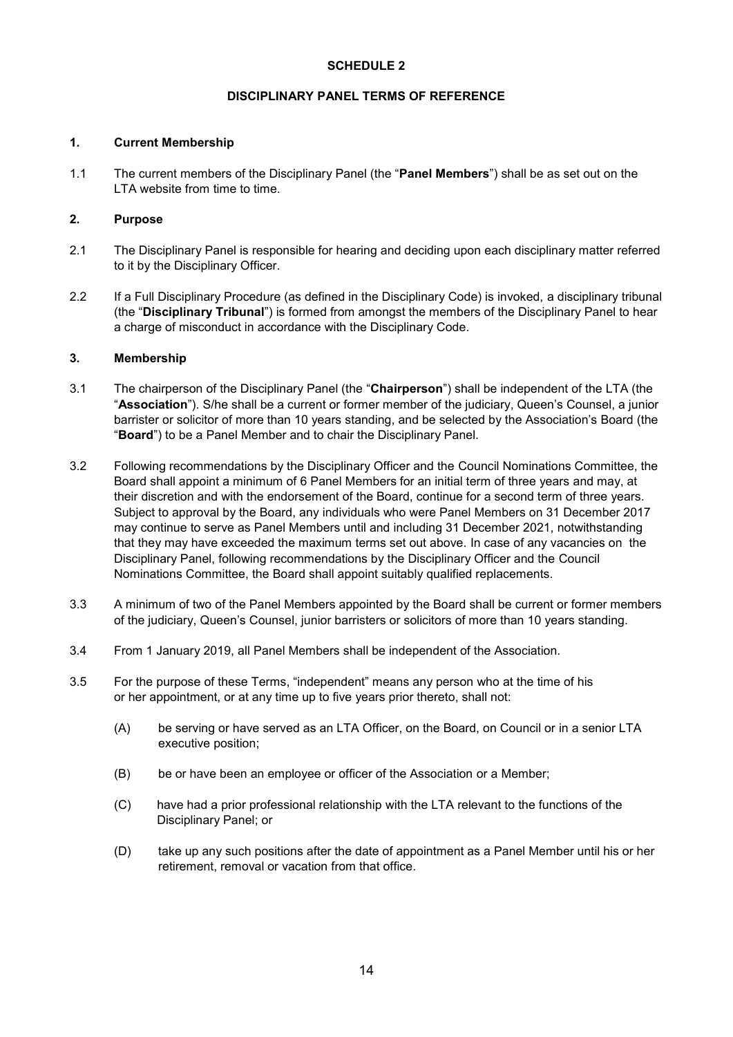# SCHEDULE 2

## DISCIPLINARY PANEL TERMS OF REFERENCE

### 1. Current Membership

1.1 The current members of the Disciplinary Panel (the "**Panel Members**") shall be as set out on the LTA website from time to time.

### 2. Purpose

2.1 The Disciplinary Panel is responsible for hearing and deciding upon each disciplinary matter referred to it by the Disciplinary Officer.

2.2 If a Full Disciplinary Procedure (as defined in the Disciplinary Code) is invoked, a disciplinary tribunal (the "**Disciplinary Tribunal**") is formed from amongst the members of the Disciplinary Panel to hear a charge of misconduct in accordance with the Disciplinary Code.

### 3. Membership

3.1 The chairperson of the Disciplinary Panel (the "**Chairperson**") shall be independent of the LTA (the "**Association**"). S/he shall be a current or former member of the judiciary, Queen's Counsel, a junior barrister or solicitor of more than 10 years standing, and be selected by the Association's Board (the "**Board**") to be a Panel Member and to chair the Disciplinary Panel.

3.2 Following recommendations by the Disciplinary Officer and the Council Nominations Committee, the Board shall appoint a minimum of 6 Panel Members for an initial term of three years and may, at their discretion and with the endorsement of the Board, continue for a second term of three years. Subject to approval by the Board, any individuals who were Panel Members on 31 December 2017 may continue to serve as Panel Members until and including 31 December 2021, notwithstanding that they may have exceeded the maximum terms set out above. In case of any vacancies on the Disciplinary Panel, following recommendations by the Disciplinary Officer and the Council Nominations Committee, the Board shall appoint suitably qualified replacements.

3.3 A minimum of two of the Panel Members appointed by the Board shall be current or former members of the judiciary, Queen's Counsel, junior barristers or solicitors of more than 10 years standing.

3.4 From 1 January 2019, all Panel Members shall be independent of the Association.

3.5 For the purpose of these Terms, "independent" means any person who at the time of his or her appointment, or at any time up to five years prior thereto, shall not:

(A) be serving or have served as an LTA Officer, on the Board, on Council or in a senior LTA executive position;

(B) be or have been an employee or officer of the Association or a Member;

(C) have had a prior professional relationship with the LTA relevant to the functions of the Disciplinary Panel; or

(D) take up any such positions after the date of appointment as a Panel Member until his or her retirement, removal or vacation from that office.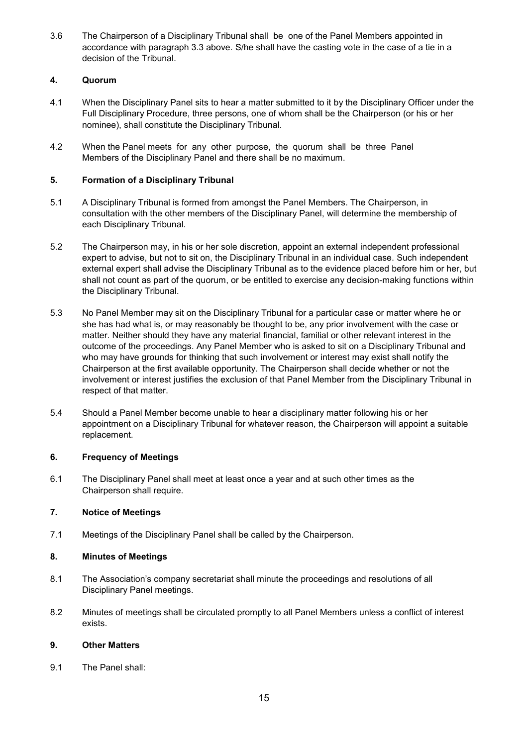3.6 The Chairperson of a Disciplinary Tribunal shall be one of the Panel Members appointed in accordance with paragraph 3.3 above. S/he shall have the casting vote in the case of a tie in a decision of the Tribunal.

### 4. Quorum

4.1 When the Disciplinary Panel sits to hear a matter submitted to it by the Disciplinary Officer under the Full Disciplinary Procedure, three persons, one of whom shall be the Chairperson (or his or her nominee), shall constitute the Disciplinary Tribunal.

4.2 When the Panel meets for any other purpose, the quorum shall be three Panel Members of the Disciplinary Panel and there shall be no maximum.

### 5. Formation of a Disciplinary Tribunal

5.1 A Disciplinary Tribunal is formed from amongst the Panel Members. The Chairperson, in consultation with the other members of the Disciplinary Panel, will determine the membership of each Disciplinary Tribunal.

5.2 The Chairperson may, in his or her sole discretion, appoint an external independent professional expert to advise, but not to sit on, the Disciplinary Tribunal in an individual case. Such independent external expert shall advise the Disciplinary Tribunal as to the evidence placed before him or her, but shall not count as part of the quorum, or be entitled to exercise any decision-making functions within the Disciplinary Tribunal.

5.3 No Panel Member may sit on the Disciplinary Tribunal for a particular case or matter where he or she has had what is, or may reasonably be thought to be, any prior involvement with the case or matter. Neither should they have any material financial, familial or other relevant interest in the outcome of the proceedings. Any Panel Member who is asked to sit on a Disciplinary Tribunal and who may have grounds for thinking that such involvement or interest may exist shall notify the Chairperson at the first available opportunity. The Chairperson shall decide whether or not the involvement or interest justifies the exclusion of that Panel Member from the Disciplinary Tribunal in respect of that matter.

5.4 Should a Panel Member become unable to hear a disciplinary matter following his or her appointment on a Disciplinary Tribunal for whatever reason, the Chairperson will appoint a suitable replacement.

### 6. Frequency of Meetings

6.1 The Disciplinary Panel shall meet at least once a year and at such other times as the Chairperson shall require.

### 7. Notice of Meetings

7.1 Meetings of the Disciplinary Panel shall be called by the Chairperson.

### 8. Minutes of Meetings

8.1 The Association's company secretariat shall minute the proceedings and resolutions of all Disciplinary Panel meetings.

8.2 Minutes of meetings shall be circulated promptly to all Panel Members unless a conflict of interest exists.

### 9. Other Matters

9.1 The Panel shall: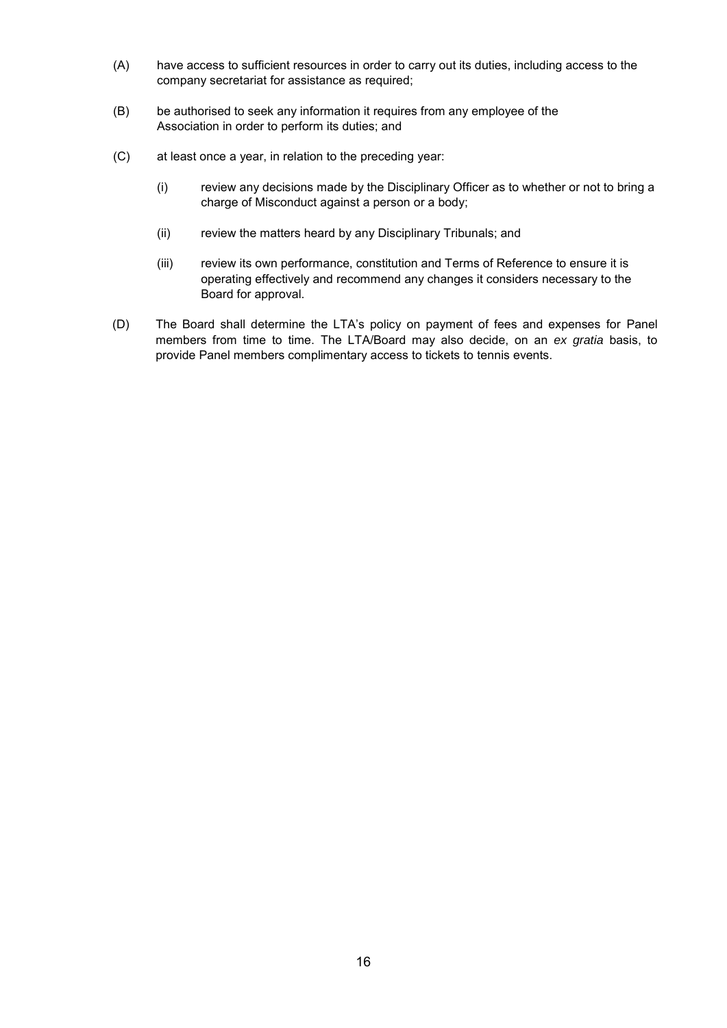(A) have access to sufficient resources in order to carry out its duties, including access to the company secretariat for assistance as required;

(B) be authorised to seek any information it requires from any employee of the Association in order to perform its duties; and

(C) at least once a year, in relation to the preceding year:

  (i) review any decisions made by the Disciplinary Officer as to whether or not to bring a charge of Misconduct against a person or a body;

  (ii) review the matters heard by any Disciplinary Tribunals; and

  (iii) review its own performance, constitution and Terms of Reference to ensure it is operating effectively and recommend any changes it considers necessary to the Board for approval.

(D) The Board shall determine the LTA's policy on payment of fees and expenses for Panel members from time to time. The LTA/Board may also decide, on an *ex gratia* basis, to provide Panel members complimentary access to tickets to tennis events.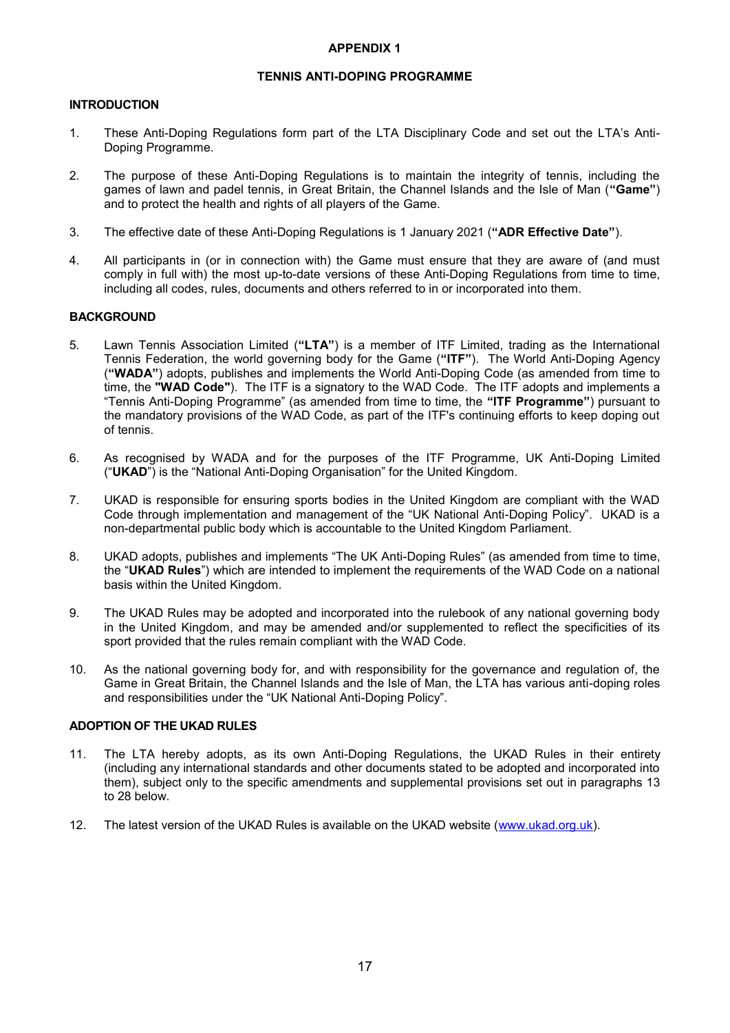# APPENDIX 1

## TENNIS ANTI-DOPING PROGRAMME

### INTRODUCTION

1. These Anti-Doping Regulations form part of the LTA Disciplinary Code and set out the LTA's Anti-Doping Programme.

2. The purpose of these Anti-Doping Regulations is to maintain the integrity of tennis, including the games of lawn and padel tennis, in Great Britain, the Channel Islands and the Isle of Man (**"Game"**) and to protect the health and rights of all players of the Game.

3. The effective date of these Anti-Doping Regulations is 1 January 2021 (**"ADR Effective Date"**).

4. All participants in (or in connection with) the Game must ensure that they are aware of (and must comply in full with) the most up-to-date versions of these Anti-Doping Regulations from time to time, including all codes, rules, documents and others referred to in or incorporated into them.

### BACKGROUND

5. Lawn Tennis Association Limited (**"LTA"**) is a member of ITF Limited, trading as the International Tennis Federation, the world governing body for the Game (**"ITF"**). The World Anti-Doping Agency (**"WADA"**) adopts, publishes and implements the World Anti-Doping Code (as amended from time to time, the **"WAD Code"**). The ITF is a signatory to the WAD Code. The ITF adopts and implements a "Tennis Anti-Doping Programme" (as amended from time to time, the **"ITF Programme"**) pursuant to the mandatory provisions of the WAD Code, as part of the ITF's continuing efforts to keep doping out of tennis.

6. As recognised by WADA and for the purposes of the ITF Programme, UK Anti-Doping Limited ("**UKAD**") is the "National Anti-Doping Organisation" for the United Kingdom.

7. UKAD is responsible for ensuring sports bodies in the United Kingdom are compliant with the WAD Code through implementation and management of the "UK National Anti-Doping Policy". UKAD is a non-departmental public body which is accountable to the United Kingdom Parliament.

8. UKAD adopts, publishes and implements "The UK Anti-Doping Rules" (as amended from time to time, the "**UKAD Rules**") which are intended to implement the requirements of the WAD Code on a national basis within the United Kingdom.

9. The UKAD Rules may be adopted and incorporated into the rulebook of any national governing body in the United Kingdom, and may be amended and/or supplemented to reflect the specificities of its sport provided that the rules remain compliant with the WAD Code.

10. As the national governing body for, and with responsibility for the governance and regulation of, the Game in Great Britain, the Channel Islands and the Isle of Man, the LTA has various anti-doping roles and responsibilities under the "UK National Anti-Doping Policy".

### ADOPTION OF THE UKAD RULES

11. The LTA hereby adopts, as its own Anti-Doping Regulations, the UKAD Rules in their entirety (including any international standards and other documents stated to be adopted and incorporated into them), subject only to the specific amendments and supplemental provisions set out in paragraphs 13 to 28 below.

12. The latest version of the UKAD Rules is available on the UKAD website (www.ukad.org.uk).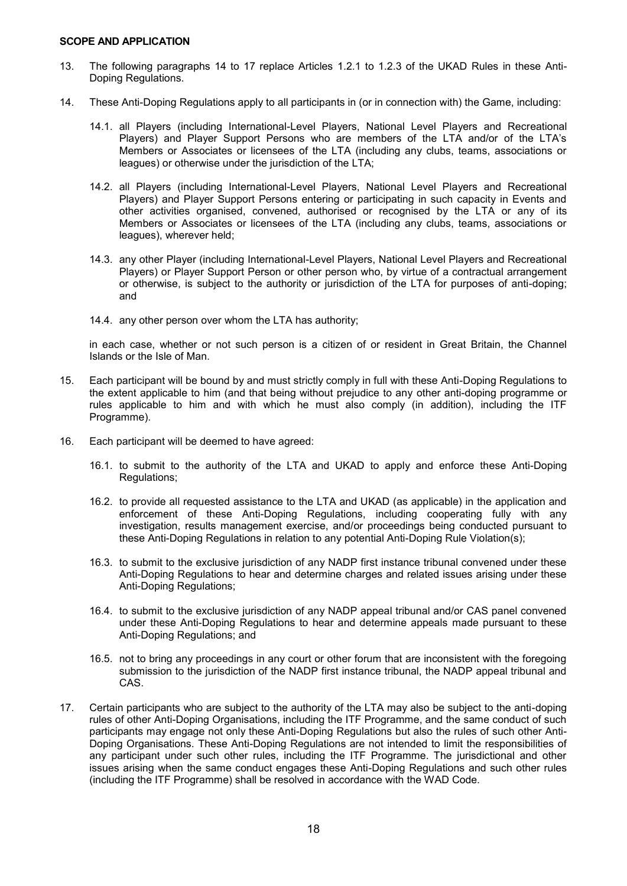**SCOPE AND APPLICATION**

13. The following paragraphs 14 to 17 replace Articles 1.2.1 to 1.2.3 of the UKAD Rules in these Anti-Doping Regulations.

14. These Anti-Doping Regulations apply to all participants in (or in connection with) the Game, including:

    14.1. all Players (including International-Level Players, National Level Players and Recreational Players) and Player Support Persons who are members of the LTA and/or of the LTA's Members or Associates or licensees of the LTA (including any clubs, teams, associations or leagues) or otherwise under the jurisdiction of the LTA;

    14.2. all Players (including International-Level Players, National Level Players and Recreational Players) and Player Support Persons entering or participating in such capacity in Events and other activities organised, convened, authorised or recognised by the LTA or any of its Members or Associates or licensees of the LTA (including any clubs, teams, associations or leagues), wherever held;

    14.3. any other Player (including International-Level Players, National Level Players and Recreational Players) or Player Support Person or other person who, by virtue of a contractual arrangement or otherwise, is subject to the authority or jurisdiction of the LTA for purposes of anti-doping; and

    14.4. any other person over whom the LTA has authority;

    in each case, whether or not such person is a citizen of or resident in Great Britain, the Channel Islands or the Isle of Man.

15. Each participant will be bound by and must strictly comply in full with these Anti-Doping Regulations to the extent applicable to him (and that being without prejudice to any other anti-doping programme or rules applicable to him and with which he must also comply (in addition), including the ITF Programme).

16. Each participant will be deemed to have agreed:

    16.1. to submit to the authority of the LTA and UKAD to apply and enforce these Anti-Doping Regulations;

    16.2. to provide all requested assistance to the LTA and UKAD (as applicable) in the application and enforcement of these Anti-Doping Regulations, including cooperating fully with any investigation, results management exercise, and/or proceedings being conducted pursuant to these Anti-Doping Regulations in relation to any potential Anti-Doping Rule Violation(s);

    16.3. to submit to the exclusive jurisdiction of any NADP first instance tribunal convened under these Anti-Doping Regulations to hear and determine charges and related issues arising under these Anti-Doping Regulations;

    16.4. to submit to the exclusive jurisdiction of any NADP appeal tribunal and/or CAS panel convened under these Anti-Doping Regulations to hear and determine appeals made pursuant to these Anti-Doping Regulations; and

    16.5. not to bring any proceedings in any court or other forum that are inconsistent with the foregoing submission to the jurisdiction of the NADP first instance tribunal, the NADP appeal tribunal and CAS.

17. Certain participants who are subject to the authority of the LTA may also be subject to the anti-doping rules of other Anti-Doping Organisations, including the ITF Programme, and the same conduct of such participants may engage not only these Anti-Doping Regulations but also the rules of such other Anti-Doping Organisations. These Anti-Doping Regulations are not intended to limit the responsibilities of any participant under such other rules, including the ITF Programme. The jurisdictional and other issues arising when the same conduct engages these Anti-Doping Regulations and such other rules (including the ITF Programme) shall be resolved in accordance with the WAD Code.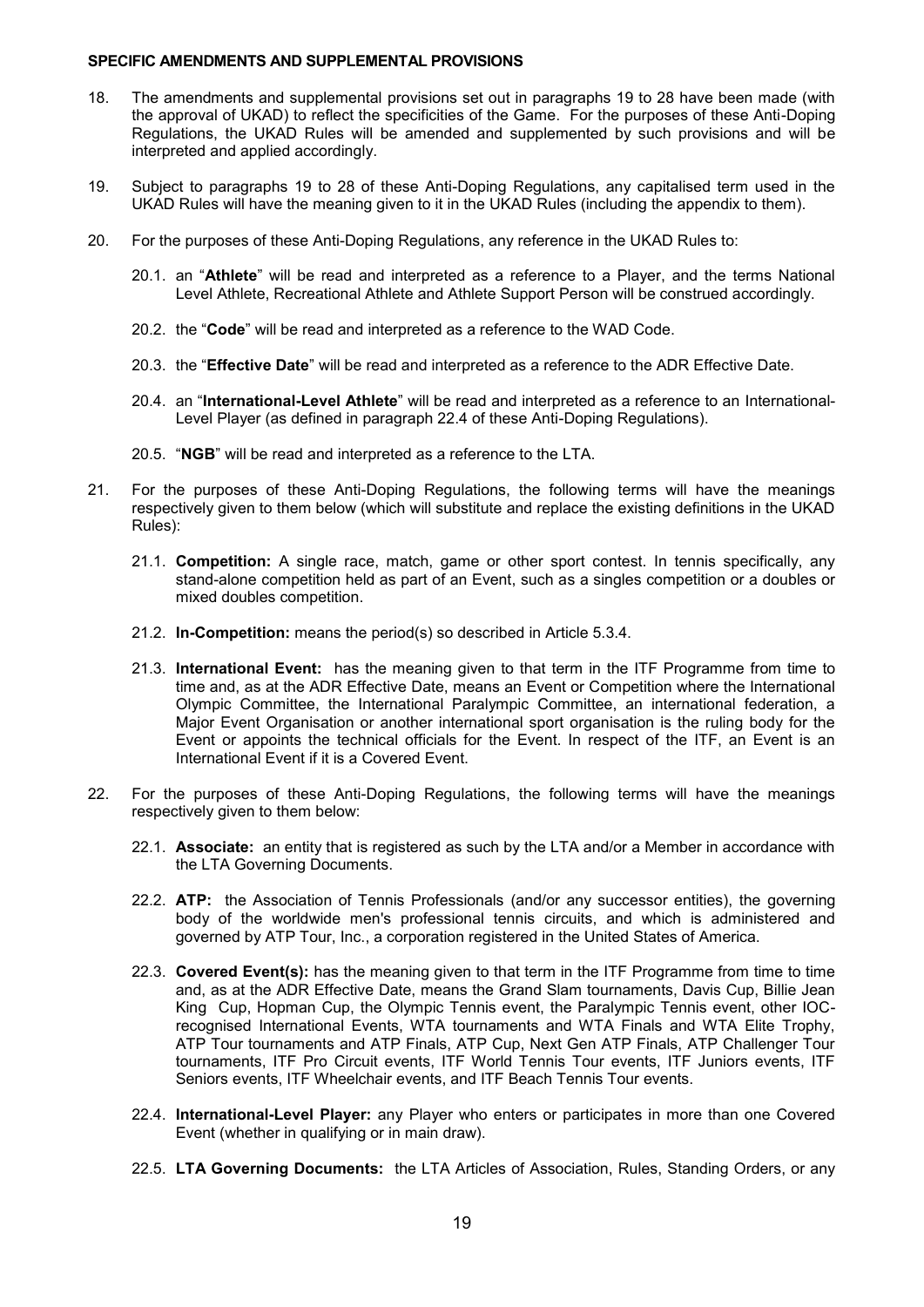### SPECIFIC AMENDMENTS AND SUPPLEMENTAL PROVISIONS

18. The amendments and supplemental provisions set out in paragraphs 19 to 28 have been made (with the approval of UKAD) to reflect the specificities of the Game. For the purposes of these Anti-Doping Regulations, the UKAD Rules will be amended and supplemented by such provisions and will be interpreted and applied accordingly.

19. Subject to paragraphs 19 to 28 of these Anti-Doping Regulations, any capitalised term used in the UKAD Rules will have the meaning given to it in the UKAD Rules (including the appendix to them).

20. For the purposes of these Anti-Doping Regulations, any reference in the UKAD Rules to:

    20.1. an "**Athlete**" will be read and interpreted as a reference to a Player, and the terms National Level Athlete, Recreational Athlete and Athlete Support Person will be construed accordingly.

    20.2. the "**Code**" will be read and interpreted as a reference to the WAD Code.

    20.3. the "**Effective Date**" will be read and interpreted as a reference to the ADR Effective Date.

    20.4. an "**International-Level Athlete**" will be read and interpreted as a reference to an International-Level Player (as defined in paragraph 22.4 of these Anti-Doping Regulations).

    20.5. "**NGB**" will be read and interpreted as a reference to the LTA.

21. For the purposes of these Anti-Doping Regulations, the following terms will have the meanings respectively given to them below (which will substitute and replace the existing definitions in the UKAD Rules):

    21.1. **Competition:** A single race, match, game or other sport contest. In tennis specifically, any stand-alone competition held as part of an Event, such as a singles competition or a doubles or mixed doubles competition.

    21.2. **In-Competition:** means the period(s) so described in Article 5.3.4.

    21.3. **International Event:** has the meaning given to that term in the ITF Programme from time to time and, as at the ADR Effective Date, means an Event or Competition where the International Olympic Committee, the International Paralympic Committee, an international federation, a Major Event Organisation or another international sport organisation is the ruling body for the Event or appoints the technical officials for the Event. In respect of the ITF, an Event is an International Event if it is a Covered Event.

22. For the purposes of these Anti-Doping Regulations, the following terms will have the meanings respectively given to them below:

    22.1. **Associate:** an entity that is registered as such by the LTA and/or a Member in accordance with the LTA Governing Documents.

    22.2. **ATP:** the Association of Tennis Professionals (and/or any successor entities), the governing body of the worldwide men's professional tennis circuits, and which is administered and governed by ATP Tour, Inc., a corporation registered in the United States of America.

    22.3. **Covered Event(s):** has the meaning given to that term in the ITF Programme from time to time and, as at the ADR Effective Date, means the Grand Slam tournaments, Davis Cup, Billie Jean King Cup, Hopman Cup, the Olympic Tennis event, the Paralympic Tennis event, other IOC-recognised International Events, WTA tournaments and WTA Finals and WTA Elite Trophy, ATP Tour tournaments and ATP Finals, ATP Cup, Next Gen ATP Finals, ATP Challenger Tour tournaments, ITF Pro Circuit events, ITF World Tennis Tour events, ITF Juniors events, ITF Seniors events, ITF Wheelchair events, and ITF Beach Tennis Tour events.

    22.4. **International-Level Player:** any Player who enters or participates in more than one Covered Event (whether in qualifying or in main draw).

    22.5. **LTA Governing Documents:** the LTA Articles of Association, Rules, Standing Orders, or any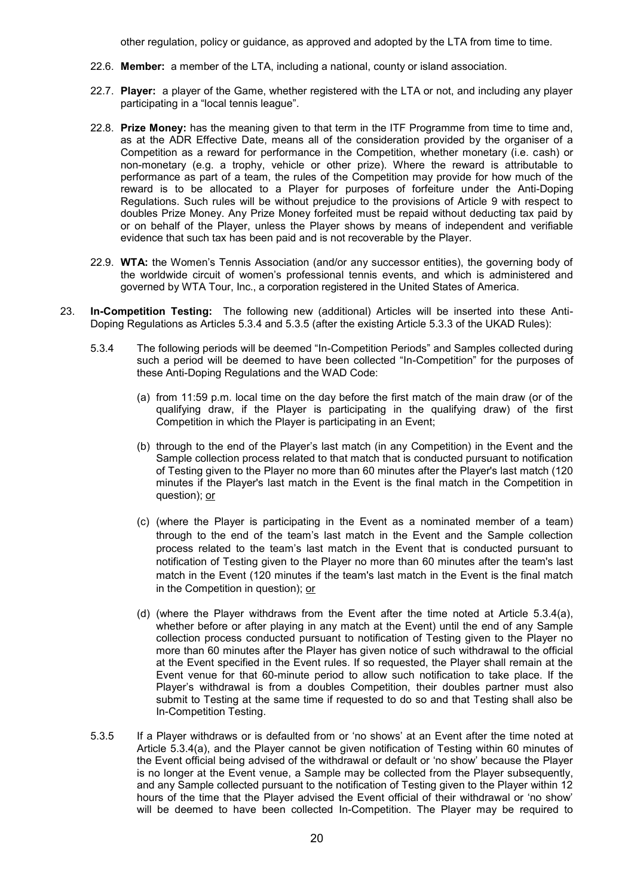other regulation, policy or guidance, as approved and adopted by the LTA from time to time.

22.6. **Member:** a member of the LTA, including a national, county or island association.

22.7. **Player:** a player of the Game, whether registered with the LTA or not, and including any player participating in a "local tennis league".

22.8. **Prize Money:** has the meaning given to that term in the ITF Programme from time to time and, as at the ADR Effective Date, means all of the consideration provided by the organiser of a Competition as a reward for performance in the Competition, whether monetary (i.e. cash) or non-monetary (e.g. a trophy, vehicle or other prize). Where the reward is attributable to performance as part of a team, the rules of the Competition may provide for how much of the reward is to be allocated to a Player for purposes of forfeiture under the Anti-Doping Regulations. Such rules will be without prejudice to the provisions of Article 9 with respect to doubles Prize Money. Any Prize Money forfeited must be repaid without deducting tax paid by or on behalf of the Player, unless the Player shows by means of independent and verifiable evidence that such tax has been paid and is not recoverable by the Player.

22.9. **WTA:** the Women's Tennis Association (and/or any successor entities), the governing body of the worldwide circuit of women's professional tennis events, and which is administered and governed by WTA Tour, Inc., a corporation registered in the United States of America.

23. **In-Competition Testing:** The following new (additional) Articles will be inserted into these Anti-Doping Regulations as Articles 5.3.4 and 5.3.5 (after the existing Article 5.3.3 of the UKAD Rules):

5.3.4 The following periods will be deemed "In-Competition Periods" and Samples collected during such a period will be deemed to have been collected "In-Competition" for the purposes of these Anti-Doping Regulations and the WAD Code:

(a) from 11:59 p.m. local time on the day before the first match of the main draw (or of the qualifying draw, if the Player is participating in the qualifying draw) of the first Competition in which the Player is participating in an Event;

(b) through to the end of the Player's last match (in any Competition) in the Event and the Sample collection process related to that match that is conducted pursuant to notification of Testing given to the Player no more than 60 minutes after the Player's last match (120 minutes if the Player's last match in the Event is the final match in the Competition in question); or

(c) (where the Player is participating in the Event as a nominated member of a team) through to the end of the team's last match in the Event and the Sample collection process related to the team's last match in the Event that is conducted pursuant to notification of Testing given to the Player no more than 60 minutes after the team's last match in the Event (120 minutes if the team's last match in the Event is the final match in the Competition in question); or

(d) (where the Player withdraws from the Event after the time noted at Article 5.3.4(a), whether before or after playing in any match at the Event) until the end of any Sample collection process conducted pursuant to notification of Testing given to the Player no more than 60 minutes after the Player has given notice of such withdrawal to the official at the Event specified in the Event rules. If so requested, the Player shall remain at the Event venue for that 60-minute period to allow such notification to take place. If the Player's withdrawal is from a doubles Competition, their doubles partner must also submit to Testing at the same time if requested to do so and that Testing shall also be In-Competition Testing.

5.3.5 If a Player withdraws or is defaulted from or 'no shows' at an Event after the time noted at Article 5.3.4(a), and the Player cannot be given notification of Testing within 60 minutes of the Event official being advised of the withdrawal or default or 'no show' because the Player is no longer at the Event venue, a Sample may be collected from the Player subsequently, and any Sample collected pursuant to the notification of Testing given to the Player within 12 hours of the time that the Player advised the Event official of their withdrawal or 'no show' will be deemed to have been collected In-Competition. The Player may be required to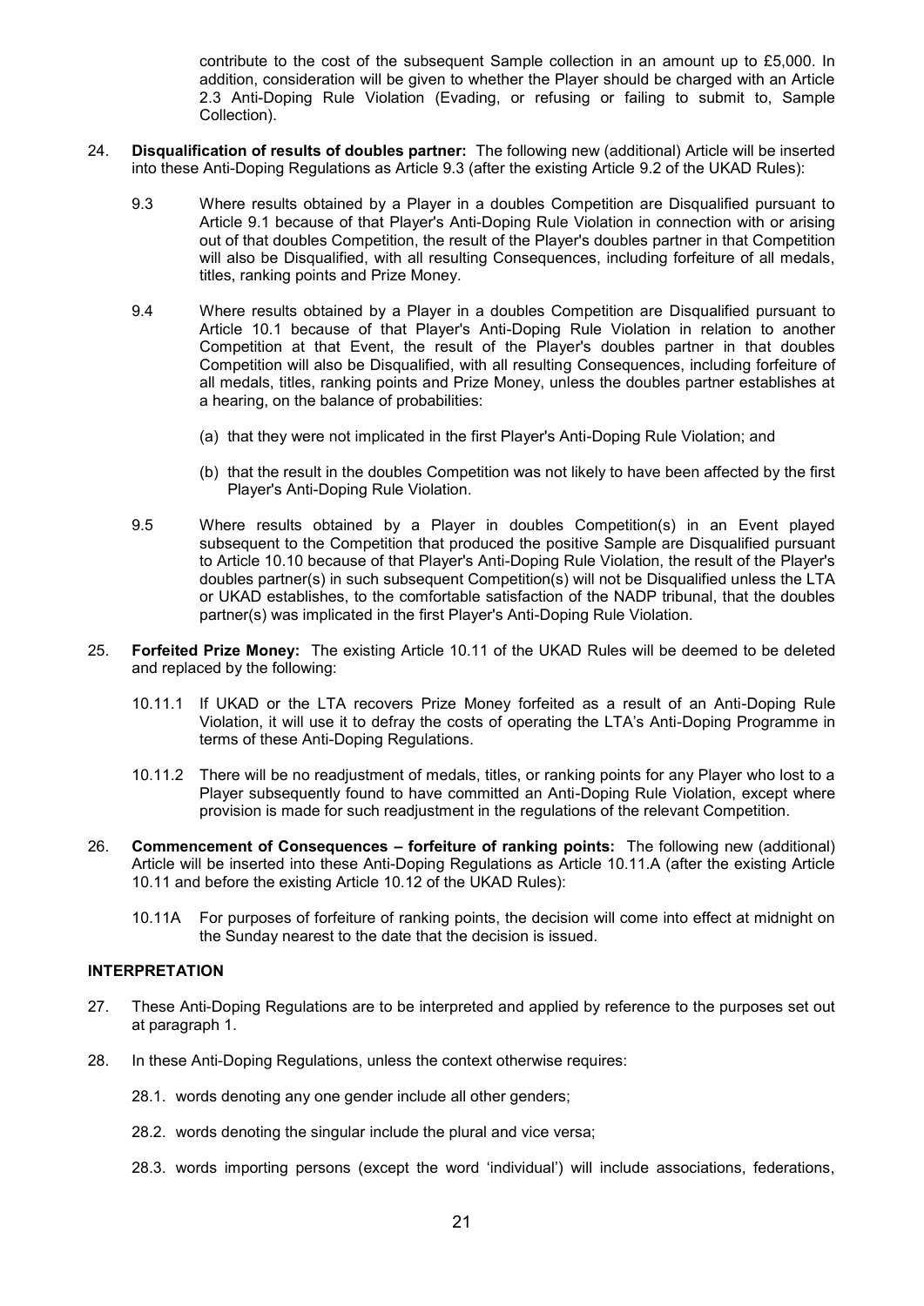contribute to the cost of the subsequent Sample collection in an amount up to £5,000. In addition, consideration will be given to whether the Player should be charged with an Article 2.3 Anti-Doping Rule Violation (Evading, or refusing or failing to submit to, Sample Collection).

24. **Disqualification of results of doubles partner:** The following new (additional) Article will be inserted into these Anti-Doping Regulations as Article 9.3 (after the existing Article 9.2 of the UKAD Rules):

 9.3 Where results obtained by a Player in a doubles Competition are Disqualified pursuant to Article 9.1 because of that Player's Anti-Doping Rule Violation in connection with or arising out of that doubles Competition, the result of the Player's doubles partner in that Competition will also be Disqualified, with all resulting Consequences, including forfeiture of all medals, titles, ranking points and Prize Money.

 9.4 Where results obtained by a Player in a doubles Competition are Disqualified pursuant to Article 10.1 because of that Player's Anti-Doping Rule Violation in relation to another Competition at that Event, the result of the Player's doubles partner in that doubles Competition will also be Disqualified, with all resulting Consequences, including forfeiture of all medals, titles, ranking points and Prize Money, unless the doubles partner establishes at a hearing, on the balance of probabilities:

 (a) that they were not implicated in the first Player's Anti-Doping Rule Violation; and

 (b) that the result in the doubles Competition was not likely to have been affected by the first Player's Anti-Doping Rule Violation.

 9.5 Where results obtained by a Player in doubles Competition(s) in an Event played subsequent to the Competition that produced the positive Sample are Disqualified pursuant to Article 10.10 because of that Player's Anti-Doping Rule Violation, the result of the Player's doubles partner(s) in such subsequent Competition(s) will not be Disqualified unless the LTA or UKAD establishes, to the comfortable satisfaction of the NADP tribunal, that the doubles partner(s) was implicated in the first Player's Anti-Doping Rule Violation.

25. **Forfeited Prize Money:** The existing Article 10.11 of the UKAD Rules will be deemed to be deleted and replaced by the following:

 10.11.1 If UKAD or the LTA recovers Prize Money forfeited as a result of an Anti-Doping Rule Violation, it will use it to defray the costs of operating the LTA's Anti-Doping Programme in terms of these Anti-Doping Regulations.

 10.11.2 There will be no readjustment of medals, titles, or ranking points for any Player who lost to a Player subsequently found to have committed an Anti-Doping Rule Violation, except where provision is made for such readjustment in the regulations of the relevant Competition.

26. **Commencement of Consequences – forfeiture of ranking points:** The following new (additional) Article will be inserted into these Anti-Doping Regulations as Article 10.11.A (after the existing Article 10.11 and before the existing Article 10.12 of the UKAD Rules):

 10.11A For purposes of forfeiture of ranking points, the decision will come into effect at midnight on the Sunday nearest to the date that the decision is issued.

**INTERPRETATION**

27. These Anti-Doping Regulations are to be interpreted and applied by reference to the purposes set out at paragraph 1.

28. In these Anti-Doping Regulations, unless the context otherwise requires:

 28.1. words denoting any one gender include all other genders;

 28.2. words denoting the singular include the plural and vice versa;

 28.3. words importing persons (except the word 'individual') will include associations, federations,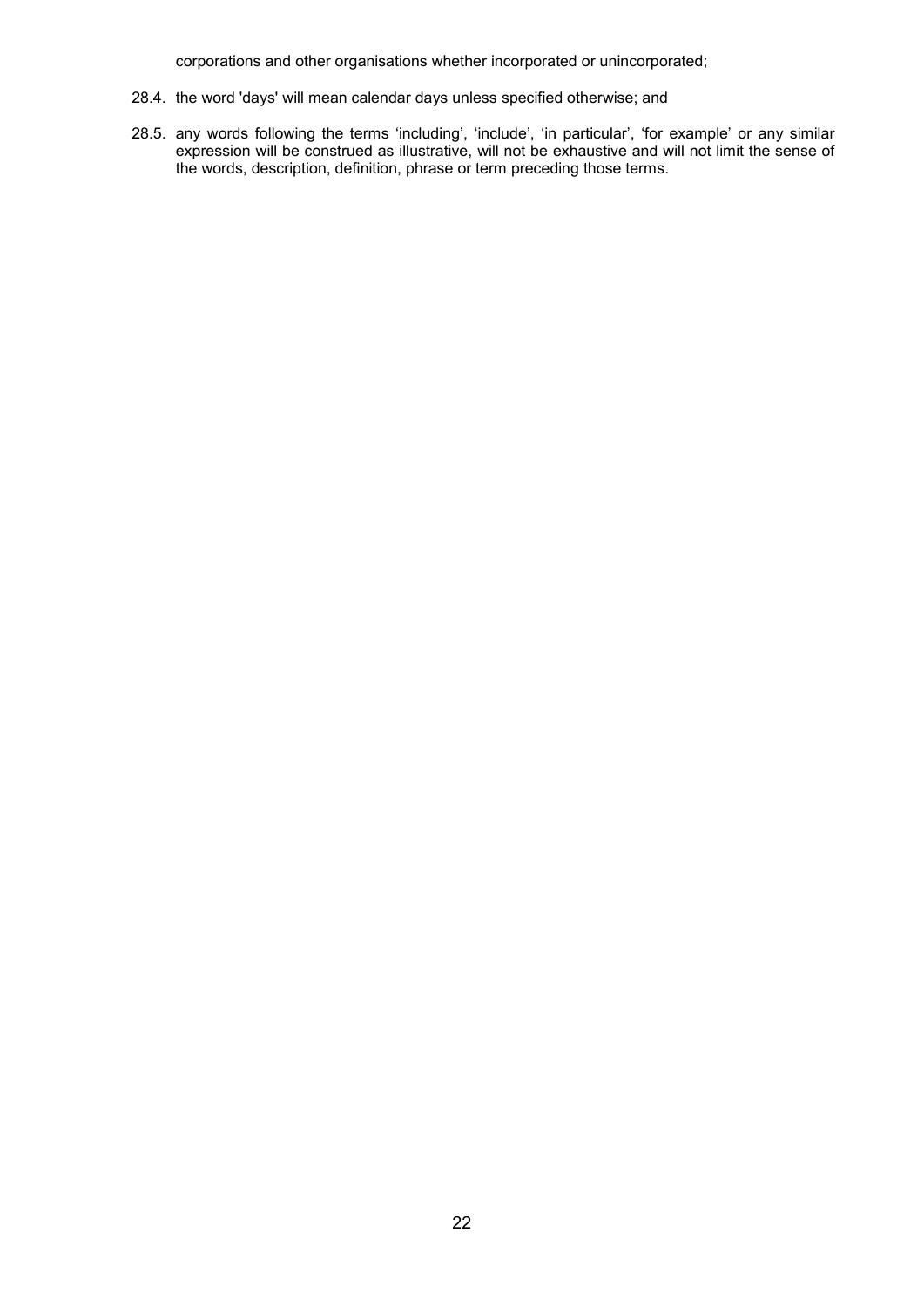corporations and other organisations whether incorporated or unincorporated;

28.4. the word 'days' will mean calendar days unless specified otherwise; and

28.5. any words following the terms 'including', 'include', 'in particular', 'for example' or any similar expression will be construed as illustrative, will not be exhaustive and will not limit the sense of the words, description, definition, phrase or term preceding those terms.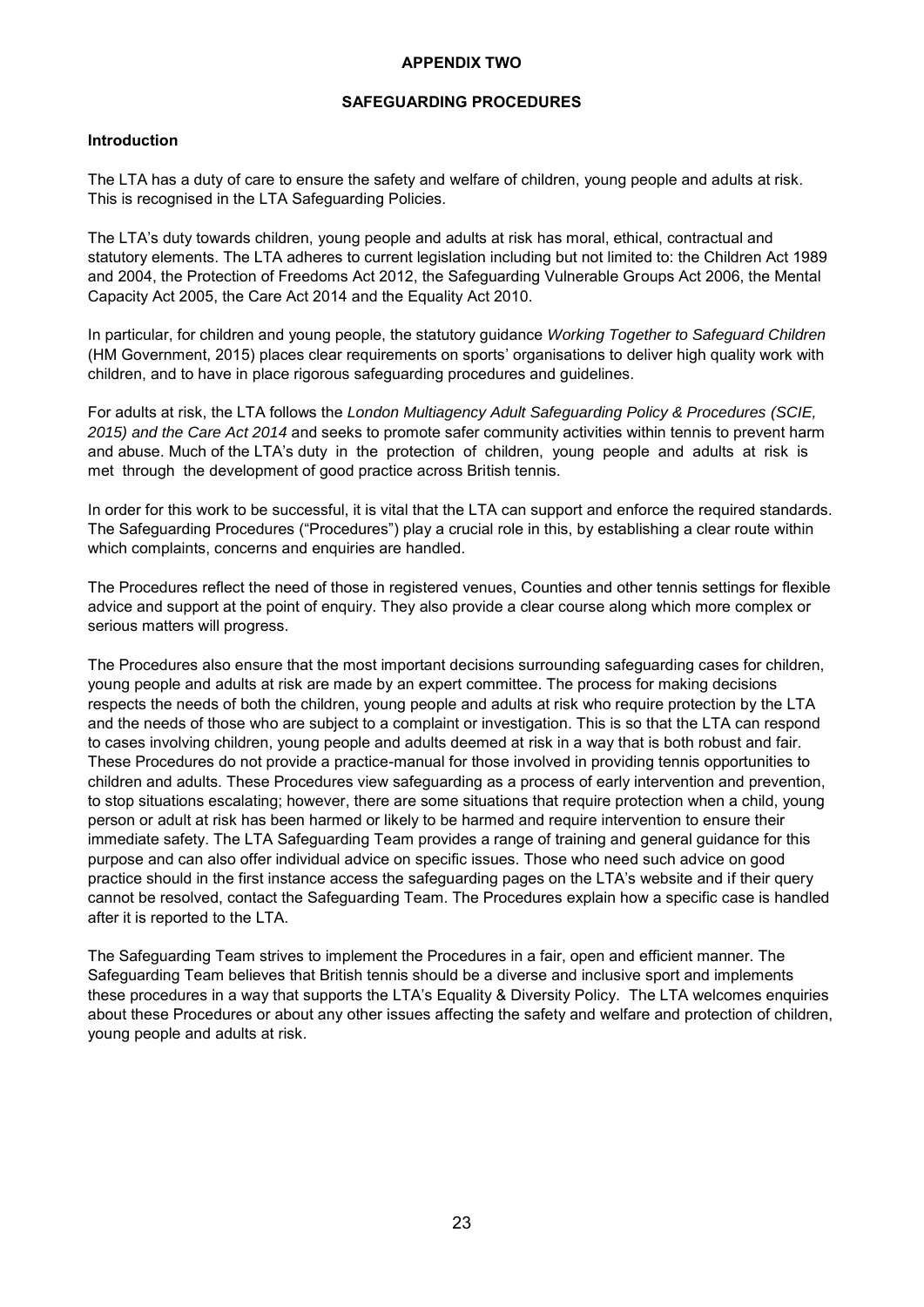# APPENDIX TWO

## SAFEGUARDING PROCEDURES

### Introduction

The LTA has a duty of care to ensure the safety and welfare of children, young people and adults at risk. This is recognised in the LTA Safeguarding Policies.

The LTA's duty towards children, young people and adults at risk has moral, ethical, contractual and statutory elements. The LTA adheres to current legislation including but not limited to: the Children Act 1989 and 2004, the Protection of Freedoms Act 2012, the Safeguarding Vulnerable Groups Act 2006, the Mental Capacity Act 2005, the Care Act 2014 and the Equality Act 2010.

In particular, for children and young people, the statutory guidance *Working Together to Safeguard Children* (HM Government, 2015) places clear requirements on sports' organisations to deliver high quality work with children, and to have in place rigorous safeguarding procedures and guidelines.

For adults at risk, the LTA follows the *London Multiagency Adult Safeguarding Policy & Procedures (SCIE, 2015) and the Care Act 2014* and seeks to promote safer community activities within tennis to prevent harm and abuse. Much of the LTA's duty in the protection of children, young people and adults at risk is met through the development of good practice across British tennis.

In order for this work to be successful, it is vital that the LTA can support and enforce the required standards. The Safeguarding Procedures ("Procedures") play a crucial role in this, by establishing a clear route within which complaints, concerns and enquiries are handled.

The Procedures reflect the need of those in registered venues, Counties and other tennis settings for flexible advice and support at the point of enquiry. They also provide a clear course along which more complex or serious matters will progress.

The Procedures also ensure that the most important decisions surrounding safeguarding cases for children, young people and adults at risk are made by an expert committee. The process for making decisions respects the needs of both the children, young people and adults at risk who require protection by the LTA and the needs of those who are subject to a complaint or investigation. This is so that the LTA can respond to cases involving children, young people and adults deemed at risk in a way that is both robust and fair. These Procedures do not provide a practice-manual for those involved in providing tennis opportunities to children and adults. These Procedures view safeguarding as a process of early intervention and prevention, to stop situations escalating; however, there are some situations that require protection when a child, young person or adult at risk has been harmed or likely to be harmed and require intervention to ensure their immediate safety. The LTA Safeguarding Team provides a range of training and general guidance for this purpose and can also offer individual advice on specific issues. Those who need such advice on good practice should in the first instance access the safeguarding pages on the LTA's website and if their query cannot be resolved, contact the Safeguarding Team. The Procedures explain how a specific case is handled after it is reported to the LTA.

The Safeguarding Team strives to implement the Procedures in a fair, open and efficient manner. The Safeguarding Team believes that British tennis should be a diverse and inclusive sport and implements these procedures in a way that supports the LTA's Equality & Diversity Policy. The LTA welcomes enquiries about these Procedures or about any other issues affecting the safety and welfare and protection of children, young people and adults at risk.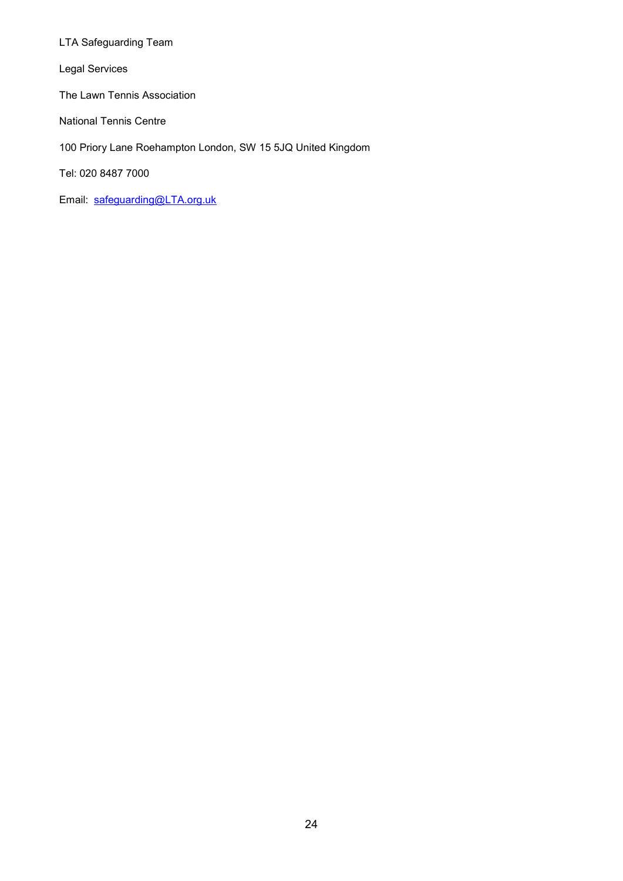LTA Safeguarding Team

Legal Services

The Lawn Tennis Association

National Tennis Centre

100 Priory Lane Roehampton London, SW 15 5JQ United Kingdom

Tel: 020 8487 7000

Email: [safeguarding@LTA.org.uk](mailto:safeguarding@LTA.org.uk)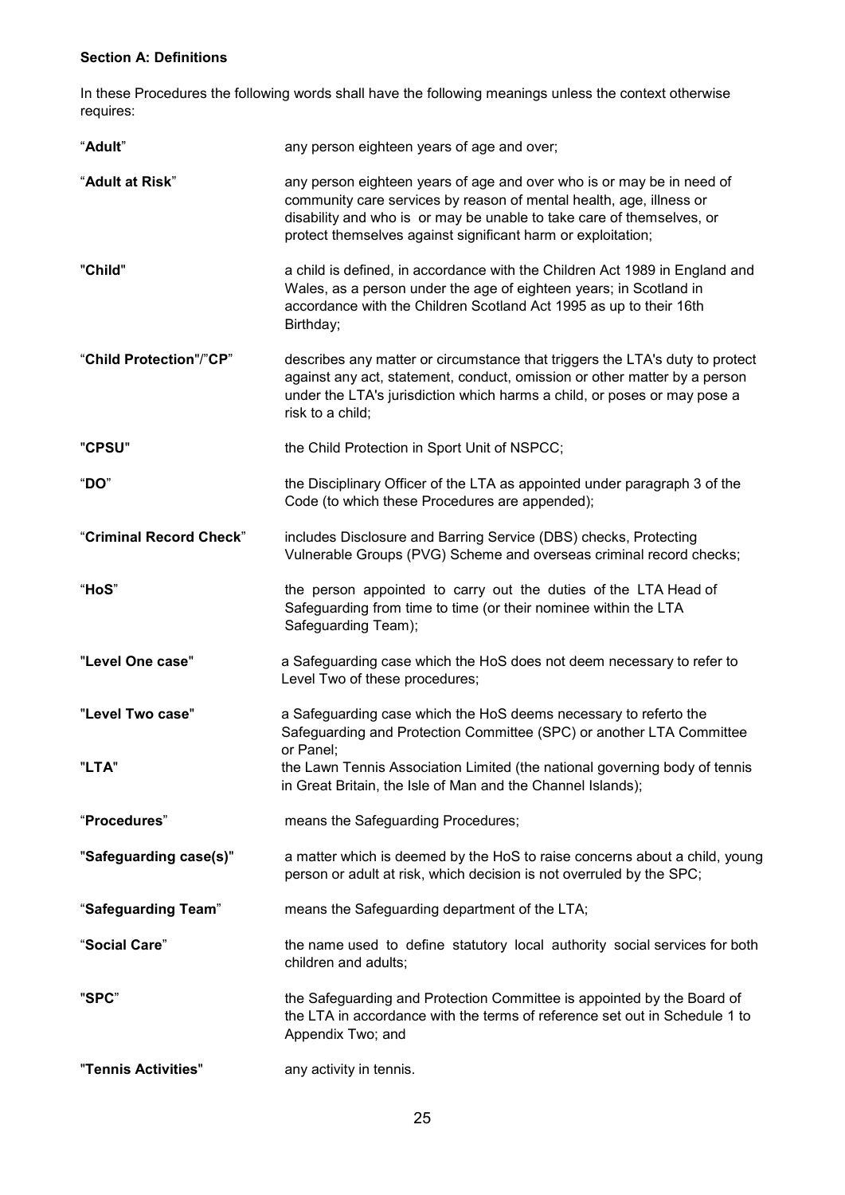**Section A: Definitions**

In these Procedures the following words shall have the following meanings unless the context otherwise requires:

| | |
|---|---|
| "**Adult**" | any person eighteen years of age and over; |
| "**Adult at Risk**" | any person eighteen years of age and over who is or may be in need of community care services by reason of mental health, age, illness or disability and who is or may be unable to take care of themselves, or protect themselves against significant harm or exploitation; |
| "**Child**" | a child is defined, in accordance with the Children Act 1989 in England and Wales, as a person under the age of eighteen years; in Scotland in accordance with the Children Scotland Act 1995 as up to their 16th Birthday; |
| "**Child Protection**"/"**CP**" | describes any matter or circumstance that triggers the LTA's duty to protect against any act, statement, conduct, omission or other matter by a person under the LTA's jurisdiction which harms a child, or poses or may pose a risk to a child; |
| "**CPSU**" | the Child Protection in Sport Unit of NSPCC; |
| "**DO**" | the Disciplinary Officer of the LTA as appointed under paragraph 3 of the Code (to which these Procedures are appended); |
| "**Criminal Record Check**" | includes Disclosure and Barring Service (DBS) checks, Protecting Vulnerable Groups (PVG) Scheme and overseas criminal record checks; |
| "**HoS**" | the person appointed to carry out the duties of the LTA Head of Safeguarding from time to time (or their nominee within the LTA Safeguarding Team); |
| "**Level One case**" | a Safeguarding case which the HoS does not deem necessary to refer to Level Two of these procedures; |
| "**Level Two case**" | a Safeguarding case which the HoS deems necessary to referto the Safeguarding and Protection Committee (SPC) or another LTA Committee or Panel; |
| "**LTA**" | the Lawn Tennis Association Limited (the national governing body of tennis in Great Britain, the Isle of Man and the Channel Islands); |
| "**Procedures**" | means the Safeguarding Procedures; |
| "**Safeguarding case(s)**" | a matter which is deemed by the HoS to raise concerns about a child, young person or adult at risk, which decision is not overruled by the SPC; |
| "**Safeguarding Team**" | means the Safeguarding department of the LTA; |
| "**Social Care**" | the name used to define statutory local authority social services for both children and adults; |
| "**SPC**" | the Safeguarding and Protection Committee is appointed by the Board of the LTA in accordance with the terms of reference set out in Schedule 1 to Appendix Two; and |
| "**Tennis Activities**" | any activity in tennis. |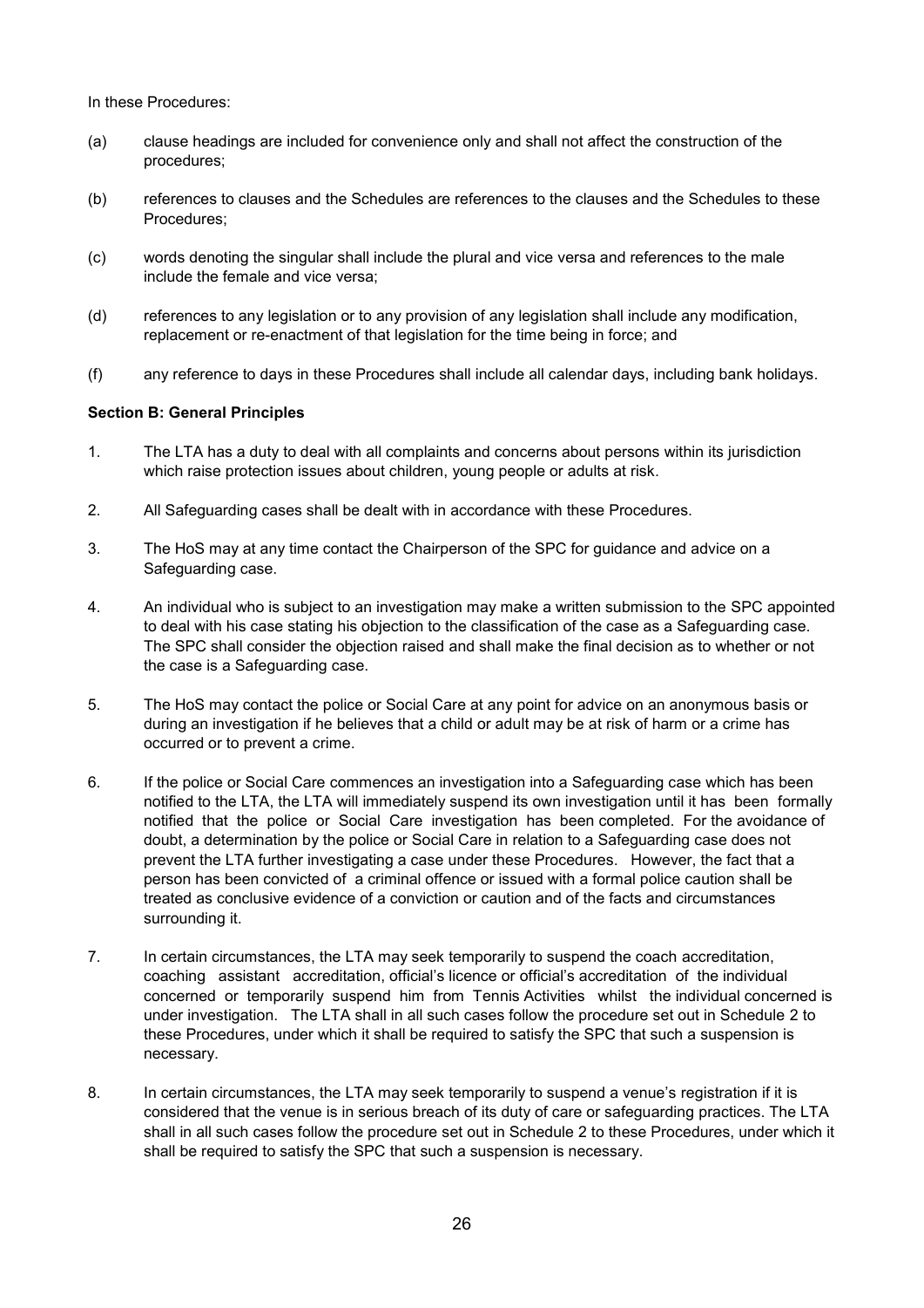In these Procedures:

(a) clause headings are included for convenience only and shall not affect the construction of the procedures;

(b) references to clauses and the Schedules are references to the clauses and the Schedules to these Procedures;

(c) words denoting the singular shall include the plural and vice versa and references to the male include the female and vice versa;

(d) references to any legislation or to any provision of any legislation shall include any modification, replacement or re-enactment of that legislation for the time being in force; and

(f) any reference to days in these Procedures shall include all calendar days, including bank holidays.

**Section B: General Principles**

1. The LTA has a duty to deal with all complaints and concerns about persons within its jurisdiction which raise protection issues about children, young people or adults at risk.

2. All Safeguarding cases shall be dealt with in accordance with these Procedures.

3. The HoS may at any time contact the Chairperson of the SPC for guidance and advice on a Safeguarding case.

4. An individual who is subject to an investigation may make a written submission to the SPC appointed to deal with his case stating his objection to the classification of the case as a Safeguarding case. The SPC shall consider the objection raised and shall make the final decision as to whether or not the case is a Safeguarding case.

5. The HoS may contact the police or Social Care at any point for advice on an anonymous basis or during an investigation if he believes that a child or adult may be at risk of harm or a crime has occurred or to prevent a crime.

6. If the police or Social Care commences an investigation into a Safeguarding case which has been notified to the LTA, the LTA will immediately suspend its own investigation until it has been formally notified that the police or Social Care investigation has been completed. For the avoidance of doubt, a determination by the police or Social Care in relation to a Safeguarding case does not prevent the LTA further investigating a case under these Procedures. However, the fact that a person has been convicted of a criminal offence or issued with a formal police caution shall be treated as conclusive evidence of a conviction or caution and of the facts and circumstances surrounding it.

7. In certain circumstances, the LTA may seek temporarily to suspend the coach accreditation, coaching assistant accreditation, official's licence or official's accreditation of the individual concerned or temporarily suspend him from Tennis Activities whilst the individual concerned is under investigation. The LTA shall in all such cases follow the procedure set out in Schedule 2 to these Procedures, under which it shall be required to satisfy the SPC that such a suspension is necessary.

8. In certain circumstances, the LTA may seek temporarily to suspend a venue's registration if it is considered that the venue is in serious breach of its duty of care or safeguarding practices. The LTA shall in all such cases follow the procedure set out in Schedule 2 to these Procedures, under which it shall be required to satisfy the SPC that such a suspension is necessary.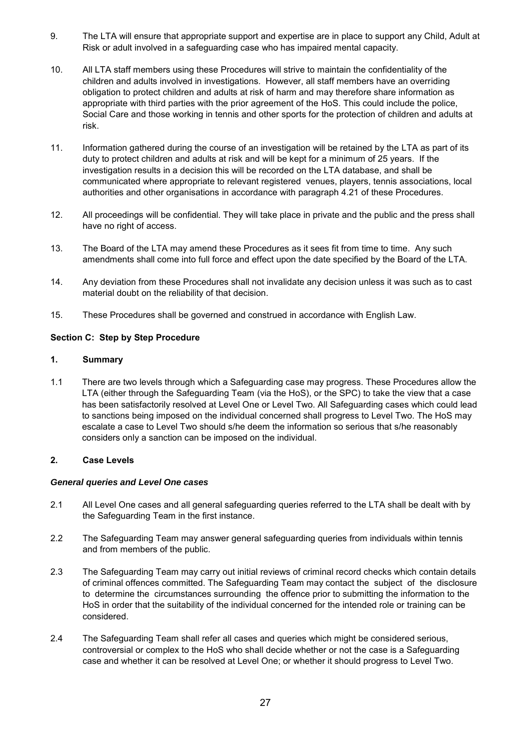9. The LTA will ensure that appropriate support and expertise are in place to support any Child, Adult at Risk or adult involved in a safeguarding case who has impaired mental capacity.

10. All LTA staff members using these Procedures will strive to maintain the confidentiality of the children and adults involved in investigations. However, all staff members have an overriding obligation to protect children and adults at risk of harm and may therefore share information as appropriate with third parties with the prior agreement of the HoS. This could include the police, Social Care and those working in tennis and other sports for the protection of children and adults at risk.

11. Information gathered during the course of an investigation will be retained by the LTA as part of its duty to protect children and adults at risk and will be kept for a minimum of 25 years. If the investigation results in a decision this will be recorded on the LTA database, and shall be communicated where appropriate to relevant registered venues, players, tennis associations, local authorities and other organisations in accordance with paragraph 4.21 of these Procedures.

12. All proceedings will be confidential. They will take place in private and the public and the press shall have no right of access.

13. The Board of the LTA may amend these Procedures as it sees fit from time to time. Any such amendments shall come into full force and effect upon the date specified by the Board of the LTA.

14. Any deviation from these Procedures shall not invalidate any decision unless it was such as to cast material doubt on the reliability of that decision.

15. These Procedures shall be governed and construed in accordance with English Law.

**Section C: Step by Step Procedure**

**1. Summary**

1.1 There are two levels through which a Safeguarding case may progress. These Procedures allow the LTA (either through the Safeguarding Team (via the HoS), or the SPC) to take the view that a case has been satisfactorily resolved at Level One or Level Two. All Safeguarding cases which could lead to sanctions being imposed on the individual concerned shall progress to Level Two. The HoS may escalate a case to Level Two should s/he deem the information so serious that s/he reasonably considers only a sanction can be imposed on the individual.

**2. Case Levels**

***General queries and Level One cases***

2.1 All Level One cases and all general safeguarding queries referred to the LTA shall be dealt with by the Safeguarding Team in the first instance.

2.2 The Safeguarding Team may answer general safeguarding queries from individuals within tennis and from members of the public.

2.3 The Safeguarding Team may carry out initial reviews of criminal record checks which contain details of criminal offences committed. The Safeguarding Team may contact the subject of the disclosure to determine the circumstances surrounding the offence prior to submitting the information to the HoS in order that the suitability of the individual concerned for the intended role or training can be considered.

2.4 The Safeguarding Team shall refer all cases and queries which might be considered serious, controversial or complex to the HoS who shall decide whether or not the case is a Safeguarding case and whether it can be resolved at Level One; or whether it should progress to Level Two.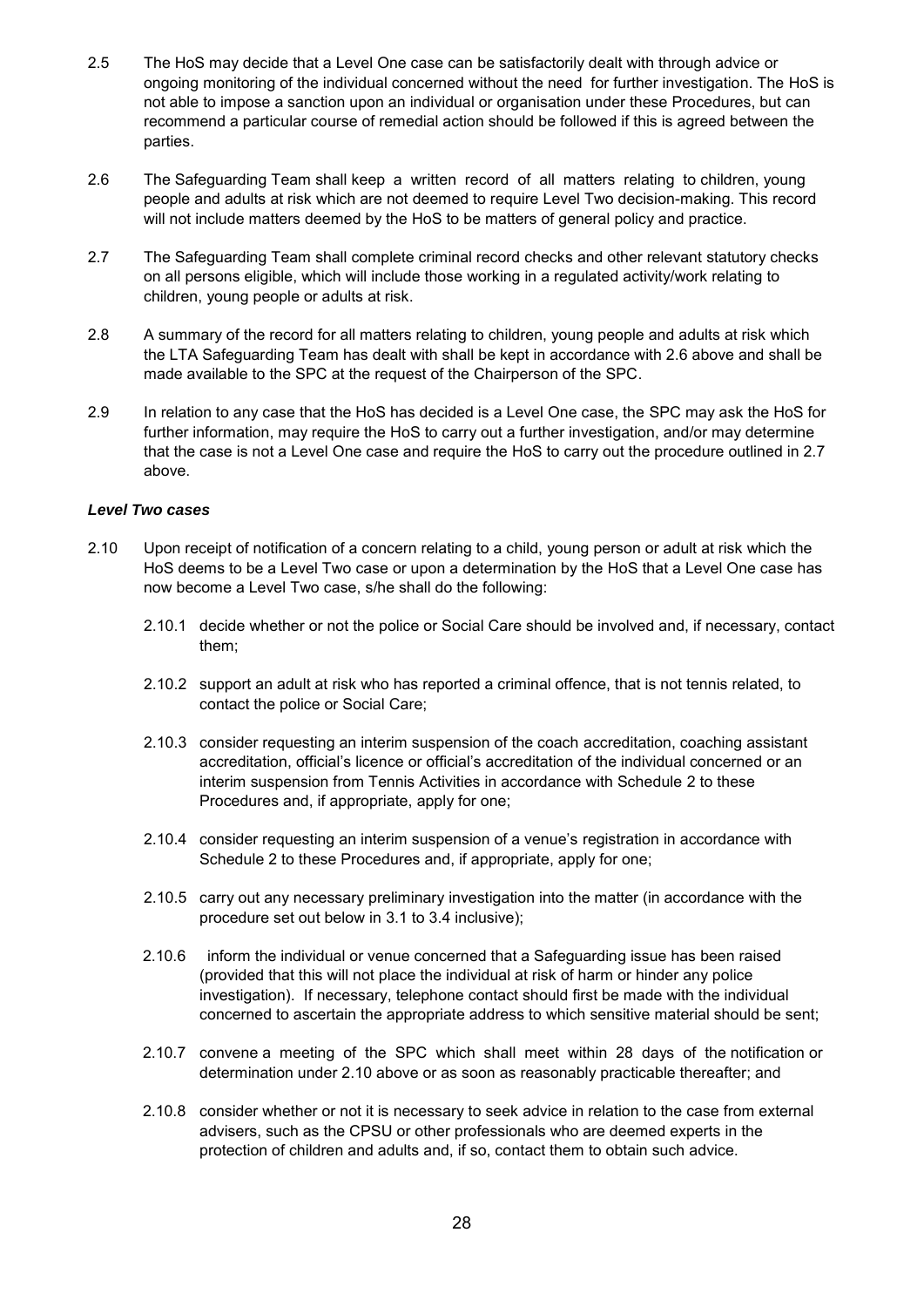2.5 The HoS may decide that a Level One case can be satisfactorily dealt with through advice or ongoing monitoring of the individual concerned without the need for further investigation. The HoS is not able to impose a sanction upon an individual or organisation under these Procedures, but can recommend a particular course of remedial action should be followed if this is agreed between the parties.

2.6 The Safeguarding Team shall keep a written record of all matters relating to children, young people and adults at risk which are not deemed to require Level Two decision-making. This record will not include matters deemed by the HoS to be matters of general policy and practice.

2.7 The Safeguarding Team shall complete criminal record checks and other relevant statutory checks on all persons eligible, which will include those working in a regulated activity/work relating to children, young people or adults at risk.

2.8 A summary of the record for all matters relating to children, young people and adults at risk which the LTA Safeguarding Team has dealt with shall be kept in accordance with 2.6 above and shall be made available to the SPC at the request of the Chairperson of the SPC.

2.9 In relation to any case that the HoS has decided is a Level One case, the SPC may ask the HoS for further information, may require the HoS to carry out a further investigation, and/or may determine that the case is not a Level One case and require the HoS to carry out the procedure outlined in 2.7 above.

***Level Two cases***

2.10 Upon receipt of notification of a concern relating to a child, young person or adult at risk which the HoS deems to be a Level Two case or upon a determination by the HoS that a Level One case has now become a Level Two case, s/he shall do the following:

2.10.1 decide whether or not the police or Social Care should be involved and, if necessary, contact them;

2.10.2 support an adult at risk who has reported a criminal offence, that is not tennis related, to contact the police or Social Care;

2.10.3 consider requesting an interim suspension of the coach accreditation, coaching assistant accreditation, official's licence or official's accreditation of the individual concerned or an interim suspension from Tennis Activities in accordance with Schedule 2 to these Procedures and, if appropriate, apply for one;

2.10.4 consider requesting an interim suspension of a venue's registration in accordance with Schedule 2 to these Procedures and, if appropriate, apply for one;

2.10.5 carry out any necessary preliminary investigation into the matter (in accordance with the procedure set out below in 3.1 to 3.4 inclusive);

2.10.6 inform the individual or venue concerned that a Safeguarding issue has been raised (provided that this will not place the individual at risk of harm or hinder any police investigation). If necessary, telephone contact should first be made with the individual concerned to ascertain the appropriate address to which sensitive material should be sent;

2.10.7 convene a meeting of the SPC which shall meet within 28 days of the notification or determination under 2.10 above or as soon as reasonably practicable thereafter; and

2.10.8 consider whether or not it is necessary to seek advice in relation to the case from external advisers, such as the CPSU or other professionals who are deemed experts in the protection of children and adults and, if so, contact them to obtain such advice.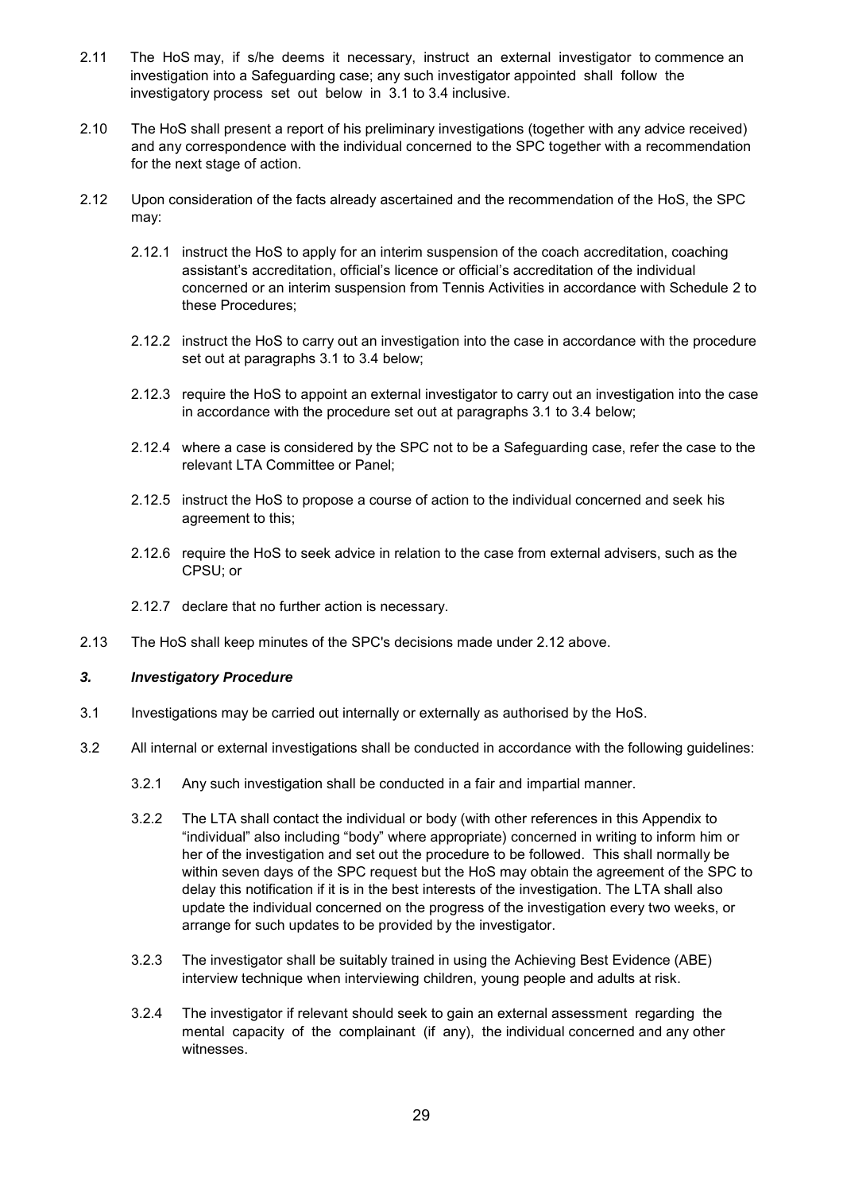2.11 The HoS may, if s/he deems it necessary, instruct an external investigator to commence an investigation into a Safeguarding case; any such investigator appointed shall follow the investigatory process set out below in 3.1 to 3.4 inclusive.

2.10 The HoS shall present a report of his preliminary investigations (together with any advice received) and any correspondence with the individual concerned to the SPC together with a recommendation for the next stage of action.

2.12 Upon consideration of the facts already ascertained and the recommendation of the HoS, the SPC may:

2.12.1 instruct the HoS to apply for an interim suspension of the coach accreditation, coaching assistant's accreditation, official's licence or official's accreditation of the individual concerned or an interim suspension from Tennis Activities in accordance with Schedule 2 to these Procedures;

2.12.2 instruct the HoS to carry out an investigation into the case in accordance with the procedure set out at paragraphs 3.1 to 3.4 below;

2.12.3 require the HoS to appoint an external investigator to carry out an investigation into the case in accordance with the procedure set out at paragraphs 3.1 to 3.4 below;

2.12.4 where a case is considered by the SPC not to be a Safeguarding case, refer the case to the relevant LTA Committee or Panel;

2.12.5 instruct the HoS to propose a course of action to the individual concerned and seek his agreement to this;

2.12.6 require the HoS to seek advice in relation to the case from external advisers, such as the CPSU; or

2.12.7 declare that no further action is necessary.

2.13 The HoS shall keep minutes of the SPC's decisions made under 2.12 above.

### *3. Investigatory Procedure*

3.1 Investigations may be carried out internally or externally as authorised by the HoS.

3.2 All internal or external investigations shall be conducted in accordance with the following guidelines:

3.2.1 Any such investigation shall be conducted in a fair and impartial manner.

3.2.2 The LTA shall contact the individual or body (with other references in this Appendix to "individual" also including "body" where appropriate) concerned in writing to inform him or her of the investigation and set out the procedure to be followed. This shall normally be within seven days of the SPC request but the HoS may obtain the agreement of the SPC to delay this notification if it is in the best interests of the investigation. The LTA shall also update the individual concerned on the progress of the investigation every two weeks, or arrange for such updates to be provided by the investigator.

3.2.3 The investigator shall be suitably trained in using the Achieving Best Evidence (ABE) interview technique when interviewing children, young people and adults at risk.

3.2.4 The investigator if relevant should seek to gain an external assessment regarding the mental capacity of the complainant (if any), the individual concerned and any other witnesses.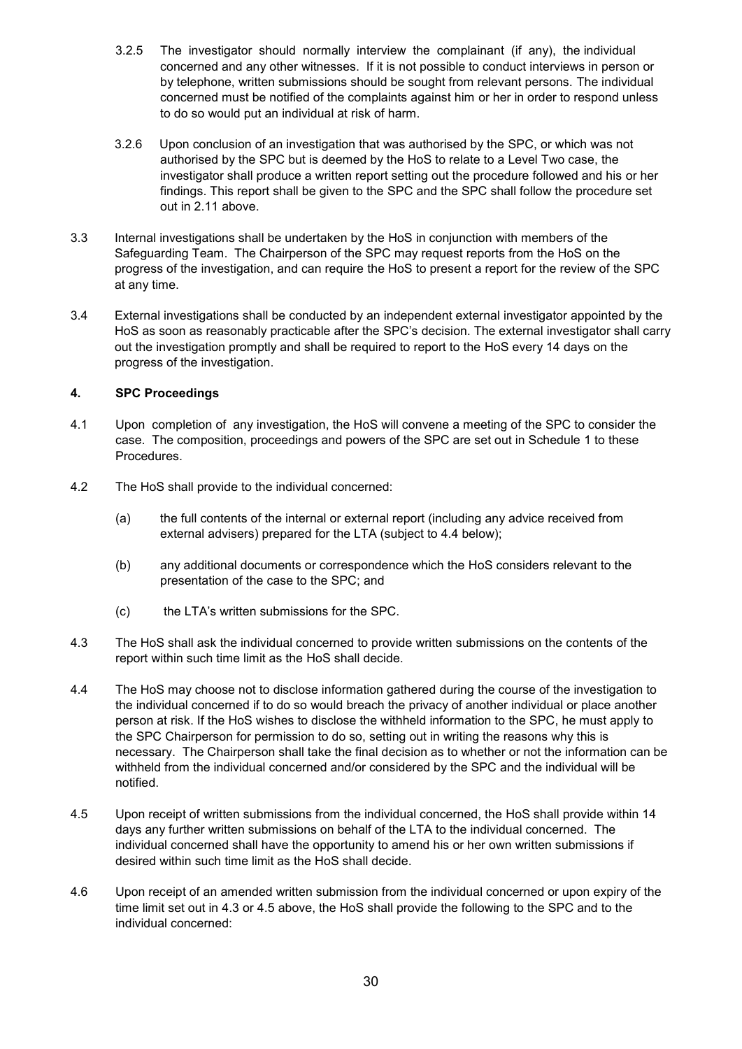3.2.5 The investigator should normally interview the complainant (if any), the individual concerned and any other witnesses. If it is not possible to conduct interviews in person or by telephone, written submissions should be sought from relevant persons. The individual concerned must be notified of the complaints against him or her in order to respond unless to do so would put an individual at risk of harm.

3.2.6 Upon conclusion of an investigation that was authorised by the SPC, or which was not authorised by the SPC but is deemed by the HoS to relate to a Level Two case, the investigator shall produce a written report setting out the procedure followed and his or her findings. This report shall be given to the SPC and the SPC shall follow the procedure set out in 2.11 above.

3.3 Internal investigations shall be undertaken by the HoS in conjunction with members of the Safeguarding Team. The Chairperson of the SPC may request reports from the HoS on the progress of the investigation, and can require the HoS to present a report for the review of the SPC at any time.

3.4 External investigations shall be conducted by an independent external investigator appointed by the HoS as soon as reasonably practicable after the SPC's decision. The external investigator shall carry out the investigation promptly and shall be required to report to the HoS every 14 days on the progress of the investigation.

**4. SPC Proceedings**

4.1 Upon completion of any investigation, the HoS will convene a meeting of the SPC to consider the case. The composition, proceedings and powers of the SPC are set out in Schedule 1 to these Procedures.

4.2 The HoS shall provide to the individual concerned:

(a) the full contents of the internal or external report (including any advice received from external advisers) prepared for the LTA (subject to 4.4 below);

(b) any additional documents or correspondence which the HoS considers relevant to the presentation of the case to the SPC; and

(c) the LTA's written submissions for the SPC.

4.3 The HoS shall ask the individual concerned to provide written submissions on the contents of the report within such time limit as the HoS shall decide.

4.4 The HoS may choose not to disclose information gathered during the course of the investigation to the individual concerned if to do so would breach the privacy of another individual or place another person at risk. If the HoS wishes to disclose the withheld information to the SPC, he must apply to the SPC Chairperson for permission to do so, setting out in writing the reasons why this is necessary. The Chairperson shall take the final decision as to whether or not the information can be withheld from the individual concerned and/or considered by the SPC and the individual will be notified.

4.5 Upon receipt of written submissions from the individual concerned, the HoS shall provide within 14 days any further written submissions on behalf of the LTA to the individual concerned. The individual concerned shall have the opportunity to amend his or her own written submissions if desired within such time limit as the HoS shall decide.

4.6 Upon receipt of an amended written submission from the individual concerned or upon expiry of the time limit set out in 4.3 or 4.5 above, the HoS shall provide the following to the SPC and to the individual concerned: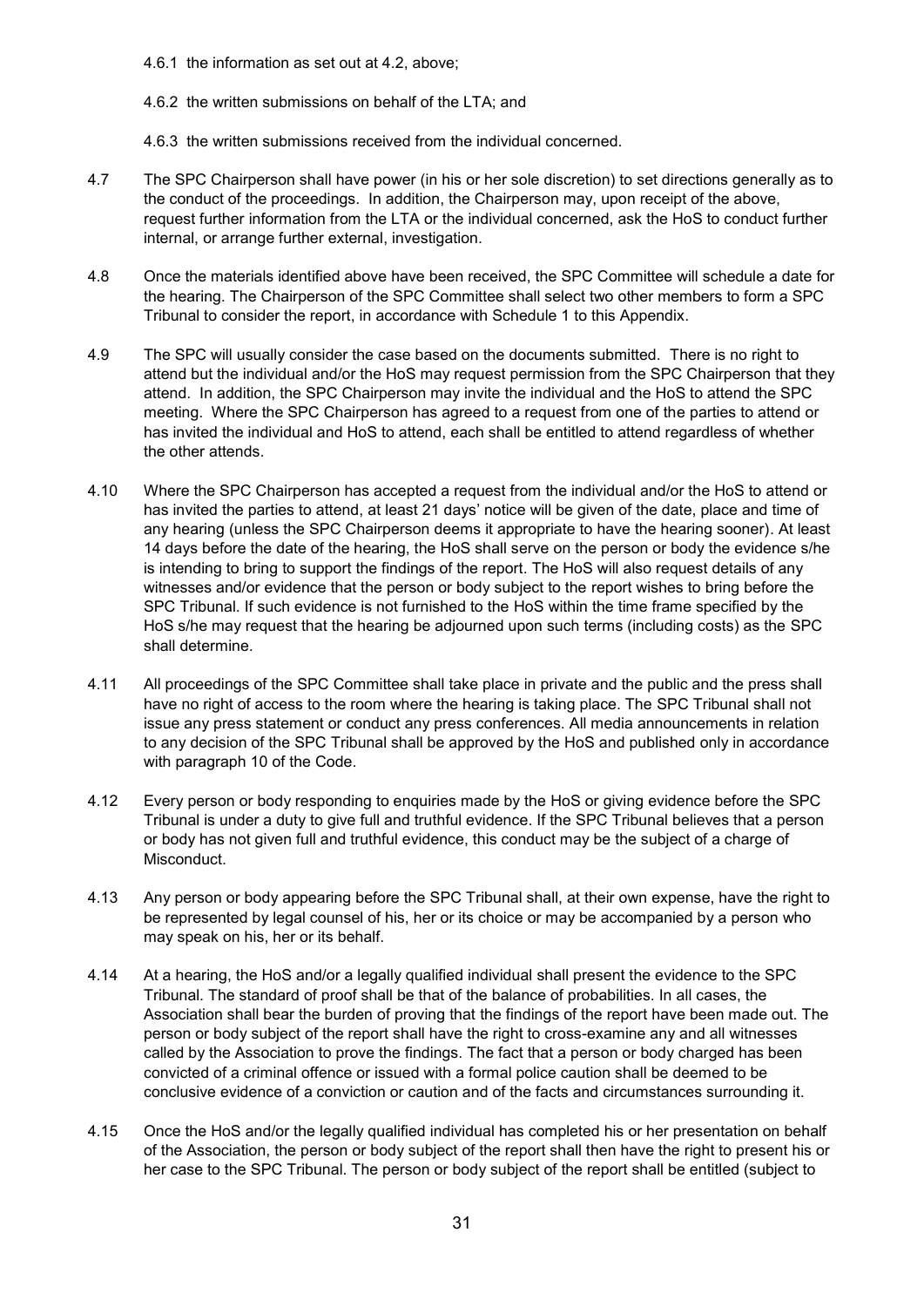4.6.1 the information as set out at 4.2, above;

4.6.2 the written submissions on behalf of the LTA; and

4.6.3 the written submissions received from the individual concerned.

4.7 The SPC Chairperson shall have power (in his or her sole discretion) to set directions generally as to the conduct of the proceedings. In addition, the Chairperson may, upon receipt of the above, request further information from the LTA or the individual concerned, ask the HoS to conduct further internal, or arrange further external, investigation.

4.8 Once the materials identified above have been received, the SPC Committee will schedule a date for the hearing. The Chairperson of the SPC Committee shall select two other members to form a SPC Tribunal to consider the report, in accordance with Schedule 1 to this Appendix.

4.9 The SPC will usually consider the case based on the documents submitted. There is no right to attend but the individual and/or the HoS may request permission from the SPC Chairperson that they attend. In addition, the SPC Chairperson may invite the individual and the HoS to attend the SPC meeting. Where the SPC Chairperson has agreed to a request from one of the parties to attend or has invited the individual and HoS to attend, each shall be entitled to attend regardless of whether the other attends.

4.10 Where the SPC Chairperson has accepted a request from the individual and/or the HoS to attend or has invited the parties to attend, at least 21 days' notice will be given of the date, place and time of any hearing (unless the SPC Chairperson deems it appropriate to have the hearing sooner). At least 14 days before the date of the hearing, the HoS shall serve on the person or body the evidence s/he is intending to bring to support the findings of the report. The HoS will also request details of any witnesses and/or evidence that the person or body subject to the report wishes to bring before the SPC Tribunal. If such evidence is not furnished to the HoS within the time frame specified by the HoS s/he may request that the hearing be adjourned upon such terms (including costs) as the SPC shall determine.

4.11 All proceedings of the SPC Committee shall take place in private and the public and the press shall have no right of access to the room where the hearing is taking place. The SPC Tribunal shall not issue any press statement or conduct any press conferences. All media announcements in relation to any decision of the SPC Tribunal shall be approved by the HoS and published only in accordance with paragraph 10 of the Code.

4.12 Every person or body responding to enquiries made by the HoS or giving evidence before the SPC Tribunal is under a duty to give full and truthful evidence. If the SPC Tribunal believes that a person or body has not given full and truthful evidence, this conduct may be the subject of a charge of Misconduct.

4.13 Any person or body appearing before the SPC Tribunal shall, at their own expense, have the right to be represented by legal counsel of his, her or its choice or may be accompanied by a person who may speak on his, her or its behalf.

4.14 At a hearing, the HoS and/or a legally qualified individual shall present the evidence to the SPC Tribunal. The standard of proof shall be that of the balance of probabilities. In all cases, the Association shall bear the burden of proving that the findings of the report have been made out. The person or body subject of the report shall have the right to cross-examine any and all witnesses called by the Association to prove the findings. The fact that a person or body charged has been convicted of a criminal offence or issued with a formal police caution shall be deemed to be conclusive evidence of a conviction or caution and of the facts and circumstances surrounding it.

4.15 Once the HoS and/or the legally qualified individual has completed his or her presentation on behalf of the Association, the person or body subject of the report shall then have the right to present his or her case to the SPC Tribunal. The person or body subject of the report shall be entitled (subject to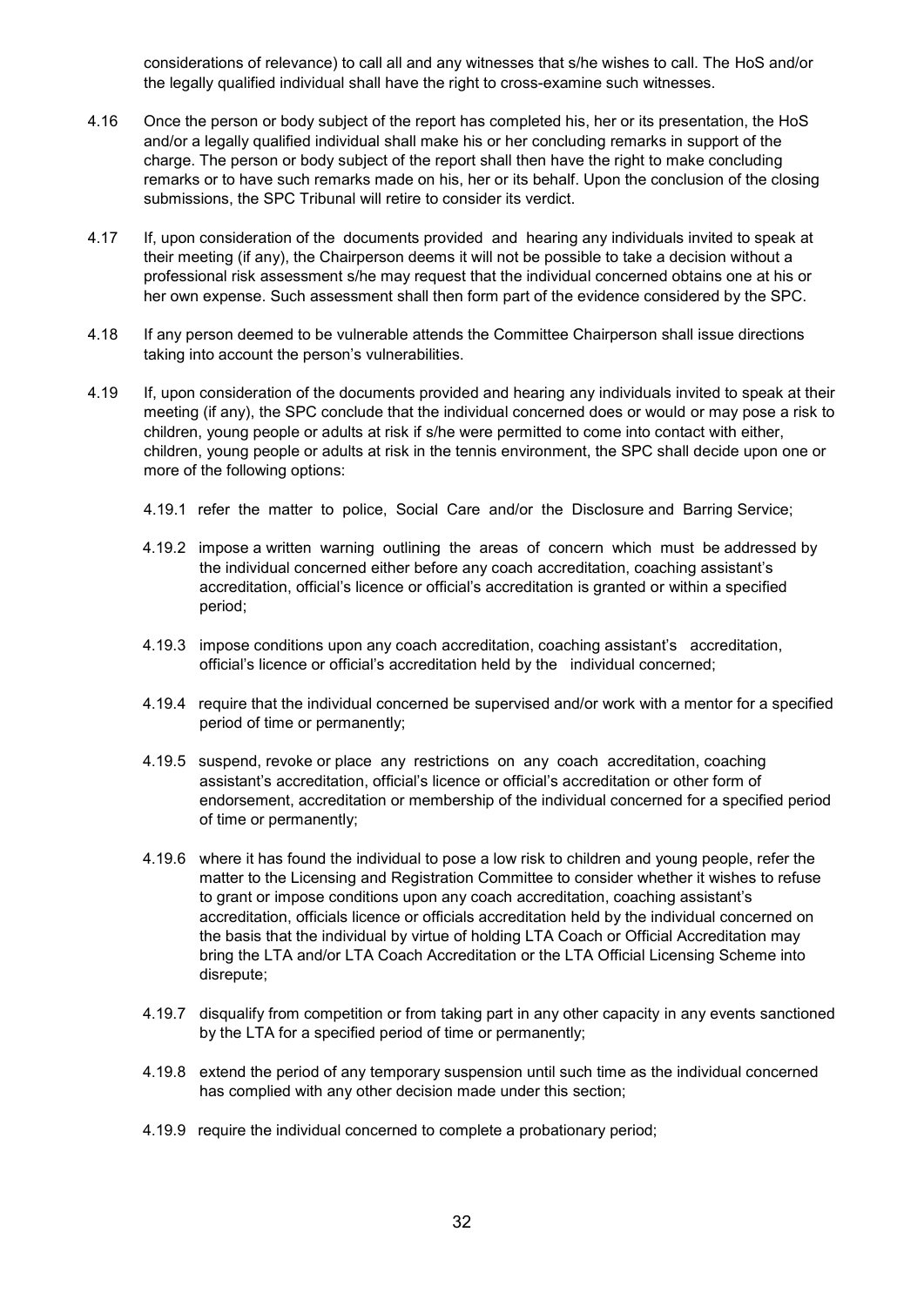considerations of relevance) to call all and any witnesses that s/he wishes to call. The HoS and/or the legally qualified individual shall have the right to cross-examine such witnesses.

4.16 Once the person or body subject of the report has completed his, her or its presentation, the HoS and/or a legally qualified individual shall make his or her concluding remarks in support of the charge. The person or body subject of the report shall then have the right to make concluding remarks or to have such remarks made on his, her or its behalf. Upon the conclusion of the closing submissions, the SPC Tribunal will retire to consider its verdict.

4.17 If, upon consideration of the documents provided and hearing any individuals invited to speak at their meeting (if any), the Chairperson deems it will not be possible to take a decision without a professional risk assessment s/he may request that the individual concerned obtains one at his or her own expense. Such assessment shall then form part of the evidence considered by the SPC.

4.18 If any person deemed to be vulnerable attends the Committee Chairperson shall issue directions taking into account the person's vulnerabilities.

4.19 If, upon consideration of the documents provided and hearing any individuals invited to speak at their meeting (if any), the SPC conclude that the individual concerned does or would or may pose a risk to children, young people or adults at risk if s/he were permitted to come into contact with either, children, young people or adults at risk in the tennis environment, the SPC shall decide upon one or more of the following options:

4.19.1 refer the matter to police, Social Care and/or the Disclosure and Barring Service;

4.19.2 impose a written warning outlining the areas of concern which must be addressed by the individual concerned either before any coach accreditation, coaching assistant's accreditation, official's licence or official's accreditation is granted or within a specified period;

4.19.3 impose conditions upon any coach accreditation, coaching assistant's accreditation, official's licence or official's accreditation held by the individual concerned;

4.19.4 require that the individual concerned be supervised and/or work with a mentor for a specified period of time or permanently;

4.19.5 suspend, revoke or place any restrictions on any coach accreditation, coaching assistant's accreditation, official's licence or official's accreditation or other form of endorsement, accreditation or membership of the individual concerned for a specified period of time or permanently;

4.19.6 where it has found the individual to pose a low risk to children and young people, refer the matter to the Licensing and Registration Committee to consider whether it wishes to refuse to grant or impose conditions upon any coach accreditation, coaching assistant's accreditation, officials licence or officials accreditation held by the individual concerned on the basis that the individual by virtue of holding LTA Coach or Official Accreditation may bring the LTA and/or LTA Coach Accreditation or the LTA Official Licensing Scheme into disrepute;

4.19.7 disqualify from competition or from taking part in any other capacity in any events sanctioned by the LTA for a specified period of time or permanently;

4.19.8 extend the period of any temporary suspension until such time as the individual concerned has complied with any other decision made under this section;

4.19.9 require the individual concerned to complete a probationary period;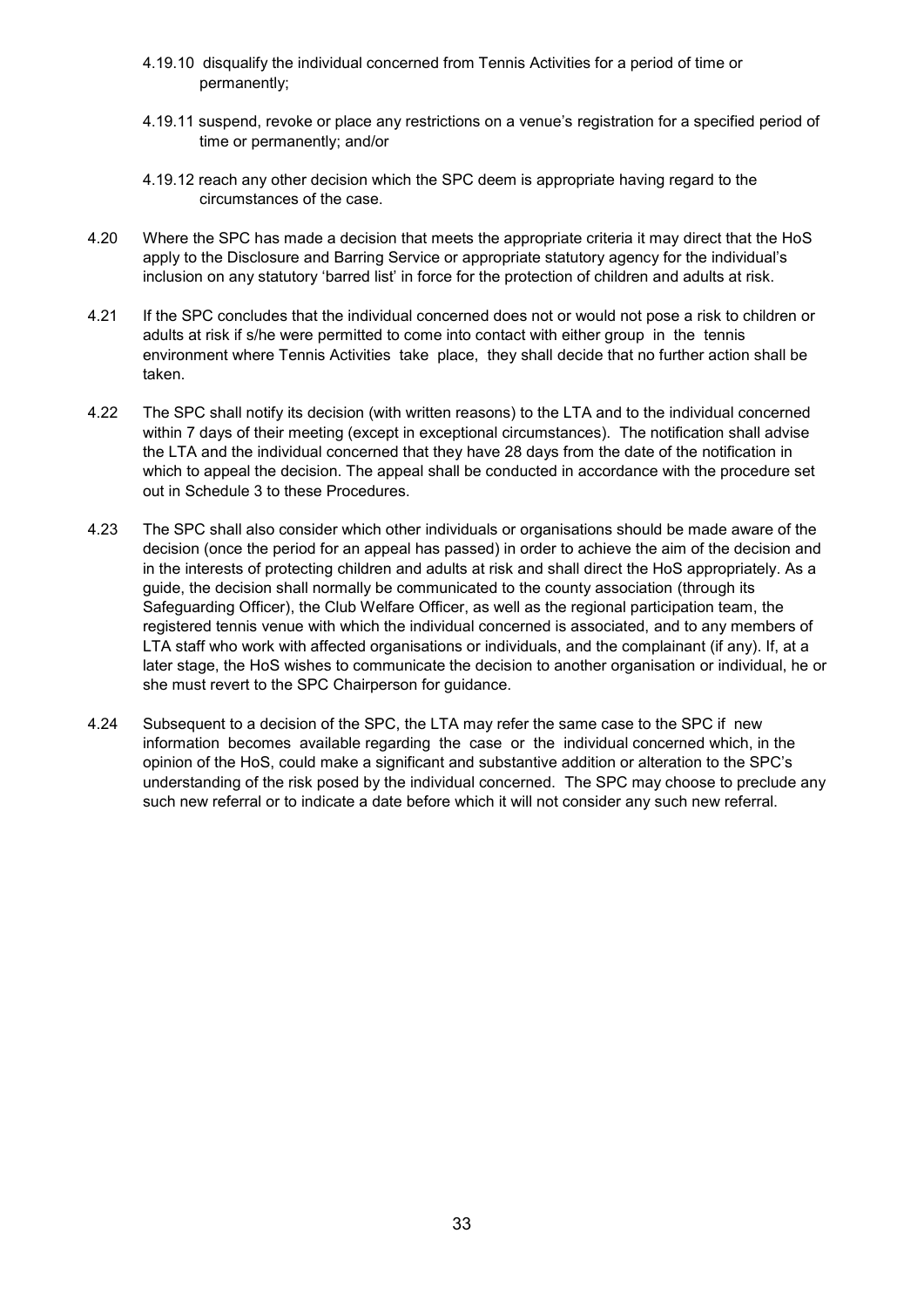4.19.10 disqualify the individual concerned from Tennis Activities for a period of time or permanently;

4.19.11 suspend, revoke or place any restrictions on a venue's registration for a specified period of time or permanently; and/or

4.19.12 reach any other decision which the SPC deem is appropriate having regard to the circumstances of the case.

4.20 Where the SPC has made a decision that meets the appropriate criteria it may direct that the HoS apply to the Disclosure and Barring Service or appropriate statutory agency for the individual's inclusion on any statutory 'barred list' in force for the protection of children and adults at risk.

4.21 If the SPC concludes that the individual concerned does not or would not pose a risk to children or adults at risk if s/he were permitted to come into contact with either group in the tennis environment where Tennis Activities take place, they shall decide that no further action shall be taken.

4.22 The SPC shall notify its decision (with written reasons) to the LTA and to the individual concerned within 7 days of their meeting (except in exceptional circumstances). The notification shall advise the LTA and the individual concerned that they have 28 days from the date of the notification in which to appeal the decision. The appeal shall be conducted in accordance with the procedure set out in Schedule 3 to these Procedures.

4.23 The SPC shall also consider which other individuals or organisations should be made aware of the decision (once the period for an appeal has passed) in order to achieve the aim of the decision and in the interests of protecting children and adults at risk and shall direct the HoS appropriately. As a guide, the decision shall normally be communicated to the county association (through its Safeguarding Officer), the Club Welfare Officer, as well as the regional participation team, the registered tennis venue with which the individual concerned is associated, and to any members of LTA staff who work with affected organisations or individuals, and the complainant (if any). If, at a later stage, the HoS wishes to communicate the decision to another organisation or individual, he or she must revert to the SPC Chairperson for guidance.

4.24 Subsequent to a decision of the SPC, the LTA may refer the same case to the SPC if new information becomes available regarding the case or the individual concerned which, in the opinion of the HoS, could make a significant and substantive addition or alteration to the SPC's understanding of the risk posed by the individual concerned. The SPC may choose to preclude any such new referral or to indicate a date before which it will not consider any such new referral.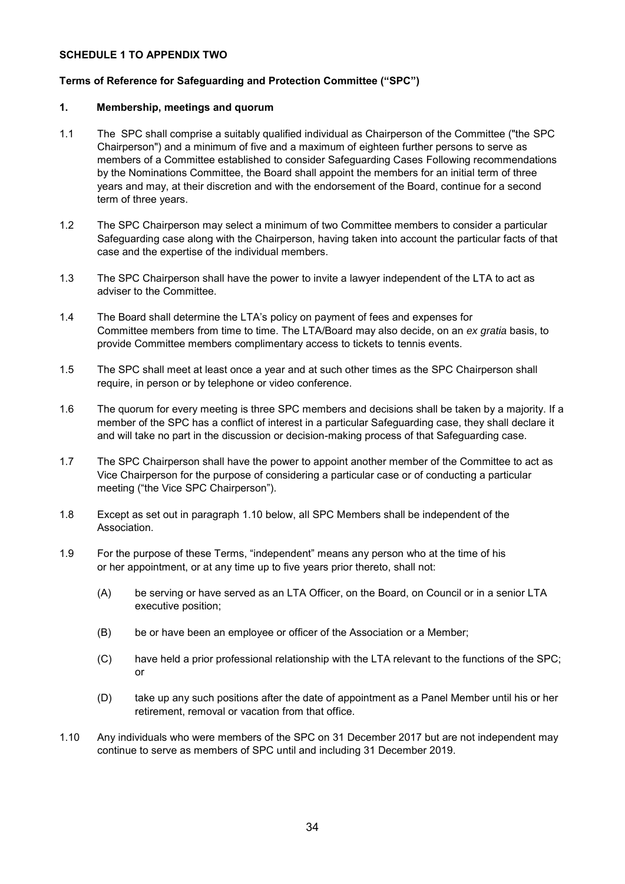**SCHEDULE 1 TO APPENDIX TWO**

**Terms of Reference for Safeguarding and Protection Committee ("SPC")**

**1. Membership, meetings and quorum**

1.1 The SPC shall comprise a suitably qualified individual as Chairperson of the Committee ("the SPC Chairperson") and a minimum of five and a maximum of eighteen further persons to serve as members of a Committee established to consider Safeguarding Cases Following recommendations by the Nominations Committee, the Board shall appoint the members for an initial term of three years and may, at their discretion and with the endorsement of the Board, continue for a second term of three years.

1.2 The SPC Chairperson may select a minimum of two Committee members to consider a particular Safeguarding case along with the Chairperson, having taken into account the particular facts of that case and the expertise of the individual members.

1.3 The SPC Chairperson shall have the power to invite a lawyer independent of the LTA to act as adviser to the Committee.

1.4 The Board shall determine the LTA's policy on payment of fees and expenses for Committee members from time to time. The LTA/Board may also decide, on an *ex gratia* basis, to provide Committee members complimentary access to tickets to tennis events.

1.5 The SPC shall meet at least once a year and at such other times as the SPC Chairperson shall require, in person or by telephone or video conference.

1.6 The quorum for every meeting is three SPC members and decisions shall be taken by a majority. If a member of the SPC has a conflict of interest in a particular Safeguarding case, they shall declare it and will take no part in the discussion or decision-making process of that Safeguarding case.

1.7 The SPC Chairperson shall have the power to appoint another member of the Committee to act as Vice Chairperson for the purpose of considering a particular case or of conducting a particular meeting ("the Vice SPC Chairperson").

1.8 Except as set out in paragraph 1.10 below, all SPC Members shall be independent of the Association.

1.9 For the purpose of these Terms, "independent" means any person who at the time of his or her appointment, or at any time up to five years prior thereto, shall not:

(A) be serving or have served as an LTA Officer, on the Board, on Council or in a senior LTA executive position;

(B) be or have been an employee or officer of the Association or a Member;

(C) have held a prior professional relationship with the LTA relevant to the functions of the SPC; or

(D) take up any such positions after the date of appointment as a Panel Member until his or her retirement, removal or vacation from that office.

1.10 Any individuals who were members of the SPC on 31 December 2017 but are not independent may continue to serve as members of SPC until and including 31 December 2019.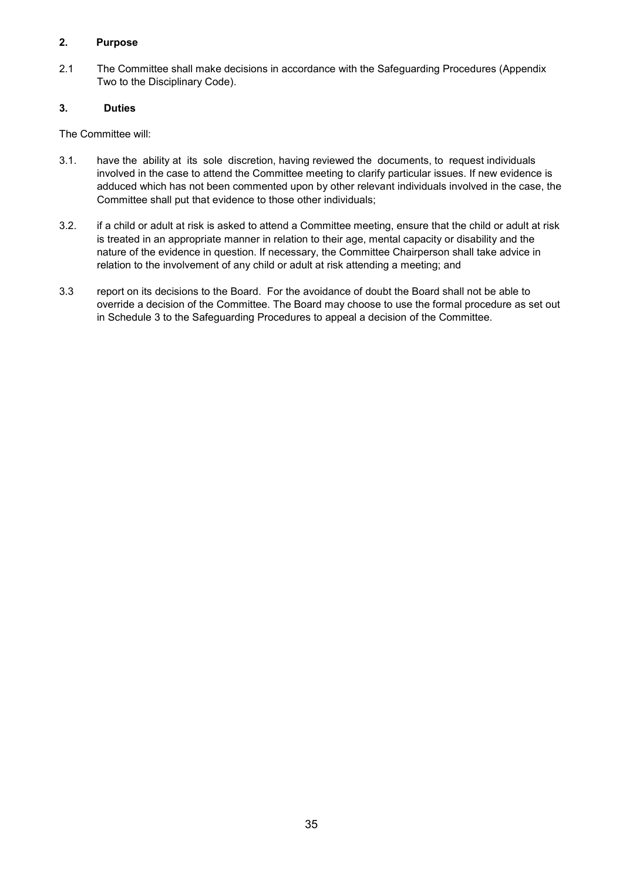## 2. Purpose

2.1 The Committee shall make decisions in accordance with the Safeguarding Procedures (Appendix Two to the Disciplinary Code).

## 3. Duties

The Committee will:

3.1. have the ability at its sole discretion, having reviewed the documents, to request individuals involved in the case to attend the Committee meeting to clarify particular issues. If new evidence is adduced which has not been commented upon by other relevant individuals involved in the case, the Committee shall put that evidence to those other individuals;

3.2. if a child or adult at risk is asked to attend a Committee meeting, ensure that the child or adult at risk is treated in an appropriate manner in relation to their age, mental capacity or disability and the nature of the evidence in question. If necessary, the Committee Chairperson shall take advice in relation to the involvement of any child or adult at risk attending a meeting; and

3.3 report on its decisions to the Board. For the avoidance of doubt the Board shall not be able to override a decision of the Committee. The Board may choose to use the formal procedure as set out in Schedule 3 to the Safeguarding Procedures to appeal a decision of the Committee.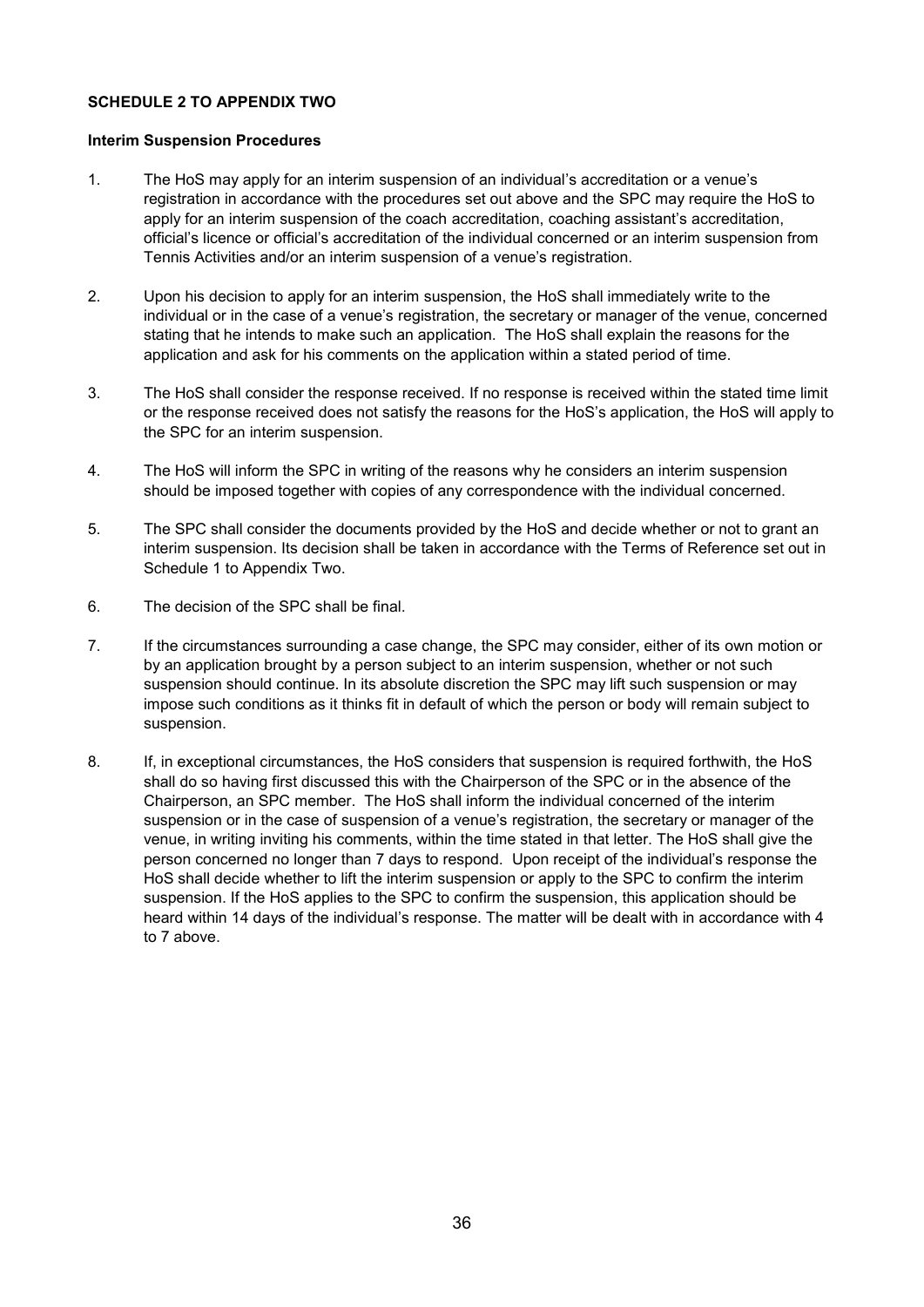**SCHEDULE 2 TO APPENDIX TWO**

**Interim Suspension Procedures**

1. The HoS may apply for an interim suspension of an individual's accreditation or a venue's registration in accordance with the procedures set out above and the SPC may require the HoS to apply for an interim suspension of the coach accreditation, coaching assistant's accreditation, official's licence or official's accreditation of the individual concerned or an interim suspension from Tennis Activities and/or an interim suspension of a venue's registration.

2. Upon his decision to apply for an interim suspension, the HoS shall immediately write to the individual or in the case of a venue's registration, the secretary or manager of the venue, concerned stating that he intends to make such an application. The HoS shall explain the reasons for the application and ask for his comments on the application within a stated period of time.

3. The HoS shall consider the response received. If no response is received within the stated time limit or the response received does not satisfy the reasons for the HoS's application, the HoS will apply to the SPC for an interim suspension.

4. The HoS will inform the SPC in writing of the reasons why he considers an interim suspension should be imposed together with copies of any correspondence with the individual concerned.

5. The SPC shall consider the documents provided by the HoS and decide whether or not to grant an interim suspension. Its decision shall be taken in accordance with the Terms of Reference set out in Schedule 1 to Appendix Two.

6. The decision of the SPC shall be final.

7. If the circumstances surrounding a case change, the SPC may consider, either of its own motion or by an application brought by a person subject to an interim suspension, whether or not such suspension should continue. In its absolute discretion the SPC may lift such suspension or may impose such conditions as it thinks fit in default of which the person or body will remain subject to suspension.

8. If, in exceptional circumstances, the HoS considers that suspension is required forthwith, the HoS shall do so having first discussed this with the Chairperson of the SPC or in the absence of the Chairperson, an SPC member. The HoS shall inform the individual concerned of the interim suspension or in the case of suspension of a venue's registration, the secretary or manager of the venue, in writing inviting his comments, within the time stated in that letter. The HoS shall give the person concerned no longer than 7 days to respond. Upon receipt of the individual's response the HoS shall decide whether to lift the interim suspension or apply to the SPC to confirm the interim suspension. If the HoS applies to the SPC to confirm the suspension, this application should be heard within 14 days of the individual's response. The matter will be dealt with in accordance with 4 to 7 above.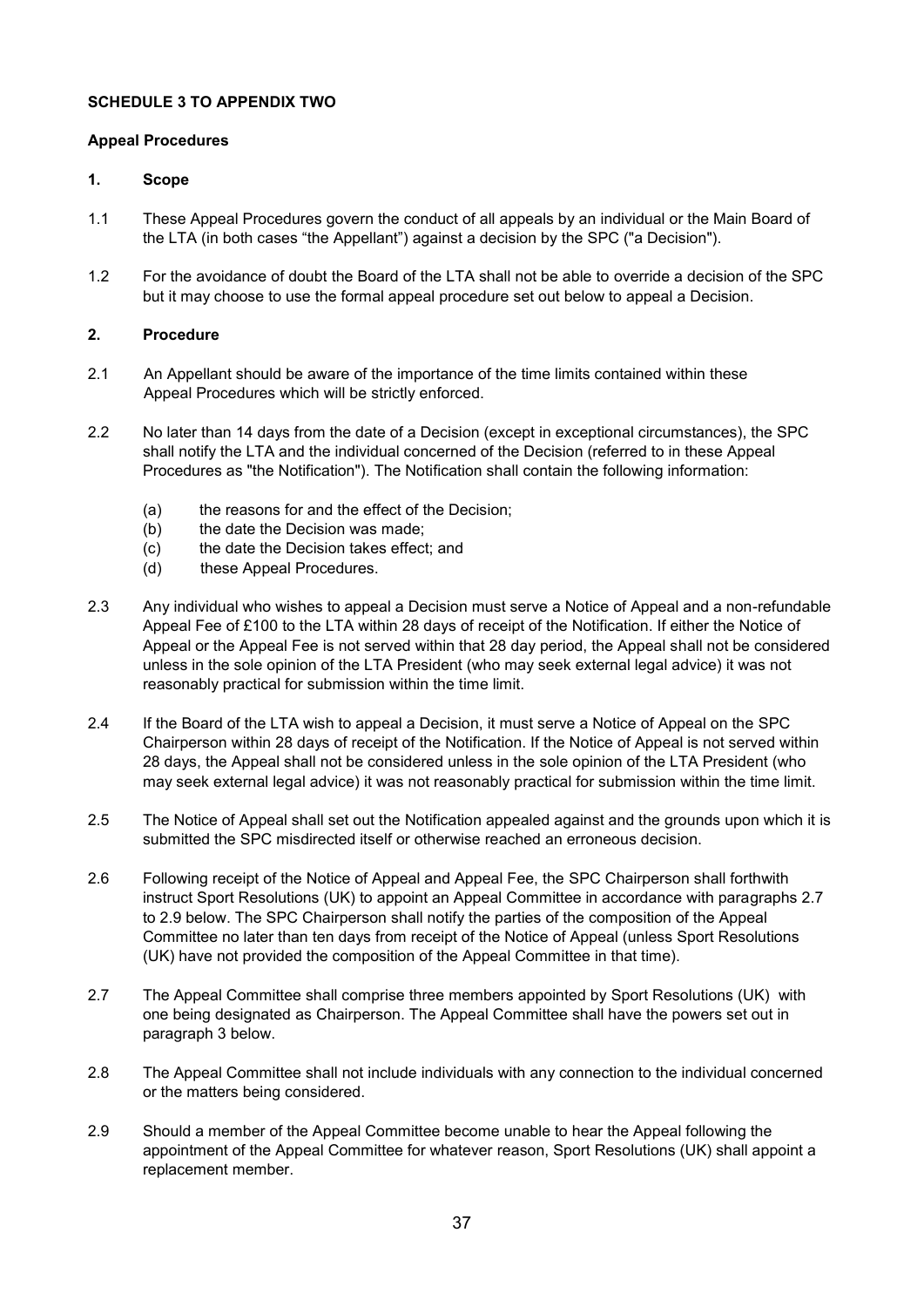**SCHEDULE 3 TO APPENDIX TWO**

**Appeal Procedures**

**1. Scope**

1.1 These Appeal Procedures govern the conduct of all appeals by an individual or the Main Board of the LTA (in both cases "the Appellant") against a decision by the SPC ("a Decision").

1.2 For the avoidance of doubt the Board of the LTA shall not be able to override a decision of the SPC but it may choose to use the formal appeal procedure set out below to appeal a Decision.

**2. Procedure**

2.1 An Appellant should be aware of the importance of the time limits contained within these Appeal Procedures which will be strictly enforced.

2.2 No later than 14 days from the date of a Decision (except in exceptional circumstances), the SPC shall notify the LTA and the individual concerned of the Decision (referred to in these Appeal Procedures as "the Notification"). The Notification shall contain the following information:

(a) the reasons for and the effect of the Decision;
(b) the date the Decision was made;
(c) the date the Decision takes effect; and
(d) these Appeal Procedures.

2.3 Any individual who wishes to appeal a Decision must serve a Notice of Appeal and a non-refundable Appeal Fee of £100 to the LTA within 28 days of receipt of the Notification. If either the Notice of Appeal or the Appeal Fee is not served within that 28 day period, the Appeal shall not be considered unless in the sole opinion of the LTA President (who may seek external legal advice) it was not reasonably practical for submission within the time limit.

2.4 If the Board of the LTA wish to appeal a Decision, it must serve a Notice of Appeal on the SPC Chairperson within 28 days of receipt of the Notification. If the Notice of Appeal is not served within 28 days, the Appeal shall not be considered unless in the sole opinion of the LTA President (who may seek external legal advice) it was not reasonably practical for submission within the time limit.

2.5 The Notice of Appeal shall set out the Notification appealed against and the grounds upon which it is submitted the SPC misdirected itself or otherwise reached an erroneous decision.

2.6 Following receipt of the Notice of Appeal and Appeal Fee, the SPC Chairperson shall forthwith instruct Sport Resolutions (UK) to appoint an Appeal Committee in accordance with paragraphs 2.7 to 2.9 below. The SPC Chairperson shall notify the parties of the composition of the Appeal Committee no later than ten days from receipt of the Notice of Appeal (unless Sport Resolutions (UK) have not provided the composition of the Appeal Committee in that time).

2.7 The Appeal Committee shall comprise three members appointed by Sport Resolutions (UK) with one being designated as Chairperson. The Appeal Committee shall have the powers set out in paragraph 3 below.

2.8 The Appeal Committee shall not include individuals with any connection to the individual concerned or the matters being considered.

2.9 Should a member of the Appeal Committee become unable to hear the Appeal following the appointment of the Appeal Committee for whatever reason, Sport Resolutions (UK) shall appoint a replacement member.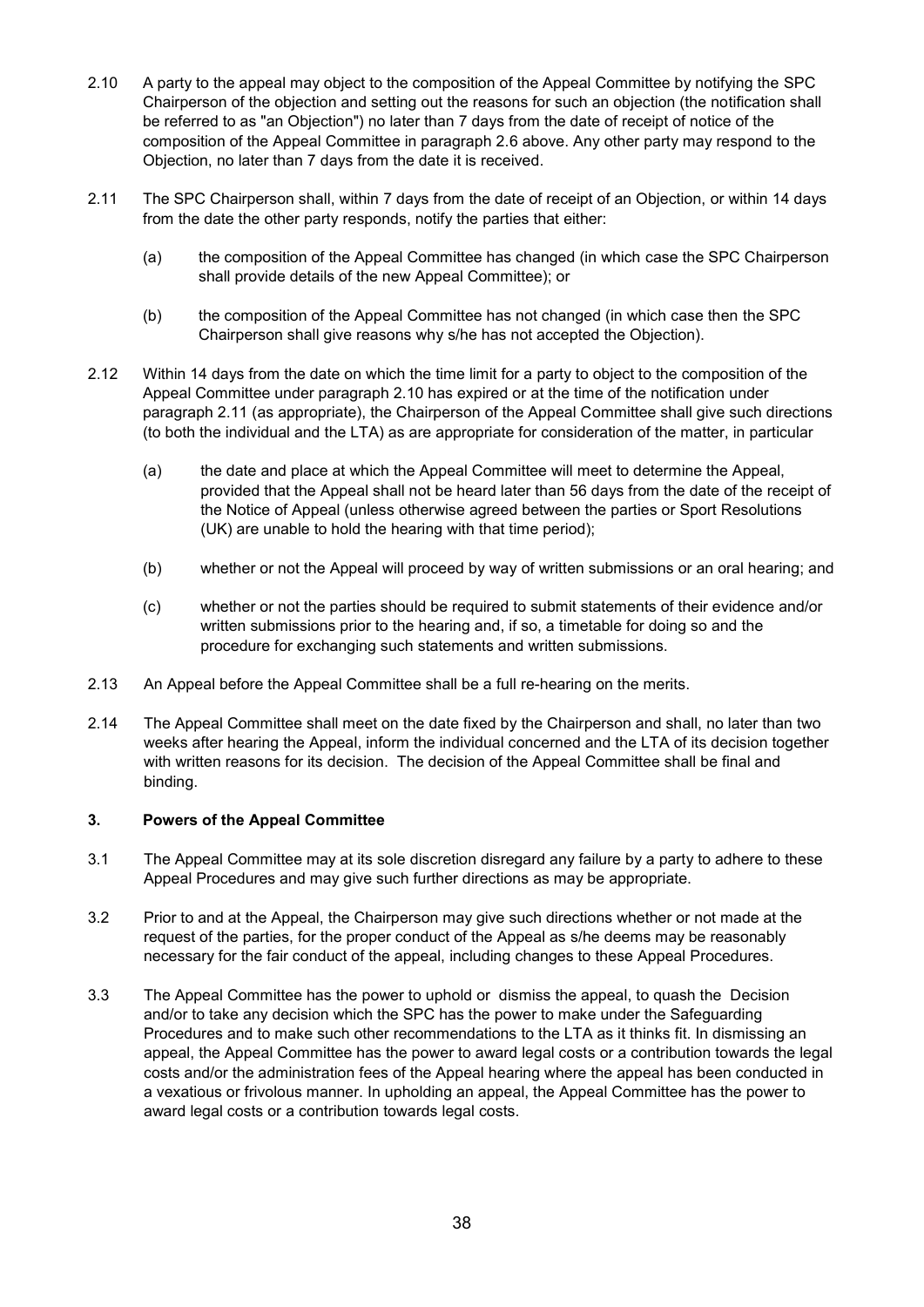2.10 A party to the appeal may object to the composition of the Appeal Committee by notifying the SPC Chairperson of the objection and setting out the reasons for such an objection (the notification shall be referred to as "an Objection") no later than 7 days from the date of receipt of notice of the composition of the Appeal Committee in paragraph 2.6 above. Any other party may respond to the Objection, no later than 7 days from the date it is received.

2.11 The SPC Chairperson shall, within 7 days from the date of receipt of an Objection, or within 14 days from the date the other party responds, notify the parties that either:

(a) the composition of the Appeal Committee has changed (in which case the SPC Chairperson shall provide details of the new Appeal Committee); or

(b) the composition of the Appeal Committee has not changed (in which case then the SPC Chairperson shall give reasons why s/he has not accepted the Objection).

2.12 Within 14 days from the date on which the time limit for a party to object to the composition of the Appeal Committee under paragraph 2.10 has expired or at the time of the notification under paragraph 2.11 (as appropriate), the Chairperson of the Appeal Committee shall give such directions (to both the individual and the LTA) as are appropriate for consideration of the matter, in particular

(a) the date and place at which the Appeal Committee will meet to determine the Appeal, provided that the Appeal shall not be heard later than 56 days from the date of the receipt of the Notice of Appeal (unless otherwise agreed between the parties or Sport Resolutions (UK) are unable to hold the hearing with that time period);

(b) whether or not the Appeal will proceed by way of written submissions or an oral hearing; and

(c) whether or not the parties should be required to submit statements of their evidence and/or written submissions prior to the hearing and, if so, a timetable for doing so and the procedure for exchanging such statements and written submissions.

2.13 An Appeal before the Appeal Committee shall be a full re-hearing on the merits.

2.14 The Appeal Committee shall meet on the date fixed by the Chairperson and shall, no later than two weeks after hearing the Appeal, inform the individual concerned and the LTA of its decision together with written reasons for its decision. The decision of the Appeal Committee shall be final and binding.

## 3. Powers of the Appeal Committee

3.1 The Appeal Committee may at its sole discretion disregard any failure by a party to adhere to these Appeal Procedures and may give such further directions as may be appropriate.

3.2 Prior to and at the Appeal, the Chairperson may give such directions whether or not made at the request of the parties, for the proper conduct of the Appeal as s/he deems may be reasonably necessary for the fair conduct of the appeal, including changes to these Appeal Procedures.

3.3 The Appeal Committee has the power to uphold or dismiss the appeal, to quash the Decision and/or to take any decision which the SPC has the power to make under the Safeguarding Procedures and to make such other recommendations to the LTA as it thinks fit. In dismissing an appeal, the Appeal Committee has the power to award legal costs or a contribution towards the legal costs and/or the administration fees of the Appeal hearing where the appeal has been conducted in a vexatious or frivolous manner. In upholding an appeal, the Appeal Committee has the power to award legal costs or a contribution towards legal costs.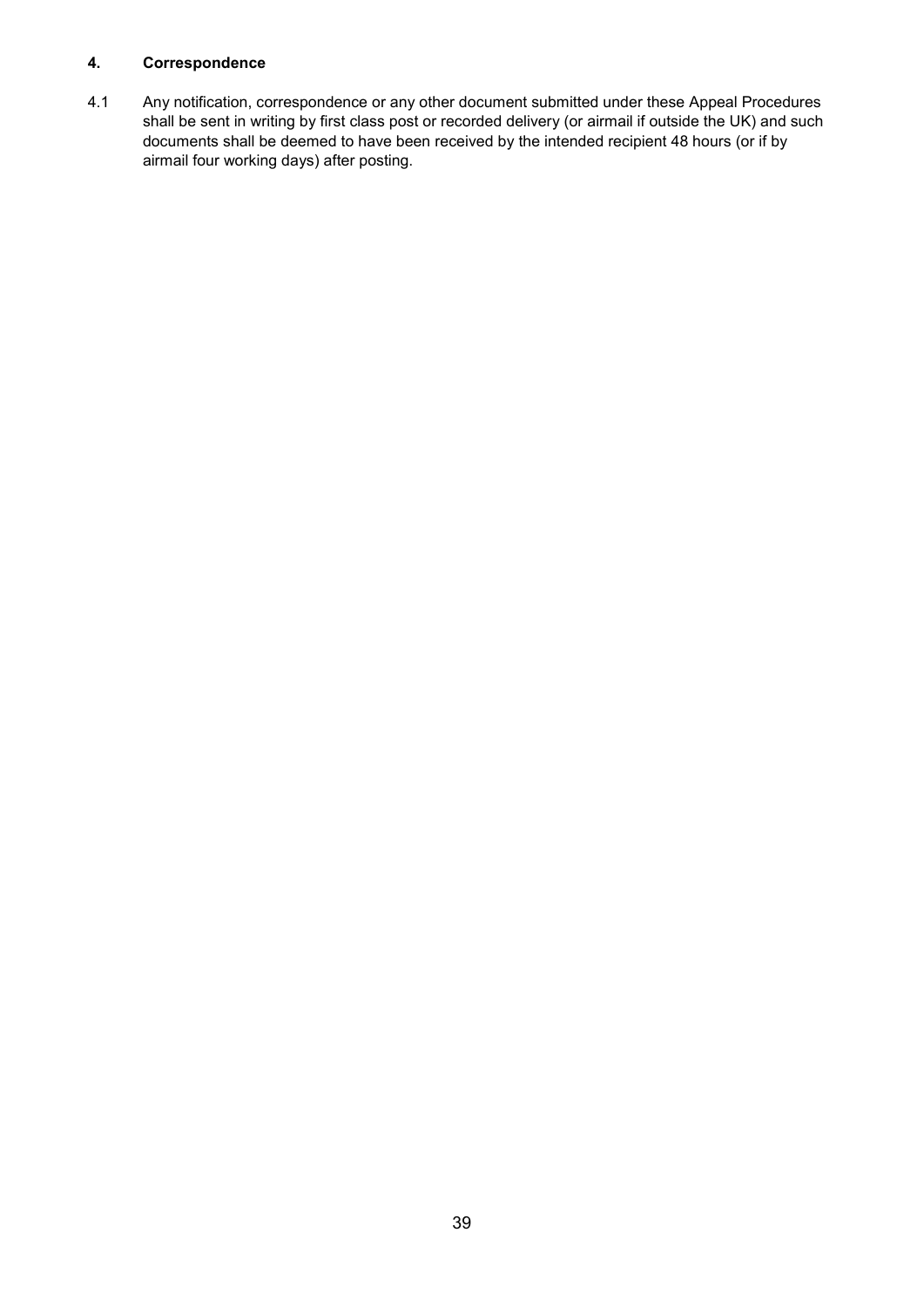## 4. Correspondence

4.1 Any notification, correspondence or any other document submitted under these Appeal Procedures shall be sent in writing by first class post or recorded delivery (or airmail if outside the UK) and such documents shall be deemed to have been received by the intended recipient 48 hours (or if by airmail four working days) after posting.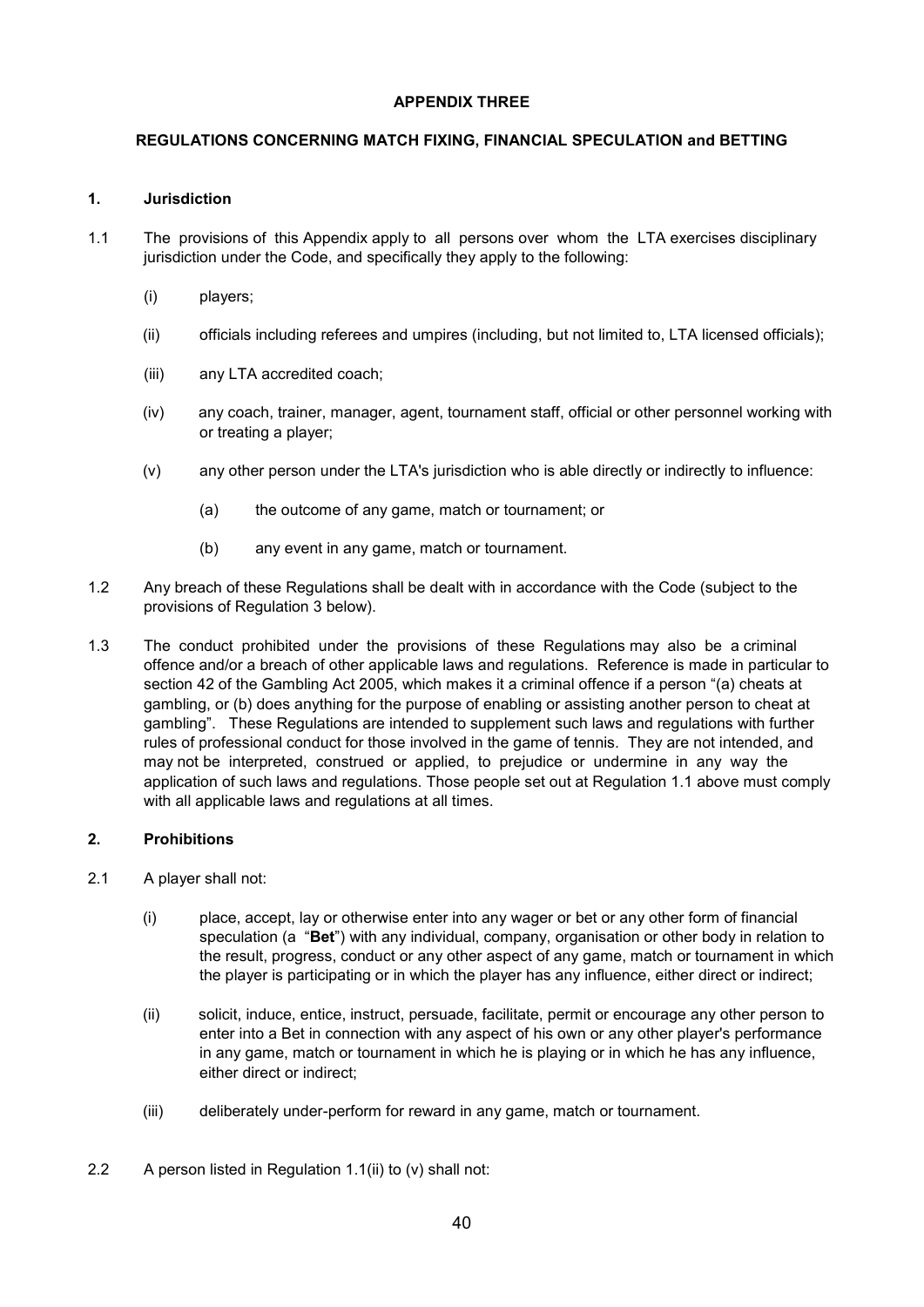## APPENDIX THREE

### REGULATIONS CONCERNING MATCH FIXING, FINANCIAL SPECULATION and BETTING

#### 1. Jurisdiction

1.1 The provisions of this Appendix apply to all persons over whom the LTA exercises disciplinary jurisdiction under the Code, and specifically they apply to the following:

- (i) players;
- (ii) officials including referees and umpires (including, but not limited to, LTA licensed officials);
- (iii) any LTA accredited coach;
- (iv) any coach, trainer, manager, agent, tournament staff, official or other personnel working with or treating a player;
- (v) any other person under the LTA's jurisdiction who is able directly or indirectly to influence:
  - (a) the outcome of any game, match or tournament; or
  - (b) any event in any game, match or tournament.

1.2 Any breach of these Regulations shall be dealt with in accordance with the Code (subject to the provisions of Regulation 3 below).

1.3 The conduct prohibited under the provisions of these Regulations may also be a criminal offence and/or a breach of other applicable laws and regulations. Reference is made in particular to section 42 of the Gambling Act 2005, which makes it a criminal offence if a person "(a) cheats at gambling, or (b) does anything for the purpose of enabling or assisting another person to cheat at gambling". These Regulations are intended to supplement such laws and regulations with further rules of professional conduct for those involved in the game of tennis. They are not intended, and may not be interpreted, construed or applied, to prejudice or undermine in any way the application of such laws and regulations. Those people set out at Regulation 1.1 above must comply with all applicable laws and regulations at all times.

#### 2. Prohibitions

2.1 A player shall not:

- (i) place, accept, lay or otherwise enter into any wager or bet or any other form of financial speculation (a "**Bet**") with any individual, company, organisation or other body in relation to the result, progress, conduct or any other aspect of any game, match or tournament in which the player is participating or in which the player has any influence, either direct or indirect;
- (ii) solicit, induce, entice, instruct, persuade, facilitate, permit or encourage any other person to enter into a Bet in connection with any aspect of his own or any other player's performance in any game, match or tournament in which he is playing or in which he has any influence, either direct or indirect;
- (iii) deliberately under-perform for reward in any game, match or tournament.

2.2 A person listed in Regulation 1.1(ii) to (v) shall not: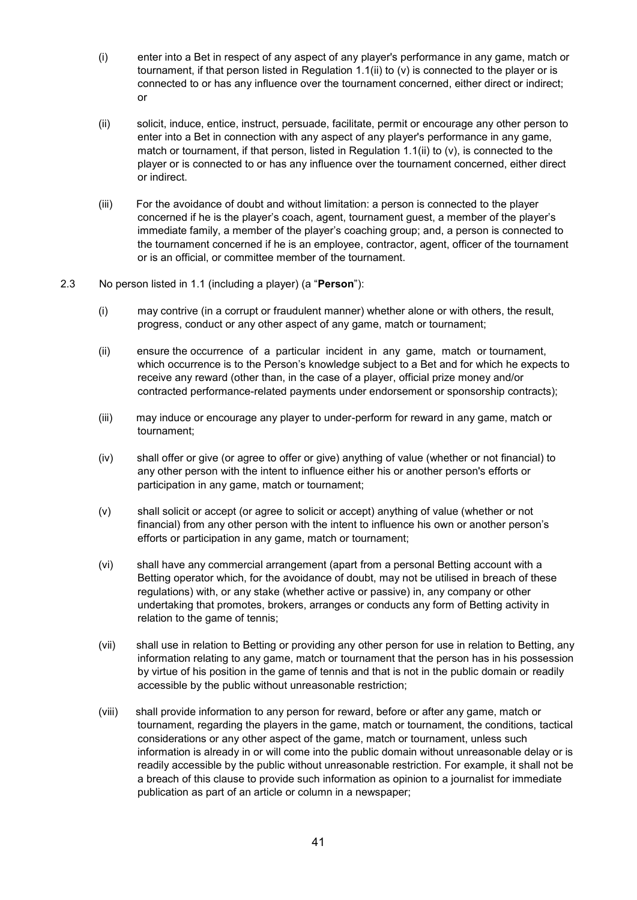(i) enter into a Bet in respect of any aspect of any player's performance in any game, match or tournament, if that person listed in Regulation 1.1(ii) to (v) is connected to the player or is connected to or has any influence over the tournament concerned, either direct or indirect; or

(ii) solicit, induce, entice, instruct, persuade, facilitate, permit or encourage any other person to enter into a Bet in connection with any aspect of any player's performance in any game, match or tournament, if that person, listed in Regulation 1.1(ii) to (v), is connected to the player or is connected to or has any influence over the tournament concerned, either direct or indirect.

(iii) For the avoidance of doubt and without limitation: a person is connected to the player concerned if he is the player's coach, agent, tournament guest, a member of the player's immediate family, a member of the player's coaching group; and, a person is connected to the tournament concerned if he is an employee, contractor, agent, officer of the tournament or is an official, or committee member of the tournament.

2.3 No person listed in 1.1 (including a player) (a "**Person**"):

(i) may contrive (in a corrupt or fraudulent manner) whether alone or with others, the result, progress, conduct or any other aspect of any game, match or tournament;

(ii) ensure the occurrence of a particular incident in any game, match or tournament, which occurrence is to the Person's knowledge subject to a Bet and for which he expects to receive any reward (other than, in the case of a player, official prize money and/or contracted performance-related payments under endorsement or sponsorship contracts);

(iii) may induce or encourage any player to under-perform for reward in any game, match or tournament;

(iv) shall offer or give (or agree to offer or give) anything of value (whether or not financial) to any other person with the intent to influence either his or another person's efforts or participation in any game, match or tournament;

(v) shall solicit or accept (or agree to solicit or accept) anything of value (whether or not financial) from any other person with the intent to influence his own or another person's efforts or participation in any game, match or tournament;

(vi) shall have any commercial arrangement (apart from a personal Betting account with a Betting operator which, for the avoidance of doubt, may not be utilised in breach of these regulations) with, or any stake (whether active or passive) in, any company or other undertaking that promotes, brokers, arranges or conducts any form of Betting activity in relation to the game of tennis;

(vii) shall use in relation to Betting or providing any other person for use in relation to Betting, any information relating to any game, match or tournament that the person has in his possession by virtue of his position in the game of tennis and that is not in the public domain or readily accessible by the public without unreasonable restriction;

(viii) shall provide information to any person for reward, before or after any game, match or tournament, regarding the players in the game, match or tournament, the conditions, tactical considerations or any other aspect of the game, match or tournament, unless such information is already in or will come into the public domain without unreasonable delay or is readily accessible by the public without unreasonable restriction. For example, it shall not be a breach of this clause to provide such information as opinion to a journalist for immediate publication as part of an article or column in a newspaper;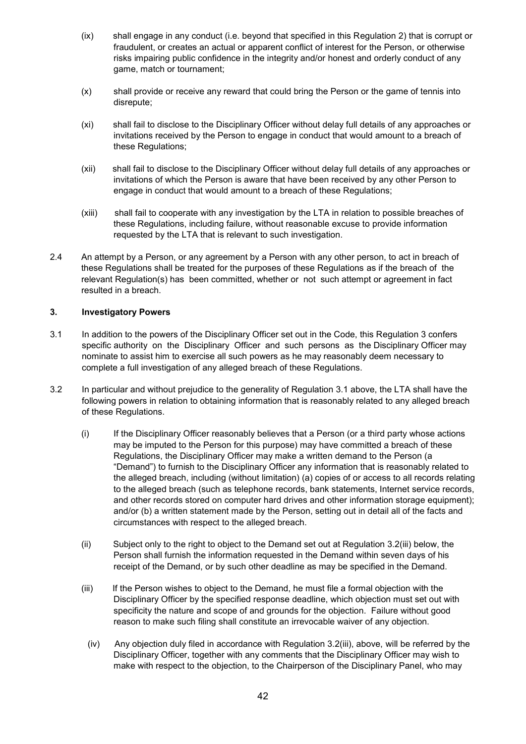(ix) shall engage in any conduct (i.e. beyond that specified in this Regulation 2) that is corrupt or fraudulent, or creates an actual or apparent conflict of interest for the Person, or otherwise risks impairing public confidence in the integrity and/or honest and orderly conduct of any game, match or tournament;

(x) shall provide or receive any reward that could bring the Person or the game of tennis into disrepute;

(xi) shall fail to disclose to the Disciplinary Officer without delay full details of any approaches or invitations received by the Person to engage in conduct that would amount to a breach of these Regulations;

(xii) shall fail to disclose to the Disciplinary Officer without delay full details of any approaches or invitations of which the Person is aware that have been received by any other Person to engage in conduct that would amount to a breach of these Regulations;

(xiii) shall fail to cooperate with any investigation by the LTA in relation to possible breaches of these Regulations, including failure, without reasonable excuse to provide information requested by the LTA that is relevant to such investigation.

2.4 An attempt by a Person, or any agreement by a Person with any other person, to act in breach of these Regulations shall be treated for the purposes of these Regulations as if the breach of the relevant Regulation(s) has been committed, whether or not such attempt or agreement in fact resulted in a breach.

### 3. Investigatory Powers

3.1 In addition to the powers of the Disciplinary Officer set out in the Code, this Regulation 3 confers specific authority on the Disciplinary Officer and such persons as the Disciplinary Officer may nominate to assist him to exercise all such powers as he may reasonably deem necessary to complete a full investigation of any alleged breach of these Regulations.

3.2 In particular and without prejudice to the generality of Regulation 3.1 above, the LTA shall have the following powers in relation to obtaining information that is reasonably related to any alleged breach of these Regulations.

(i) If the Disciplinary Officer reasonably believes that a Person (or a third party whose actions may be imputed to the Person for this purpose) may have committed a breach of these Regulations, the Disciplinary Officer may make a written demand to the Person (a "Demand") to furnish to the Disciplinary Officer any information that is reasonably related to the alleged breach, including (without limitation) (a) copies of or access to all records relating to the alleged breach (such as telephone records, bank statements, Internet service records, and other records stored on computer hard drives and other information storage equipment); and/or (b) a written statement made by the Person, setting out in detail all of the facts and circumstances with respect to the alleged breach.

(ii) Subject only to the right to object to the Demand set out at Regulation 3.2(iii) below, the Person shall furnish the information requested in the Demand within seven days of his receipt of the Demand, or by such other deadline as may be specified in the Demand.

(iii) If the Person wishes to object to the Demand, he must file a formal objection with the Disciplinary Officer by the specified response deadline, which objection must set out with specificity the nature and scope of and grounds for the objection. Failure without good reason to make such filing shall constitute an irrevocable waiver of any objection.

(iv) Any objection duly filed in accordance with Regulation 3.2(iii), above, will be referred by the Disciplinary Officer, together with any comments that the Disciplinary Officer may wish to make with respect to the objection, to the Chairperson of the Disciplinary Panel, who may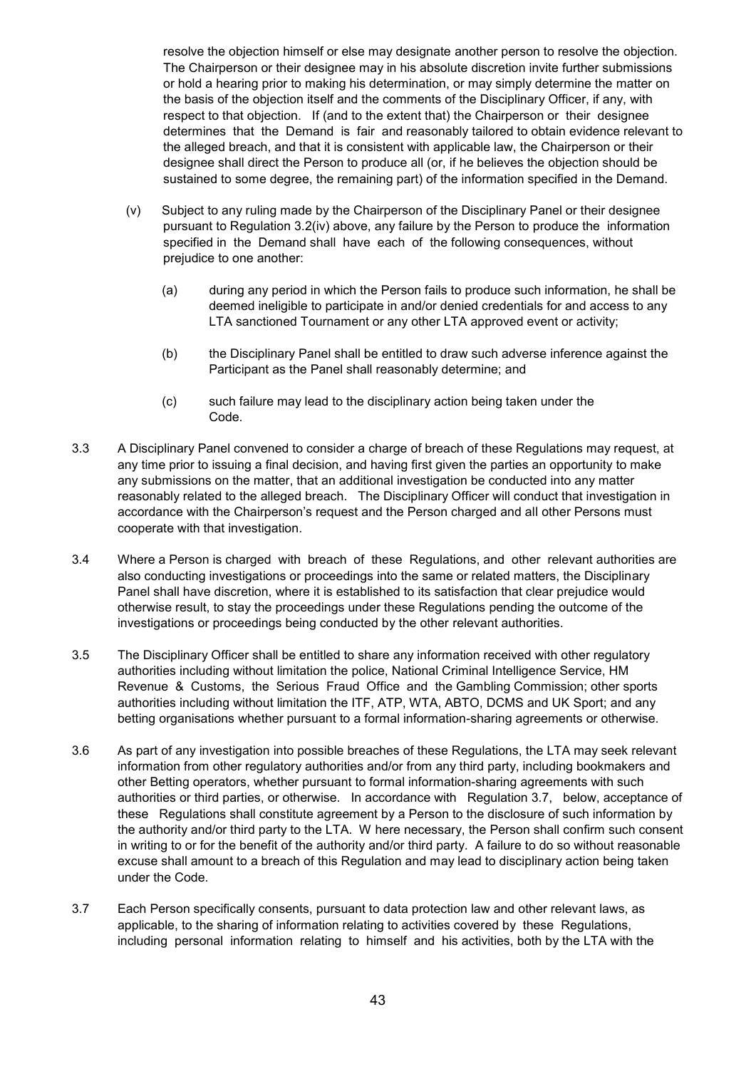resolve the objection himself or else may designate another person to resolve the objection. The Chairperson or their designee may in his absolute discretion invite further submissions or hold a hearing prior to making his determination, or may simply determine the matter on the basis of the objection itself and the comments of the Disciplinary Officer, if any, with respect to that objection. If (and to the extent that) the Chairperson or their designee determines that the Demand is fair and reasonably tailored to obtain evidence relevant to the alleged breach, and that it is consistent with applicable law, the Chairperson or their designee shall direct the Person to produce all (or, if he believes the objection should be sustained to some degree, the remaining part) of the information specified in the Demand.

(v) Subject to any ruling made by the Chairperson of the Disciplinary Panel or their designee pursuant to Regulation 3.2(iv) above, any failure by the Person to produce the information specified in the Demand shall have each of the following consequences, without prejudice to one another:

(a) during any period in which the Person fails to produce such information, he shall be deemed ineligible to participate in and/or denied credentials for and access to any LTA sanctioned Tournament or any other LTA approved event or activity;

(b) the Disciplinary Panel shall be entitled to draw such adverse inference against the Participant as the Panel shall reasonably determine; and

(c) such failure may lead to the disciplinary action being taken under the Code.

3.3 A Disciplinary Panel convened to consider a charge of breach of these Regulations may request, at any time prior to issuing a final decision, and having first given the parties an opportunity to make any submissions on the matter, that an additional investigation be conducted into any matter reasonably related to the alleged breach. The Disciplinary Officer will conduct that investigation in accordance with the Chairperson's request and the Person charged and all other Persons must cooperate with that investigation.

3.4 Where a Person is charged with breach of these Regulations, and other relevant authorities are also conducting investigations or proceedings into the same or related matters, the Disciplinary Panel shall have discretion, where it is established to its satisfaction that clear prejudice would otherwise result, to stay the proceedings under these Regulations pending the outcome of the investigations or proceedings being conducted by the other relevant authorities.

3.5 The Disciplinary Officer shall be entitled to share any information received with other regulatory authorities including without limitation the police, National Criminal Intelligence Service, HM Revenue & Customs, the Serious Fraud Office and the Gambling Commission; other sports authorities including without limitation the ITF, ATP, WTA, ABTO, DCMS and UK Sport; and any betting organisations whether pursuant to a formal information-sharing agreements or otherwise.

3.6 As part of any investigation into possible breaches of these Regulations, the LTA may seek relevant information from other regulatory authorities and/or from any third party, including bookmakers and other Betting operators, whether pursuant to formal information-sharing agreements with such authorities or third parties, or otherwise. In accordance with Regulation 3.7, below, acceptance of these Regulations shall constitute agreement by a Person to the disclosure of such information by the authority and/or third party to the LTA. Where necessary, the Person shall confirm such consent in writing to or for the benefit of the authority and/or third party. A failure to do so without reasonable excuse shall amount to a breach of this Regulation and may lead to disciplinary action being taken under the Code.

3.7 Each Person specifically consents, pursuant to data protection law and other relevant laws, as applicable, to the sharing of information relating to activities covered by these Regulations, including personal information relating to himself and his activities, both by the LTA with the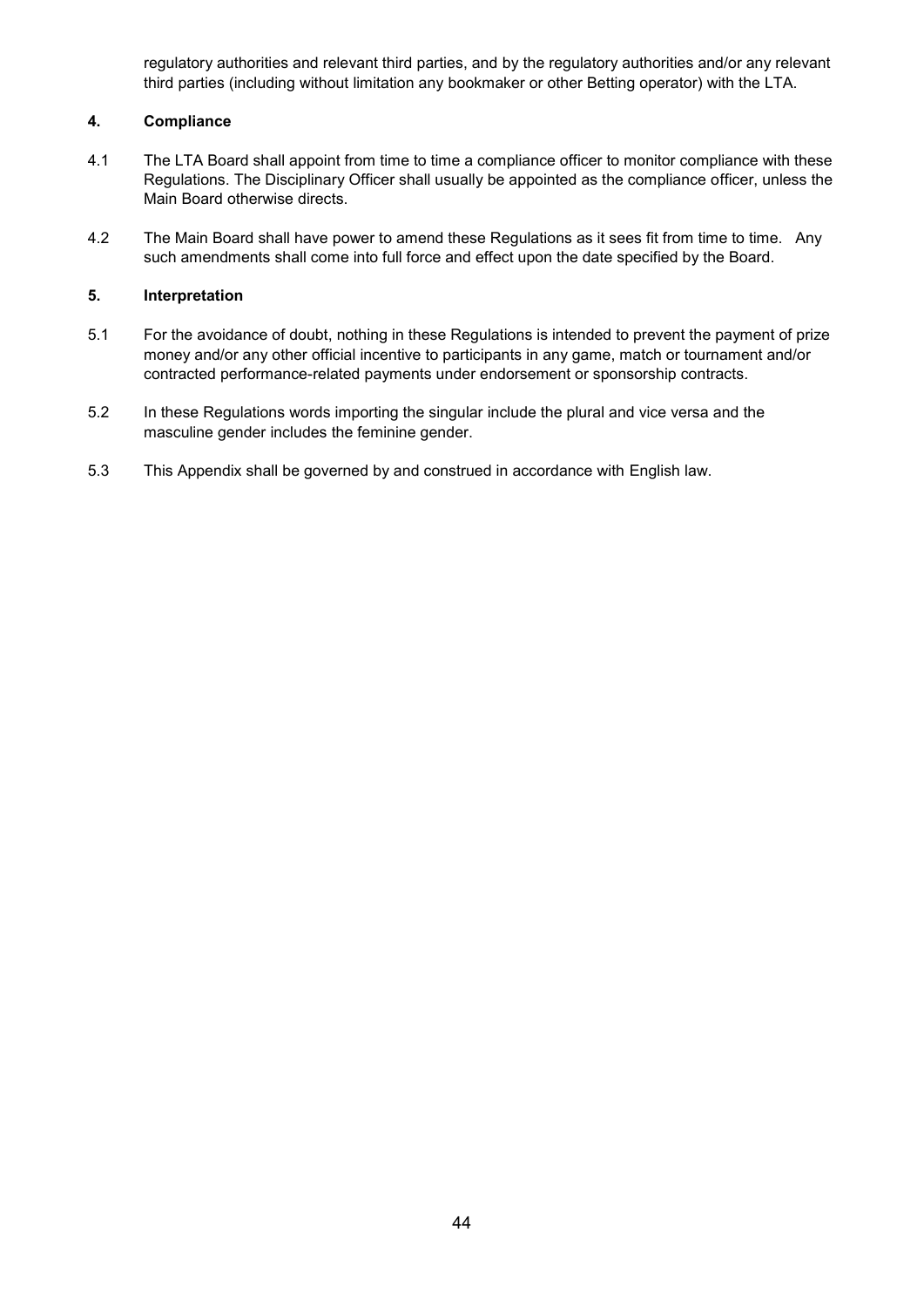regulatory authorities and relevant third parties, and by the regulatory authorities and/or any relevant third parties (including without limitation any bookmaker or other Betting operator) with the LTA.

**4. Compliance**

4.1 The LTA Board shall appoint from time to time a compliance officer to monitor compliance with these Regulations. The Disciplinary Officer shall usually be appointed as the compliance officer, unless the Main Board otherwise directs.

4.2 The Main Board shall have power to amend these Regulations as it sees fit from time to time. Any such amendments shall come into full force and effect upon the date specified by the Board.

**5. Interpretation**

5.1 For the avoidance of doubt, nothing in these Regulations is intended to prevent the payment of prize money and/or any other official incentive to participants in any game, match or tournament and/or contracted performance-related payments under endorsement or sponsorship contracts.

5.2 In these Regulations words importing the singular include the plural and vice versa and the masculine gender includes the feminine gender.

5.3 This Appendix shall be governed by and construed in accordance with English law.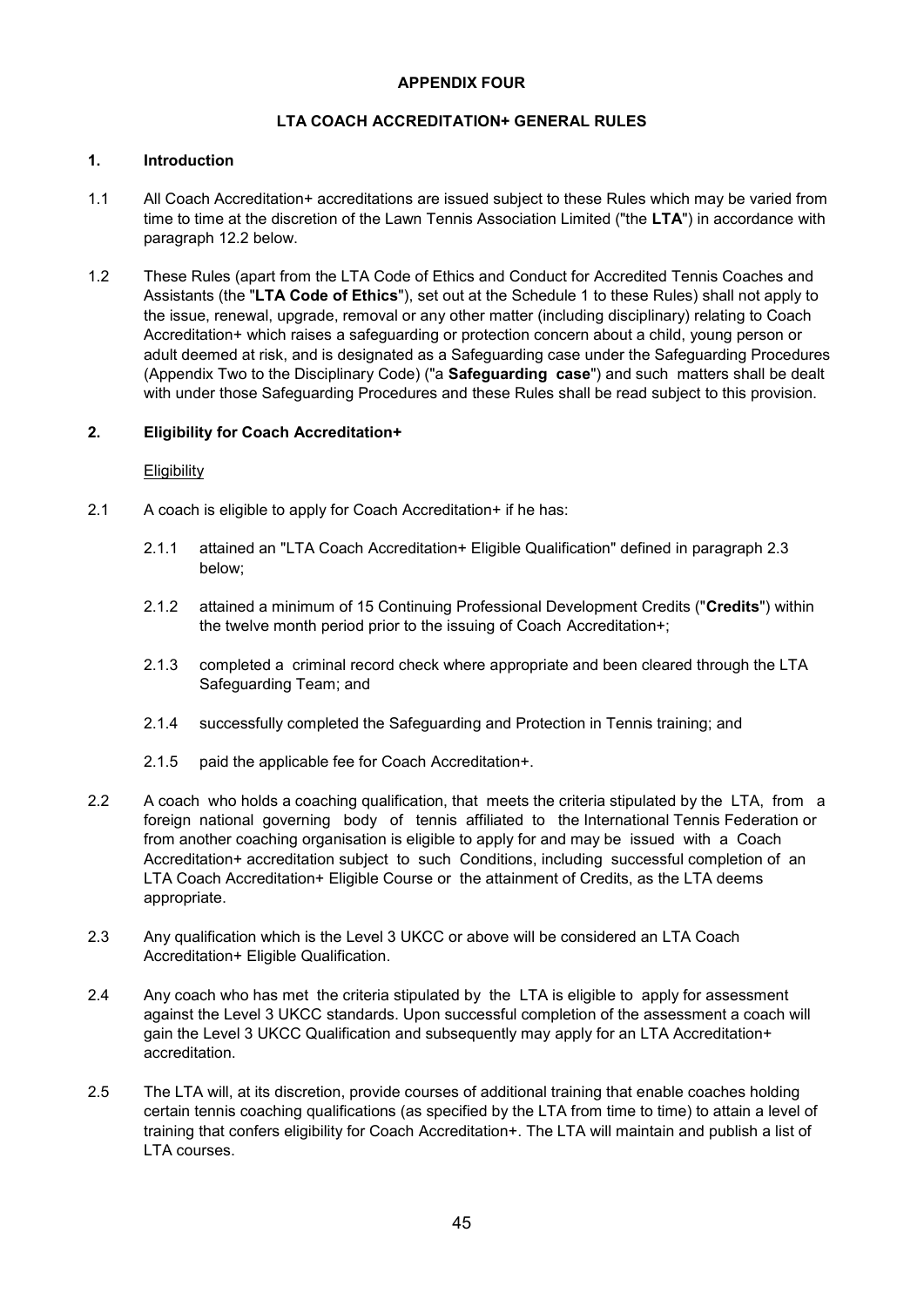**APPENDIX FOUR**

**LTA COACH ACCREDITATION+ GENERAL RULES**

**1. Introduction**

1.1 All Coach Accreditation+ accreditations are issued subject to these Rules which may be varied from time to time at the discretion of the Lawn Tennis Association Limited ("the **LTA**") in accordance with paragraph 12.2 below.

1.2 These Rules (apart from the LTA Code of Ethics and Conduct for Accredited Tennis Coaches and Assistants (the "**LTA Code of Ethics**"), set out at the Schedule 1 to these Rules) shall not apply to the issue, renewal, upgrade, removal or any other matter (including disciplinary) relating to Coach Accreditation+ which raises a safeguarding or protection concern about a child, young person or adult deemed at risk, and is designated as a Safeguarding case under the Safeguarding Procedures (Appendix Two to the Disciplinary Code) ("a **Safeguarding case**") and such matters shall be dealt with under those Safeguarding Procedures and these Rules shall be read subject to this provision.

**2. Eligibility for Coach Accreditation+**

Eligibility

2.1 A coach is eligible to apply for Coach Accreditation+ if he has:

2.1.1 attained an "LTA Coach Accreditation+ Eligible Qualification" defined in paragraph 2.3 below;

2.1.2 attained a minimum of 15 Continuing Professional Development Credits ("**Credits**") within the twelve month period prior to the issuing of Coach Accreditation+;

2.1.3 completed a criminal record check where appropriate and been cleared through the LTA Safeguarding Team; and

2.1.4 successfully completed the Safeguarding and Protection in Tennis training; and

2.1.5 paid the applicable fee for Coach Accreditation+.

2.2 A coach who holds a coaching qualification, that meets the criteria stipulated by the LTA, from a foreign national governing body of tennis affiliated to the International Tennis Federation or from another coaching organisation is eligible to apply for and may be issued with a Coach Accreditation+ accreditation subject to such Conditions, including successful completion of an LTA Coach Accreditation+ Eligible Course or the attainment of Credits, as the LTA deems appropriate.

2.3 Any qualification which is the Level 3 UKCC or above will be considered an LTA Coach Accreditation+ Eligible Qualification.

2.4 Any coach who has met the criteria stipulated by the LTA is eligible to apply for assessment against the Level 3 UKCC standards. Upon successful completion of the assessment a coach will gain the Level 3 UKCC Qualification and subsequently may apply for an LTA Accreditation+ accreditation.

2.5 The LTA will, at its discretion, provide courses of additional training that enable coaches holding certain tennis coaching qualifications (as specified by the LTA from time to time) to attain a level of training that confers eligibility for Coach Accreditation+. The LTA will maintain and publish a list of LTA courses.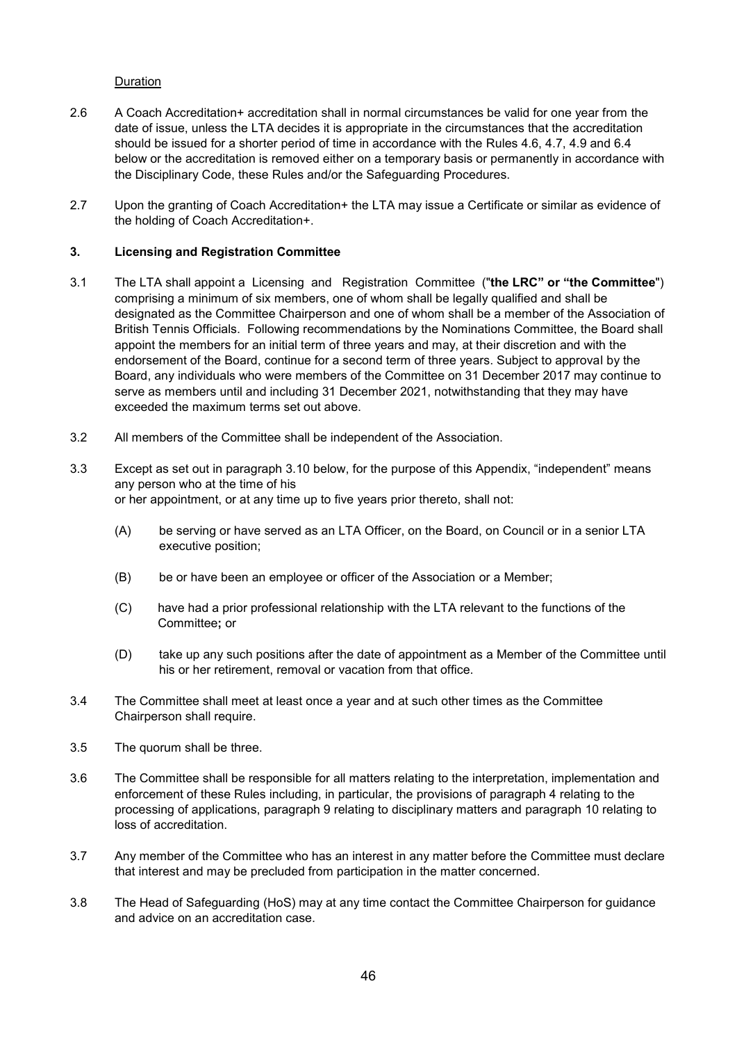Duration

2.6 A Coach Accreditation+ accreditation shall in normal circumstances be valid for one year from the date of issue, unless the LTA decides it is appropriate in the circumstances that the accreditation should be issued for a shorter period of time in accordance with the Rules 4.6, 4.7, 4.9 and 6.4 below or the accreditation is removed either on a temporary basis or permanently in accordance with the Disciplinary Code, these Rules and/or the Safeguarding Procedures.

2.7 Upon the granting of Coach Accreditation+ the LTA may issue a Certificate or similar as evidence of the holding of Coach Accreditation+.

## 3. Licensing and Registration Committee

3.1 The LTA shall appoint a Licensing and Registration Committee ("**the LRC" or "the Committee**") comprising a minimum of six members, one of whom shall be legally qualified and shall be designated as the Committee Chairperson and one of whom shall be a member of the Association of British Tennis Officials. Following recommendations by the Nominations Committee, the Board shall appoint the members for an initial term of three years and may, at their discretion and with the endorsement of the Board, continue for a second term of three years. Subject to approval by the Board, any individuals who were members of the Committee on 31 December 2017 may continue to serve as members until and including 31 December 2021, notwithstanding that they may have exceeded the maximum terms set out above.

3.2 All members of the Committee shall be independent of the Association.

3.3 Except as set out in paragraph 3.10 below, for the purpose of this Appendix, "independent" means any person who at the time of his or her appointment, or at any time up to five years prior thereto, shall not:

(A) be serving or have served as an LTA Officer, on the Board, on Council or in a senior LTA executive position;

(B) be or have been an employee or officer of the Association or a Member;

(C) have had a prior professional relationship with the LTA relevant to the functions of the Committee; or

(D) take up any such positions after the date of appointment as a Member of the Committee until his or her retirement, removal or vacation from that office.

3.4 The Committee shall meet at least once a year and at such other times as the Committee Chairperson shall require.

3.5 The quorum shall be three.

3.6 The Committee shall be responsible for all matters relating to the interpretation, implementation and enforcement of these Rules including, in particular, the provisions of paragraph 4 relating to the processing of applications, paragraph 9 relating to disciplinary matters and paragraph 10 relating to loss of accreditation.

3.7 Any member of the Committee who has an interest in any matter before the Committee must declare that interest and may be precluded from participation in the matter concerned.

3.8 The Head of Safeguarding (HoS) may at any time contact the Committee Chairperson for guidance and advice on an accreditation case.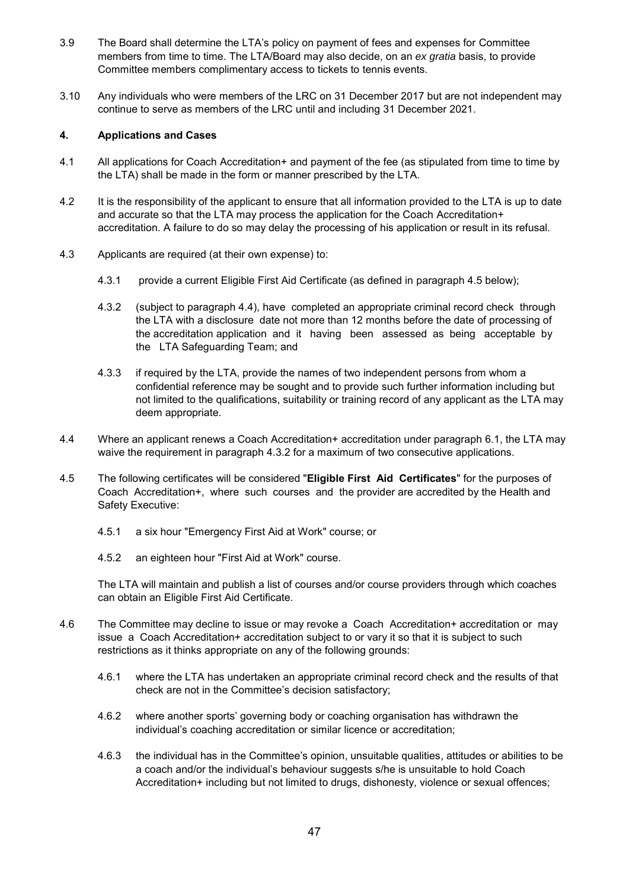3.9 The Board shall determine the LTA's policy on payment of fees and expenses for Committee members from time to time. The LTA/Board may also decide, on an *ex gratia* basis, to provide Committee members complimentary access to tickets to tennis events.

3.10 Any individuals who were members of the LRC on 31 December 2017 but are not independent may continue to serve as members of the LRC until and including 31 December 2021.

## 4. Applications and Cases

4.1 All applications for Coach Accreditation+ and payment of the fee (as stipulated from time to time by the LTA) shall be made in the form or manner prescribed by the LTA.

4.2 It is the responsibility of the applicant to ensure that all information provided to the LTA is up to date and accurate so that the LTA may process the application for the Coach Accreditation+ accreditation. A failure to do so may delay the processing of his application or result in its refusal.

4.3 Applicants are required (at their own expense) to:

4.3.1 provide a current Eligible First Aid Certificate (as defined in paragraph 4.5 below);

4.3.2 (subject to paragraph 4.4), have completed an appropriate criminal record check through the LTA with a disclosure date not more than 12 months before the date of processing of the accreditation application and it having been assessed as being acceptable by the LTA Safeguarding Team; and

4.3.3 if required by the LTA, provide the names of two independent persons from whom a confidential reference may be sought and to provide such further information including but not limited to the qualifications, suitability or training record of any applicant as the LTA may deem appropriate.

4.4 Where an applicant renews a Coach Accreditation+ accreditation under paragraph 6.1, the LTA may waive the requirement in paragraph 4.3.2 for a maximum of two consecutive applications.

4.5 The following certificates will be considered "**Eligible First Aid Certificates**" for the purposes of Coach Accreditation+, where such courses and the provider are accredited by the Health and Safety Executive:

4.5.1 a six hour "Emergency First Aid at Work" course; or

4.5.2 an eighteen hour "First Aid at Work" course.

The LTA will maintain and publish a list of courses and/or course providers through which coaches can obtain an Eligible First Aid Certificate.

4.6 The Committee may decline to issue or may revoke a Coach Accreditation+ accreditation or may issue a Coach Accreditation+ accreditation subject to or vary it so that it is subject to such restrictions as it thinks appropriate on any of the following grounds:

4.6.1 where the LTA has undertaken an appropriate criminal record check and the results of that check are not in the Committee's decision satisfactory;

4.6.2 where another sports' governing body or coaching organisation has withdrawn the individual's coaching accreditation or similar licence or accreditation;

4.6.3 the individual has in the Committee's opinion, unsuitable qualities, attitudes or abilities to be a coach and/or the individual's behaviour suggests s/he is unsuitable to hold Coach Accreditation+ including but not limited to drugs, dishonesty, violence or sexual offences;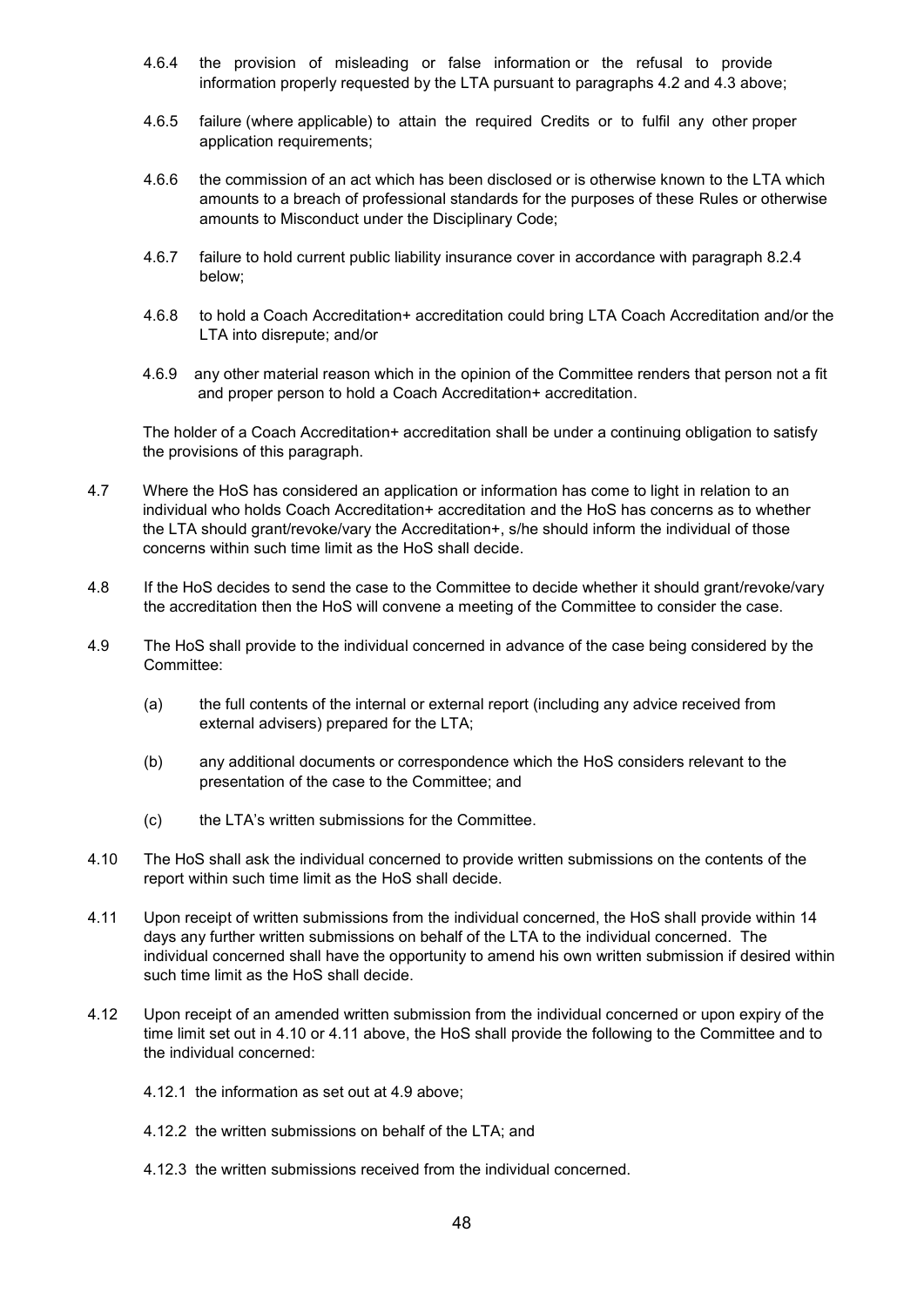4.6.4 the provision of misleading or false information or the refusal to provide information properly requested by the LTA pursuant to paragraphs 4.2 and 4.3 above;

4.6.5 failure (where applicable) to attain the required Credits or to fulfil any other proper application requirements;

4.6.6 the commission of an act which has been disclosed or is otherwise known to the LTA which amounts to a breach of professional standards for the purposes of these Rules or otherwise amounts to Misconduct under the Disciplinary Code;

4.6.7 failure to hold current public liability insurance cover in accordance with paragraph 8.2.4 below;

4.6.8 to hold a Coach Accreditation+ accreditation could bring LTA Coach Accreditation and/or the LTA into disrepute; and/or

4.6.9 any other material reason which in the opinion of the Committee renders that person not a fit and proper person to hold a Coach Accreditation+ accreditation.

The holder of a Coach Accreditation+ accreditation shall be under a continuing obligation to satisfy the provisions of this paragraph.

4.7 Where the HoS has considered an application or information has come to light in relation to an individual who holds Coach Accreditation+ accreditation and the HoS has concerns as to whether the LTA should grant/revoke/vary the Accreditation+, s/he should inform the individual of those concerns within such time limit as the HoS shall decide.

4.8 If the HoS decides to send the case to the Committee to decide whether it should grant/revoke/vary the accreditation then the HoS will convene a meeting of the Committee to consider the case.

4.9 The HoS shall provide to the individual concerned in advance of the case being considered by the Committee:

(a) the full contents of the internal or external report (including any advice received from external advisers) prepared for the LTA;

(b) any additional documents or correspondence which the HoS considers relevant to the presentation of the case to the Committee; and

(c) the LTA's written submissions for the Committee.

4.10 The HoS shall ask the individual concerned to provide written submissions on the contents of the report within such time limit as the HoS shall decide.

4.11 Upon receipt of written submissions from the individual concerned, the HoS shall provide within 14 days any further written submissions on behalf of the LTA to the individual concerned. The individual concerned shall have the opportunity to amend his own written submission if desired within such time limit as the HoS shall decide.

4.12 Upon receipt of an amended written submission from the individual concerned or upon expiry of the time limit set out in 4.10 or 4.11 above, the HoS shall provide the following to the Committee and to the individual concerned:

4.12.1 the information as set out at 4.9 above;

4.12.2 the written submissions on behalf of the LTA; and

4.12.3 the written submissions received from the individual concerned.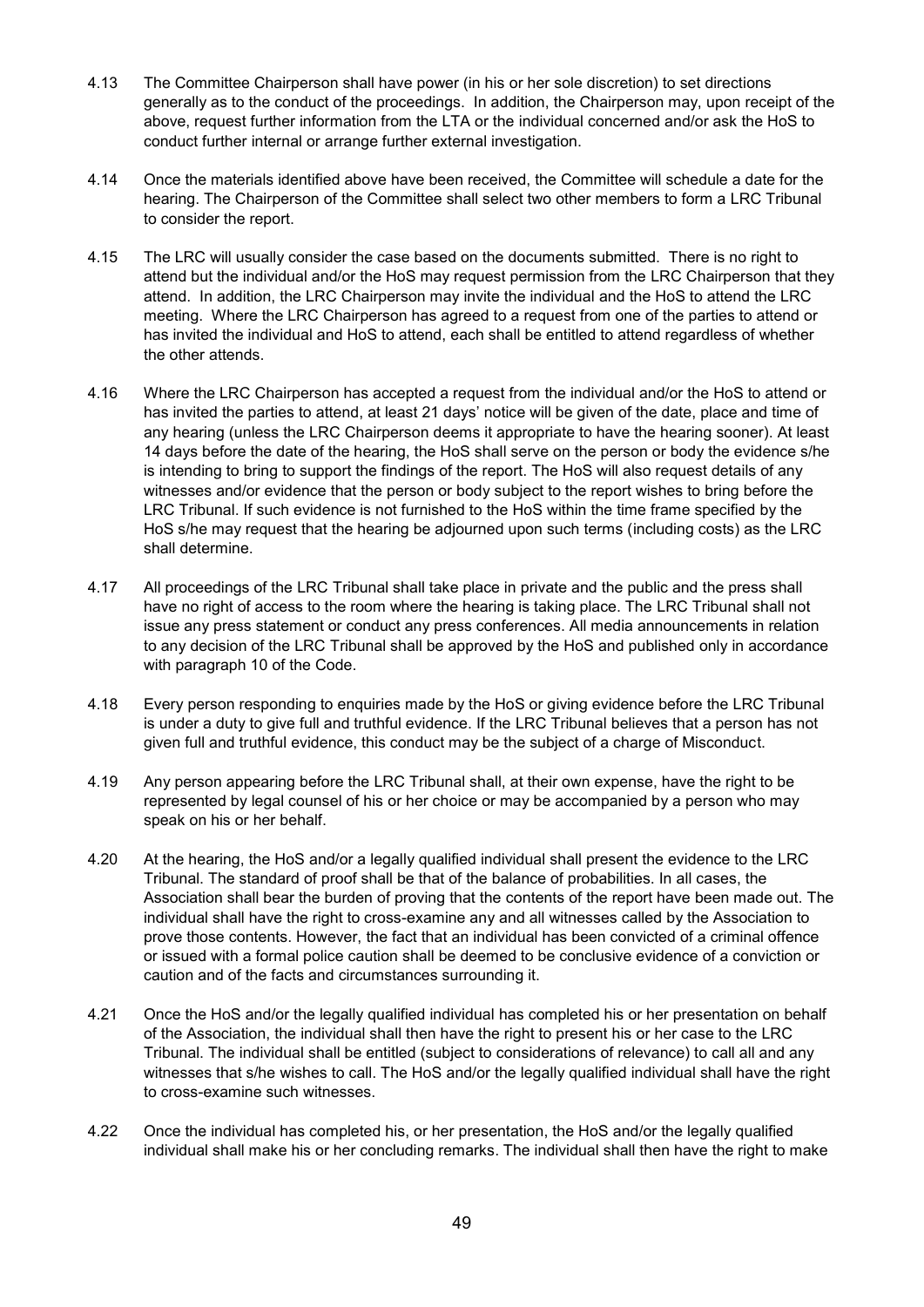4.13 The Committee Chairperson shall have power (in his or her sole discretion) to set directions generally as to the conduct of the proceedings. In addition, the Chairperson may, upon receipt of the above, request further information from the LTA or the individual concerned and/or ask the HoS to conduct further internal or arrange further external investigation.

4.14 Once the materials identified above have been received, the Committee will schedule a date for the hearing. The Chairperson of the Committee shall select two other members to form a LRC Tribunal to consider the report.

4.15 The LRC will usually consider the case based on the documents submitted. There is no right to attend but the individual and/or the HoS may request permission from the LRC Chairperson that they attend. In addition, the LRC Chairperson may invite the individual and the HoS to attend the LRC meeting. Where the LRC Chairperson has agreed to a request from one of the parties to attend or has invited the individual and HoS to attend, each shall be entitled to attend regardless of whether the other attends.

4.16 Where the LRC Chairperson has accepted a request from the individual and/or the HoS to attend or has invited the parties to attend, at least 21 days' notice will be given of the date, place and time of any hearing (unless the LRC Chairperson deems it appropriate to have the hearing sooner). At least 14 days before the date of the hearing, the HoS shall serve on the person or body the evidence s/he is intending to bring to support the findings of the report. The HoS will also request details of any witnesses and/or evidence that the person or body subject to the report wishes to bring before the LRC Tribunal. If such evidence is not furnished to the HoS within the time frame specified by the HoS s/he may request that the hearing be adjourned upon such terms (including costs) as the LRC shall determine.

4.17 All proceedings of the LRC Tribunal shall take place in private and the public and the press shall have no right of access to the room where the hearing is taking place. The LRC Tribunal shall not issue any press statement or conduct any press conferences. All media announcements in relation to any decision of the LRC Tribunal shall be approved by the HoS and published only in accordance with paragraph 10 of the Code.

4.18 Every person responding to enquiries made by the HoS or giving evidence before the LRC Tribunal is under a duty to give full and truthful evidence. If the LRC Tribunal believes that a person has not given full and truthful evidence, this conduct may be the subject of a charge of Misconduct.

4.19 Any person appearing before the LRC Tribunal shall, at their own expense, have the right to be represented by legal counsel of his or her choice or may be accompanied by a person who may speak on his or her behalf.

4.20 At the hearing, the HoS and/or a legally qualified individual shall present the evidence to the LRC Tribunal. The standard of proof shall be that of the balance of probabilities. In all cases, the Association shall bear the burden of proving that the contents of the report have been made out. The individual shall have the right to cross-examine any and all witnesses called by the Association to prove those contents. However, the fact that an individual has been convicted of a criminal offence or issued with a formal police caution shall be deemed to be conclusive evidence of a conviction or caution and of the facts and circumstances surrounding it.

4.21 Once the HoS and/or the legally qualified individual has completed his or her presentation on behalf of the Association, the individual shall then have the right to present his or her case to the LRC Tribunal. The individual shall be entitled (subject to considerations of relevance) to call all and any witnesses that s/he wishes to call. The HoS and/or the legally qualified individual shall have the right to cross-examine such witnesses.

4.22 Once the individual has completed his, or her presentation, the HoS and/or the legally qualified individual shall make his or her concluding remarks. The individual shall then have the right to make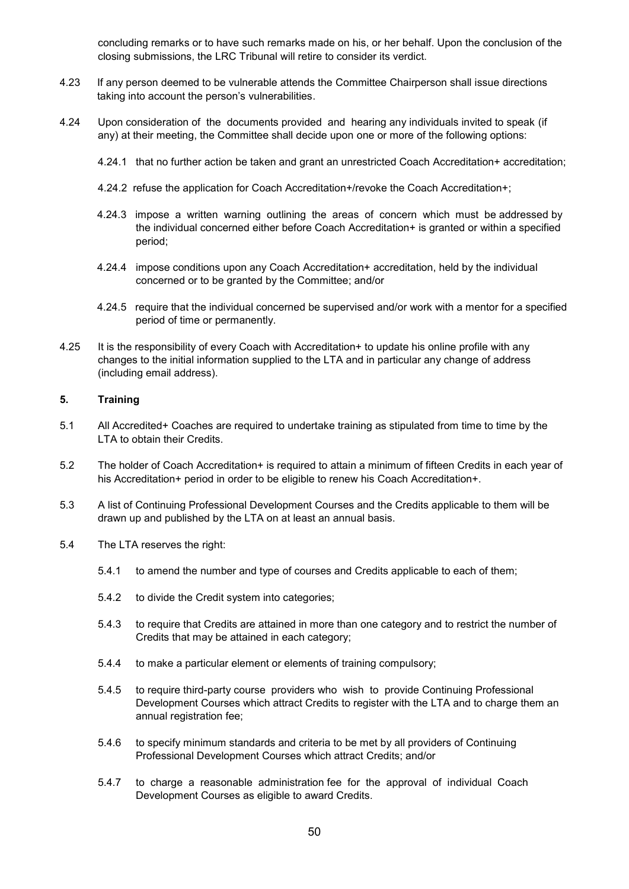concluding remarks or to have such remarks made on his, or her behalf. Upon the conclusion of the closing submissions, the LRC Tribunal will retire to consider its verdict.

4.23 If any person deemed to be vulnerable attends the Committee Chairperson shall issue directions taking into account the person's vulnerabilities.

4.24 Upon consideration of the documents provided and hearing any individuals invited to speak (if any) at their meeting, the Committee shall decide upon one or more of the following options:

4.24.1 that no further action be taken and grant an unrestricted Coach Accreditation+ accreditation;

4.24.2 refuse the application for Coach Accreditation+/revoke the Coach Accreditation+;

4.24.3 impose a written warning outlining the areas of concern which must be addressed by the individual concerned either before Coach Accreditation+ is granted or within a specified period;

4.24.4 impose conditions upon any Coach Accreditation+ accreditation, held by the individual concerned or to be granted by the Committee; and/or

4.24.5 require that the individual concerned be supervised and/or work with a mentor for a specified period of time or permanently.

4.25 It is the responsibility of every Coach with Accreditation+ to update his online profile with any changes to the initial information supplied to the LTA and in particular any change of address (including email address).

**5. Training**

5.1 All Accredited+ Coaches are required to undertake training as stipulated from time to time by the LTA to obtain their Credits.

5.2 The holder of Coach Accreditation+ is required to attain a minimum of fifteen Credits in each year of his Accreditation+ period in order to be eligible to renew his Coach Accreditation+.

5.3 A list of Continuing Professional Development Courses and the Credits applicable to them will be drawn up and published by the LTA on at least an annual basis.

5.4 The LTA reserves the right:

5.4.1 to amend the number and type of courses and Credits applicable to each of them;

5.4.2 to divide the Credit system into categories;

5.4.3 to require that Credits are attained in more than one category and to restrict the number of Credits that may be attained in each category;

5.4.4 to make a particular element or elements of training compulsory;

5.4.5 to require third-party course providers who wish to provide Continuing Professional Development Courses which attract Credits to register with the LTA and to charge them an annual registration fee;

5.4.6 to specify minimum standards and criteria to be met by all providers of Continuing Professional Development Courses which attract Credits; and/or

5.4.7 to charge a reasonable administration fee for the approval of individual Coach Development Courses as eligible to award Credits.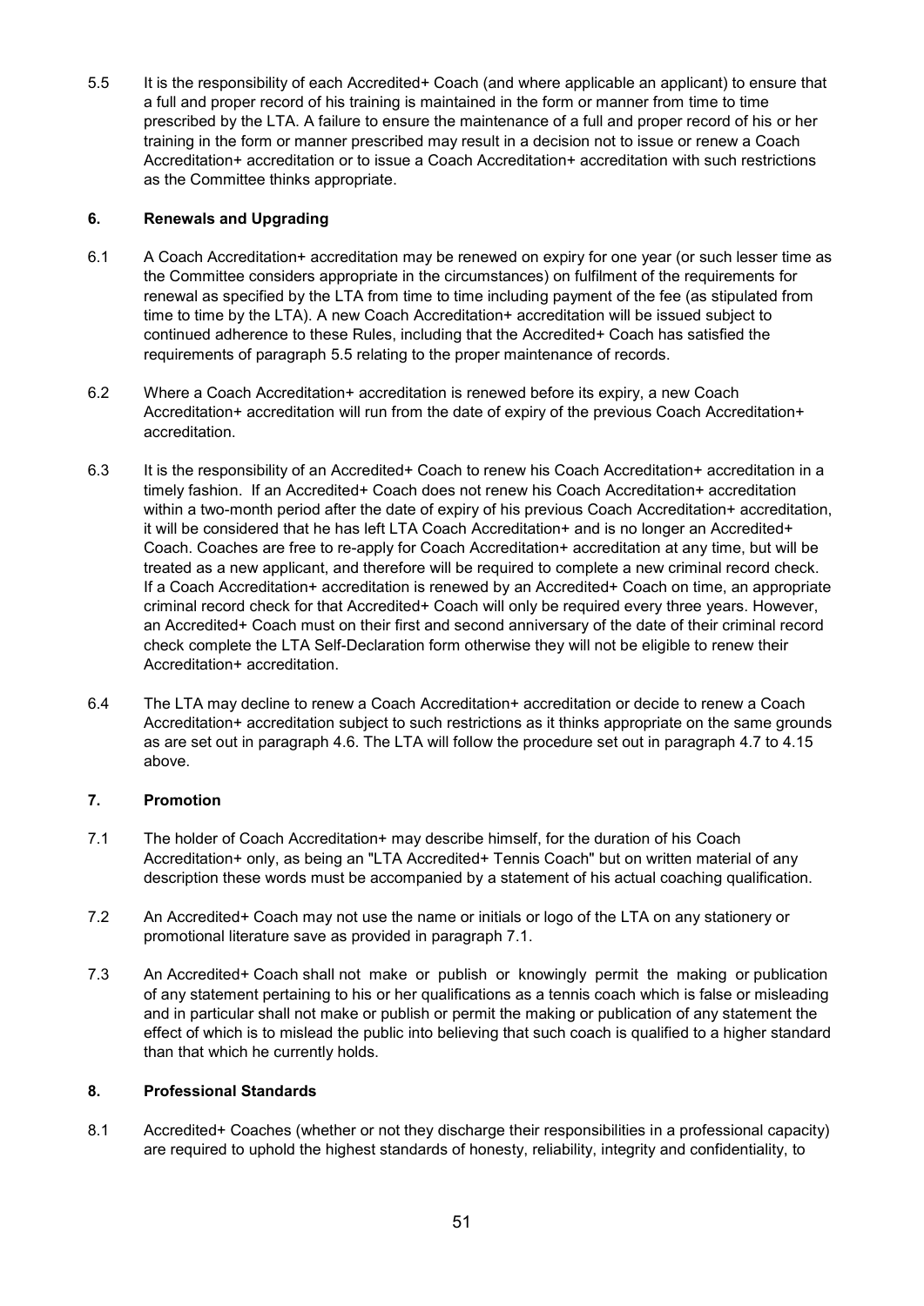5.5 It is the responsibility of each Accredited+ Coach (and where applicable an applicant) to ensure that a full and proper record of his training is maintained in the form or manner from time to time prescribed by the LTA. A failure to ensure the maintenance of a full and proper record of his or her training in the form or manner prescribed may result in a decision not to issue or renew a Coach Accreditation+ accreditation or to issue a Coach Accreditation+ accreditation with such restrictions as the Committee thinks appropriate.

## 6. Renewals and Upgrading

6.1 A Coach Accreditation+ accreditation may be renewed on expiry for one year (or such lesser time as the Committee considers appropriate in the circumstances) on fulfilment of the requirements for renewal as specified by the LTA from time to time including payment of the fee (as stipulated from time to time by the LTA). A new Coach Accreditation+ accreditation will be issued subject to continued adherence to these Rules, including that the Accredited+ Coach has satisfied the requirements of paragraph 5.5 relating to the proper maintenance of records.

6.2 Where a Coach Accreditation+ accreditation is renewed before its expiry, a new Coach Accreditation+ accreditation will run from the date of expiry of the previous Coach Accreditation+ accreditation.

6.3 It is the responsibility of an Accredited+ Coach to renew his Coach Accreditation+ accreditation in a timely fashion. If an Accredited+ Coach does not renew his Coach Accreditation+ accreditation within a two-month period after the date of expiry of his previous Coach Accreditation+ accreditation, it will be considered that he has left LTA Coach Accreditation+ and is no longer an Accredited+ Coach. Coaches are free to re-apply for Coach Accreditation+ accreditation at any time, but will be treated as a new applicant, and therefore will be required to complete a new criminal record check. If a Coach Accreditation+ accreditation is renewed by an Accredited+ Coach on time, an appropriate criminal record check for that Accredited+ Coach will only be required every three years. However, an Accredited+ Coach must on their first and second anniversary of the date of their criminal record check complete the LTA Self-Declaration form otherwise they will not be eligible to renew their Accreditation+ accreditation.

6.4 The LTA may decline to renew a Coach Accreditation+ accreditation or decide to renew a Coach Accreditation+ accreditation subject to such restrictions as it thinks appropriate on the same grounds as are set out in paragraph 4.6. The LTA will follow the procedure set out in paragraph 4.7 to 4.15 above.

## 7. Promotion

7.1 The holder of Coach Accreditation+ may describe himself, for the duration of his Coach Accreditation+ only, as being an "LTA Accredited+ Tennis Coach" but on written material of any description these words must be accompanied by a statement of his actual coaching qualification.

7.2 An Accredited+ Coach may not use the name or initials or logo of the LTA on any stationery or promotional literature save as provided in paragraph 7.1.

7.3 An Accredited+ Coach shall not make or publish or knowingly permit the making or publication of any statement pertaining to his or her qualifications as a tennis coach which is false or misleading and in particular shall not make or publish or permit the making or publication of any statement the effect of which is to mislead the public into believing that such coach is qualified to a higher standard than that which he currently holds.

## 8. Professional Standards

8.1 Accredited+ Coaches (whether or not they discharge their responsibilities in a professional capacity) are required to uphold the highest standards of honesty, reliability, integrity and confidentiality, to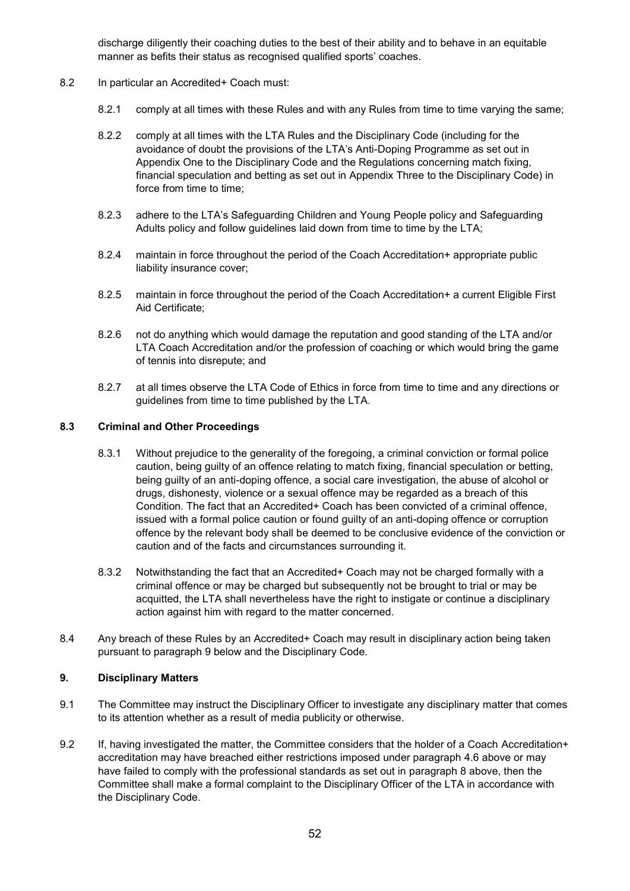discharge diligently their coaching duties to the best of their ability and to behave in an equitable manner as befits their status as recognised qualified sports' coaches.

8.2 In particular an Accredited+ Coach must:

8.2.1 comply at all times with these Rules and with any Rules from time to time varying the same;

8.2.2 comply at all times with the LTA Rules and the Disciplinary Code (including for the avoidance of doubt the provisions of the LTA's Anti-Doping Programme as set out in Appendix One to the Disciplinary Code and the Regulations concerning match fixing, financial speculation and betting as set out in Appendix Three to the Disciplinary Code) in force from time to time;

8.2.3 adhere to the LTA's Safeguarding Children and Young People policy and Safeguarding Adults policy and follow guidelines laid down from time to time by the LTA;

8.2.4 maintain in force throughout the period of the Coach Accreditation+ appropriate public liability insurance cover;

8.2.5 maintain in force throughout the period of the Coach Accreditation+ a current Eligible First Aid Certificate;

8.2.6 not do anything which would damage the reputation and good standing of the LTA and/or LTA Coach Accreditation and/or the profession of coaching or which would bring the game of tennis into disrepute; and

8.2.7 at all times observe the LTA Code of Ethics in force from time to time and any directions or guidelines from time to time published by the LTA.

**8.3 Criminal and Other Proceedings**

8.3.1 Without prejudice to the generality of the foregoing, a criminal conviction or formal police caution, being guilty of an offence relating to match fixing, financial speculation or betting, being guilty of an anti-doping offence, a social care investigation, the abuse of alcohol or drugs, dishonesty, violence or a sexual offence may be regarded as a breach of this Condition. The fact that an Accredited+ Coach has been convicted of a criminal offence, issued with a formal police caution or found guilty of an anti-doping offence or corruption offence by the relevant body shall be deemed to be conclusive evidence of the conviction or caution and of the facts and circumstances surrounding it.

8.3.2 Notwithstanding the fact that an Accredited+ Coach may not be charged formally with a criminal offence or may be charged but subsequently not be brought to trial or may be acquitted, the LTA shall nevertheless have the right to instigate or continue a disciplinary action against him with regard to the matter concerned.

8.4 Any breach of these Rules by an Accredited+ Coach may result in disciplinary action being taken pursuant to paragraph 9 below and the Disciplinary Code.

**9. Disciplinary Matters**

9.1 The Committee may instruct the Disciplinary Officer to investigate any disciplinary matter that comes to its attention whether as a result of media publicity or otherwise.

9.2 If, having investigated the matter, the Committee considers that the holder of a Coach Accreditation+ accreditation may have breached either restrictions imposed under paragraph 4.6 above or may have failed to comply with the professional standards as set out in paragraph 8 above, then the Committee shall make a formal complaint to the Disciplinary Officer of the LTA in accordance with the Disciplinary Code.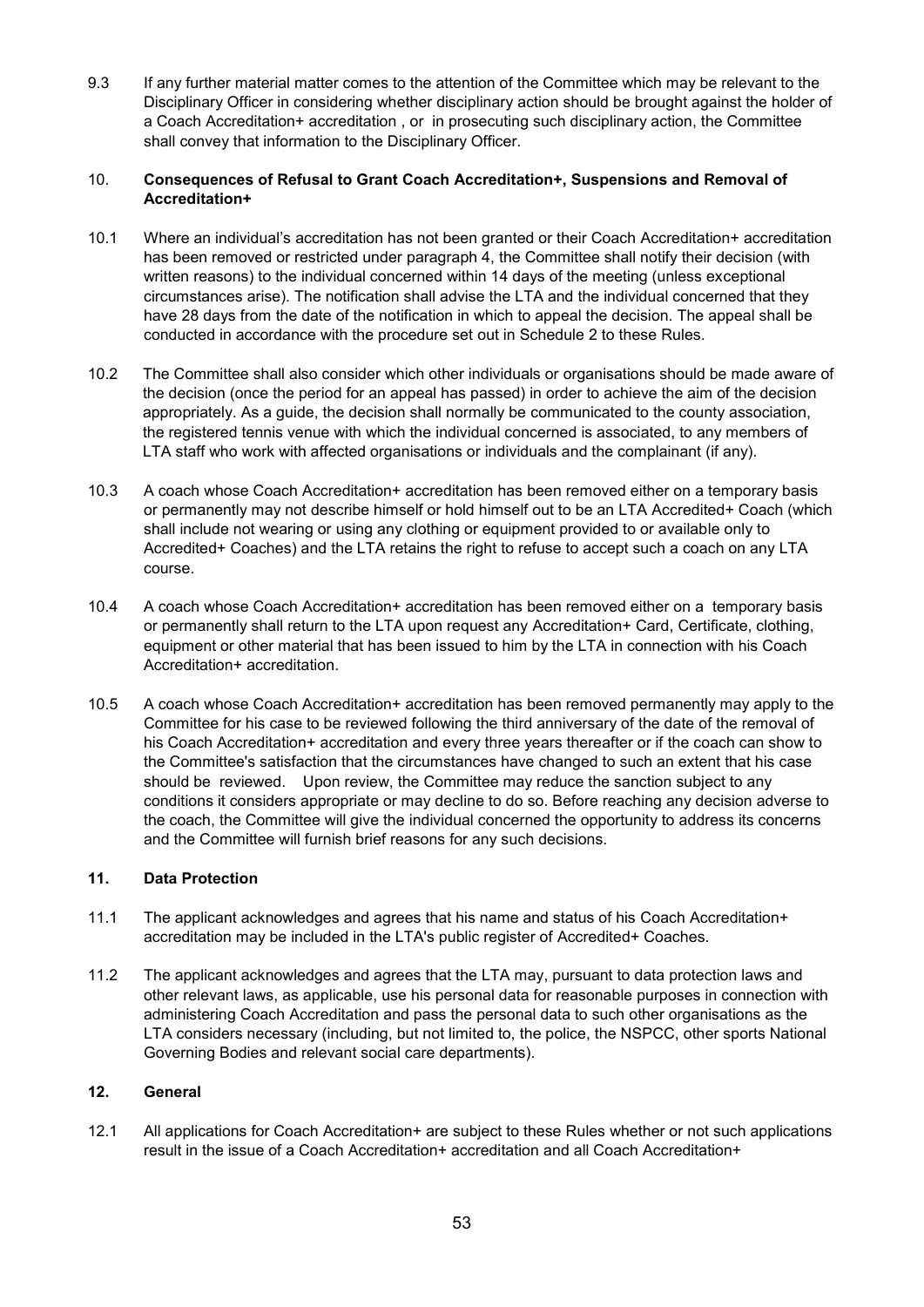9.3 If any further material matter comes to the attention of the Committee which may be relevant to the Disciplinary Officer in considering whether disciplinary action should be brought against the holder of a Coach Accreditation+ accreditation , or in prosecuting such disciplinary action, the Committee shall convey that information to the Disciplinary Officer.

## 10. Consequences of Refusal to Grant Coach Accreditation+, Suspensions and Removal of Accreditation+

10.1 Where an individual's accreditation has not been granted or their Coach Accreditation+ accreditation has been removed or restricted under paragraph 4, the Committee shall notify their decision (with written reasons) to the individual concerned within 14 days of the meeting (unless exceptional circumstances arise). The notification shall advise the LTA and the individual concerned that they have 28 days from the date of the notification in which to appeal the decision. The appeal shall be conducted in accordance with the procedure set out in Schedule 2 to these Rules.

10.2 The Committee shall also consider which other individuals or organisations should be made aware of the decision (once the period for an appeal has passed) in order to achieve the aim of the decision appropriately. As a guide, the decision shall normally be communicated to the county association, the registered tennis venue with which the individual concerned is associated, to any members of LTA staff who work with affected organisations or individuals and the complainant (if any).

10.3 A coach whose Coach Accreditation+ accreditation has been removed either on a temporary basis or permanently may not describe himself or hold himself out to be an LTA Accredited+ Coach (which shall include not wearing or using any clothing or equipment provided to or available only to Accredited+ Coaches) and the LTA retains the right to refuse to accept such a coach on any LTA course.

10.4 A coach whose Coach Accreditation+ accreditation has been removed either on a temporary basis or permanently shall return to the LTA upon request any Accreditation+ Card, Certificate, clothing, equipment or other material that has been issued to him by the LTA in connection with his Coach Accreditation+ accreditation.

10.5 A coach whose Coach Accreditation+ accreditation has been removed permanently may apply to the Committee for his case to be reviewed following the third anniversary of the date of the removal of his Coach Accreditation+ accreditation and every three years thereafter or if the coach can show to the Committee's satisfaction that the circumstances have changed to such an extent that his case should be reviewed. Upon review, the Committee may reduce the sanction subject to any conditions it considers appropriate or may decline to do so. Before reaching any decision adverse to the coach, the Committee will give the individual concerned the opportunity to address its concerns and the Committee will furnish brief reasons for any such decisions.

## 11. Data Protection

11.1 The applicant acknowledges and agrees that his name and status of his Coach Accreditation+ accreditation may be included in the LTA's public register of Accredited+ Coaches.

11.2 The applicant acknowledges and agrees that the LTA may, pursuant to data protection laws and other relevant laws, as applicable, use his personal data for reasonable purposes in connection with administering Coach Accreditation and pass the personal data to such other organisations as the LTA considers necessary (including, but not limited to, the police, the NSPCC, other sports National Governing Bodies and relevant social care departments).

## 12. General

12.1 All applications for Coach Accreditation+ are subject to these Rules whether or not such applications result in the issue of a Coach Accreditation+ accreditation and all Coach Accreditation+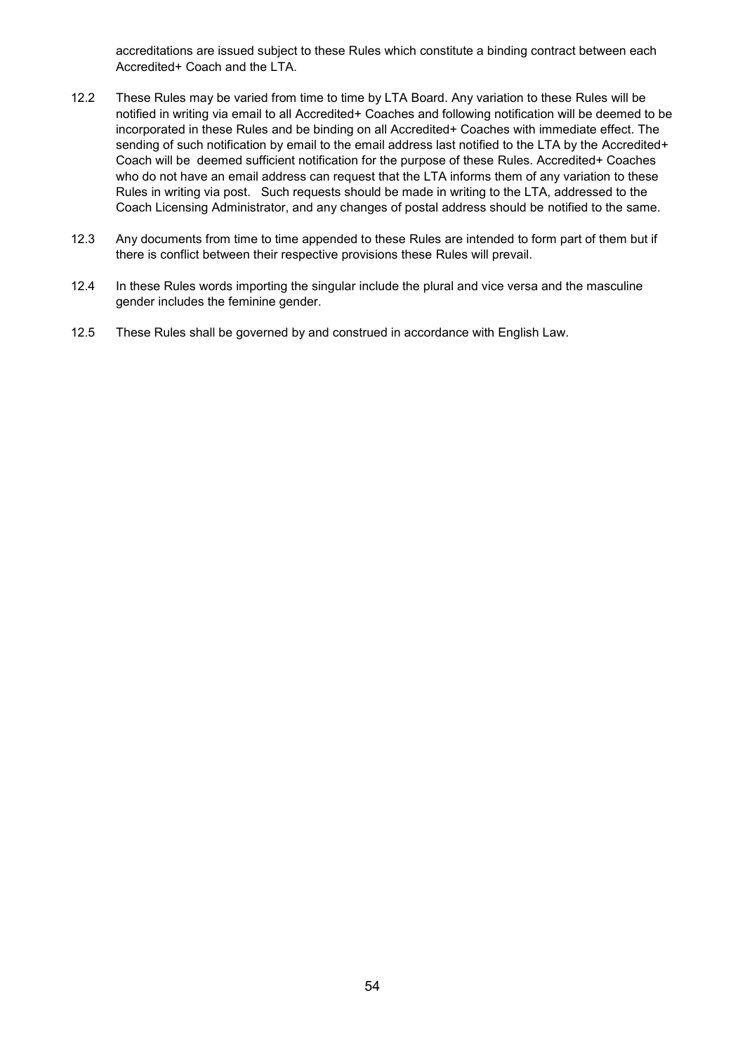accreditations are issued subject to these Rules which constitute a binding contract between each Accredited+ Coach and the LTA.

12.2 These Rules may be varied from time to time by LTA Board. Any variation to these Rules will be notified in writing via email to all Accredited+ Coaches and following notification will be deemed to be incorporated in these Rules and be binding on all Accredited+ Coaches with immediate effect. The sending of such notification by email to the email address last notified to the LTA by the Accredited+ Coach will be deemed sufficient notification for the purpose of these Rules. Accredited+ Coaches who do not have an email address can request that the LTA informs them of any variation to these Rules in writing via post. Such requests should be made in writing to the LTA, addressed to the Coach Licensing Administrator, and any changes of postal address should be notified to the same.

12.3 Any documents from time to time appended to these Rules are intended to form part of them but if there is conflict between their respective provisions these Rules will prevail.

12.4 In these Rules words importing the singular include the plural and vice versa and the masculine gender includes the feminine gender.

12.5 These Rules shall be governed by and construed in accordance with English Law.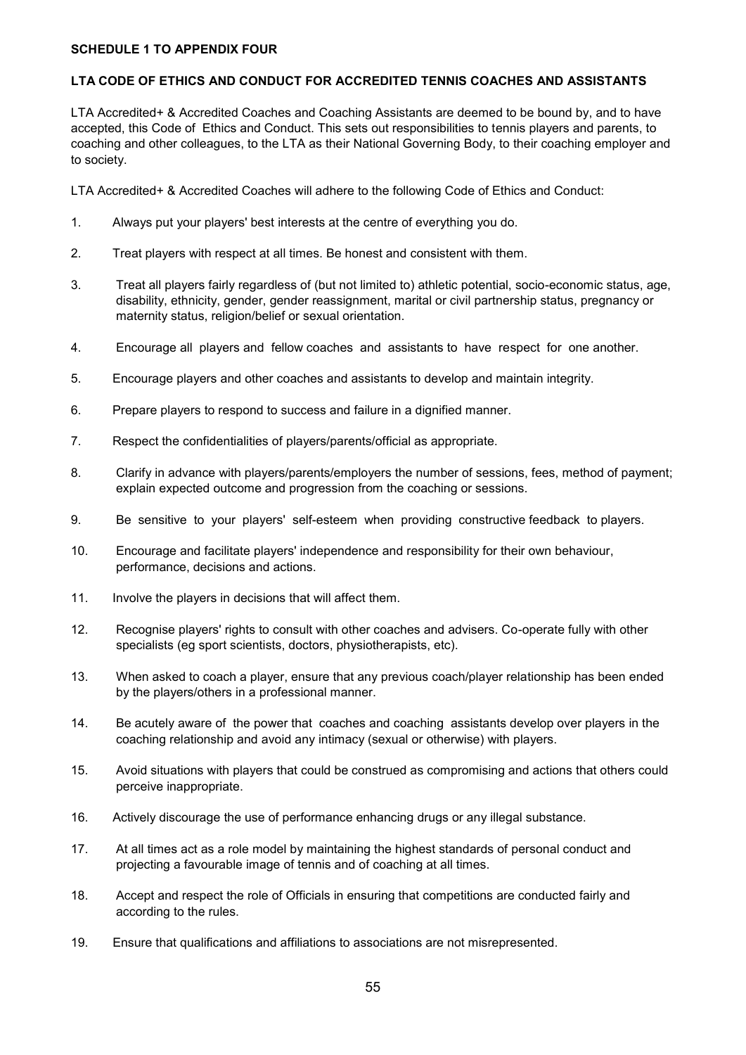**SCHEDULE 1 TO APPENDIX FOUR**

**LTA CODE OF ETHICS AND CONDUCT FOR ACCREDITED TENNIS COACHES AND ASSISTANTS**

LTA Accredited+ & Accredited Coaches and Coaching Assistants are deemed to be bound by, and to have accepted, this Code of Ethics and Conduct. This sets out responsibilities to tennis players and parents, to coaching and other colleagues, to the LTA as their National Governing Body, to their coaching employer and to society.

LTA Accredited+ & Accredited Coaches will adhere to the following Code of Ethics and Conduct:

1. Always put your players' best interests at the centre of everything you do.
2. Treat players with respect at all times. Be honest and consistent with them.
3. Treat all players fairly regardless of (but not limited to) athletic potential, socio-economic status, age, disability, ethnicity, gender, gender reassignment, marital or civil partnership status, pregnancy or maternity status, religion/belief or sexual orientation.
4. Encourage all players and fellow coaches and assistants to have respect for one another.
5. Encourage players and other coaches and assistants to develop and maintain integrity.
6. Prepare players to respond to success and failure in a dignified manner.
7. Respect the confidentialities of players/parents/official as appropriate.
8. Clarify in advance with players/parents/employers the number of sessions, fees, method of payment; explain expected outcome and progression from the coaching or sessions.
9. Be sensitive to your players' self-esteem when providing constructive feedback to players.
10. Encourage and facilitate players' independence and responsibility for their own behaviour, performance, decisions and actions.
11. Involve the players in decisions that will affect them.
12. Recognise players' rights to consult with other coaches and advisers. Co-operate fully with other specialists (eg sport scientists, doctors, physiotherapists, etc).
13. When asked to coach a player, ensure that any previous coach/player relationship has been ended by the players/others in a professional manner.
14. Be acutely aware of the power that coaches and coaching assistants develop over players in the coaching relationship and avoid any intimacy (sexual or otherwise) with players.
15. Avoid situations with players that could be construed as compromising and actions that others could perceive inappropriate.
16. Actively discourage the use of performance enhancing drugs or any illegal substance.
17. At all times act as a role model by maintaining the highest standards of personal conduct and projecting a favourable image of tennis and of coaching at all times.
18. Accept and respect the role of Officials in ensuring that competitions are conducted fairly and according to the rules.
19. Ensure that qualifications and affiliations to associations are not misrepresented.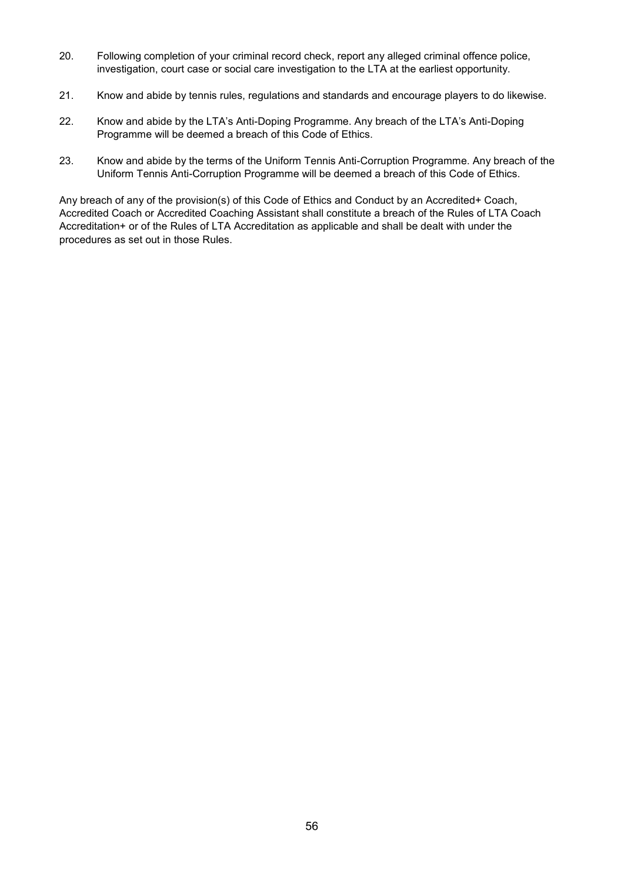20. Following completion of your criminal record check, report any alleged criminal offence police, investigation, court case or social care investigation to the LTA at the earliest opportunity.

21. Know and abide by tennis rules, regulations and standards and encourage players to do likewise.

22. Know and abide by the LTA's Anti-Doping Programme. Any breach of the LTA's Anti-Doping Programme will be deemed a breach of this Code of Ethics.

23. Know and abide by the terms of the Uniform Tennis Anti-Corruption Programme. Any breach of the Uniform Tennis Anti-Corruption Programme will be deemed a breach of this Code of Ethics.

Any breach of any of the provision(s) of this Code of Ethics and Conduct by an Accredited+ Coach, Accredited Coach or Accredited Coaching Assistant shall constitute a breach of the Rules of LTA Coach Accreditation+ or of the Rules of LTA Accreditation as applicable and shall be dealt with under the procedures as set out in those Rules.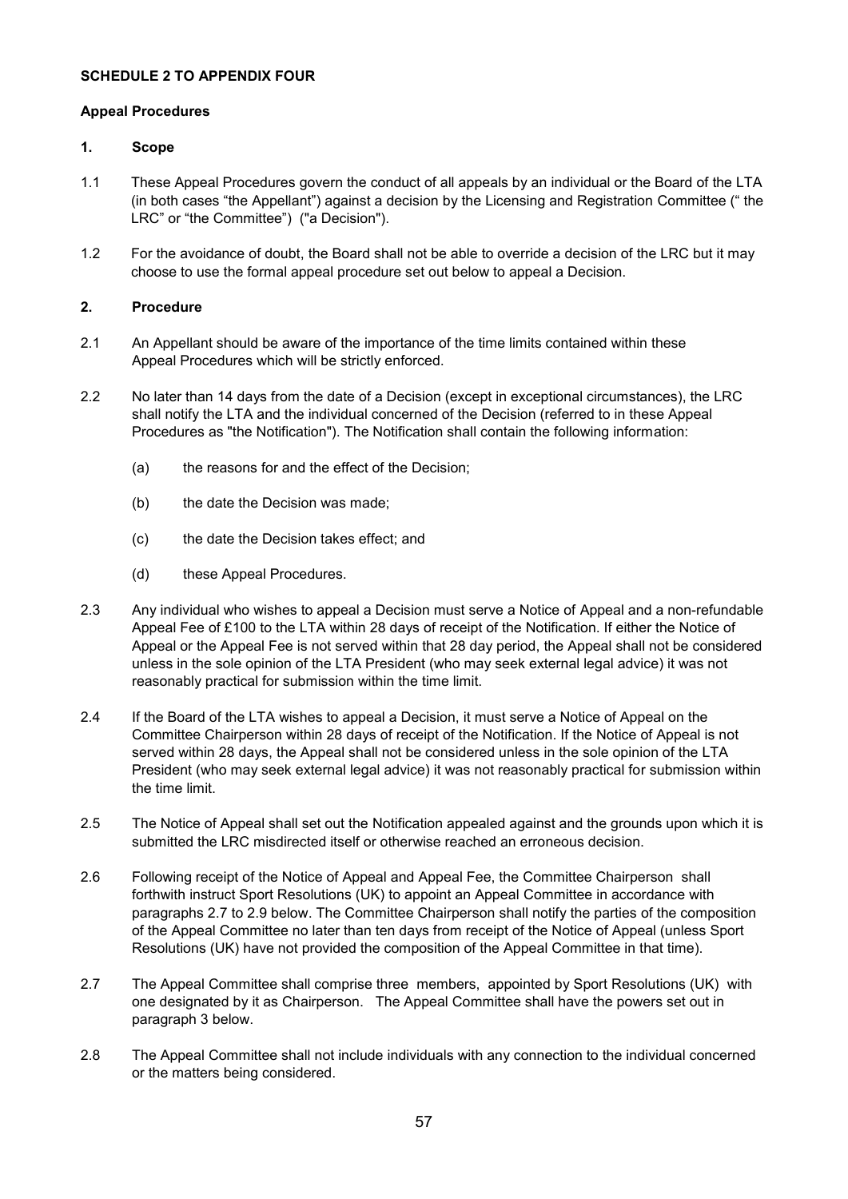**SCHEDULE 2 TO APPENDIX FOUR**

**Appeal Procedures**

**1. Scope**

1.1 These Appeal Procedures govern the conduct of all appeals by an individual or the Board of the LTA (in both cases "the Appellant") against a decision by the Licensing and Registration Committee (" the LRC" or "the Committee") ("a Decision").

1.2 For the avoidance of doubt, the Board shall not be able to override a decision of the LRC but it may choose to use the formal appeal procedure set out below to appeal a Decision.

**2. Procedure**

2.1 An Appellant should be aware of the importance of the time limits contained within these Appeal Procedures which will be strictly enforced.

2.2 No later than 14 days from the date of a Decision (except in exceptional circumstances), the LRC shall notify the LTA and the individual concerned of the Decision (referred to in these Appeal Procedures as "the Notification"). The Notification shall contain the following information:

(a) the reasons for and the effect of the Decision;

(b) the date the Decision was made;

(c) the date the Decision takes effect; and

(d) these Appeal Procedures.

2.3 Any individual who wishes to appeal a Decision must serve a Notice of Appeal and a non-refundable Appeal Fee of £100 to the LTA within 28 days of receipt of the Notification. If either the Notice of Appeal or the Appeal Fee is not served within that 28 day period, the Appeal shall not be considered unless in the sole opinion of the LTA President (who may seek external legal advice) it was not reasonably practical for submission within the time limit.

2.4 If the Board of the LTA wishes to appeal a Decision, it must serve a Notice of Appeal on the Committee Chairperson within 28 days of receipt of the Notification. If the Notice of Appeal is not served within 28 days, the Appeal shall not be considered unless in the sole opinion of the LTA President (who may seek external legal advice) it was not reasonably practical for submission within the time limit.

2.5 The Notice of Appeal shall set out the Notification appealed against and the grounds upon which it is submitted the LRC misdirected itself or otherwise reached an erroneous decision.

2.6 Following receipt of the Notice of Appeal and Appeal Fee, the Committee Chairperson shall forthwith instruct Sport Resolutions (UK) to appoint an Appeal Committee in accordance with paragraphs 2.7 to 2.9 below. The Committee Chairperson shall notify the parties of the composition of the Appeal Committee no later than ten days from receipt of the Notice of Appeal (unless Sport Resolutions (UK) have not provided the composition of the Appeal Committee in that time).

2.7 The Appeal Committee shall comprise three members, appointed by Sport Resolutions (UK) with one designated by it as Chairperson. The Appeal Committee shall have the powers set out in paragraph 3 below.

2.8 The Appeal Committee shall not include individuals with any connection to the individual concerned or the matters being considered.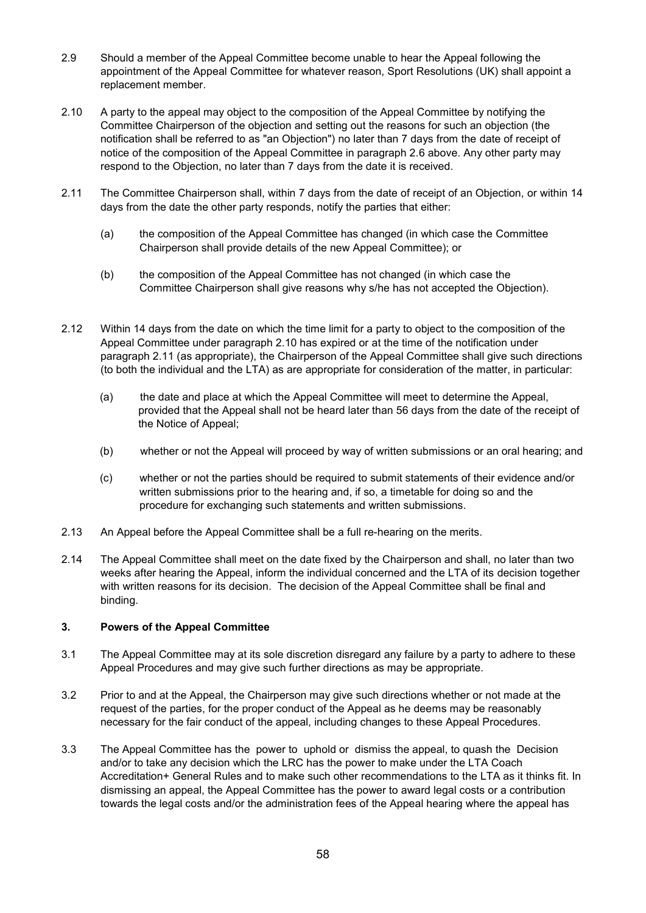2.9 Should a member of the Appeal Committee become unable to hear the Appeal following the appointment of the Appeal Committee for whatever reason, Sport Resolutions (UK) shall appoint a replacement member.

2.10 A party to the appeal may object to the composition of the Appeal Committee by notifying the Committee Chairperson of the objection and setting out the reasons for such an objection (the notification shall be referred to as "an Objection") no later than 7 days from the date of receipt of notice of the composition of the Appeal Committee in paragraph 2.6 above. Any other party may respond to the Objection, no later than 7 days from the date it is received.

2.11 The Committee Chairperson shall, within 7 days from the date of receipt of an Objection, or within 14 days from the date the other party responds, notify the parties that either:

(a) the composition of the Appeal Committee has changed (in which case the Committee Chairperson shall provide details of the new Appeal Committee); or

(b) the composition of the Appeal Committee has not changed (in which case the Committee Chairperson shall give reasons why s/he has not accepted the Objection).

2.12 Within 14 days from the date on which the time limit for a party to object to the composition of the Appeal Committee under paragraph 2.10 has expired or at the time of the notification under paragraph 2.11 (as appropriate), the Chairperson of the Appeal Committee shall give such directions (to both the individual and the LTA) as are appropriate for consideration of the matter, in particular:

(a) the date and place at which the Appeal Committee will meet to determine the Appeal, provided that the Appeal shall not be heard later than 56 days from the date of the receipt of the Notice of Appeal;

(b) whether or not the Appeal will proceed by way of written submissions or an oral hearing; and

(c) whether or not the parties should be required to submit statements of their evidence and/or written submissions prior to the hearing and, if so, a timetable for doing so and the procedure for exchanging such statements and written submissions.

2.13 An Appeal before the Appeal Committee shall be a full re-hearing on the merits.

2.14 The Appeal Committee shall meet on the date fixed by the Chairperson and shall, no later than two weeks after hearing the Appeal, inform the individual concerned and the LTA of its decision together with written reasons for its decision. The decision of the Appeal Committee shall be final and binding.

**3. Powers of the Appeal Committee**

3.1 The Appeal Committee may at its sole discretion disregard any failure by a party to adhere to these Appeal Procedures and may give such further directions as may be appropriate.

3.2 Prior to and at the Appeal, the Chairperson may give such directions whether or not made at the request of the parties, for the proper conduct of the Appeal as he deems may be reasonably necessary for the fair conduct of the appeal, including changes to these Appeal Procedures.

3.3 The Appeal Committee has the power to uphold or dismiss the appeal, to quash the Decision and/or to take any decision which the LRC has the power to make under the LTA Coach Accreditation+ General Rules and to make such other recommendations to the LTA as it thinks fit. In dismissing an appeal, the Appeal Committee has the power to award legal costs or a contribution towards the legal costs and/or the administration fees of the Appeal hearing where the appeal has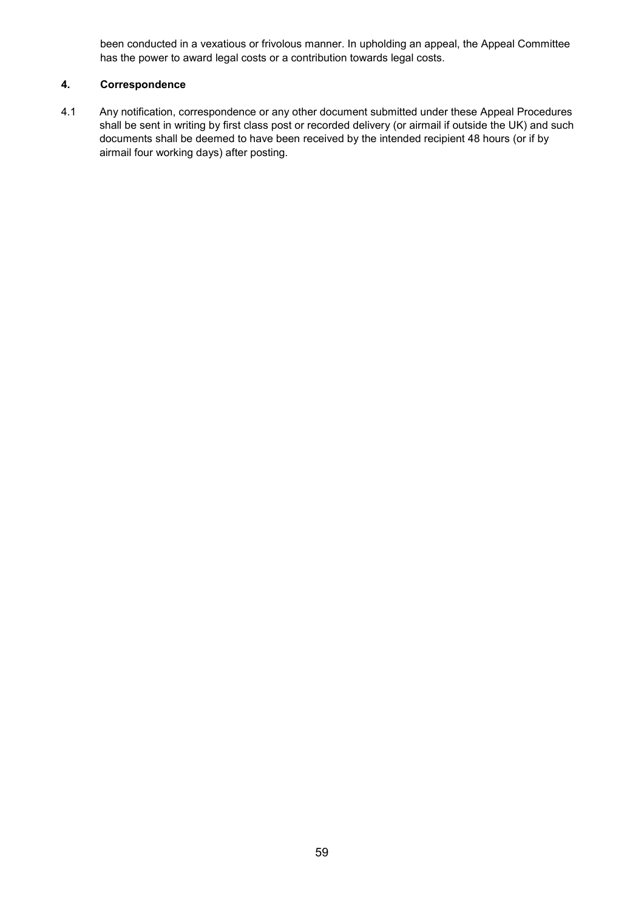been conducted in a vexatious or frivolous manner. In upholding an appeal, the Appeal Committee has the power to award legal costs or a contribution towards legal costs.

### 4. Correspondence

4.1 Any notification, correspondence or any other document submitted under these Appeal Procedures shall be sent in writing by first class post or recorded delivery (or airmail if outside the UK) and such documents shall be deemed to have been received by the intended recipient 48 hours (or if by airmail four working days) after posting.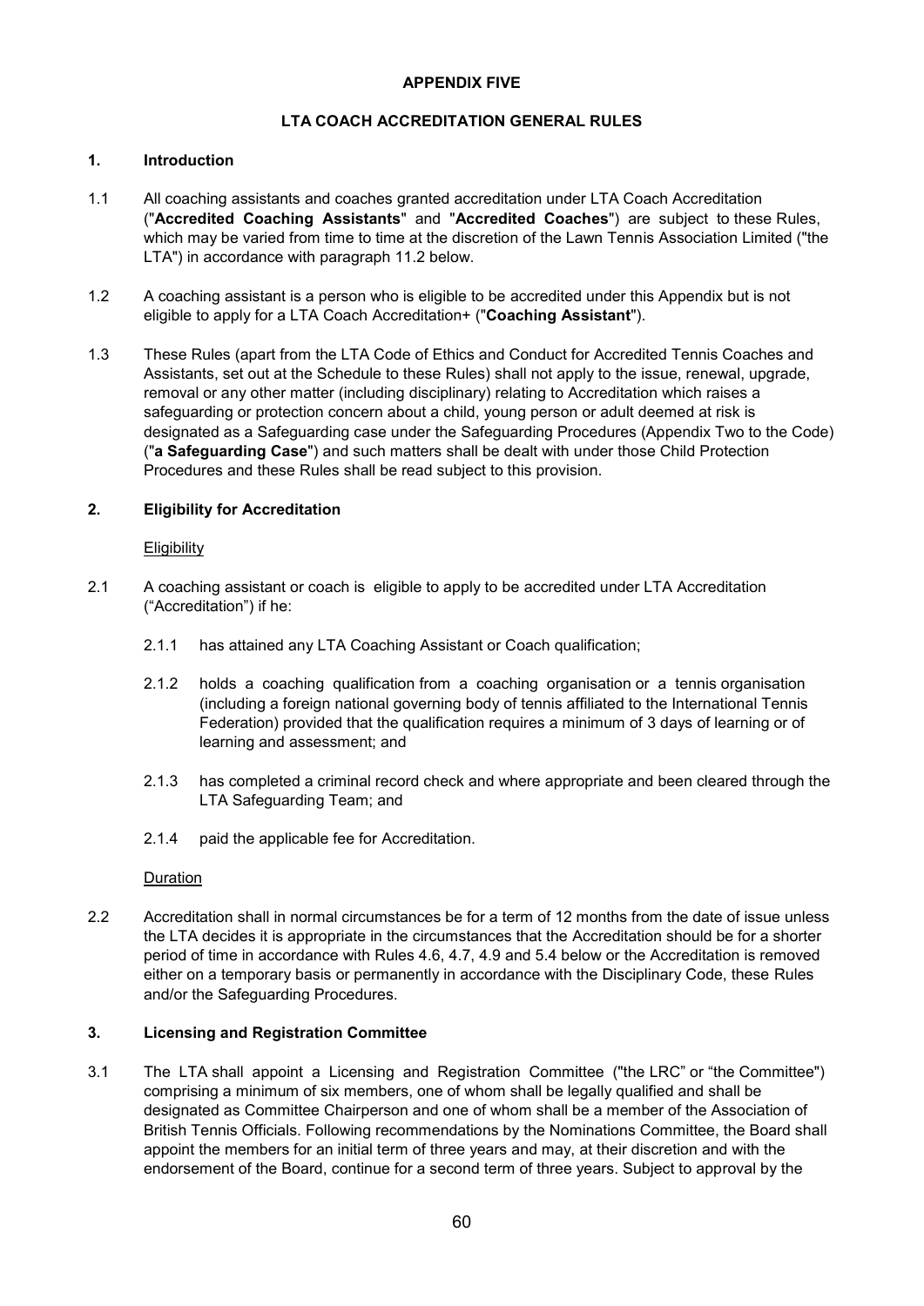**APPENDIX FIVE**

**LTA COACH ACCREDITATION GENERAL RULES**

## 1. Introduction

1.1 All coaching assistants and coaches granted accreditation under LTA Coach Accreditation ("**Accredited Coaching Assistants**" and "**Accredited Coaches**") are subject to these Rules, which may be varied from time to time at the discretion of the Lawn Tennis Association Limited ("the LTA") in accordance with paragraph 11.2 below.

1.2 A coaching assistant is a person who is eligible to be accredited under this Appendix but is not eligible to apply for a LTA Coach Accreditation+ ("**Coaching Assistant**").

1.3 These Rules (apart from the LTA Code of Ethics and Conduct for Accredited Tennis Coaches and Assistants, set out at the Schedule to these Rules) shall not apply to the issue, renewal, upgrade, removal or any other matter (including disciplinary) relating to Accreditation which raises a safeguarding or protection concern about a child, young person or adult deemed at risk is designated as a Safeguarding case under the Safeguarding Procedures (Appendix Two to the Code) ("**a Safeguarding Case**") and such matters shall be dealt with under those Child Protection Procedures and these Rules shall be read subject to this provision.

## 2. Eligibility for Accreditation

Eligibility

2.1 A coaching assistant or coach is eligible to apply to be accredited under LTA Accreditation ("Accreditation") if he:

2.1.1 has attained any LTA Coaching Assistant or Coach qualification;

2.1.2 holds a coaching qualification from a coaching organisation or a tennis organisation (including a foreign national governing body of tennis affiliated to the International Tennis Federation) provided that the qualification requires a minimum of 3 days of learning or of learning and assessment; and

2.1.3 has completed a criminal record check and where appropriate and been cleared through the LTA Safeguarding Team; and

2.1.4 paid the applicable fee for Accreditation.

Duration

2.2 Accreditation shall in normal circumstances be for a term of 12 months from the date of issue unless the LTA decides it is appropriate in the circumstances that the Accreditation should be for a shorter period of time in accordance with Rules 4.6, 4.7, 4.9 and 5.4 below or the Accreditation is removed either on a temporary basis or permanently in accordance with the Disciplinary Code, these Rules and/or the Safeguarding Procedures.

## 3. Licensing and Registration Committee

3.1 The LTA shall appoint a Licensing and Registration Committee ("the LRC" or "the Committee") comprising a minimum of six members, one of whom shall be legally qualified and shall be designated as Committee Chairperson and one of whom shall be a member of the Association of British Tennis Officials. Following recommendations by the Nominations Committee, the Board shall appoint the members for an initial term of three years and may, at their discretion and with the endorsement of the Board, continue for a second term of three years. Subject to approval by the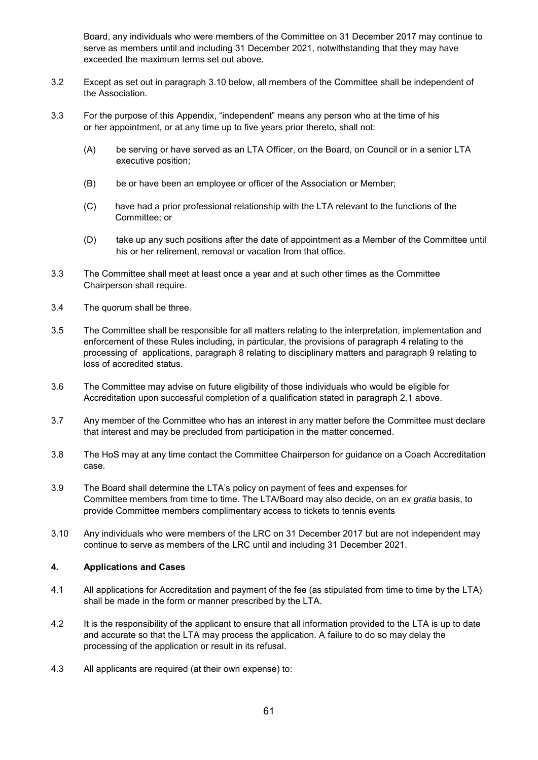Board, any individuals who were members of the Committee on 31 December 2017 may continue to serve as members until and including 31 December 2021, notwithstanding that they may have exceeded the maximum terms set out above.

3.2 Except as set out in paragraph 3.10 below, all members of the Committee shall be independent of the Association.

3.3 For the purpose of this Appendix, "independent" means any person who at the time of his or her appointment, or at any time up to five years prior thereto, shall not:

(A) be serving or have served as an LTA Officer, on the Board, on Council or in a senior LTA executive position;

(B) be or have been an employee or officer of the Association or Member;

(C) have had a prior professional relationship with the LTA relevant to the functions of the Committee; or

(D) take up any such positions after the date of appointment as a Member of the Committee until his or her retirement, removal or vacation from that office.

3.3 The Committee shall meet at least once a year and at such other times as the Committee Chairperson shall require.

3.4 The quorum shall be three.

3.5 The Committee shall be responsible for all matters relating to the interpretation, implementation and enforcement of these Rules including, in particular, the provisions of paragraph 4 relating to the processing of applications, paragraph 8 relating to disciplinary matters and paragraph 9 relating to loss of accredited status.

3.6 The Committee may advise on future eligibility of those individuals who would be eligible for Accreditation upon successful completion of a qualification stated in paragraph 2.1 above.

3.7 Any member of the Committee who has an interest in any matter before the Committee must declare that interest and may be precluded from participation in the matter concerned.

3.8 The HoS may at any time contact the Committee Chairperson for guidance on a Coach Accreditation case.

3.9 The Board shall determine the LTA's policy on payment of fees and expenses for Committee members from time to time. The LTA/Board may also decide, on an *ex gratia* basis, to provide Committee members complimentary access to tickets to tennis events

3.10 Any individuals who were members of the LRC on 31 December 2017 but are not independent may continue to serve as members of the LRC until and including 31 December 2021.

## 4. Applications and Cases

4.1 All applications for Accreditation and payment of the fee (as stipulated from time to time by the LTA) shall be made in the form or manner prescribed by the LTA.

4.2 It is the responsibility of the applicant to ensure that all information provided to the LTA is up to date and accurate so that the LTA may process the application. A failure to do so may delay the processing of the application or result in its refusal.

4.3 All applicants are required (at their own expense) to: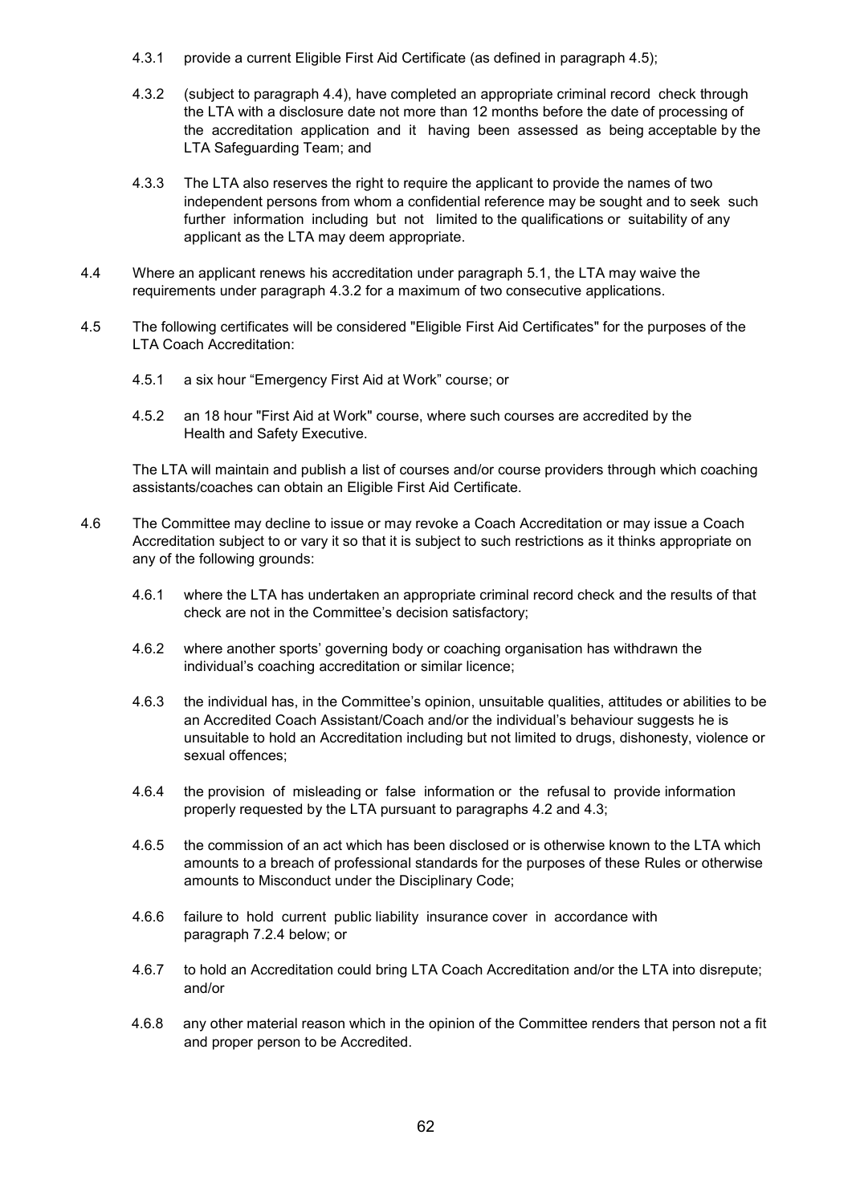4.3.1 provide a current Eligible First Aid Certificate (as defined in paragraph 4.5);

4.3.2 (subject to paragraph 4.4), have completed an appropriate criminal record check through the LTA with a disclosure date not more than 12 months before the date of processing of the accreditation application and it having been assessed as being acceptable by the LTA Safeguarding Team; and

4.3.3 The LTA also reserves the right to require the applicant to provide the names of two independent persons from whom a confidential reference may be sought and to seek such further information including but not limited to the qualifications or suitability of any applicant as the LTA may deem appropriate.

4.4 Where an applicant renews his accreditation under paragraph 5.1, the LTA may waive the requirements under paragraph 4.3.2 for a maximum of two consecutive applications.

4.5 The following certificates will be considered "Eligible First Aid Certificates" for the purposes of the LTA Coach Accreditation:

4.5.1 a six hour "Emergency First Aid at Work" course; or

4.5.2 an 18 hour "First Aid at Work" course, where such courses are accredited by the Health and Safety Executive.

The LTA will maintain and publish a list of courses and/or course providers through which coaching assistants/coaches can obtain an Eligible First Aid Certificate.

4.6 The Committee may decline to issue or may revoke a Coach Accreditation or may issue a Coach Accreditation subject to or vary it so that it is subject to such restrictions as it thinks appropriate on any of the following grounds:

4.6.1 where the LTA has undertaken an appropriate criminal record check and the results of that check are not in the Committee's decision satisfactory;

4.6.2 where another sports' governing body or coaching organisation has withdrawn the individual's coaching accreditation or similar licence;

4.6.3 the individual has, in the Committee's opinion, unsuitable qualities, attitudes or abilities to be an Accredited Coach Assistant/Coach and/or the individual's behaviour suggests he is unsuitable to hold an Accreditation including but not limited to drugs, dishonesty, violence or sexual offences;

4.6.4 the provision of misleading or false information or the refusal to provide information properly requested by the LTA pursuant to paragraphs 4.2 and 4.3;

4.6.5 the commission of an act which has been disclosed or is otherwise known to the LTA which amounts to a breach of professional standards for the purposes of these Rules or otherwise amounts to Misconduct under the Disciplinary Code;

4.6.6 failure to hold current public liability insurance cover in accordance with paragraph 7.2.4 below; or

4.6.7 to hold an Accreditation could bring LTA Coach Accreditation and/or the LTA into disrepute; and/or

4.6.8 any other material reason which in the opinion of the Committee renders that person not a fit and proper person to be Accredited.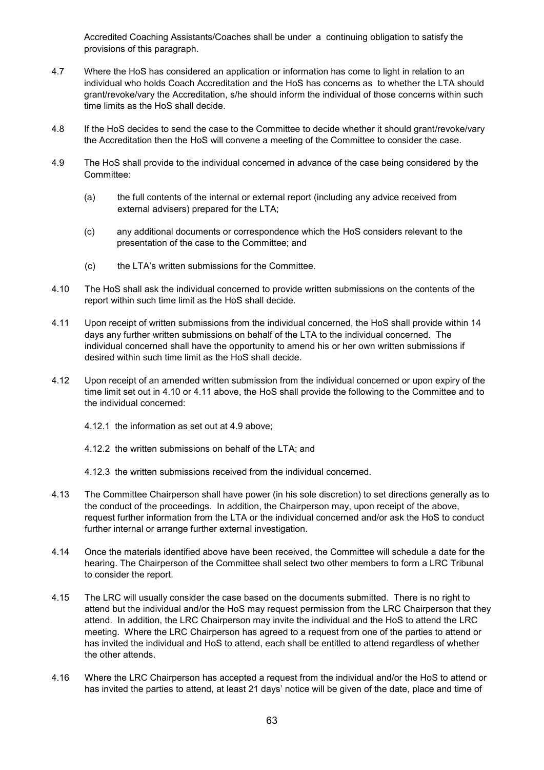Accredited Coaching Assistants/Coaches shall be under a continuing obligation to satisfy the provisions of this paragraph.

4.7 Where the HoS has considered an application or information has come to light in relation to an individual who holds Coach Accreditation and the HoS has concerns as to whether the LTA should grant/revoke/vary the Accreditation, s/he should inform the individual of those concerns within such time limits as the HoS shall decide.

4.8 If the HoS decides to send the case to the Committee to decide whether it should grant/revoke/vary the Accreditation then the HoS will convene a meeting of the Committee to consider the case.

4.9 The HoS shall provide to the individual concerned in advance of the case being considered by the Committee:

(a) the full contents of the internal or external report (including any advice received from external advisers) prepared for the LTA;

(c) any additional documents or correspondence which the HoS considers relevant to the presentation of the case to the Committee; and

(c) the LTA's written submissions for the Committee.

4.10 The HoS shall ask the individual concerned to provide written submissions on the contents of the report within such time limit as the HoS shall decide.

4.11 Upon receipt of written submissions from the individual concerned, the HoS shall provide within 14 days any further written submissions on behalf of the LTA to the individual concerned. The individual concerned shall have the opportunity to amend his or her own written submissions if desired within such time limit as the HoS shall decide.

4.12 Upon receipt of an amended written submission from the individual concerned or upon expiry of the time limit set out in 4.10 or 4.11 above, the HoS shall provide the following to the Committee and to the individual concerned:

4.12.1 the information as set out at 4.9 above;

4.12.2 the written submissions on behalf of the LTA; and

4.12.3 the written submissions received from the individual concerned.

4.13 The Committee Chairperson shall have power (in his sole discretion) to set directions generally as to the conduct of the proceedings. In addition, the Chairperson may, upon receipt of the above, request further information from the LTA or the individual concerned and/or ask the HoS to conduct further internal or arrange further external investigation.

4.14 Once the materials identified above have been received, the Committee will schedule a date for the hearing. The Chairperson of the Committee shall select two other members to form a LRC Tribunal to consider the report.

4.15 The LRC will usually consider the case based on the documents submitted. There is no right to attend but the individual and/or the HoS may request permission from the LRC Chairperson that they attend. In addition, the LRC Chairperson may invite the individual and the HoS to attend the LRC meeting. Where the LRC Chairperson has agreed to a request from one of the parties to attend or has invited the individual and HoS to attend, each shall be entitled to attend regardless of whether the other attends.

4.16 Where the LRC Chairperson has accepted a request from the individual and/or the HoS to attend or has invited the parties to attend, at least 21 days' notice will be given of the date, place and time of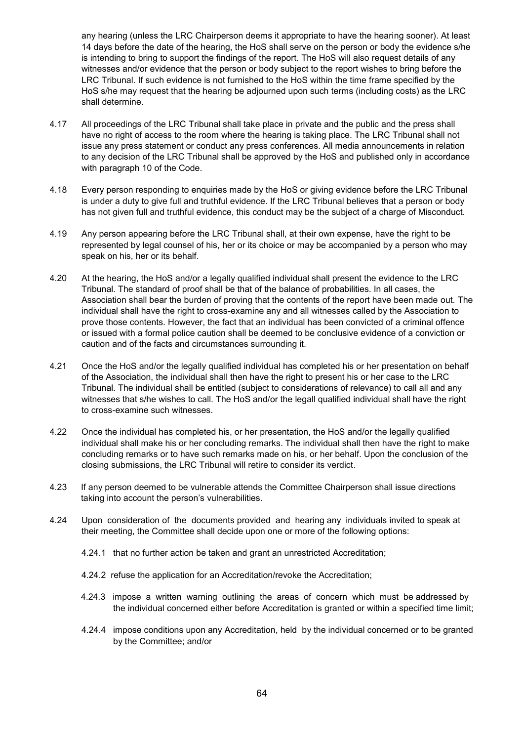any hearing (unless the LRC Chairperson deems it appropriate to have the hearing sooner). At least 14 days before the date of the hearing, the HoS shall serve on the person or body the evidence s/he is intending to bring to support the findings of the report. The HoS will also request details of any witnesses and/or evidence that the person or body subject to the report wishes to bring before the LRC Tribunal. If such evidence is not furnished to the HoS within the time frame specified by the HoS s/he may request that the hearing be adjourned upon such terms (including costs) as the LRC shall determine.

4.17 All proceedings of the LRC Tribunal shall take place in private and the public and the press shall have no right of access to the room where the hearing is taking place. The LRC Tribunal shall not issue any press statement or conduct any press conferences. All media announcements in relation to any decision of the LRC Tribunal shall be approved by the HoS and published only in accordance with paragraph 10 of the Code.

4.18 Every person responding to enquiries made by the HoS or giving evidence before the LRC Tribunal is under a duty to give full and truthful evidence. If the LRC Tribunal believes that a person or body has not given full and truthful evidence, this conduct may be the subject of a charge of Misconduct.

4.19 Any person appearing before the LRC Tribunal shall, at their own expense, have the right to be represented by legal counsel of his, her or its choice or may be accompanied by a person who may speak on his, her or its behalf.

4.20 At the hearing, the HoS and/or a legally qualified individual shall present the evidence to the LRC Tribunal. The standard of proof shall be that of the balance of probabilities. In all cases, the Association shall bear the burden of proving that the contents of the report have been made out. The individual shall have the right to cross-examine any and all witnesses called by the Association to prove those contents. However, the fact that an individual has been convicted of a criminal offence or issued with a formal police caution shall be deemed to be conclusive evidence of a conviction or caution and of the facts and circumstances surrounding it.

4.21 Once the HoS and/or the legally qualified individual has completed his or her presentation on behalf of the Association, the individual shall then have the right to present his or her case to the LRC Tribunal. The individual shall be entitled (subject to considerations of relevance) to call all and any witnesses that s/he wishes to call. The HoS and/or the legall qualified individual shall have the right to cross-examine such witnesses.

4.22 Once the individual has completed his, or her presentation, the HoS and/or the legally qualified individual shall make his or her concluding remarks. The individual shall then have the right to make concluding remarks or to have such remarks made on his, or her behalf. Upon the conclusion of the closing submissions, the LRC Tribunal will retire to consider its verdict.

4.23 If any person deemed to be vulnerable attends the Committee Chairperson shall issue directions taking into account the person's vulnerabilities.

4.24 Upon consideration of the documents provided and hearing any individuals invited to speak at their meeting, the Committee shall decide upon one or more of the following options:

4.24.1 that no further action be taken and grant an unrestricted Accreditation;

4.24.2 refuse the application for an Accreditation/revoke the Accreditation;

4.24.3 impose a written warning outlining the areas of concern which must be addressed by the individual concerned either before Accreditation is granted or within a specified time limit;

4.24.4 impose conditions upon any Accreditation, held by the individual concerned or to be granted by the Committee; and/or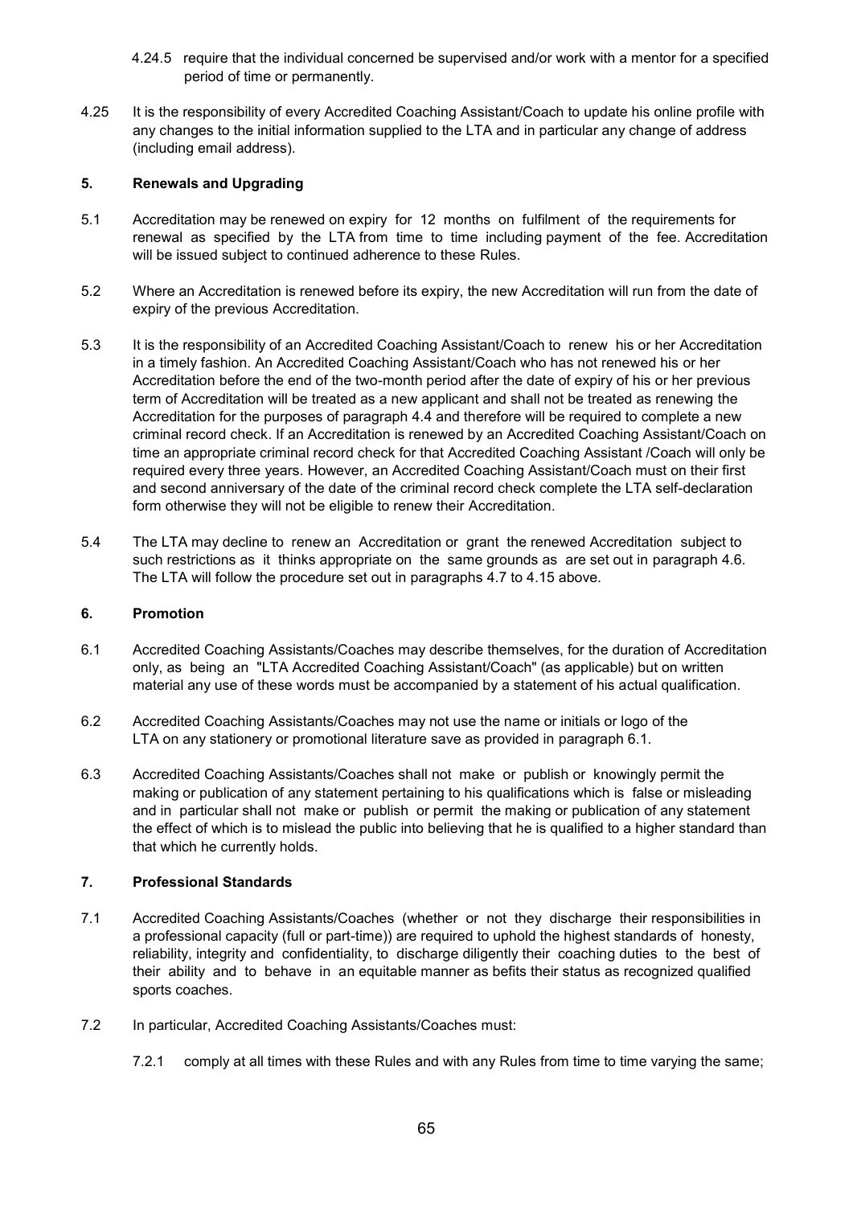4.24.5 require that the individual concerned be supervised and/or work with a mentor for a specified period of time or permanently.

4.25 It is the responsibility of every Accredited Coaching Assistant/Coach to update his online profile with any changes to the initial information supplied to the LTA and in particular any change of address (including email address).

## 5. Renewals and Upgrading

5.1 Accreditation may be renewed on expiry for 12 months on fulfilment of the requirements for renewal as specified by the LTA from time to time including payment of the fee. Accreditation will be issued subject to continued adherence to these Rules.

5.2 Where an Accreditation is renewed before its expiry, the new Accreditation will run from the date of expiry of the previous Accreditation.

5.3 It is the responsibility of an Accredited Coaching Assistant/Coach to renew his or her Accreditation in a timely fashion. An Accredited Coaching Assistant/Coach who has not renewed his or her Accreditation before the end of the two-month period after the date of expiry of his or her previous term of Accreditation will be treated as a new applicant and shall not be treated as renewing the Accreditation for the purposes of paragraph 4.4 and therefore will be required to complete a new criminal record check. If an Accreditation is renewed by an Accredited Coaching Assistant/Coach on time an appropriate criminal record check for that Accredited Coaching Assistant /Coach will only be required every three years. However, an Accredited Coaching Assistant/Coach must on their first and second anniversary of the date of the criminal record check complete the LTA self-declaration form otherwise they will not be eligible to renew their Accreditation.

5.4 The LTA may decline to renew an Accreditation or grant the renewed Accreditation subject to such restrictions as it thinks appropriate on the same grounds as are set out in paragraph 4.6. The LTA will follow the procedure set out in paragraphs 4.7 to 4.15 above.

## 6. Promotion

6.1 Accredited Coaching Assistants/Coaches may describe themselves, for the duration of Accreditation only, as being an "LTA Accredited Coaching Assistant/Coach" (as applicable) but on written material any use of these words must be accompanied by a statement of his actual qualification.

6.2 Accredited Coaching Assistants/Coaches may not use the name or initials or logo of the LTA on any stationery or promotional literature save as provided in paragraph 6.1.

6.3 Accredited Coaching Assistants/Coaches shall not make or publish or knowingly permit the making or publication of any statement pertaining to his qualifications which is false or misleading and in particular shall not make or publish or permit the making or publication of any statement the effect of which is to mislead the public into believing that he is qualified to a higher standard than that which he currently holds.

## 7. Professional Standards

7.1 Accredited Coaching Assistants/Coaches (whether or not they discharge their responsibilities in a professional capacity (full or part-time)) are required to uphold the highest standards of honesty, reliability, integrity and confidentiality, to discharge diligently their coaching duties to the best of their ability and to behave in an equitable manner as befits their status as recognized qualified sports coaches.

7.2 In particular, Accredited Coaching Assistants/Coaches must:

7.2.1 comply at all times with these Rules and with any Rules from time to time varying the same;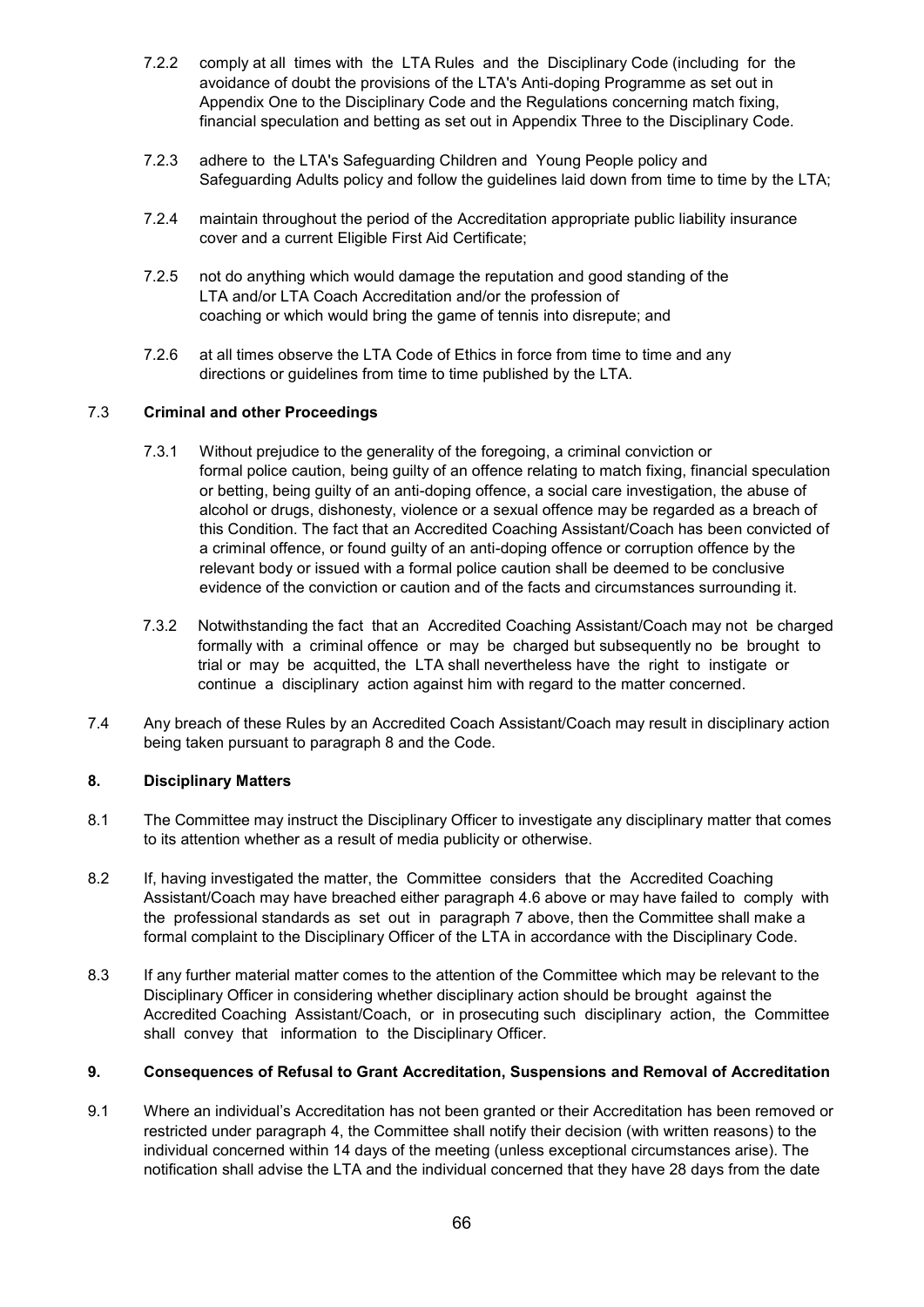7.2.2 comply at all times with the LTA Rules and the Disciplinary Code (including for the avoidance of doubt the provisions of the LTA's Anti-doping Programme as set out in Appendix One to the Disciplinary Code and the Regulations concerning match fixing, financial speculation and betting as set out in Appendix Three to the Disciplinary Code.

7.2.3 adhere to the LTA's Safeguarding Children and Young People policy and Safeguarding Adults policy and follow the guidelines laid down from time to time by the LTA;

7.2.4 maintain throughout the period of the Accreditation appropriate public liability insurance cover and a current Eligible First Aid Certificate;

7.2.5 not do anything which would damage the reputation and good standing of the LTA and/or LTA Coach Accreditation and/or the profession of coaching or which would bring the game of tennis into disrepute; and

7.2.6 at all times observe the LTA Code of Ethics in force from time to time and any directions or guidelines from time to time published by the LTA.

7.3 **Criminal and other Proceedings**

7.3.1 Without prejudice to the generality of the foregoing, a criminal conviction or formal police caution, being guilty of an offence relating to match fixing, financial speculation or betting, being guilty of an anti-doping offence, a social care investigation, the abuse of alcohol or drugs, dishonesty, violence or a sexual offence may be regarded as a breach of this Condition. The fact that an Accredited Coaching Assistant/Coach has been convicted of a criminal offence, or found guilty of an anti-doping offence or corruption offence by the relevant body or issued with a formal police caution shall be deemed to be conclusive evidence of the conviction or caution and of the facts and circumstances surrounding it.

7.3.2 Notwithstanding the fact that an Accredited Coaching Assistant/Coach may not be charged formally with a criminal offence or may be charged but subsequently no be brought to trial or may be acquitted, the LTA shall nevertheless have the right to instigate or continue a disciplinary action against him with regard to the matter concerned.

7.4 Any breach of these Rules by an Accredited Coach Assistant/Coach may result in disciplinary action being taken pursuant to paragraph 8 and the Code.

## 8. Disciplinary Matters

8.1 The Committee may instruct the Disciplinary Officer to investigate any disciplinary matter that comes to its attention whether as a result of media publicity or otherwise.

8.2 If, having investigated the matter, the Committee considers that the Accredited Coaching Assistant/Coach may have breached either paragraph 4.6 above or may have failed to comply with the professional standards as set out in paragraph 7 above, then the Committee shall make a formal complaint to the Disciplinary Officer of the LTA in accordance with the Disciplinary Code.

8.3 If any further material matter comes to the attention of the Committee which may be relevant to the Disciplinary Officer in considering whether disciplinary action should be brought against the Accredited Coaching Assistant/Coach, or in prosecuting such disciplinary action, the Committee shall convey that information to the Disciplinary Officer.

## 9. Consequences of Refusal to Grant Accreditation, Suspensions and Removal of Accreditation

9.1 Where an individual's Accreditation has not been granted or their Accreditation has been removed or restricted under paragraph 4, the Committee shall notify their decision (with written reasons) to the individual concerned within 14 days of the meeting (unless exceptional circumstances arise). The notification shall advise the LTA and the individual concerned that they have 28 days from the date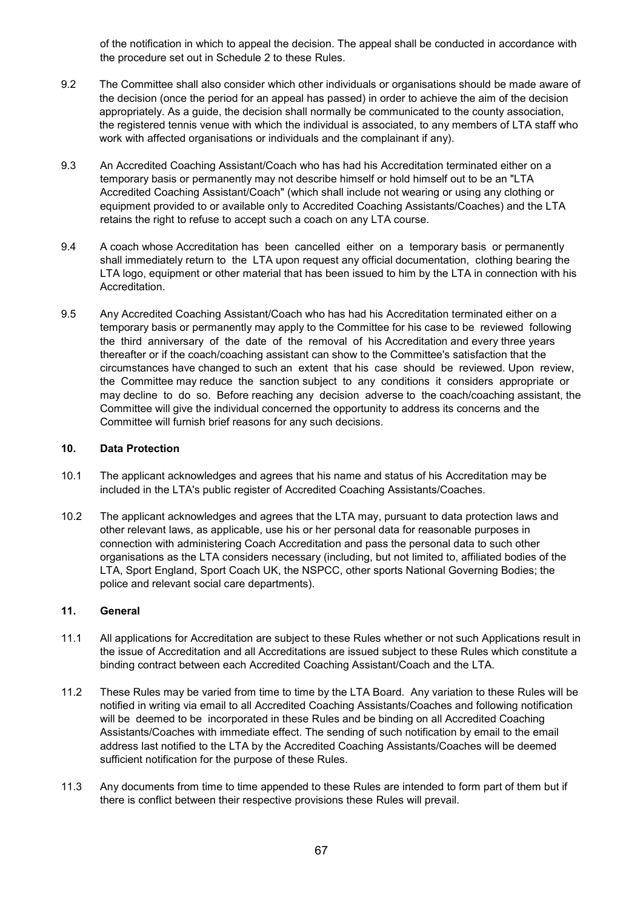of the notification in which to appeal the decision. The appeal shall be conducted in accordance with the procedure set out in Schedule 2 to these Rules.

9.2 The Committee shall also consider which other individuals or organisations should be made aware of the decision (once the period for an appeal has passed) in order to achieve the aim of the decision appropriately. As a guide, the decision shall normally be communicated to the county association, the registered tennis venue with which the individual is associated, to any members of LTA staff who work with affected organisations or individuals and the complainant if any).

9.3 An Accredited Coaching Assistant/Coach who has had his Accreditation terminated either on a temporary basis or permanently may not describe himself or hold himself out to be an "LTA Accredited Coaching Assistant/Coach" (which shall include not wearing or using any clothing or equipment provided to or available only to Accredited Coaching Assistants/Coaches) and the LTA retains the right to refuse to accept such a coach on any LTA course.

9.4 A coach whose Accreditation has been cancelled either on a temporary basis or permanently shall immediately return to the LTA upon request any official documentation, clothing bearing the LTA logo, equipment or other material that has been issued to him by the LTA in connection with his Accreditation.

9.5 Any Accredited Coaching Assistant/Coach who has had his Accreditation terminated either on a temporary basis or permanently may apply to the Committee for his case to be reviewed following the third anniversary of the date of the removal of his Accreditation and every three years thereafter or if the coach/coaching assistant can show to the Committee's satisfaction that the circumstances have changed to such an extent that his case should be reviewed. Upon review, the Committee may reduce the sanction subject to any conditions it considers appropriate or may decline to do so. Before reaching any decision adverse to the coach/coaching assistant, the Committee will give the individual concerned the opportunity to address its concerns and the Committee will furnish brief reasons for any such decisions.

## 10. Data Protection

10.1 The applicant acknowledges and agrees that his name and status of his Accreditation may be included in the LTA's public register of Accredited Coaching Assistants/Coaches.

10.2 The applicant acknowledges and agrees that the LTA may, pursuant to data protection laws and other relevant laws, as applicable, use his or her personal data for reasonable purposes in connection with administering Coach Accreditation and pass the personal data to such other organisations as the LTA considers necessary (including, but not limited to, affiliated bodies of the LTA, Sport England, Sport Coach UK, the NSPCC, other sports National Governing Bodies; the police and relevant social care departments).

## 11. General

11.1 All applications for Accreditation are subject to these Rules whether or not such Applications result in the issue of Accreditation and all Accreditations are issued subject to these Rules which constitute a binding contract between each Accredited Coaching Assistant/Coach and the LTA.

11.2 These Rules may be varied from time to time by the LTA Board. Any variation to these Rules will be notified in writing via email to all Accredited Coaching Assistants/Coaches and following notification will be deemed to be incorporated in these Rules and be binding on all Accredited Coaching Assistants/Coaches with immediate effect. The sending of such notification by email to the email address last notified to the LTA by the Accredited Coaching Assistants/Coaches will be deemed sufficient notification for the purpose of these Rules.

11.3 Any documents from time to time appended to these Rules are intended to form part of them but if there is conflict between their respective provisions these Rules will prevail.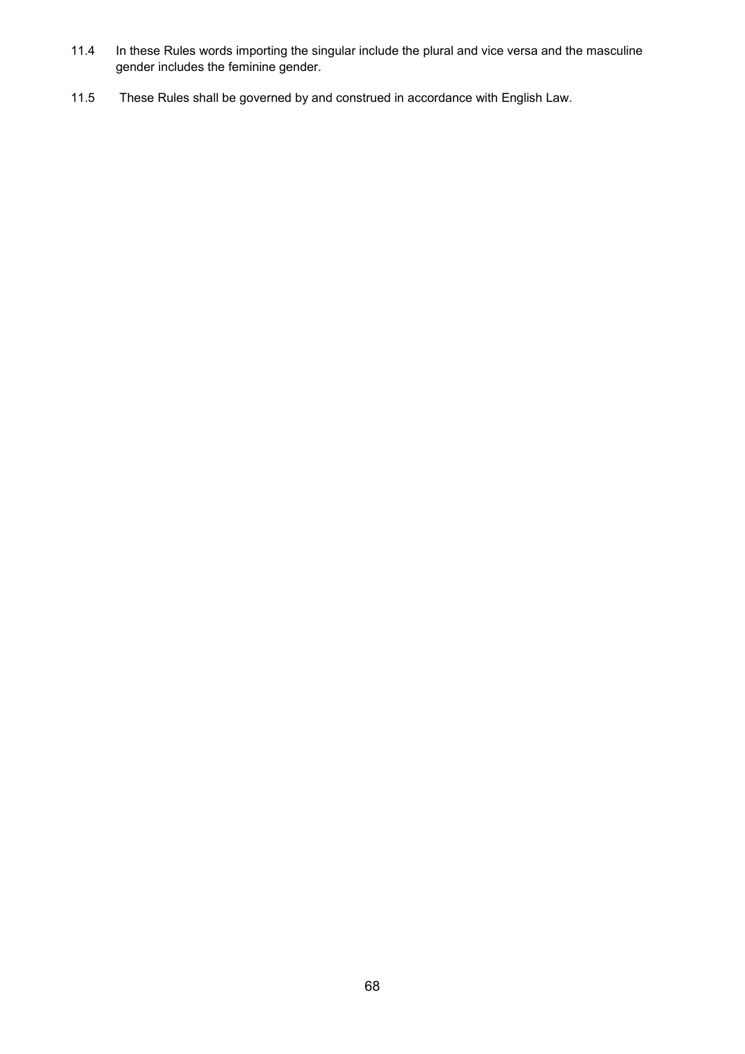11.4 In these Rules words importing the singular include the plural and vice versa and the masculine gender includes the feminine gender.

11.5 These Rules shall be governed by and construed in accordance with English Law.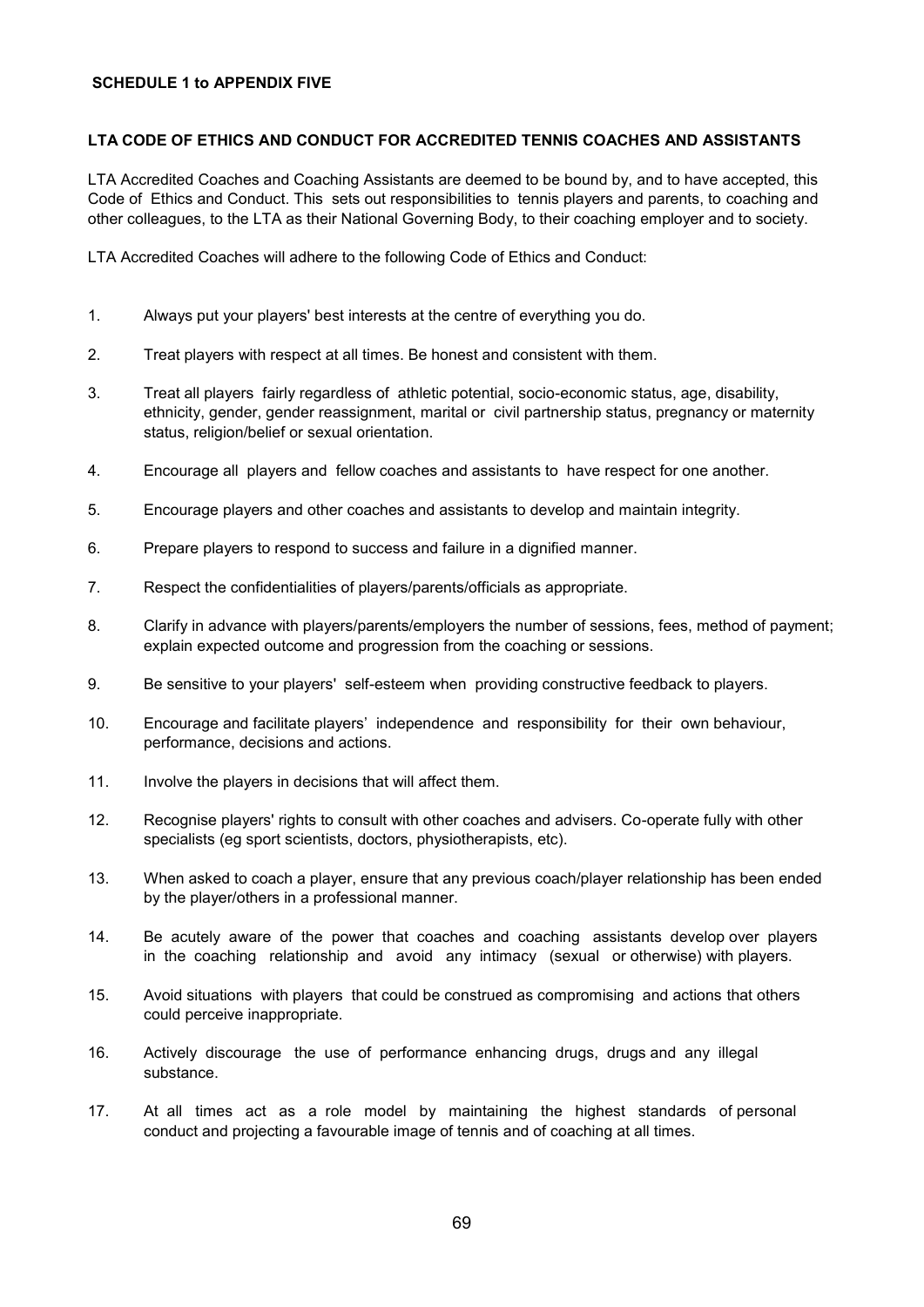**SCHEDULE 1 to APPENDIX FIVE**

**LTA CODE OF ETHICS AND CONDUCT FOR ACCREDITED TENNIS COACHES AND ASSISTANTS**

LTA Accredited Coaches and Coaching Assistants are deemed to be bound by, and to have accepted, this Code of Ethics and Conduct. This sets out responsibilities to tennis players and parents, to coaching and other colleagues, to the LTA as their National Governing Body, to their coaching employer and to society.

LTA Accredited Coaches will adhere to the following Code of Ethics and Conduct:

1. Always put your players' best interests at the centre of everything you do.
2. Treat players with respect at all times. Be honest and consistent with them.
3. Treat all players fairly regardless of athletic potential, socio-economic status, age, disability, ethnicity, gender, gender reassignment, marital or civil partnership status, pregnancy or maternity status, religion/belief or sexual orientation.
4. Encourage all players and fellow coaches and assistants to have respect for one another.
5. Encourage players and other coaches and assistants to develop and maintain integrity.
6. Prepare players to respond to success and failure in a dignified manner.
7. Respect the confidentialities of players/parents/officials as appropriate.
8. Clarify in advance with players/parents/employers the number of sessions, fees, method of payment; explain expected outcome and progression from the coaching or sessions.
9. Be sensitive to your players' self-esteem when providing constructive feedback to players.
10. Encourage and facilitate players' independence and responsibility for their own behaviour, performance, decisions and actions.
11. Involve the players in decisions that will affect them.
12. Recognise players' rights to consult with other coaches and advisers. Co-operate fully with other specialists (eg sport scientists, doctors, physiotherapists, etc).
13. When asked to coach a player, ensure that any previous coach/player relationship has been ended by the player/others in a professional manner.
14. Be acutely aware of the power that coaches and coaching assistants develop over players in the coaching relationship and avoid any intimacy (sexual or otherwise) with players.
15. Avoid situations with players that could be construed as compromising and actions that others could perceive inappropriate.
16. Actively discourage the use of performance enhancing drugs, drugs and any illegal substance.
17. At all times act as a role model by maintaining the highest standards of personal conduct and projecting a favourable image of tennis and of coaching at all times.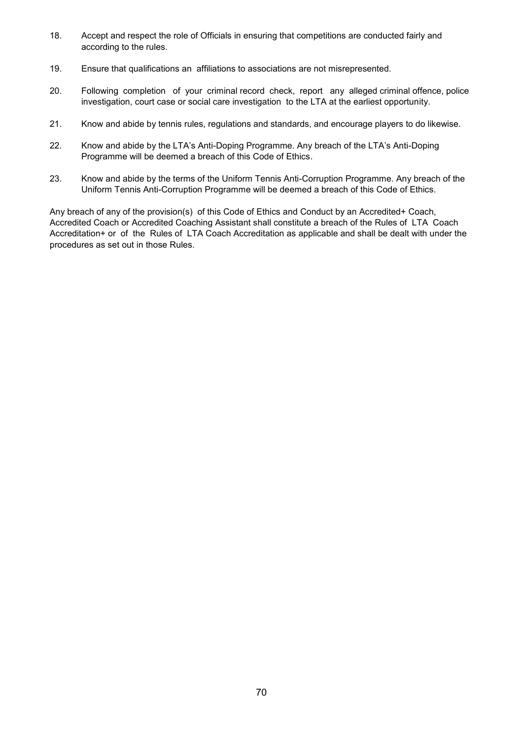18. Accept and respect the role of Officials in ensuring that competitions are conducted fairly and according to the rules.

19. Ensure that qualifications an affiliations to associations are not misrepresented.

20. Following completion of your criminal record check, report any alleged criminal offence, police investigation, court case or social care investigation to the LTA at the earliest opportunity.

21. Know and abide by tennis rules, regulations and standards, and encourage players to do likewise.

22. Know and abide by the LTA's Anti-Doping Programme. Any breach of the LTA's Anti-Doping Programme will be deemed a breach of this Code of Ethics.

23. Know and abide by the terms of the Uniform Tennis Anti-Corruption Programme. Any breach of the Uniform Tennis Anti-Corruption Programme will be deemed a breach of this Code of Ethics.

Any breach of any of the provision(s) of this Code of Ethics and Conduct by an Accredited+ Coach, Accredited Coach or Accredited Coaching Assistant shall constitute a breach of the Rules of LTA Coach Accreditation+ or of the Rules of LTA Coach Accreditation as applicable and shall be dealt with under the procedures as set out in those Rules.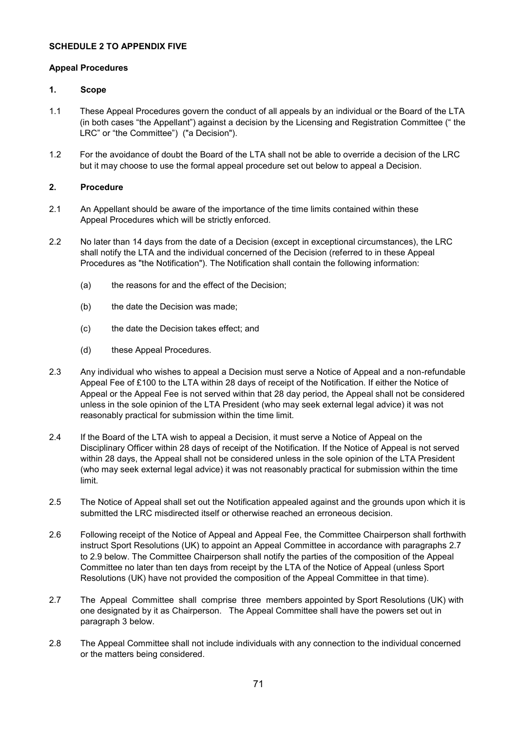**SCHEDULE 2 TO APPENDIX FIVE**

**Appeal Procedures**

**1. Scope**

1.1 These Appeal Procedures govern the conduct of all appeals by an individual or the Board of the LTA (in both cases "the Appellant") against a decision by the Licensing and Registration Committee (" the LRC" or "the Committee") ("a Decision").

1.2 For the avoidance of doubt the Board of the LTA shall not be able to override a decision of the LRC but it may choose to use the formal appeal procedure set out below to appeal a Decision.

**2. Procedure**

2.1 An Appellant should be aware of the importance of the time limits contained within these Appeal Procedures which will be strictly enforced.

2.2 No later than 14 days from the date of a Decision (except in exceptional circumstances), the LRC shall notify the LTA and the individual concerned of the Decision (referred to in these Appeal Procedures as "the Notification"). The Notification shall contain the following information:

(a) the reasons for and the effect of the Decision;

(b) the date the Decision was made;

(c) the date the Decision takes effect; and

(d) these Appeal Procedures.

2.3 Any individual who wishes to appeal a Decision must serve a Notice of Appeal and a non-refundable Appeal Fee of £100 to the LTA within 28 days of receipt of the Notification. If either the Notice of Appeal or the Appeal Fee is not served within that 28 day period, the Appeal shall not be considered unless in the sole opinion of the LTA President (who may seek external legal advice) it was not reasonably practical for submission within the time limit.

2.4 If the Board of the LTA wish to appeal a Decision, it must serve a Notice of Appeal on the Disciplinary Officer within 28 days of receipt of the Notification. If the Notice of Appeal is not served within 28 days, the Appeal shall not be considered unless in the sole opinion of the LTA President (who may seek external legal advice) it was not reasonably practical for submission within the time limit.

2.5 The Notice of Appeal shall set out the Notification appealed against and the grounds upon which it is submitted the LRC misdirected itself or otherwise reached an erroneous decision.

2.6 Following receipt of the Notice of Appeal and Appeal Fee, the Committee Chairperson shall forthwith instruct Sport Resolutions (UK) to appoint an Appeal Committee in accordance with paragraphs 2.7 to 2.9 below. The Committee Chairperson shall notify the parties of the composition of the Appeal Committee no later than ten days from receipt by the LTA of the Notice of Appeal (unless Sport Resolutions (UK) have not provided the composition of the Appeal Committee in that time).

2.7 The Appeal Committee shall comprise three members appointed by Sport Resolutions (UK) with one designated by it as Chairperson. The Appeal Committee shall have the powers set out in paragraph 3 below.

2.8 The Appeal Committee shall not include individuals with any connection to the individual concerned or the matters being considered.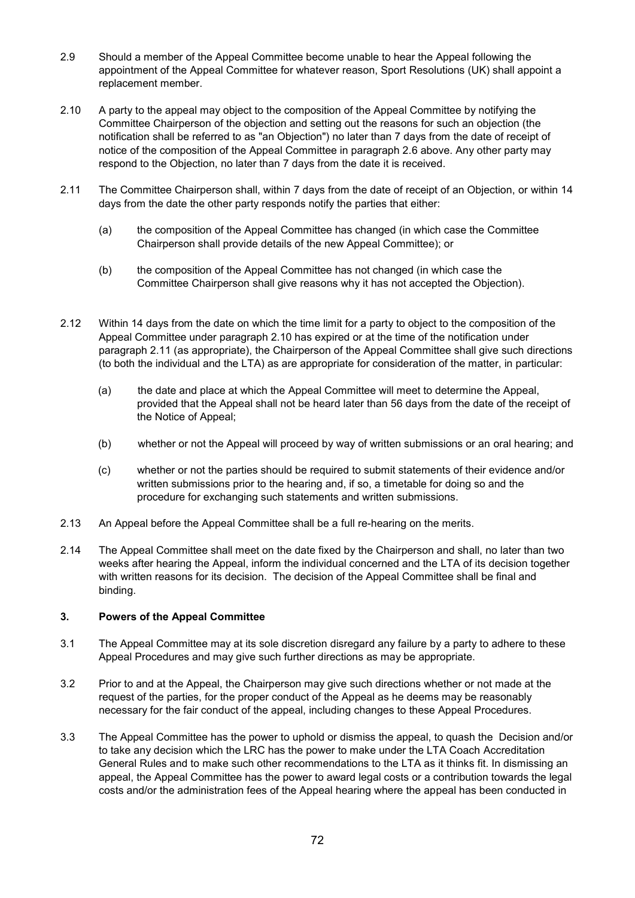2.9 Should a member of the Appeal Committee become unable to hear the Appeal following the appointment of the Appeal Committee for whatever reason, Sport Resolutions (UK) shall appoint a replacement member.

2.10 A party to the appeal may object to the composition of the Appeal Committee by notifying the Committee Chairperson of the objection and setting out the reasons for such an objection (the notification shall be referred to as "an Objection") no later than 7 days from the date of receipt of notice of the composition of the Appeal Committee in paragraph 2.6 above. Any other party may respond to the Objection, no later than 7 days from the date it is received.

2.11 The Committee Chairperson shall, within 7 days from the date of receipt of an Objection, or within 14 days from the date the other party responds notify the parties that either:

(a) the composition of the Appeal Committee has changed (in which case the Committee Chairperson shall provide details of the new Appeal Committee); or

(b) the composition of the Appeal Committee has not changed (in which case the Committee Chairperson shall give reasons why it has not accepted the Objection).

2.12 Within 14 days from the date on which the time limit for a party to object to the composition of the Appeal Committee under paragraph 2.10 has expired or at the time of the notification under paragraph 2.11 (as appropriate), the Chairperson of the Appeal Committee shall give such directions (to both the individual and the LTA) as are appropriate for consideration of the matter, in particular:

(a) the date and place at which the Appeal Committee will meet to determine the Appeal, provided that the Appeal shall not be heard later than 56 days from the date of the receipt of the Notice of Appeal;

(b) whether or not the Appeal will proceed by way of written submissions or an oral hearing; and

(c) whether or not the parties should be required to submit statements of their evidence and/or written submissions prior to the hearing and, if so, a timetable for doing so and the procedure for exchanging such statements and written submissions.

2.13 An Appeal before the Appeal Committee shall be a full re-hearing on the merits.

2.14 The Appeal Committee shall meet on the date fixed by the Chairperson and shall, no later than two weeks after hearing the Appeal, inform the individual concerned and the LTA of its decision together with written reasons for its decision. The decision of the Appeal Committee shall be final and binding.

## 3. Powers of the Appeal Committee

3.1 The Appeal Committee may at its sole discretion disregard any failure by a party to adhere to these Appeal Procedures and may give such further directions as may be appropriate.

3.2 Prior to and at the Appeal, the Chairperson may give such directions whether or not made at the request of the parties, for the proper conduct of the Appeal as he deems may be reasonably necessary for the fair conduct of the appeal, including changes to these Appeal Procedures.

3.3 The Appeal Committee has the power to uphold or dismiss the appeal, to quash the Decision and/or to take any decision which the LRC has the power to make under the LTA Coach Accreditation General Rules and to make such other recommendations to the LTA as it thinks fit. In dismissing an appeal, the Appeal Committee has the power to award legal costs or a contribution towards the legal costs and/or the administration fees of the Appeal hearing where the appeal has been conducted in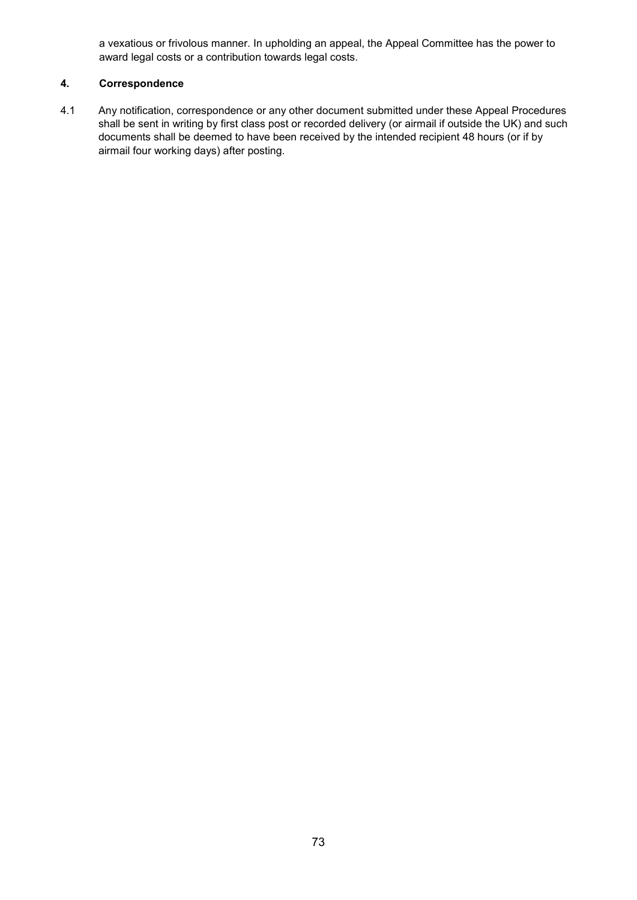a vexatious or frivolous manner. In upholding an appeal, the Appeal Committee has the power to award legal costs or a contribution towards legal costs.

## 4. Correspondence

4.1 Any notification, correspondence or any other document submitted under these Appeal Procedures shall be sent in writing by first class post or recorded delivery (or airmail if outside the UK) and such documents shall be deemed to have been received by the intended recipient 48 hours (or if by airmail four working days) after posting.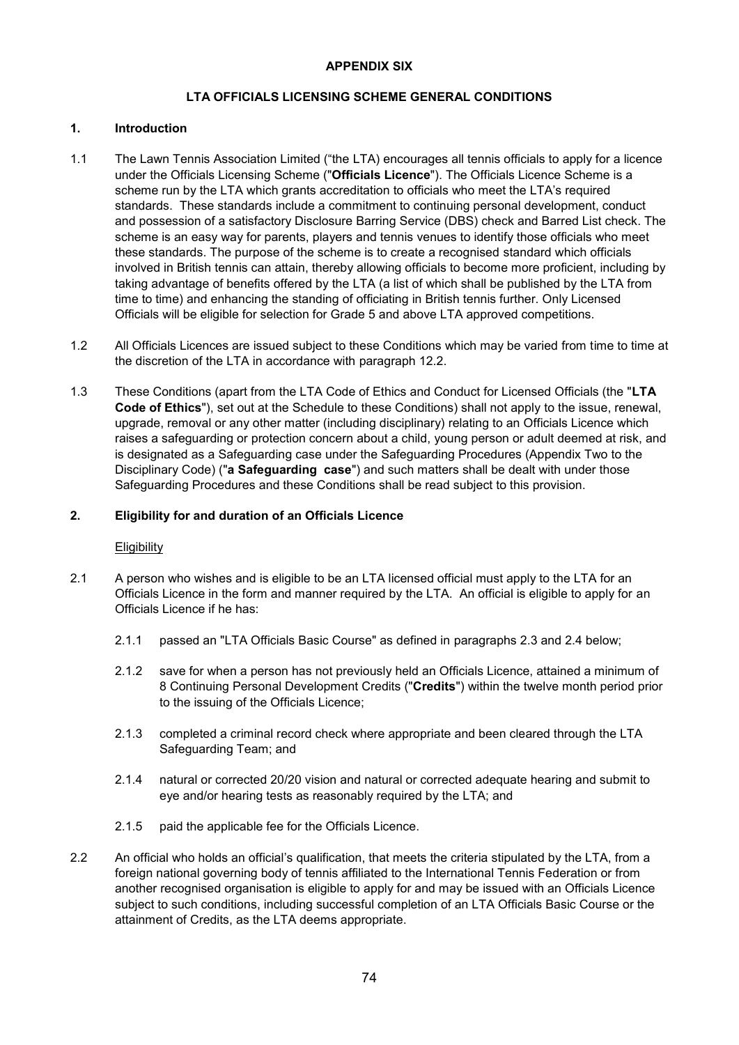**APPENDIX SIX**

**LTA OFFICIALS LICENSING SCHEME GENERAL CONDITIONS**

**1. Introduction**

1.1 The Lawn Tennis Association Limited ("the LTA") encourages all tennis officials to apply for a licence under the Officials Licensing Scheme ("**Officials Licence**"). The Officials Licence Scheme is a scheme run by the LTA which grants accreditation to officials who meet the LTA's required standards. These standards include a commitment to continuing personal development, conduct and possession of a satisfactory Disclosure Barring Service (DBS) check and Barred List check. The scheme is an easy way for parents, players and tennis venues to identify those officials who meet these standards. The purpose of the scheme is to create a recognised standard which officials involved in British tennis can attain, thereby allowing officials to become more proficient, including by taking advantage of benefits offered by the LTA (a list of which shall be published by the LTA from time to time) and enhancing the standing of officiating in British tennis further. Only Licensed Officials will be eligible for selection for Grade 5 and above LTA approved competitions.

1.2 All Officials Licences are issued subject to these Conditions which may be varied from time to time at the discretion of the LTA in accordance with paragraph 12.2.

1.3 These Conditions (apart from the LTA Code of Ethics and Conduct for Licensed Officials (the "**LTA Code of Ethics**"), set out at the Schedule to these Conditions) shall not apply to the issue, renewal, upgrade, removal or any other matter (including disciplinary) relating to an Officials Licence which raises a safeguarding or protection concern about a child, young person or adult deemed at risk, and is designated as a Safeguarding case under the Safeguarding Procedures (Appendix Two to the Disciplinary Code) ("**a Safeguarding case**") and such matters shall be dealt with under those Safeguarding Procedures and these Conditions shall be read subject to this provision.

**2. Eligibility for and duration of an Officials Licence**

Eligibility

2.1 A person who wishes and is eligible to be an LTA licensed official must apply to the LTA for an Officials Licence in the form and manner required by the LTA. An official is eligible to apply for an Officials Licence if he has:

- 2.1.1 passed an "LTA Officials Basic Course" as defined in paragraphs 2.3 and 2.4 below;
- 2.1.2 save for when a person has not previously held an Officials Licence, attained a minimum of 8 Continuing Personal Development Credits ("**Credits**") within the twelve month period prior to the issuing of the Officials Licence;
- 2.1.3 completed a criminal record check where appropriate and been cleared through the LTA Safeguarding Team; and
- 2.1.4 natural or corrected 20/20 vision and natural or corrected adequate hearing and submit to eye and/or hearing tests as reasonably required by the LTA; and
- 2.1.5 paid the applicable fee for the Officials Licence.

2.2 An official who holds an official's qualification, that meets the criteria stipulated by the LTA, from a foreign national governing body of tennis affiliated to the International Tennis Federation or from another recognised organisation is eligible to apply for and may be issued with an Officials Licence subject to such conditions, including successful completion of an LTA Officials Basic Course or the attainment of Credits, as the LTA deems appropriate.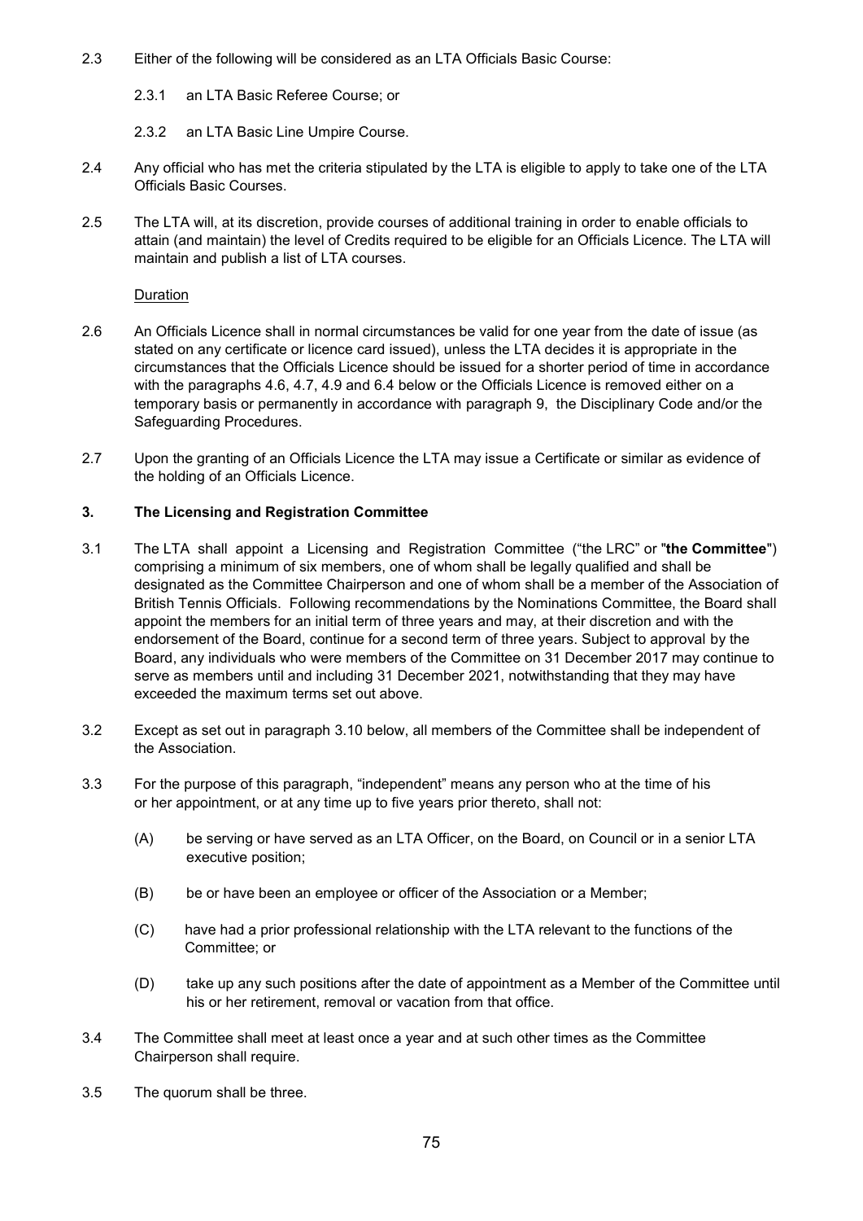2.3 Either of the following will be considered as an LTA Officials Basic Course:

2.3.1 an LTA Basic Referee Course; or

2.3.2 an LTA Basic Line Umpire Course.

2.4 Any official who has met the criteria stipulated by the LTA is eligible to apply to take one of the LTA Officials Basic Courses.

2.5 The LTA will, at its discretion, provide courses of additional training in order to enable officials to attain (and maintain) the level of Credits required to be eligible for an Officials Licence. The LTA will maintain and publish a list of LTA courses.

Duration

2.6 An Officials Licence shall in normal circumstances be valid for one year from the date of issue (as stated on any certificate or licence card issued), unless the LTA decides it is appropriate in the circumstances that the Officials Licence should be issued for a shorter period of time in accordance with the paragraphs 4.6, 4.7, 4.9 and 6.4 below or the Officials Licence is removed either on a temporary basis or permanently in accordance with paragraph 9, the Disciplinary Code and/or the Safeguarding Procedures.

2.7 Upon the granting of an Officials Licence the LTA may issue a Certificate or similar as evidence of the holding of an Officials Licence.

## 3. The Licensing and Registration Committee

3.1 The LTA shall appoint a Licensing and Registration Committee ("the LRC" or "**the Committee**") comprising a minimum of six members, one of whom shall be legally qualified and shall be designated as the Committee Chairperson and one of whom shall be a member of the Association of British Tennis Officials. Following recommendations by the Nominations Committee, the Board shall appoint the members for an initial term of three years and may, at their discretion and with the endorsement of the Board, continue for a second term of three years. Subject to approval by the Board, any individuals who were members of the Committee on 31 December 2017 may continue to serve as members until and including 31 December 2021, notwithstanding that they may have exceeded the maximum terms set out above.

3.2 Except as set out in paragraph 3.10 below, all members of the Committee shall be independent of the Association.

3.3 For the purpose of this paragraph, "independent" means any person who at the time of his or her appointment, or at any time up to five years prior thereto, shall not:

(A) be serving or have served as an LTA Officer, on the Board, on Council or in a senior LTA executive position;

(B) be or have been an employee or officer of the Association or a Member;

(C) have had a prior professional relationship with the LTA relevant to the functions of the Committee; or

(D) take up any such positions after the date of appointment as a Member of the Committee until his or her retirement, removal or vacation from that office.

3.4 The Committee shall meet at least once a year and at such other times as the Committee Chairperson shall require.

3.5 The quorum shall be three.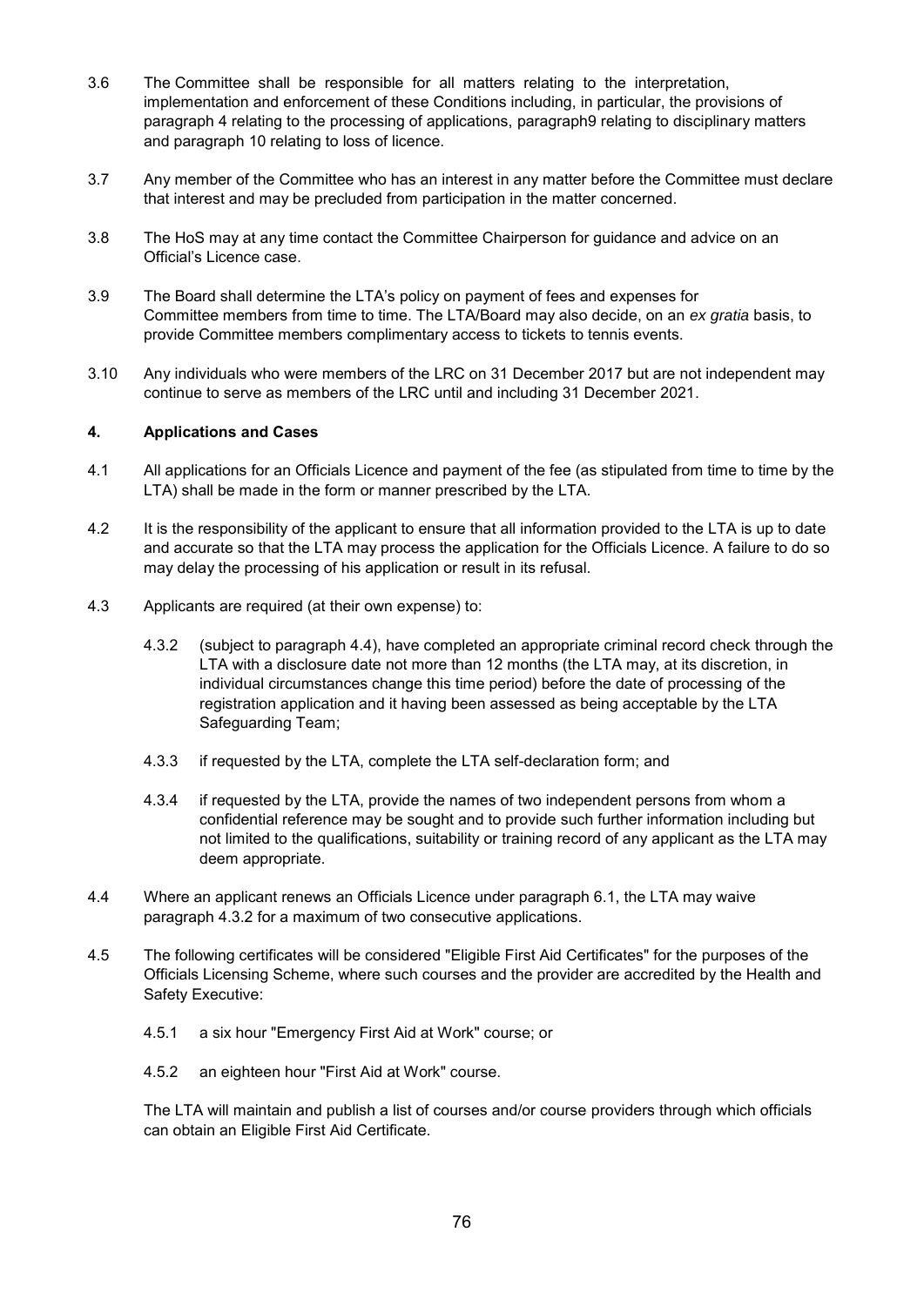3.6 The Committee shall be responsible for all matters relating to the interpretation, implementation and enforcement of these Conditions including, in particular, the provisions of paragraph 4 relating to the processing of applications, paragraph9 relating to disciplinary matters and paragraph 10 relating to loss of licence.

3.7 Any member of the Committee who has an interest in any matter before the Committee must declare that interest and may be precluded from participation in the matter concerned.

3.8 The HoS may at any time contact the Committee Chairperson for guidance and advice on an Official's Licence case.

3.9 The Board shall determine the LTA's policy on payment of fees and expenses for Committee members from time to time. The LTA/Board may also decide, on an *ex gratia* basis, to provide Committee members complimentary access to tickets to tennis events.

3.10 Any individuals who were members of the LRC on 31 December 2017 but are not independent may continue to serve as members of the LRC until and including 31 December 2021.

## 4. Applications and Cases

4.1 All applications for an Officials Licence and payment of the fee (as stipulated from time to time by the LTA) shall be made in the form or manner prescribed by the LTA.

4.2 It is the responsibility of the applicant to ensure that all information provided to the LTA is up to date and accurate so that the LTA may process the application for the Officials Licence. A failure to do so may delay the processing of his application or result in its refusal.

4.3 Applicants are required (at their own expense) to:

4.3.2 (subject to paragraph 4.4), have completed an appropriate criminal record check through the LTA with a disclosure date not more than 12 months (the LTA may, at its discretion, in individual circumstances change this time period) before the date of processing of the registration application and it having been assessed as being acceptable by the LTA Safeguarding Team;

4.3.3 if requested by the LTA, complete the LTA self-declaration form; and

4.3.4 if requested by the LTA, provide the names of two independent persons from whom a confidential reference may be sought and to provide such further information including but not limited to the qualifications, suitability or training record of any applicant as the LTA may deem appropriate.

4.4 Where an applicant renews an Officials Licence under paragraph 6.1, the LTA may waive paragraph 4.3.2 for a maximum of two consecutive applications.

4.5 The following certificates will be considered "Eligible First Aid Certificates" for the purposes of the Officials Licensing Scheme, where such courses and the provider are accredited by the Health and Safety Executive:

4.5.1 a six hour "Emergency First Aid at Work" course; or

4.5.2 an eighteen hour "First Aid at Work" course.

The LTA will maintain and publish a list of courses and/or course providers through which officials can obtain an Eligible First Aid Certificate.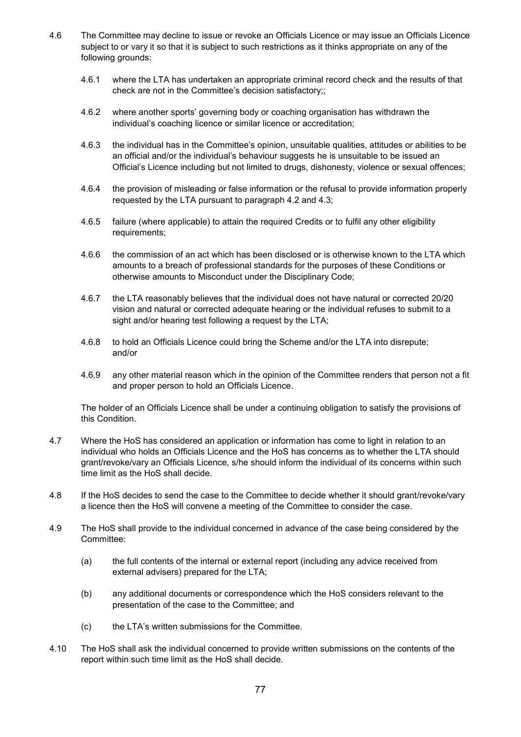4.6 The Committee may decline to issue or revoke an Officials Licence or may issue an Officials Licence subject to or vary it so that it is subject to such restrictions as it thinks appropriate on any of the following grounds:

4.6.1 where the LTA has undertaken an appropriate criminal record check and the results of that check are not in the Committee's decision satisfactory;;

4.6.2 where another sports' governing body or coaching organisation has withdrawn the individual's coaching licence or similar licence or accreditation;

4.6.3 the individual has in the Committee's opinion, unsuitable qualities, attitudes or abilities to be an official and/or the individual's behaviour suggests he is unsuitable to be issued an Official's Licence including but not limited to drugs, dishonesty, violence or sexual offences;

4.6.4 the provision of misleading or false information or the refusal to provide information properly requested by the LTA pursuant to paragraph 4.2 and 4.3;

4.6.5 failure (where applicable) to attain the required Credits or to fulfil any other eligibility requirements;

4.6.6 the commission of an act which has been disclosed or is otherwise known to the LTA which amounts to a breach of professional standards for the purposes of these Conditions or otherwise amounts to Misconduct under the Disciplinary Code;

4.6.7 the LTA reasonably believes that the individual does not have natural or corrected 20/20 vision and natural or corrected adequate hearing or the individual refuses to submit to a sight and/or hearing test following a request by the LTA;

4.6.8 to hold an Officials Licence could bring the Scheme and/or the LTA into disrepute; and/or

4.6.9 any other material reason which in the opinion of the Committee renders that person not a fit and proper person to hold an Officials Licence.

The holder of an Officials Licence shall be under a continuing obligation to satisfy the provisions of this Condition.

4.7 Where the HoS has considered an application or information has come to light in relation to an individual who holds an Officials Licence and the HoS has concerns as to whether the LTA should grant/revoke/vary an Officials Licence, s/he should inform the individual of its concerns within such time limit as the HoS shall decide.

4.8 If the HoS decides to send the case to the Committee to decide whether it should grant/revoke/vary a licence then the HoS will convene a meeting of the Committee to consider the case.

4.9 The HoS shall provide to the individual concerned in advance of the case being considered by the Committee:

(a) the full contents of the internal or external report (including any advice received from external advisers) prepared for the LTA;

(b) any additional documents or correspondence which the HoS considers relevant to the presentation of the case to the Committee; and

(c) the LTA's written submissions for the Committee.

4.10 The HoS shall ask the individual concerned to provide written submissions on the contents of the report within such time limit as the HoS shall decide.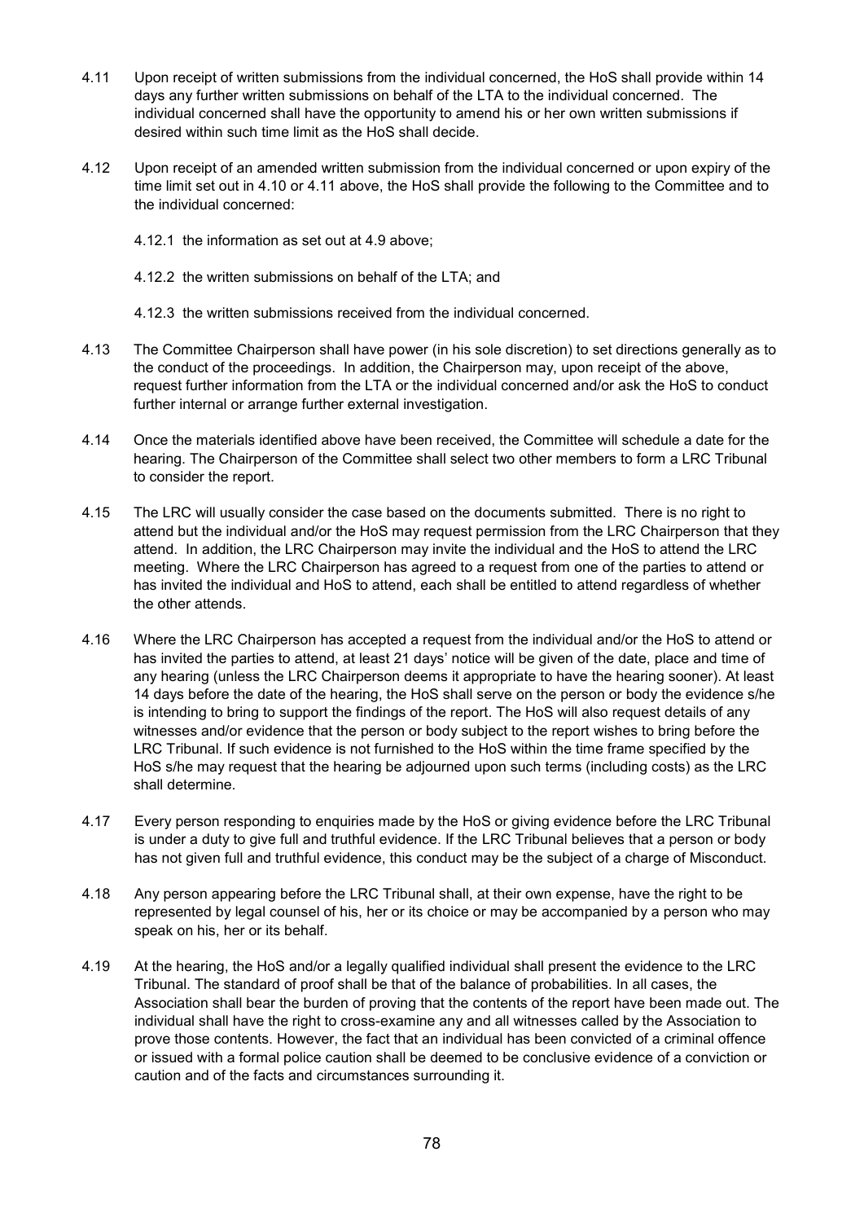4.11 Upon receipt of written submissions from the individual concerned, the HoS shall provide within 14 days any further written submissions on behalf of the LTA to the individual concerned. The individual concerned shall have the opportunity to amend his or her own written submissions if desired within such time limit as the HoS shall decide.

4.12 Upon receipt of an amended written submission from the individual concerned or upon expiry of the time limit set out in 4.10 or 4.11 above, the HoS shall provide the following to the Committee and to the individual concerned:

4.12.1 the information as set out at 4.9 above;

4.12.2 the written submissions on behalf of the LTA; and

4.12.3 the written submissions received from the individual concerned.

4.13 The Committee Chairperson shall have power (in his sole discretion) to set directions generally as to the conduct of the proceedings. In addition, the Chairperson may, upon receipt of the above, request further information from the LTA or the individual concerned and/or ask the HoS to conduct further internal or arrange further external investigation.

4.14 Once the materials identified above have been received, the Committee will schedule a date for the hearing. The Chairperson of the Committee shall select two other members to form a LRC Tribunal to consider the report.

4.15 The LRC will usually consider the case based on the documents submitted. There is no right to attend but the individual and/or the HoS may request permission from the LRC Chairperson that they attend. In addition, the LRC Chairperson may invite the individual and the HoS to attend the LRC meeting. Where the LRC Chairperson has agreed to a request from one of the parties to attend or has invited the individual and HoS to attend, each shall be entitled to attend regardless of whether the other attends.

4.16 Where the LRC Chairperson has accepted a request from the individual and/or the HoS to attend or has invited the parties to attend, at least 21 days' notice will be given of the date, place and time of any hearing (unless the LRC Chairperson deems it appropriate to have the hearing sooner). At least 14 days before the date of the hearing, the HoS shall serve on the person or body the evidence s/he is intending to bring to support the findings of the report. The HoS will also request details of any witnesses and/or evidence that the person or body subject to the report wishes to bring before the LRC Tribunal. If such evidence is not furnished to the HoS within the time frame specified by the HoS s/he may request that the hearing be adjourned upon such terms (including costs) as the LRC shall determine.

4.17 Every person responding to enquiries made by the HoS or giving evidence before the LRC Tribunal is under a duty to give full and truthful evidence. If the LRC Tribunal believes that a person or body has not given full and truthful evidence, this conduct may be the subject of a charge of Misconduct.

4.18 Any person appearing before the LRC Tribunal shall, at their own expense, have the right to be represented by legal counsel of his, her or its choice or may be accompanied by a person who may speak on his, her or its behalf.

4.19 At the hearing, the HoS and/or a legally qualified individual shall present the evidence to the LRC Tribunal. The standard of proof shall be that of the balance of probabilities. In all cases, the Association shall bear the burden of proving that the contents of the report have been made out. The individual shall have the right to cross-examine any and all witnesses called by the Association to prove those contents. However, the fact that an individual has been convicted of a criminal offence or issued with a formal police caution shall be deemed to be conclusive evidence of a conviction or caution and of the facts and circumstances surrounding it.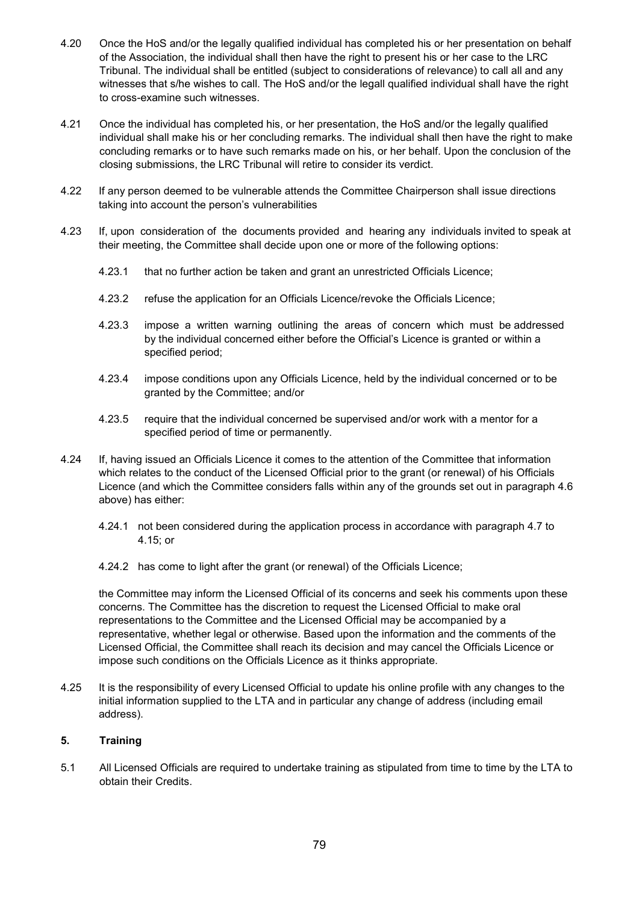4.20 Once the HoS and/or the legally qualified individual has completed his or her presentation on behalf of the Association, the individual shall then have the right to present his or her case to the LRC Tribunal. The individual shall be entitled (subject to considerations of relevance) to call all and any witnesses that s/he wishes to call. The HoS and/or the legall qualified individual shall have the right to cross-examine such witnesses.

4.21 Once the individual has completed his, or her presentation, the HoS and/or the legally qualified individual shall make his or her concluding remarks. The individual shall then have the right to make concluding remarks or to have such remarks made on his, or her behalf. Upon the conclusion of the closing submissions, the LRC Tribunal will retire to consider its verdict.

4.22 If any person deemed to be vulnerable attends the Committee Chairperson shall issue directions taking into account the person's vulnerabilities

4.23 If, upon consideration of the documents provided and hearing any individuals invited to speak at their meeting, the Committee shall decide upon one or more of the following options:

4.23.1 that no further action be taken and grant an unrestricted Officials Licence;

4.23.2 refuse the application for an Officials Licence/revoke the Officials Licence;

4.23.3 impose a written warning outlining the areas of concern which must be addressed by the individual concerned either before the Official's Licence is granted or within a specified period;

4.23.4 impose conditions upon any Officials Licence, held by the individual concerned or to be granted by the Committee; and/or

4.23.5 require that the individual concerned be supervised and/or work with a mentor for a specified period of time or permanently.

4.24 If, having issued an Officials Licence it comes to the attention of the Committee that information which relates to the conduct of the Licensed Official prior to the grant (or renewal) of his Officials Licence (and which the Committee considers falls within any of the grounds set out in paragraph 4.6 above) has either:

4.24.1 not been considered during the application process in accordance with paragraph 4.7 to 4.15; or

4.24.2 has come to light after the grant (or renewal) of the Officials Licence;

the Committee may inform the Licensed Official of its concerns and seek his comments upon these concerns. The Committee has the discretion to request the Licensed Official to make oral representations to the Committee and the Licensed Official may be accompanied by a representative, whether legal or otherwise. Based upon the information and the comments of the Licensed Official, the Committee shall reach its decision and may cancel the Officials Licence or impose such conditions on the Officials Licence as it thinks appropriate.

4.25 It is the responsibility of every Licensed Official to update his online profile with any changes to the initial information supplied to the LTA and in particular any change of address (including email address).

## 5. Training

5.1 All Licensed Officials are required to undertake training as stipulated from time to time by the LTA to obtain their Credits.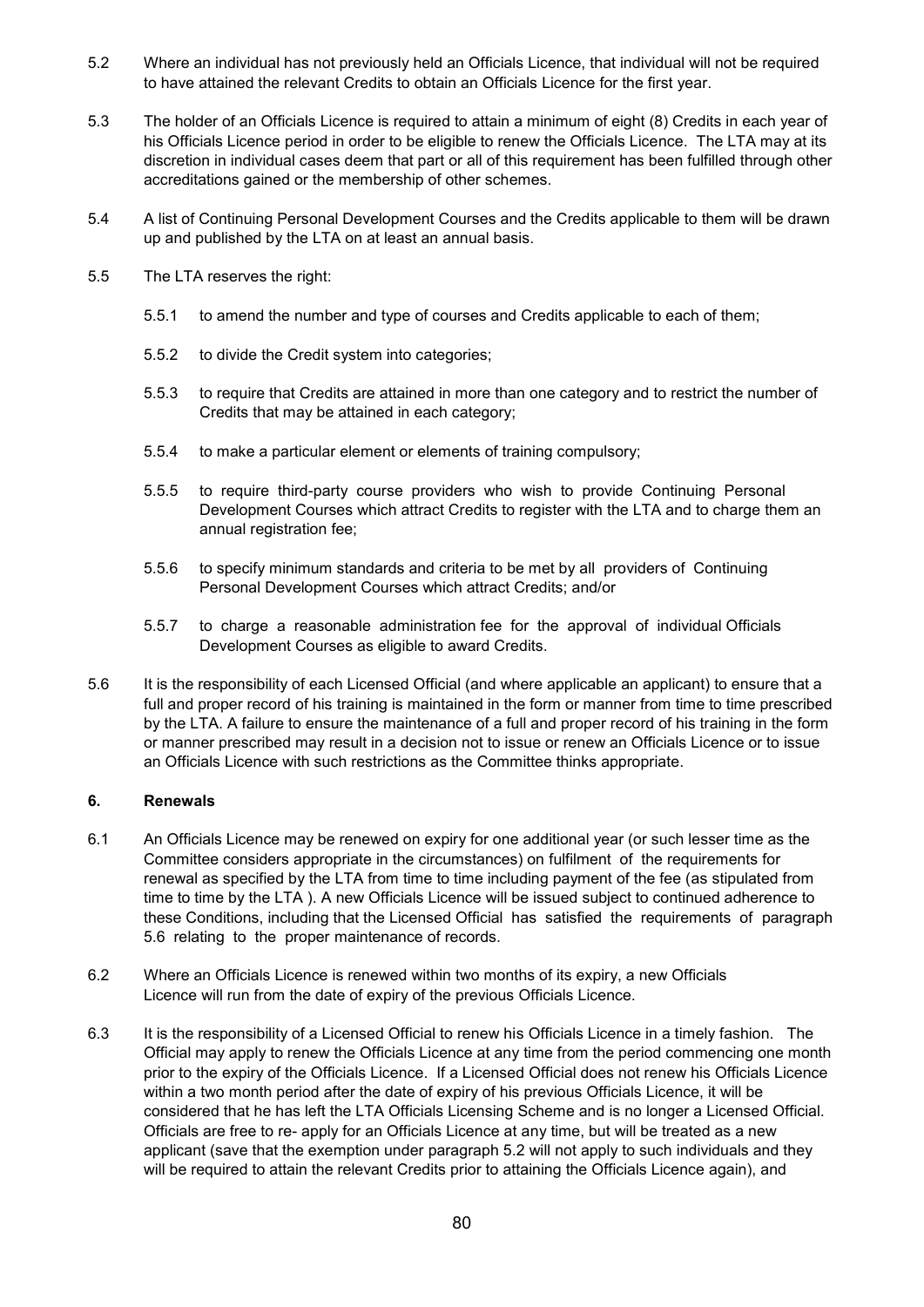5.2 Where an individual has not previously held an Officials Licence, that individual will not be required to have attained the relevant Credits to obtain an Officials Licence for the first year.

5.3 The holder of an Officials Licence is required to attain a minimum of eight (8) Credits in each year of his Officials Licence period in order to be eligible to renew the Officials Licence. The LTA may at its discretion in individual cases deem that part or all of this requirement has been fulfilled through other accreditations gained or the membership of other schemes.

5.4 A list of Continuing Personal Development Courses and the Credits applicable to them will be drawn up and published by the LTA on at least an annual basis.

5.5 The LTA reserves the right:

5.5.1 to amend the number and type of courses and Credits applicable to each of them;

5.5.2 to divide the Credit system into categories;

5.5.3 to require that Credits are attained in more than one category and to restrict the number of Credits that may be attained in each category;

5.5.4 to make a particular element or elements of training compulsory;

5.5.5 to require third-party course providers who wish to provide Continuing Personal Development Courses which attract Credits to register with the LTA and to charge them an annual registration fee;

5.5.6 to specify minimum standards and criteria to be met by all providers of Continuing Personal Development Courses which attract Credits; and/or

5.5.7 to charge a reasonable administration fee for the approval of individual Officials Development Courses as eligible to award Credits.

5.6 It is the responsibility of each Licensed Official (and where applicable an applicant) to ensure that a full and proper record of his training is maintained in the form or manner from time to time prescribed by the LTA. A failure to ensure the maintenance of a full and proper record of his training in the form or manner prescribed may result in a decision not to issue or renew an Officials Licence or to issue an Officials Licence with such restrictions as the Committee thinks appropriate.

**6. Renewals**

6.1 An Officials Licence may be renewed on expiry for one additional year (or such lesser time as the Committee considers appropriate in the circumstances) on fulfilment of the requirements for renewal as specified by the LTA from time to time including payment of the fee (as stipulated from time to time by the LTA ). A new Officials Licence will be issued subject to continued adherence to these Conditions, including that the Licensed Official has satisfied the requirements of paragraph 5.6 relating to the proper maintenance of records.

6.2 Where an Officials Licence is renewed within two months of its expiry, a new Officials Licence will run from the date of expiry of the previous Officials Licence.

6.3 It is the responsibility of a Licensed Official to renew his Officials Licence in a timely fashion. The Official may apply to renew the Officials Licence at any time from the period commencing one month prior to the expiry of the Officials Licence. If a Licensed Official does not renew his Officials Licence within a two month period after the date of expiry of his previous Officials Licence, it will be considered that he has left the LTA Officials Licensing Scheme and is no longer a Licensed Official. Officials are free to re- apply for an Officials Licence at any time, but will be treated as a new applicant (save that the exemption under paragraph 5.2 will not apply to such individuals and they will be required to attain the relevant Credits prior to attaining the Officials Licence again), and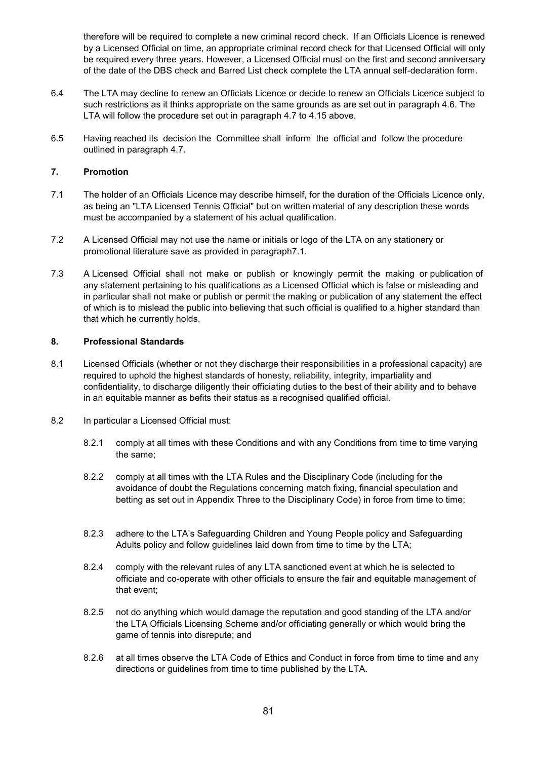therefore will be required to complete a new criminal record check. If an Officials Licence is renewed by a Licensed Official on time, an appropriate criminal record check for that Licensed Official will only be required every three years. However, a Licensed Official must on the first and second anniversary of the date of the DBS check and Barred List check complete the LTA annual self-declaration form.

6.4 The LTA may decline to renew an Officials Licence or decide to renew an Officials Licence subject to such restrictions as it thinks appropriate on the same grounds as are set out in paragraph 4.6. The LTA will follow the procedure set out in paragraph 4.7 to 4.15 above.

6.5 Having reached its decision the Committee shall inform the official and follow the procedure outlined in paragraph 4.7.

## 7. Promotion

7.1 The holder of an Officials Licence may describe himself, for the duration of the Officials Licence only, as being an "LTA Licensed Tennis Official" but on written material of any description these words must be accompanied by a statement of his actual qualification.

7.2 A Licensed Official may not use the name or initials or logo of the LTA on any stationery or promotional literature save as provided in paragraph7.1.

7.3 A Licensed Official shall not make or publish or knowingly permit the making or publication of any statement pertaining to his qualifications as a Licensed Official which is false or misleading and in particular shall not make or publish or permit the making or publication of any statement the effect of which is to mislead the public into believing that such official is qualified to a higher standard than that which he currently holds.

## 8. Professional Standards

8.1 Licensed Officials (whether or not they discharge their responsibilities in a professional capacity) are required to uphold the highest standards of honesty, reliability, integrity, impartiality and confidentiality, to discharge diligently their officiating duties to the best of their ability and to behave in an equitable manner as befits their status as a recognised qualified official.

8.2 In particular a Licensed Official must:

8.2.1 comply at all times with these Conditions and with any Conditions from time to time varying the same;

8.2.2 comply at all times with the LTA Rules and the Disciplinary Code (including for the avoidance of doubt the Regulations concerning match fixing, financial speculation and betting as set out in Appendix Three to the Disciplinary Code) in force from time to time;

8.2.3 adhere to the LTA's Safeguarding Children and Young People policy and Safeguarding Adults policy and follow guidelines laid down from time to time by the LTA;

8.2.4 comply with the relevant rules of any LTA sanctioned event at which he is selected to officiate and co-operate with other officials to ensure the fair and equitable management of that event;

8.2.5 not do anything which would damage the reputation and good standing of the LTA and/or the LTA Officials Licensing Scheme and/or officiating generally or which would bring the game of tennis into disrepute; and

8.2.6 at all times observe the LTA Code of Ethics and Conduct in force from time to time and any directions or guidelines from time to time published by the LTA.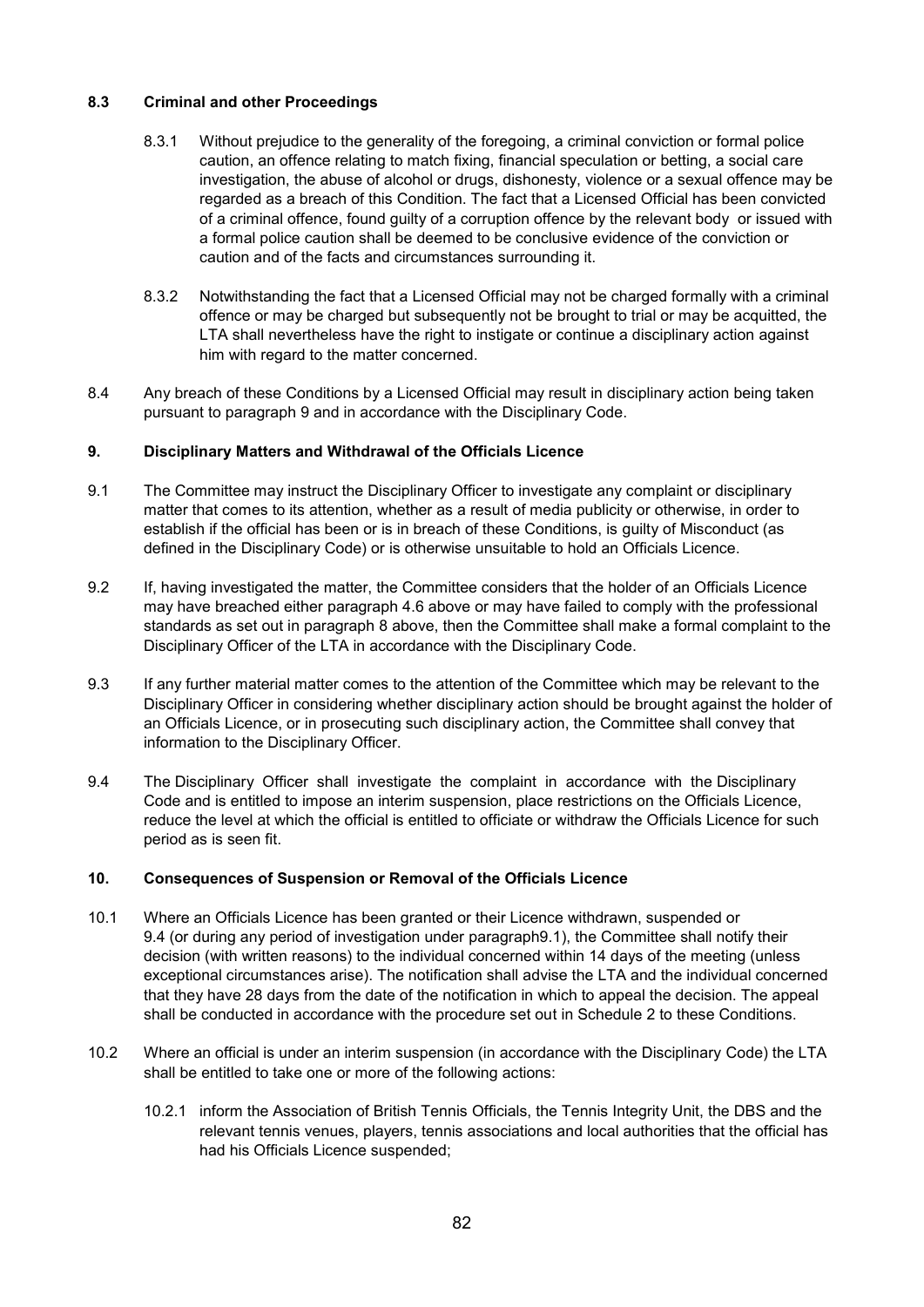### 8.3 Criminal and other Proceedings

8.3.1 Without prejudice to the generality of the foregoing, a criminal conviction or formal police caution, an offence relating to match fixing, financial speculation or betting, a social care investigation, the abuse of alcohol or drugs, dishonesty, violence or a sexual offence may be regarded as a breach of this Condition. The fact that a Licensed Official has been convicted of a criminal offence, found guilty of a corruption offence by the relevant body or issued with a formal police caution shall be deemed to be conclusive evidence of the conviction or caution and of the facts and circumstances surrounding it.

8.3.2 Notwithstanding the fact that a Licensed Official may not be charged formally with a criminal offence or may be charged but subsequently not be brought to trial or may be acquitted, the LTA shall nevertheless have the right to instigate or continue a disciplinary action against him with regard to the matter concerned.

8.4 Any breach of these Conditions by a Licensed Official may result in disciplinary action being taken pursuant to paragraph 9 and in accordance with the Disciplinary Code.

## 9. Disciplinary Matters and Withdrawal of the Officials Licence

9.1 The Committee may instruct the Disciplinary Officer to investigate any complaint or disciplinary matter that comes to its attention, whether as a result of media publicity or otherwise, in order to establish if the official has been or is in breach of these Conditions, is guilty of Misconduct (as defined in the Disciplinary Code) or is otherwise unsuitable to hold an Officials Licence.

9.2 If, having investigated the matter, the Committee considers that the holder of an Officials Licence may have breached either paragraph 4.6 above or may have failed to comply with the professional standards as set out in paragraph 8 above, then the Committee shall make a formal complaint to the Disciplinary Officer of the LTA in accordance with the Disciplinary Code.

9.3 If any further material matter comes to the attention of the Committee which may be relevant to the Disciplinary Officer in considering whether disciplinary action should be brought against the holder of an Officials Licence, or in prosecuting such disciplinary action, the Committee shall convey that information to the Disciplinary Officer.

9.4 The Disciplinary Officer shall investigate the complaint in accordance with the Disciplinary Code and is entitled to impose an interim suspension, place restrictions on the Officials Licence, reduce the level at which the official is entitled to officiate or withdraw the Officials Licence for such period as is seen fit.

## 10. Consequences of Suspension or Removal of the Officials Licence

10.1 Where an Officials Licence has been granted or their Licence withdrawn, suspended or 9.4 (or during any period of investigation under paragraph9.1), the Committee shall notify their decision (with written reasons) to the individual concerned within 14 days of the meeting (unless exceptional circumstances arise). The notification shall advise the LTA and the individual concerned that they have 28 days from the date of the notification in which to appeal the decision. The appeal shall be conducted in accordance with the procedure set out in Schedule 2 to these Conditions.

10.2 Where an official is under an interim suspension (in accordance with the Disciplinary Code) the LTA shall be entitled to take one or more of the following actions:

10.2.1 inform the Association of British Tennis Officials, the Tennis Integrity Unit, the DBS and the relevant tennis venues, players, tennis associations and local authorities that the official has had his Officials Licence suspended;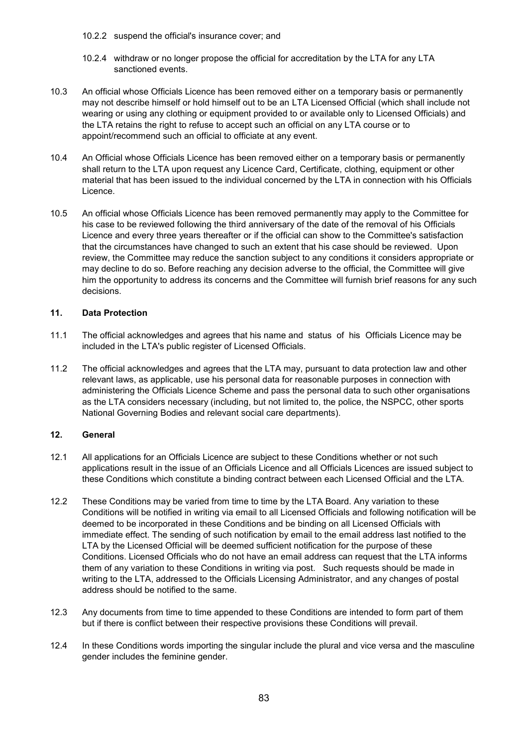10.2.2 suspend the official's insurance cover; and

10.2.4 withdraw or no longer propose the official for accreditation by the LTA for any LTA sanctioned events.

10.3 An official whose Officials Licence has been removed either on a temporary basis or permanently may not describe himself or hold himself out to be an LTA Licensed Official (which shall include not wearing or using any clothing or equipment provided to or available only to Licensed Officials) and the LTA retains the right to refuse to accept such an official on any LTA course or to appoint/recommend such an official to officiate at any event.

10.4 An Official whose Officials Licence has been removed either on a temporary basis or permanently shall return to the LTA upon request any Licence Card, Certificate, clothing, equipment or other material that has been issued to the individual concerned by the LTA in connection with his Officials Licence.

10.5 An official whose Officials Licence has been removed permanently may apply to the Committee for his case to be reviewed following the third anniversary of the date of the removal of his Officials Licence and every three years thereafter or if the official can show to the Committee's satisfaction that the circumstances have changed to such an extent that his case should be reviewed. Upon review, the Committee may reduce the sanction subject to any conditions it considers appropriate or may decline to do so. Before reaching any decision adverse to the official, the Committee will give him the opportunity to address its concerns and the Committee will furnish brief reasons for any such decisions.

## 11. Data Protection

11.1 The official acknowledges and agrees that his name and status of his Officials Licence may be included in the LTA's public register of Licensed Officials.

11.2 The official acknowledges and agrees that the LTA may, pursuant to data protection law and other relevant laws, as applicable, use his personal data for reasonable purposes in connection with administering the Officials Licence Scheme and pass the personal data to such other organisations as the LTA considers necessary (including, but not limited to, the police, the NSPCC, other sports National Governing Bodies and relevant social care departments).

## 12. General

12.1 All applications for an Officials Licence are subject to these Conditions whether or not such applications result in the issue of an Officials Licence and all Officials Licences are issued subject to these Conditions which constitute a binding contract between each Licensed Official and the LTA.

12.2 These Conditions may be varied from time to time by the LTA Board. Any variation to these Conditions will be notified in writing via email to all Licensed Officials and following notification will be deemed to be incorporated in these Conditions and be binding on all Licensed Officials with immediate effect. The sending of such notification by email to the email address last notified to the LTA by the Licensed Official will be deemed sufficient notification for the purpose of these Conditions. Licensed Officials who do not have an email address can request that the LTA informs them of any variation to these Conditions in writing via post. Such requests should be made in writing to the LTA, addressed to the Officials Licensing Administrator, and any changes of postal address should be notified to the same.

12.3 Any documents from time to time appended to these Conditions are intended to form part of them but if there is conflict between their respective provisions these Conditions will prevail.

12.4 In these Conditions words importing the singular include the plural and vice versa and the masculine gender includes the feminine gender.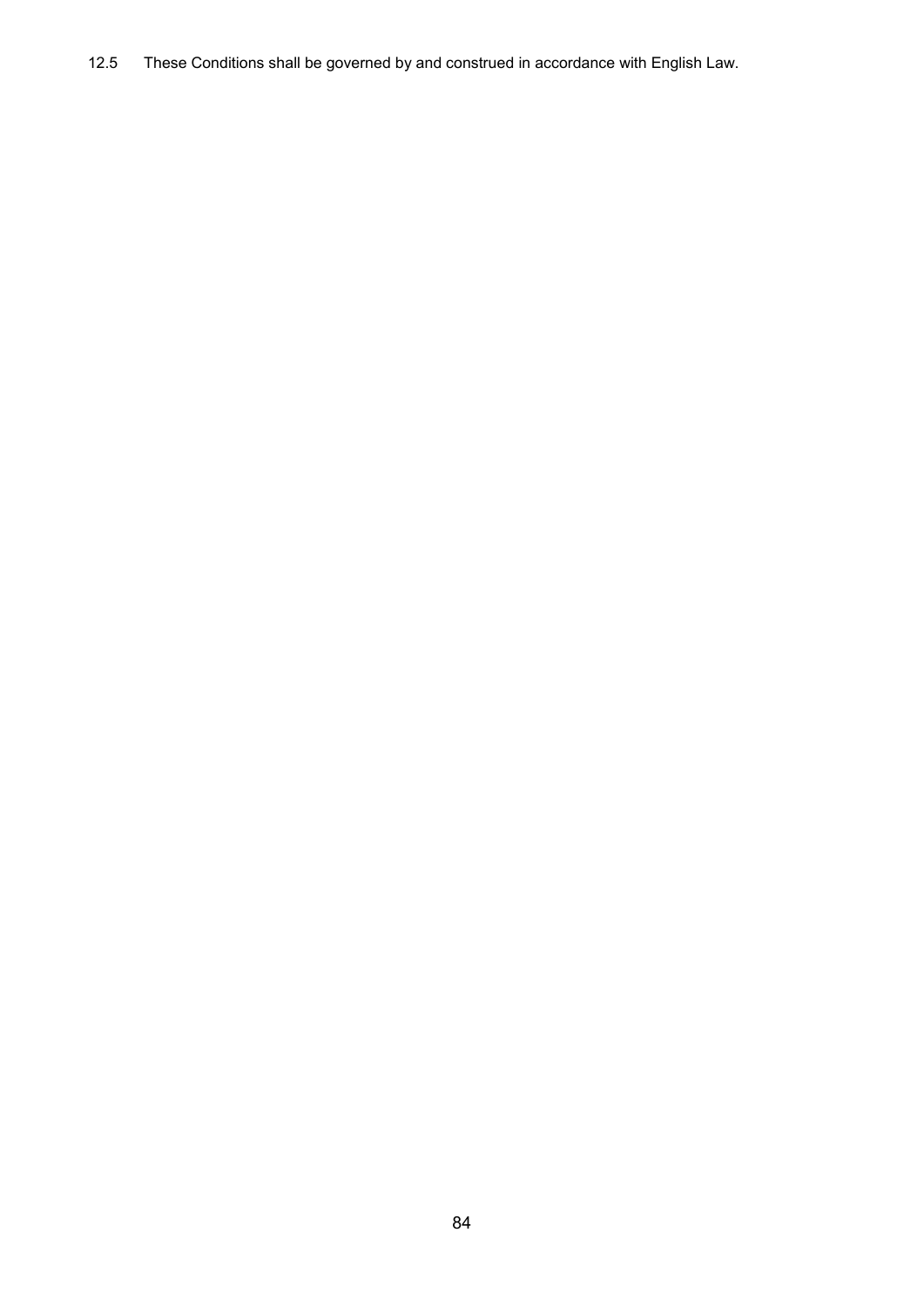12.5 These Conditions shall be governed by and construed in accordance with English Law.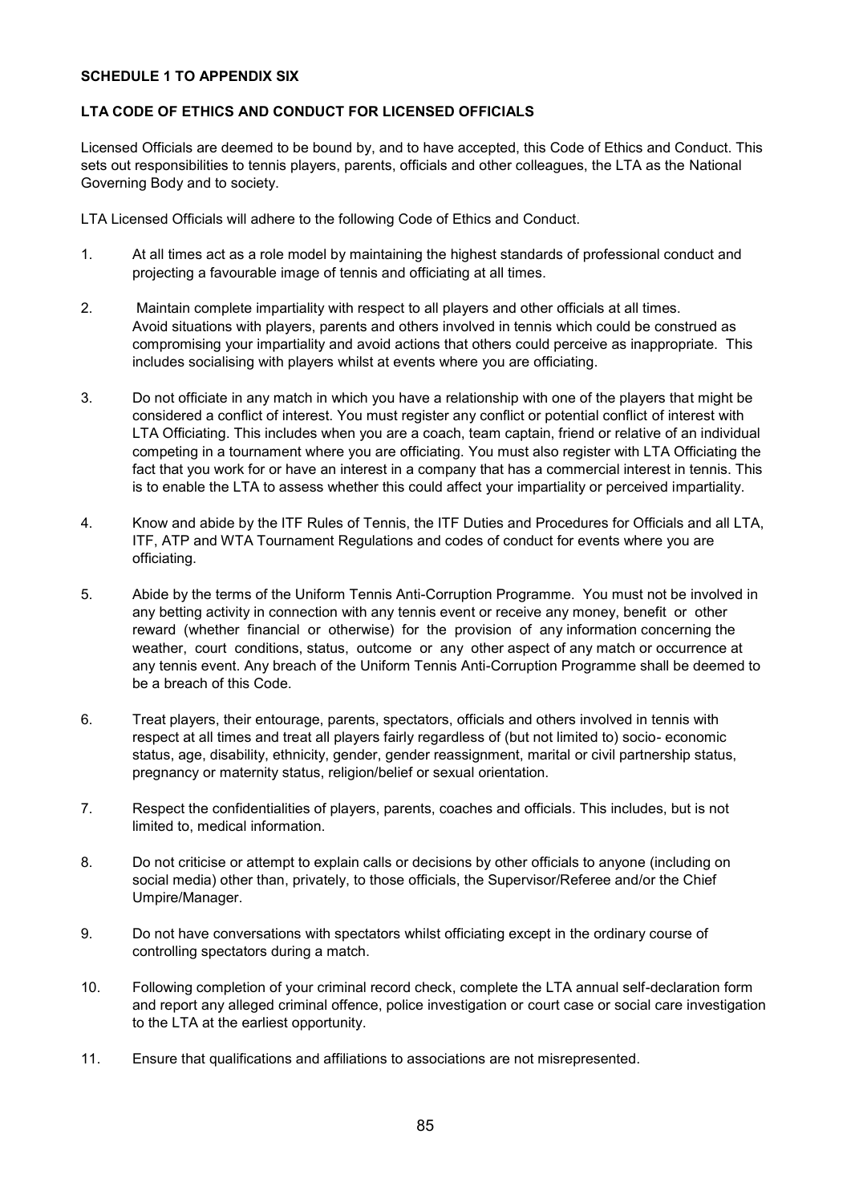**SCHEDULE 1 TO APPENDIX SIX**

**LTA CODE OF ETHICS AND CONDUCT FOR LICENSED OFFICIALS**

Licensed Officials are deemed to be bound by, and to have accepted, this Code of Ethics and Conduct. This sets out responsibilities to tennis players, parents, officials and other colleagues, the LTA as the National Governing Body and to society.

LTA Licensed Officials will adhere to the following Code of Ethics and Conduct.

1. At all times act as a role model by maintaining the highest standards of professional conduct and projecting a favourable image of tennis and officiating at all times.

2. Maintain complete impartiality with respect to all players and other officials at all times. Avoid situations with players, parents and others involved in tennis which could be construed as compromising your impartiality and avoid actions that others could perceive as inappropriate. This includes socialising with players whilst at events where you are officiating.

3. Do not officiate in any match in which you have a relationship with one of the players that might be considered a conflict of interest. You must register any conflict or potential conflict of interest with LTA Officiating. This includes when you are a coach, team captain, friend or relative of an individual competing in a tournament where you are officiating. You must also register with LTA Officiating the fact that you work for or have an interest in a company that has a commercial interest in tennis. This is to enable the LTA to assess whether this could affect your impartiality or perceived impartiality.

4. Know and abide by the ITF Rules of Tennis, the ITF Duties and Procedures for Officials and all LTA, ITF, ATP and WTA Tournament Regulations and codes of conduct for events where you are officiating.

5. Abide by the terms of the Uniform Tennis Anti-Corruption Programme. You must not be involved in any betting activity in connection with any tennis event or receive any money, benefit or other reward (whether financial or otherwise) for the provision of any information concerning the weather, court conditions, status, outcome or any other aspect of any match or occurrence at any tennis event. Any breach of the Uniform Tennis Anti-Corruption Programme shall be deemed to be a breach of this Code.

6. Treat players, their entourage, parents, spectators, officials and others involved in tennis with respect at all times and treat all players fairly regardless of (but not limited to) socio- economic status, age, disability, ethnicity, gender, gender reassignment, marital or civil partnership status, pregnancy or maternity status, religion/belief or sexual orientation.

7. Respect the confidentialities of players, parents, coaches and officials. This includes, but is not limited to, medical information.

8. Do not criticise or attempt to explain calls or decisions by other officials to anyone (including on social media) other than, privately, to those officials, the Supervisor/Referee and/or the Chief Umpire/Manager.

9. Do not have conversations with spectators whilst officiating except in the ordinary course of controlling spectators during a match.

10. Following completion of your criminal record check, complete the LTA annual self-declaration form and report any alleged criminal offence, police investigation or court case or social care investigation to the LTA at the earliest opportunity.

11. Ensure that qualifications and affiliations to associations are not misrepresented.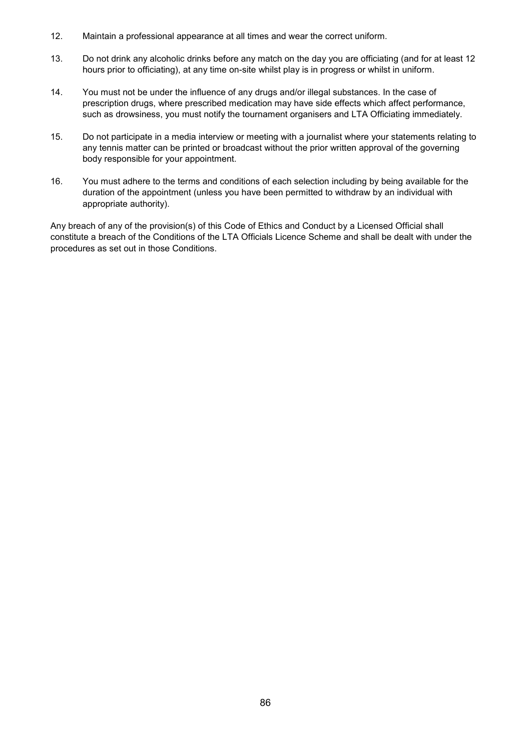12. Maintain a professional appearance at all times and wear the correct uniform.

13. Do not drink any alcoholic drinks before any match on the day you are officiating (and for at least 12 hours prior to officiating), at any time on-site whilst play is in progress or whilst in uniform.

14. You must not be under the influence of any drugs and/or illegal substances. In the case of prescription drugs, where prescribed medication may have side effects which affect performance, such as drowsiness, you must notify the tournament organisers and LTA Officiating immediately.

15. Do not participate in a media interview or meeting with a journalist where your statements relating to any tennis matter can be printed or broadcast without the prior written approval of the governing body responsible for your appointment.

16. You must adhere to the terms and conditions of each selection including by being available for the duration of the appointment (unless you have been permitted to withdraw by an individual with appropriate authority).

Any breach of any of the provision(s) of this Code of Ethics and Conduct by a Licensed Official shall constitute a breach of the Conditions of the LTA Officials Licence Scheme and shall be dealt with under the procedures as set out in those Conditions.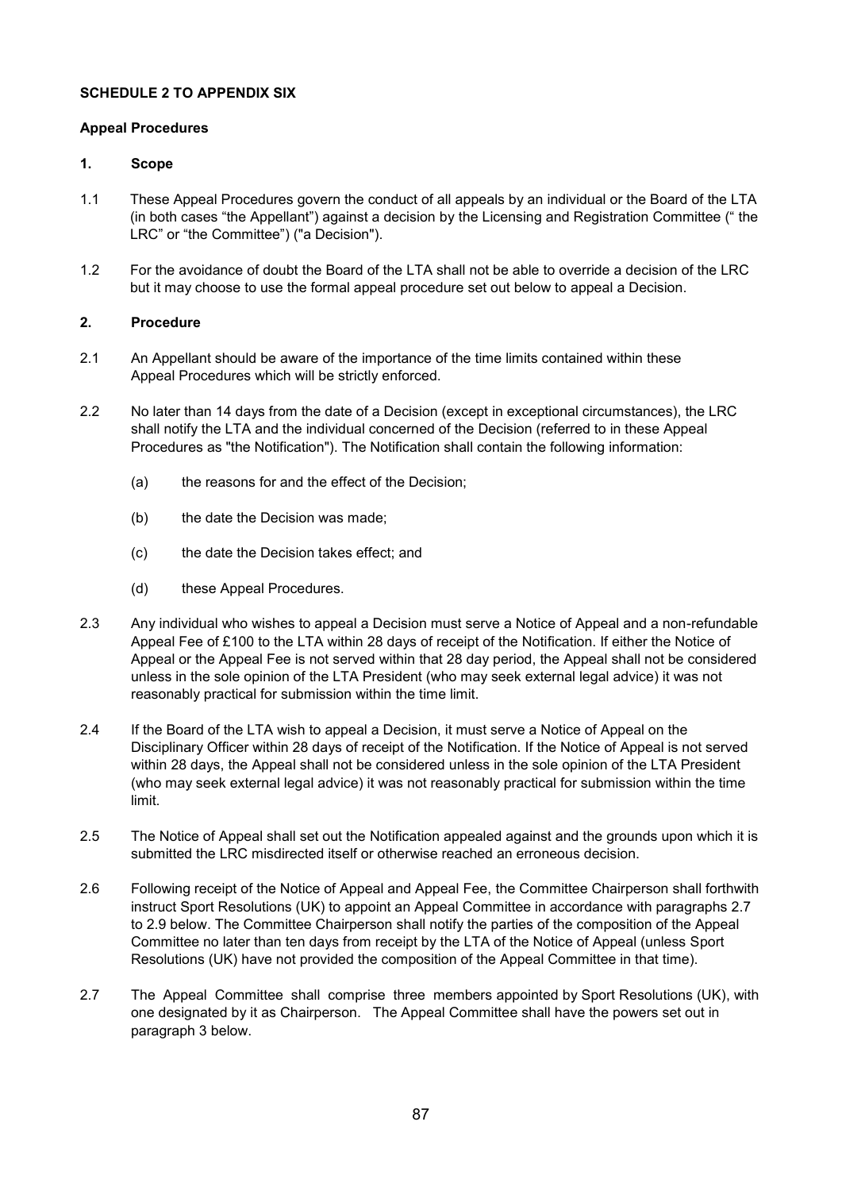**SCHEDULE 2 TO APPENDIX SIX**

**Appeal Procedures**

**1. Scope**

1.1 These Appeal Procedures govern the conduct of all appeals by an individual or the Board of the LTA (in both cases "the Appellant") against a decision by the Licensing and Registration Committee (" the LRC" or "the Committee") ("a Decision").

1.2 For the avoidance of doubt the Board of the LTA shall not be able to override a decision of the LRC but it may choose to use the formal appeal procedure set out below to appeal a Decision.

**2. Procedure**

2.1 An Appellant should be aware of the importance of the time limits contained within these Appeal Procedures which will be strictly enforced.

2.2 No later than 14 days from the date of a Decision (except in exceptional circumstances), the LRC shall notify the LTA and the individual concerned of the Decision (referred to in these Appeal Procedures as "the Notification"). The Notification shall contain the following information:

(a) the reasons for and the effect of the Decision;

(b) the date the Decision was made;

(c) the date the Decision takes effect; and

(d) these Appeal Procedures.

2.3 Any individual who wishes to appeal a Decision must serve a Notice of Appeal and a non-refundable Appeal Fee of £100 to the LTA within 28 days of receipt of the Notification. If either the Notice of Appeal or the Appeal Fee is not served within that 28 day period, the Appeal shall not be considered unless in the sole opinion of the LTA President (who may seek external legal advice) it was not reasonably practical for submission within the time limit.

2.4 If the Board of the LTA wish to appeal a Decision, it must serve a Notice of Appeal on the Disciplinary Officer within 28 days of receipt of the Notification. If the Notice of Appeal is not served within 28 days, the Appeal shall not be considered unless in the sole opinion of the LTA President (who may seek external legal advice) it was not reasonably practical for submission within the time limit.

2.5 The Notice of Appeal shall set out the Notification appealed against and the grounds upon which it is submitted the LRC misdirected itself or otherwise reached an erroneous decision.

2.6 Following receipt of the Notice of Appeal and Appeal Fee, the Committee Chairperson shall forthwith instruct Sport Resolutions (UK) to appoint an Appeal Committee in accordance with paragraphs 2.7 to 2.9 below. The Committee Chairperson shall notify the parties of the composition of the Appeal Committee no later than ten days from receipt by the LTA of the Notice of Appeal (unless Sport Resolutions (UK) have not provided the composition of the Appeal Committee in that time).

2.7 The Appeal Committee shall comprise three members appointed by Sport Resolutions (UK), with one designated by it as Chairperson. The Appeal Committee shall have the powers set out in paragraph 3 below.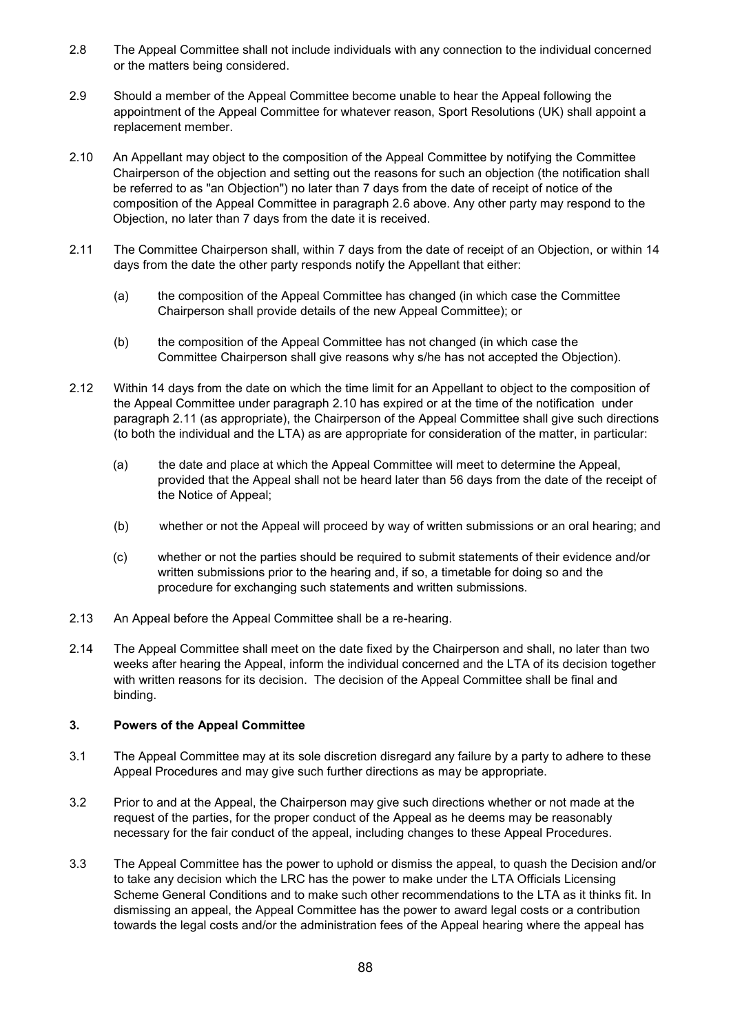2.8 The Appeal Committee shall not include individuals with any connection to the individual concerned or the matters being considered.

2.9 Should a member of the Appeal Committee become unable to hear the Appeal following the appointment of the Appeal Committee for whatever reason, Sport Resolutions (UK) shall appoint a replacement member.

2.10 An Appellant may object to the composition of the Appeal Committee by notifying the Committee Chairperson of the objection and setting out the reasons for such an objection (the notification shall be referred to as "an Objection") no later than 7 days from the date of receipt of notice of the composition of the Appeal Committee in paragraph 2.6 above. Any other party may respond to the Objection, no later than 7 days from the date it is received.

2.11 The Committee Chairperson shall, within 7 days from the date of receipt of an Objection, or within 14 days from the date the other party responds notify the Appellant that either:

(a) the composition of the Appeal Committee has changed (in which case the Committee Chairperson shall provide details of the new Appeal Committee); or

(b) the composition of the Appeal Committee has not changed (in which case the Committee Chairperson shall give reasons why s/he has not accepted the Objection).

2.12 Within 14 days from the date on which the time limit for an Appellant to object to the composition of the Appeal Committee under paragraph 2.10 has expired or at the time of the notification under paragraph 2.11 (as appropriate), the Chairperson of the Appeal Committee shall give such directions (to both the individual and the LTA) as are appropriate for consideration of the matter, in particular:

(a) the date and place at which the Appeal Committee will meet to determine the Appeal, provided that the Appeal shall not be heard later than 56 days from the date of the receipt of the Notice of Appeal;

(b) whether or not the Appeal will proceed by way of written submissions or an oral hearing; and

(c) whether or not the parties should be required to submit statements of their evidence and/or written submissions prior to the hearing and, if so, a timetable for doing so and the procedure for exchanging such statements and written submissions.

2.13 An Appeal before the Appeal Committee shall be a re-hearing.

2.14 The Appeal Committee shall meet on the date fixed by the Chairperson and shall, no later than two weeks after hearing the Appeal, inform the individual concerned and the LTA of its decision together with written reasons for its decision. The decision of the Appeal Committee shall be final and binding.

### 3. Powers of the Appeal Committee

3.1 The Appeal Committee may at its sole discretion disregard any failure by a party to adhere to these Appeal Procedures and may give such further directions as may be appropriate.

3.2 Prior to and at the Appeal, the Chairperson may give such directions whether or not made at the request of the parties, for the proper conduct of the Appeal as he deems may be reasonably necessary for the fair conduct of the appeal, including changes to these Appeal Procedures.

3.3 The Appeal Committee has the power to uphold or dismiss the appeal, to quash the Decision and/or to take any decision which the LRC has the power to make under the LTA Officials Licensing Scheme General Conditions and to make such other recommendations to the LTA as it thinks fit. In dismissing an appeal, the Appeal Committee has the power to award legal costs or a contribution towards the legal costs and/or the administration fees of the Appeal hearing where the appeal has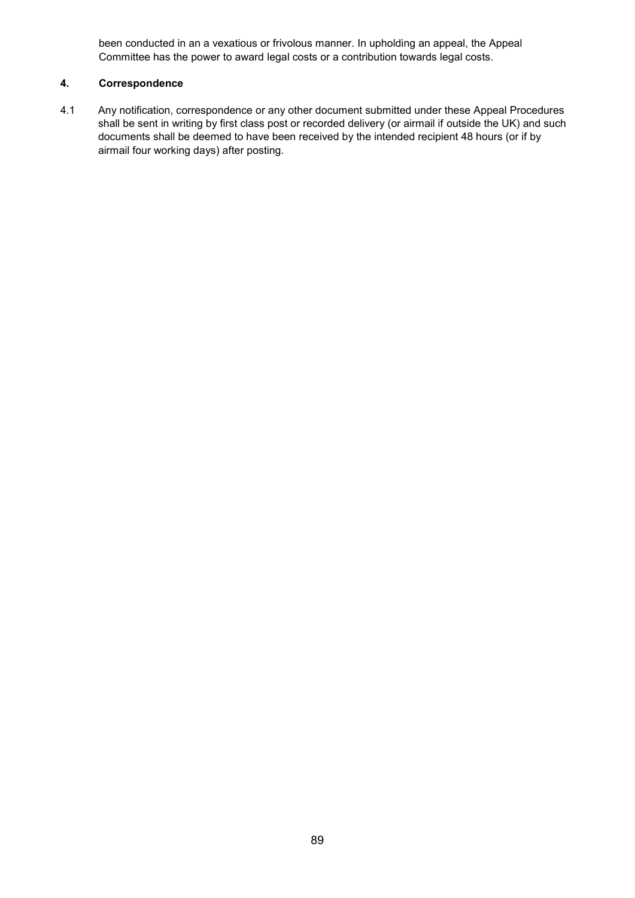been conducted in an a vexatious or frivolous manner. In upholding an appeal, the Appeal Committee has the power to award legal costs or a contribution towards legal costs.

**4. Correspondence**

4.1 Any notification, correspondence or any other document submitted under these Appeal Procedures shall be sent in writing by first class post or recorded delivery (or airmail if outside the UK) and such documents shall be deemed to have been received by the intended recipient 48 hours (or if by airmail four working days) after posting.